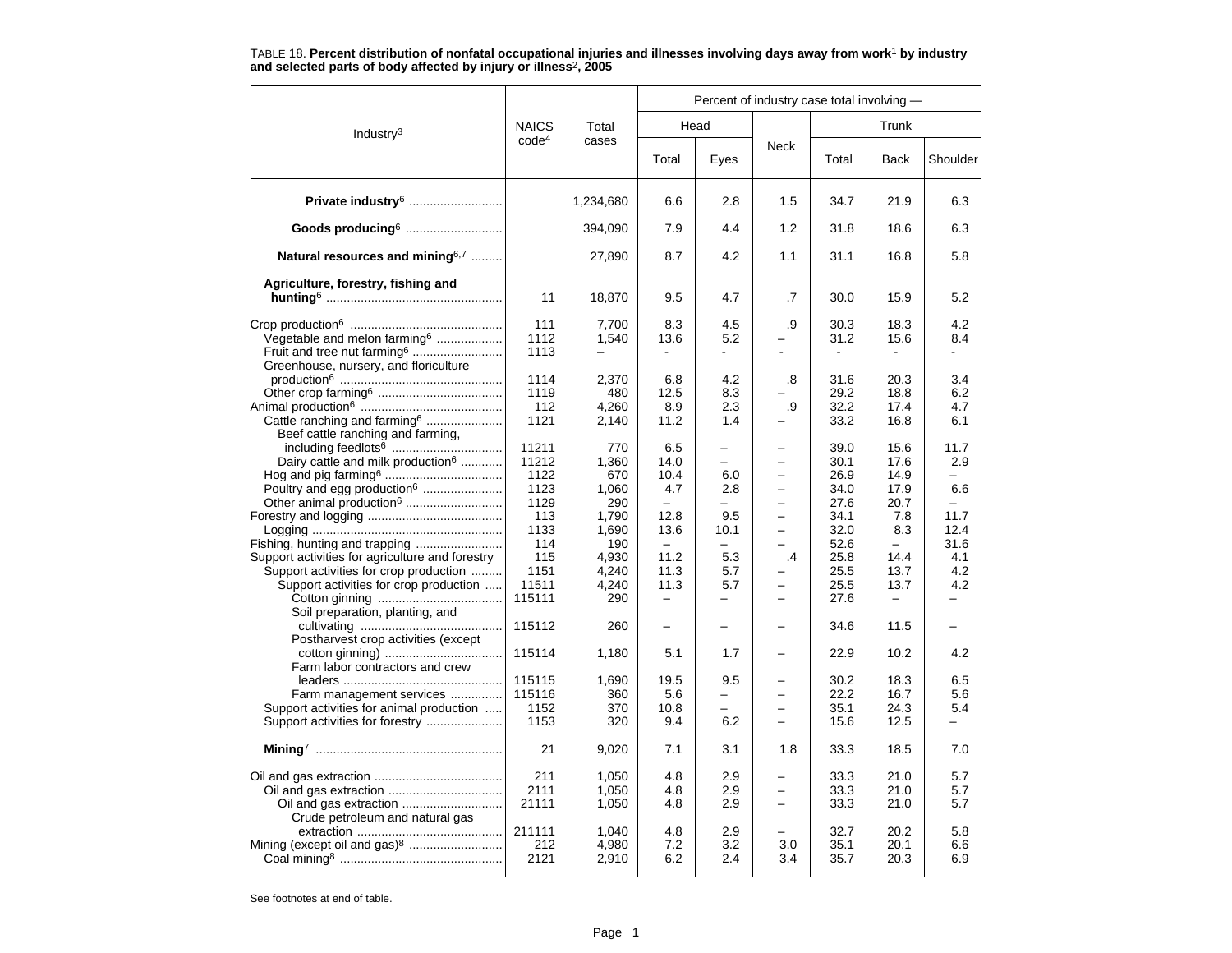TABLE 18. **Percent distribution of nonfatal occupational injuries and illnesses involving days away from work[1] by industry and selected parts of body affected by injury or illness[2], 2005**

| Industry[3] | NAICS code[4] | Total cases | Percent of industry case total involving — | | | | | |
|---|---|---|---|---|---|---|---|---|
| | | | Head | | Neck | Trunk | | |
| | | | Total | Eyes | | Total | Back | Shoulder |
| **Private industry**[6] | | 1,234,680 | 6.6 | 2.8 | 1.5 | 34.7 | 21.9 | 6.3 |
| **Goods producing**[6] | | 394,090 | 7.9 | 4.4 | 1.2 | 31.8 | 18.6 | 6.3 |
| **Natural resources and mining**[6,7] | | 27,890 | 8.7 | 4.2 | 1.1 | 31.1 | 16.8 | 5.8 |
| **Agriculture, forestry, fishing and hunting**[6] | 11 | 18,870 | 9.5 | 4.7 | .7 | 30.0 | 15.9 | 5.2 |
| Crop production[6] | 111 | 7,700 | 8.3 | 4.5 | .9 | 30.3 | 18.3 | 4.2 |
| Vegetable and melon farming[6] | 1112 | 1,540 | 13.6 | 5.2 | – | 31.2 | 15.6 | 8.4 |
| Fruit and tree nut farming[6] | 1113 | – | - | - | - | - | - | - |
| Greenhouse, nursery, and floriculture production[6] | 1114 | 2,370 | 6.8 | 4.2 | .8 | 31.6 | 20.3 | 3.4 |
| Other crop farming[6] | 1119 | 480 | 12.5 | 8.3 | – | 29.2 | 18.8 | 6.2 |
| Animal production[6] | 112 | 4,260 | 8.9 | 2.3 | .9 | 32.2 | 17.4 | 4.7 |
| Cattle ranching and farming[6] | 1121 | 2,140 | 11.2 | 1.4 | – | 33.2 | 16.8 | 6.1 |
| Beef cattle ranching and farming, including feedlots[6] | 11211 | 770 | 6.5 | – | – | 39.0 | 15.6 | 11.7 |
| Dairy cattle and milk production[6] | 11212 | 1,360 | 14.0 | – | – | 30.1 | 17.6 | 2.9 |
| Hog and pig farming[6] | 1122 | 670 | 10.4 | 6.0 | – | 26.9 | 14.9 | – |
| Poultry and egg production[6] | 1123 | 1,060 | 4.7 | 2.8 | – | 34.0 | 17.9 | 6.6 |
| Other animal production[6] | 1129 | 290 | – | – | – | 27.6 | 20.7 | – |
| Forestry and logging | 113 | 1,790 | 12.8 | 9.5 | – | 34.1 | 7.8 | 11.7 |
| Logging | 1133 | 1,690 | 13.6 | 10.1 | – | 32.0 | 8.3 | 12.4 |
| Fishing, hunting and trapping | 114 | 190 | – | – | – | 52.6 | – | 31.6 |
| Support activities for agriculture and forestry | 115 | 4,930 | 11.2 | 5.3 | .4 | 25.8 | 14.4 | 4.1 |
| Support activities for crop production | 1151 | 4,240 | 11.3 | 5.7 | – | 25.5 | 13.7 | 4.2 |
| Support activities for crop production | 11511 | 4,240 | 11.3 | 5.7 | – | 25.5 | 13.7 | 4.2 |
| Cotton ginning | 115111 | 290 | – | – | – | 27.6 | – | – |
| Soil preparation, planting, and cultivating | 115112 | 260 | – | – | – | 34.6 | 11.5 | – |
| Postharvest crop activities (except cotton ginning) | 115114 | 1,180 | 5.1 | 1.7 | – | 22.9 | 10.2 | 4.2 |
| Farm labor contractors and crew leaders | 115115 | 1,690 | 19.5 | 9.5 | – | 30.2 | 18.3 | 6.5 |
| Farm management services | 115116 | 360 | 5.6 | – | – | 22.2 | 16.7 | 5.6 |
| Support activities for animal production | 1152 | 370 | 10.8 | – | – | 35.1 | 24.3 | 5.4 |
| Support activities for forestry | 1153 | 320 | 9.4 | 6.2 | – | 15.6 | 12.5 | – |
| **Mining**[7] | 21 | 9,020 | 7.1 | 3.1 | 1.8 | 33.3 | 18.5 | 7.0 |
| Oil and gas extraction | 211 | 1,050 | 4.8 | 2.9 | – | 33.3 | 21.0 | 5.7 |
| Oil and gas extraction | 2111 | 1,050 | 4.8 | 2.9 | – | 33.3 | 21.0 | 5.7 |
| Oil and gas extraction | 21111 | 1,050 | 4.8 | 2.9 | – | 33.3 | 21.0 | 5.7 |
| Crude petroleum and natural gas extraction | 211111 | 1,040 | 4.8 | 2.9 | – | 32.7 | 20.2 | 5.8 |
| Mining (except oil and gas)[8] | 212 | 4,980 | 7.2 | 3.2 | 3.0 | 35.1 | 20.1 | 6.6 |
| Coal mining[8] | 2121 | 2,910 | 6.2 | 2.4 | 3.4 | 35.7 | 20.3 | 6.9 |

See footnotes at end of table.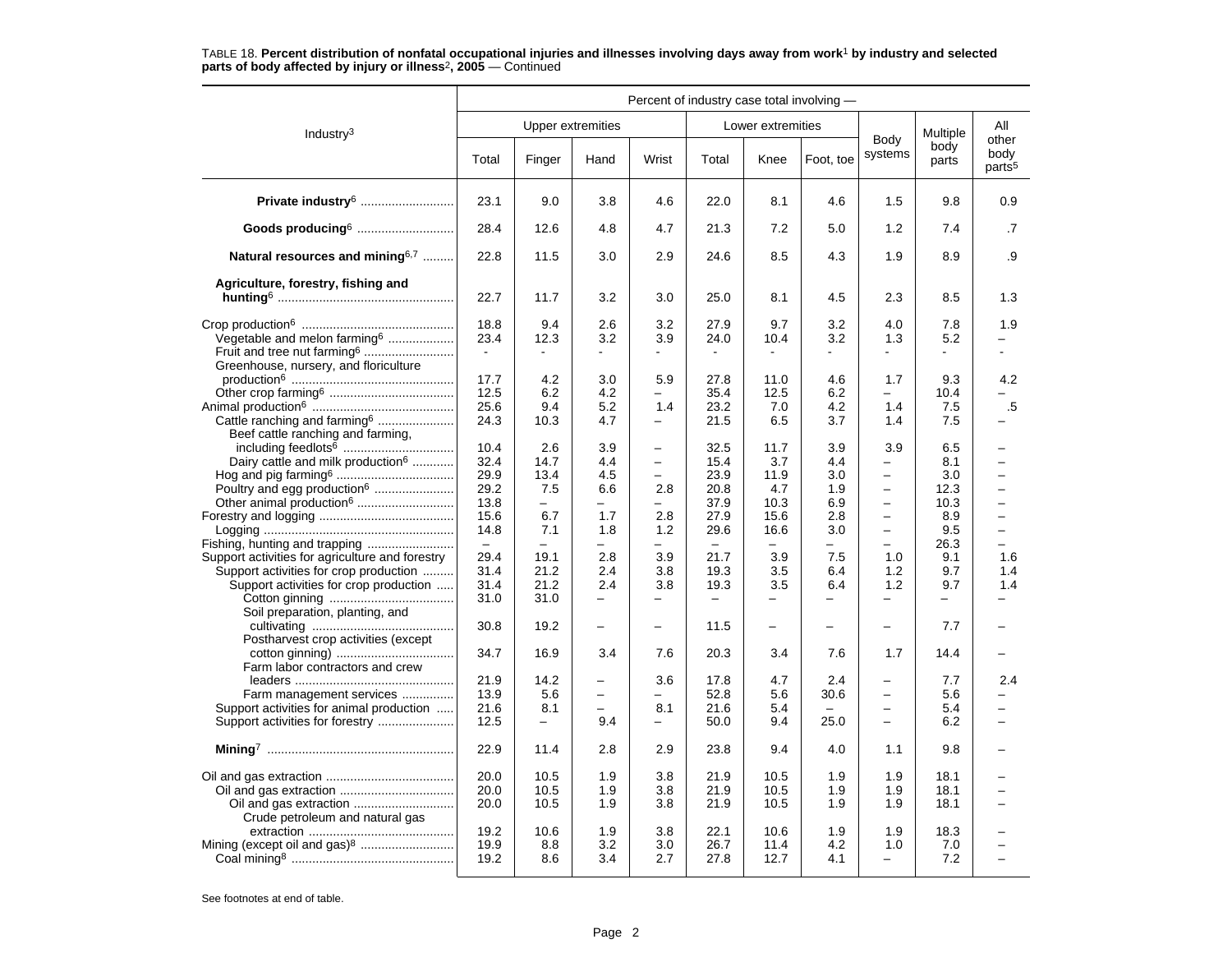TABLE 18. **Percent distribution of nonfatal occupational injuries and illnesses involving days away from work[1] by industry and selected parts of body affected by injury or illness[2], 2005** — Continued

| Industry[3] | Percent of industry case total involving — | | | | | | | | | |
|---|---|---|---|---|---|---|---|---|---|---|
| | Upper extremities | | | | Lower extremities | | | Body systems | Multiple body parts | All other body parts[5] |
| | Total | Finger | Hand | Wrist | Total | Knee | Foot, toe | | | |
| **Private industry[6]** | 23.1 | 9.0 | 3.8 | 4.6 | 22.0 | 8.1 | 4.6 | 1.5 | 9.8 | 0.9 |
| **Goods producing[6]** | 28.4 | 12.6 | 4.8 | 4.7 | 21.3 | 7.2 | 5.0 | 1.2 | 7.4 | .7 |
| **Natural resources and mining[6,7]** | 22.8 | 11.5 | 3.0 | 2.9 | 24.6 | 8.5 | 4.3 | 1.9 | 8.9 | .9 |
| **Agriculture, forestry, fishing and hunting[6]** | 22.7 | 11.7 | 3.2 | 3.0 | 25.0 | 8.1 | 4.5 | 2.3 | 8.5 | 1.3 |
| Crop production[6] | 18.8 | 9.4 | 2.6 | 3.2 | 27.9 | 9.7 | 3.2 | 4.0 | 7.8 | 1.9 |
| Vegetable and melon farming[6] | 23.4 | 12.3 | 3.2 | 3.9 | 24.0 | 10.4 | 3.2 | 1.3 | 5.2 | – |
| Fruit and tree nut farming[6] | - | - | - | - | - | - | - | - | - | - |
| Greenhouse, nursery, and floriculture production[6] | 17.7 | 4.2 | 3.0 | 5.9 | 27.8 | 11.0 | 4.6 | 1.7 | 9.3 | 4.2 |
| Other crop farming[6] | 12.5 | 6.2 | 4.2 | – | 35.4 | 12.5 | 6.2 | – | 10.4 | – |
| Animal production[6] | 25.6 | 9.4 | 5.2 | 1.4 | 23.2 | 7.0 | 4.2 | 1.4 | 7.5 | .5 |
| Cattle ranching and farming[6] | 24.3 | 10.3 | 4.7 | – | 21.5 | 6.5 | 3.7 | 1.4 | 7.5 | – |
| Beef cattle ranching and farming, including feedlots[6] | 10.4 | 2.6 | 3.9 | – | 32.5 | 11.7 | 3.9 | 3.9 | 6.5 | – |
| Dairy cattle and milk production[6] | 32.4 | 14.7 | 4.4 | – | 15.4 | 3.7 | 4.4 | – | 8.1 | – |
| Hog and pig farming[6] | 29.9 | 13.4 | 4.5 | – | 23.9 | 11.9 | 3.0 | – | 3.0 | – |
| Poultry and egg production[6] | 29.2 | 7.5 | 6.6 | 2.8 | 20.8 | 4.7 | 1.9 | – | 12.3 | – |
| Other animal production[6] | 13.8 | – | – | – | 37.9 | 10.3 | 6.9 | – | 10.3 | – |
| Forestry and logging | 15.6 | 6.7 | 1.7 | 2.8 | 27.9 | 15.6 | 2.8 | – | 8.9 | – |
| Logging | 14.8 | 7.1 | 1.8 | 1.2 | 29.6 | 16.6 | 3.0 | – | 9.5 | – |
| Fishing, hunting and trapping | – | – | – | – | – | – | – | – | 26.3 | – |
| Support activities for agriculture and forestry | 29.4 | 19.1 | 2.8 | 3.9 | 21.7 | 3.9 | 7.5 | 1.0 | 9.1 | 1.6 |
| Support activities for crop production | 31.4 | 21.2 | 2.4 | 3.8 | 19.3 | 3.5 | 6.4 | 1.2 | 9.7 | 1.4 |
| Support activities for crop production | 31.4 | 21.2 | 2.4 | 3.8 | 19.3 | 3.5 | 6.4 | 1.2 | 9.7 | 1.4 |
| Cotton ginning | 31.0 | 31.0 | – | – | – | – | – | – | – | – |
| Soil preparation, planting, and cultivating | 30.8 | 19.2 | – | – | 11.5 | – | – | – | 7.7 | – |
| Postharvest crop activities (except cotton ginning) | 34.7 | 16.9 | 3.4 | 7.6 | 20.3 | 3.4 | 7.6 | 1.7 | 14.4 | – |
| Farm labor contractors and crew leaders | 21.9 | 14.2 | – | 3.6 | 17.8 | 4.7 | 2.4 | – | 7.7 | 2.4 |
| Farm management services | 13.9 | 5.6 | – | – | 52.8 | 5.6 | 30.6 | – | 5.6 | – |
| Support activities for animal production | 21.6 | 8.1 | – | 8.1 | 21.6 | 5.4 | – | – | 5.4 | – |
| Support activities for forestry | 12.5 | – | 9.4 | – | 50.0 | 9.4 | 25.0 | – | 6.2 | – |
| **Mining[7]** | 22.9 | 11.4 | 2.8 | 2.9 | 23.8 | 9.4 | 4.0 | 1.1 | 9.8 | – |
| Oil and gas extraction | 20.0 | 10.5 | 1.9 | 3.8 | 21.9 | 10.5 | 1.9 | 1.9 | 18.1 | – |
| Oil and gas extraction | 20.0 | 10.5 | 1.9 | 3.8 | 21.9 | 10.5 | 1.9 | 1.9 | 18.1 | – |
| Oil and gas extraction | 20.0 | 10.5 | 1.9 | 3.8 | 21.9 | 10.5 | 1.9 | 1.9 | 18.1 | – |
| Crude petroleum and natural gas extraction | 19.2 | 10.6 | 1.9 | 3.8 | 22.1 | 10.6 | 1.9 | 1.9 | 18.3 | – |
| Mining (except oil and gas)[8] | 19.9 | 8.8 | 3.2 | 3.0 | 26.7 | 11.4 | 4.2 | 1.0 | 7.0 | – |
| Coal mining[8] | 19.2 | 8.6 | 3.4 | 2.7 | 27.8 | 12.7 | 4.1 | – | 7.2 | – |

See footnotes at end of table.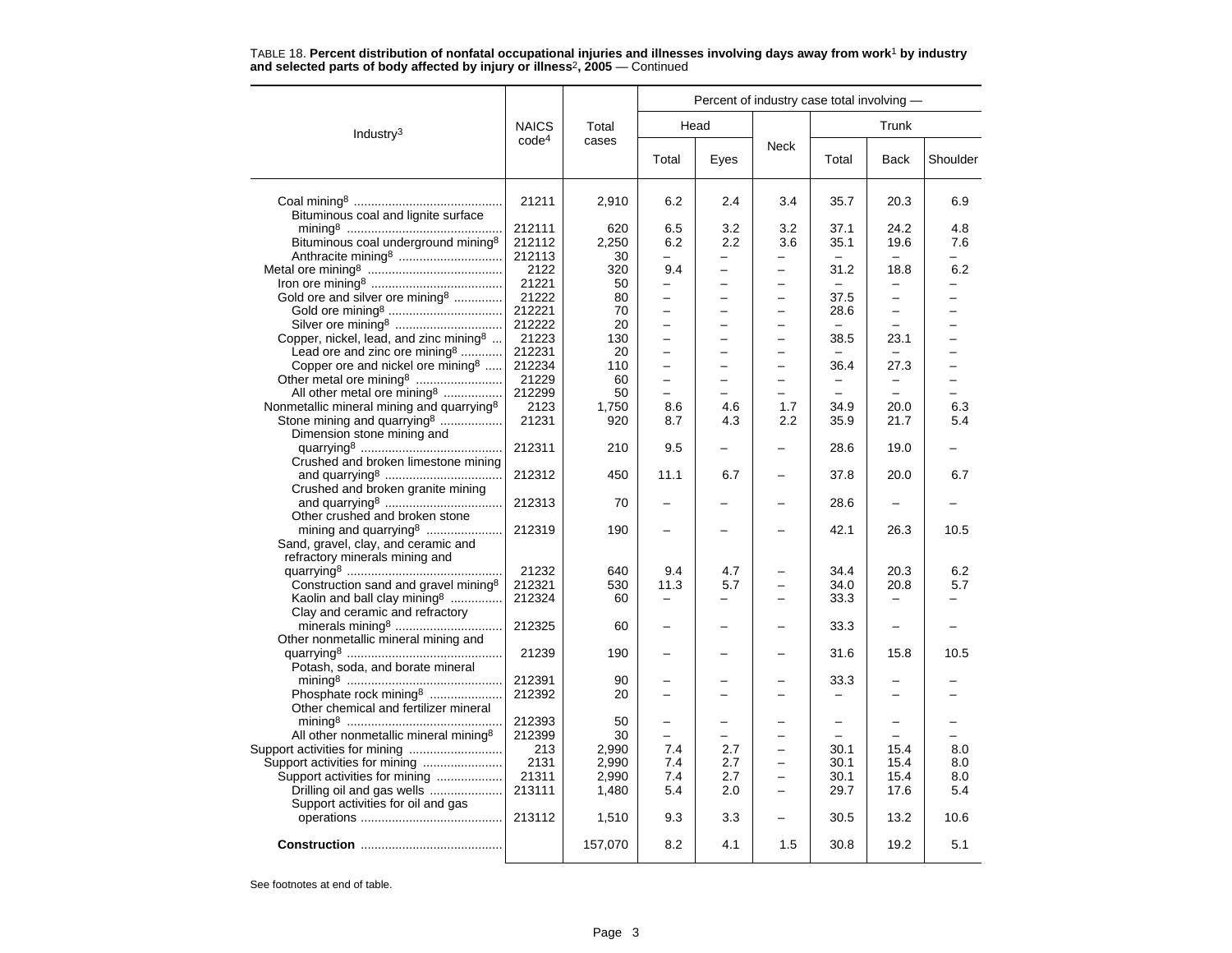TABLE 18. **Percent distribution of nonfatal occupational injuries and illnesses involving days away from work[1] by industry and selected parts of body affected by injury or illness[2], 2005** — Continued

| Industry[3] | NAICS code[4] | Total cases | Percent of industry case total involving — | | | | | |
|---|---|---|---|---|---|---|---|---|
| | | | Head | | Neck | Trunk | | |
| | | | Total | Eyes | | Total | Back | Shoulder |
| Coal mining[8] | 21211 | 2,910 | 6.2 | 2.4 | 3.4 | 35.7 | 20.3 | 6.9 |
| Bituminous coal and lignite surface mining[8] | 212111 | 620 | 6.5 | 3.2 | 3.2 | 37.1 | 24.2 | 4.8 |
| Bituminous coal underground mining[8] | 212112 | 2,250 | 6.2 | 2.2 | 3.6 | 35.1 | 19.6 | 7.6 |
| Anthracite mining[8] | 212113 | 30 | – | – | – | – | – | – |
| Metal ore mining[8] | 2122 | 320 | 9.4 | – | – | 31.2 | 18.8 | 6.2 |
| Iron ore mining[8] | 21221 | 50 | – | – | – | – | – | – |
| Gold ore and silver ore mining[8] | 21222 | 80 | – | – | – | 37.5 | – | – |
| Gold ore mining[8] | 212221 | 70 | – | – | – | 28.6 | – | – |
| Silver ore mining[8] | 212222 | 20 | – | – | – | – | – | – |
| Copper, nickel, lead, and zinc mining[8] | 21223 | 130 | – | – | – | 38.5 | 23.1 | – |
| Lead ore and zinc ore mining[8] | 212231 | 20 | – | – | – | – | – | – |
| Copper ore and nickel ore mining[8] | 212234 | 110 | – | – | – | 36.4 | 27.3 | – |
| Other metal ore mining[8] | 21229 | 60 | – | – | – | – | – | – |
| All other metal ore mining[8] | 212299 | 50 | – | – | – | – | – | – |
| Nonmetallic mineral mining and quarrying[8] | 2123 | 1,750 | 8.6 | 4.6 | 1.7 | 34.9 | 20.0 | 6.3 |
| Stone mining and quarrying[8] | 21231 | 920 | 8.7 | 4.3 | 2.2 | 35.9 | 21.7 | 5.4 |
| Dimension stone mining and quarrying[8] | 212311 | 210 | 9.5 | – | – | 28.6 | 19.0 | – |
| Crushed and broken limestone mining and quarrying[8] | 212312 | 450 | 11.1 | 6.7 | – | 37.8 | 20.0 | 6.7 |
| Crushed and broken granite mining and quarrying[8] | 212313 | 70 | – | – | – | 28.6 | – | – |
| Other crushed and broken stone mining and quarrying[8] | 212319 | 190 | – | – | – | 42.1 | 26.3 | 10.5 |
| Sand, gravel, clay, and ceramic and refractory minerals mining and quarrying[8] | 21232 | 640 | 9.4 | 4.7 | – | 34.4 | 20.3 | 6.2 |
| Construction sand and gravel mining[8] | 212321 | 530 | 11.3 | 5.7 | – | 34.0 | 20.8 | 5.7 |
| Kaolin and ball clay mining[8] | 212324 | 60 | – | – | – | 33.3 | – | – |
| Clay and ceramic and refractory minerals mining[8] | 212325 | 60 | – | – | – | 33.3 | – | – |
| Other nonmetallic mineral mining and quarrying[8] | 21239 | 190 | – | – | – | 31.6 | 15.8 | 10.5 |
| Potash, soda, and borate mineral mining[8] | 212391 | 90 | – | – | – | 33.3 | – | – |
| Phosphate rock mining[8] | 212392 | 20 | – | – | – | – | – | – |
| Other chemical and fertilizer mineral mining[8] | 212393 | 50 | – | – | – | – | – | – |
| All other nonmetallic mineral mining[8] | 212399 | 30 | – | – | – | – | – | – |
| Support activities for mining | 213 | 2,990 | 7.4 | 2.7 | – | 30.1 | 15.4 | 8.0 |
| Support activities for mining | 2131 | 2,990 | 7.4 | 2.7 | – | 30.1 | 15.4 | 8.0 |
| Support activities for mining | 21311 | 2,990 | 7.4 | 2.7 | – | 30.1 | 15.4 | 8.0 |
| Drilling oil and gas wells | 213111 | 1,480 | 5.4 | 2.0 | – | 29.7 | 17.6 | 5.4 |
| Support activities for oil and gas operations | 213112 | 1,510 | 9.3 | 3.3 | – | 30.5 | 13.2 | 10.6 |
| **Construction** | | 157,070 | 8.2 | 4.1 | 1.5 | 30.8 | 19.2 | 5.1 |

See footnotes at end of table.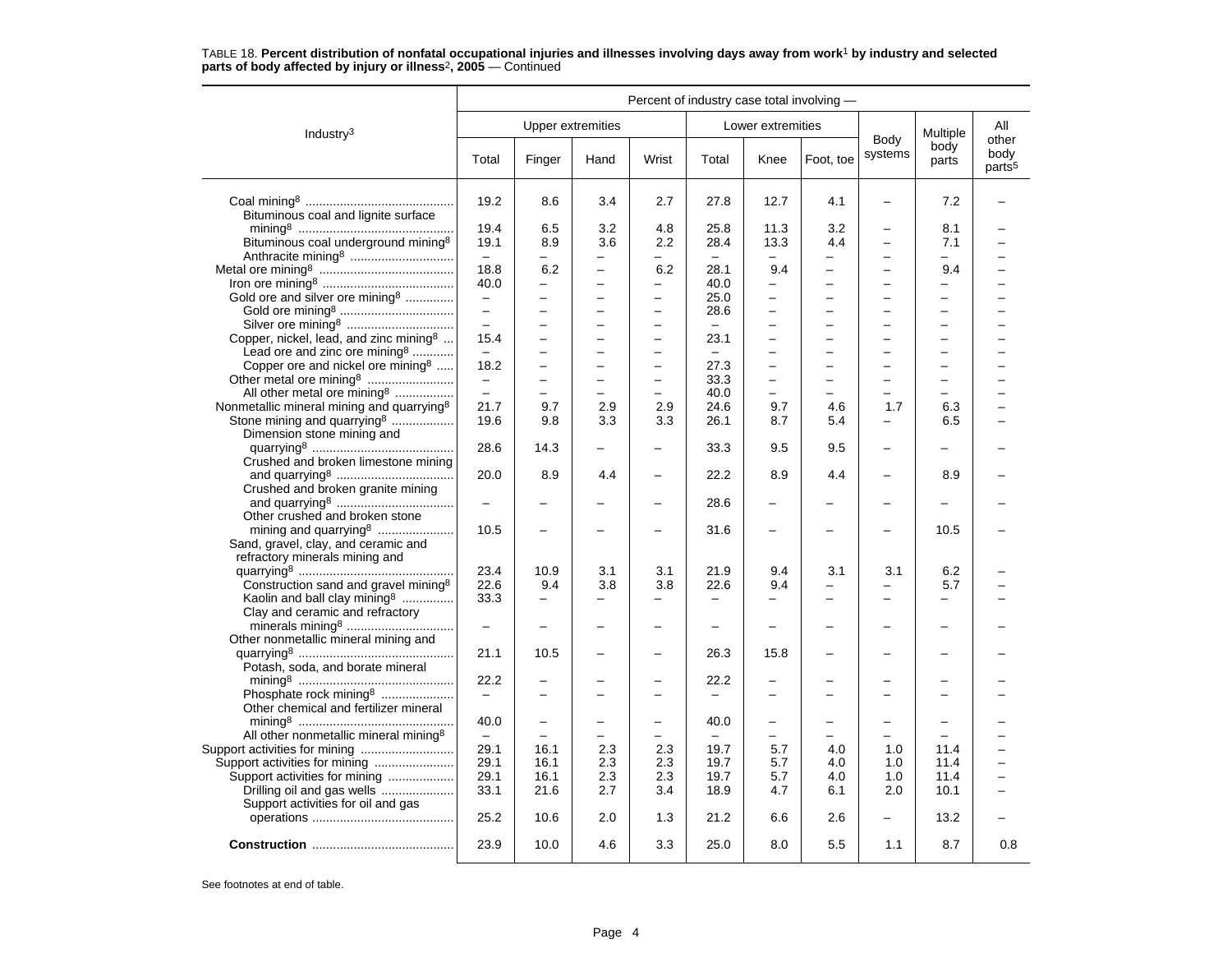TABLE 18. **Percent distribution of nonfatal occupational injuries and illnesses involving days away from work[1] by industry and selected parts of body affected by injury or illness[2], 2005** — Continued

| Industry[3] | Percent of industry case total involving — | | | | | | | | | |
|---|---|---|---|---|---|---|---|---|---|---|
| | Upper extremities | | | | Lower extremities | | | Body systems | Multiple body parts | All other body parts[5] |
| | Total | Finger | Hand | Wrist | Total | Knee | Foot, toe | | | |
| Coal mining[8] | 19.2 | 8.6 | 3.4 | 2.7 | 27.8 | 12.7 | 4.1 | – | 7.2 | – |
| Bituminous coal and lignite surface mining[8] | 19.4 | 6.5 | 3.2 | 4.8 | 25.8 | 11.3 | 3.2 | – | 8.1 | – |
| Bituminous coal underground mining[8] | 19.1 | 8.9 | 3.6 | 2.2 | 28.4 | 13.3 | 4.4 | – | 7.1 | – |
| Anthracite mining[8] | – | – | – | – | – | – | – | – | – | – |
| Metal ore mining[8] | 18.8 | 6.2 | – | 6.2 | 28.1 | 9.4 | – | – | 9.4 | – |
| Iron ore mining[8] | 40.0 | – | – | – | 40.0 | – | – | – | – | – |
| Gold ore and silver ore mining[8] | – | – | – | – | 25.0 | – | – | – | – | – |
| Gold ore mining[8] | – | – | – | – | 28.6 | – | – | – | – | – |
| Silver ore mining[8] | – | – | – | – | – | – | – | – | – | – |
| Copper, nickel, lead, and zinc mining[8] | 15.4 | – | – | – | 23.1 | – | – | – | – | – |
| Lead ore and zinc ore mining[8] | – | – | – | – | – | – | – | – | – | – |
| Copper ore and nickel ore mining[8] | 18.2 | – | – | – | 27.3 | – | – | – | – | – |
| Other metal ore mining[8] | – | – | – | – | 33.3 | – | – | – | – | – |
| All other metal ore mining[8] | – | – | – | – | 40.0 | – | – | – | – | – |
| Nonmetallic mineral mining and quarrying[8] | 21.7 | 9.7 | 2.9 | 2.9 | 24.6 | 9.7 | 4.6 | 1.7 | 6.3 | – |
| Stone mining and quarrying[8] | 19.6 | 9.8 | 3.3 | 3.3 | 26.1 | 8.7 | 5.4 | – | 6.5 | – |
| Dimension stone mining and quarrying[8] | 28.6 | 14.3 | – | – | 33.3 | 9.5 | 9.5 | – | – | – |
| Crushed and broken limestone mining and quarrying[8] | 20.0 | 8.9 | 4.4 | – | 22.2 | 8.9 | 4.4 | – | 8.9 | – |
| Crushed and broken granite mining and quarrying[8] | – | – | – | – | 28.6 | – | – | – | – | – |
| Other crushed and broken stone mining and quarrying[8] | 10.5 | – | – | – | 31.6 | – | – | – | 10.5 | – |
| Sand, gravel, clay, and ceramic and refractory minerals mining and quarrying[8] | 23.4 | 10.9 | 3.1 | 3.1 | 21.9 | 9.4 | 3.1 | 3.1 | 6.2 | – |
| Construction sand and gravel mining[8] | 22.6 | 9.4 | 3.8 | 3.8 | 22.6 | 9.4 | – | – | 5.7 | – |
| Kaolin and ball clay mining[8] | 33.3 | – | – | – | – | – | – | – | – | – |
| Clay and ceramic and refractory minerals mining[8] | – | – | – | – | – | – | – | – | – | – |
| Other nonmetallic mineral mining and quarrying[8] | 21.1 | 10.5 | – | – | 26.3 | 15.8 | – | – | – | – |
| Potash, soda, and borate mineral mining[8] | 22.2 | – | – | – | 22.2 | – | – | – | – | – |
| Phosphate rock mining[8] | – | – | – | – | – | – | – | – | – | – |
| Other chemical and fertilizer mineral mining[8] | 40.0 | – | – | – | 40.0 | – | – | – | – | – |
| All other nonmetallic mineral mining[8] | – | – | – | – | – | – | – | – | – | – |
| Support activities for mining | 29.1 | 16.1 | 2.3 | 2.3 | 19.7 | 5.7 | 4.0 | 1.0 | 11.4 | – |
| Support activities for mining | 29.1 | 16.1 | 2.3 | 2.3 | 19.7 | 5.7 | 4.0 | 1.0 | 11.4 | – |
| Support activities for mining | 29.1 | 16.1 | 2.3 | 2.3 | 19.7 | 5.7 | 4.0 | 1.0 | 11.4 | – |
| Drilling oil and gas wells | 33.1 | 21.6 | 2.7 | 3.4 | 18.9 | 4.7 | 6.1 | 2.0 | 10.1 | – |
| Support activities for oil and gas operations | 25.2 | 10.6 | 2.0 | 1.3 | 21.2 | 6.6 | 2.6 | – | 13.2 | – |
| **Construction** | 23.9 | 10.0 | 4.6 | 3.3 | 25.0 | 8.0 | 5.5 | 1.1 | 8.7 | 0.8 |

See footnotes at end of table.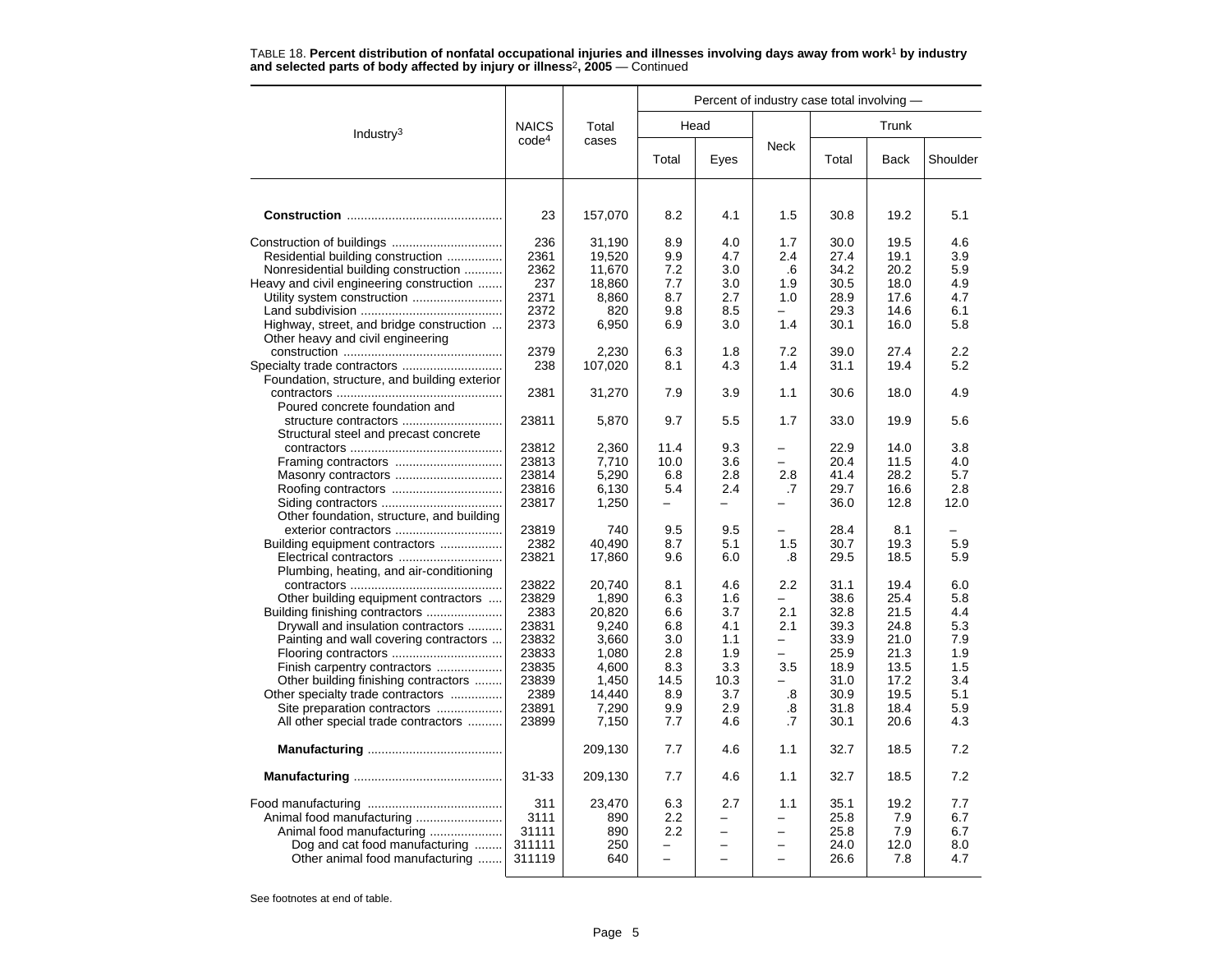TABLE 18. **Percent distribution of nonfatal occupational injuries and illnesses involving days away from work[1] by industry and selected parts of body affected by injury or illness[2], 2005** — Continued

| Industry[3] | NAICS code[4] | Total cases | Percent of industry case total involving — Head | | Neck | Trunk | | |
|---|---|---|---|---|---|---|---|---|
| | | | Total | Eyes | | Total | Back | Shoulder |
| **Construction** | 23 | 157,070 | 8.2 | 4.1 | 1.5 | 30.8 | 19.2 | 5.1 |
| Construction of buildings | 236 | 31,190 | 8.9 | 4.0 | 1.7 | 30.0 | 19.5 | 4.6 |
| Residential building construction | 2361 | 19,520 | 9.9 | 4.7 | 2.4 | 27.4 | 19.1 | 3.9 |
| Nonresidential building construction | 2362 | 11,670 | 7.2 | 3.0 | .6 | 34.2 | 20.2 | 5.9 |
| Heavy and civil engineering construction | 237 | 18,860 | 7.7 | 3.0 | 1.9 | 30.5 | 18.0 | 4.9 |
| Utility system construction | 2371 | 8,860 | 8.7 | 2.7 | 1.0 | 28.9 | 17.6 | 4.7 |
| Land subdivision | 2372 | 820 | 9.8 | 8.5 | – | 29.3 | 14.6 | 6.1 |
| Highway, street, and bridge construction | 2373 | 6,950 | 6.9 | 3.0 | 1.4 | 30.1 | 16.0 | 5.8 |
| Other heavy and civil engineering construction | 2379 | 2,230 | 6.3 | 1.8 | 7.2 | 39.0 | 27.4 | 2.2 |
| Specialty trade contractors | 238 | 107,020 | 8.1 | 4.3 | 1.4 | 31.1 | 19.4 | 5.2 |
| Foundation, structure, and building exterior contractors | 2381 | 31,270 | 7.9 | 3.9 | 1.1 | 30.6 | 18.0 | 4.9 |
| Poured concrete foundation and structure contractors | 23811 | 5,870 | 9.7 | 5.5 | 1.7 | 33.0 | 19.9 | 5.6 |
| Structural steel and precast concrete contractors | 23812 | 2,360 | 11.4 | 9.3 | – | 22.9 | 14.0 | 3.8 |
| Framing contractors | 23813 | 7,710 | 10.0 | 3.6 | – | 20.4 | 11.5 | 4.0 |
| Masonry contractors | 23814 | 5,290 | 6.8 | 2.8 | 2.8 | 41.4 | 28.2 | 5.7 |
| Roofing contractors | 23816 | 6,130 | 5.4 | 2.4 | .7 | 29.7 | 16.6 | 2.8 |
| Siding contractors | 23817 | 1,250 | – | – | – | 36.0 | 12.8 | 12.0 |
| Other foundation, structure, and building exterior contractors | 23819 | 740 | 9.5 | 9.5 | – | 28.4 | 8.1 | – |
| Building equipment contractors | 2382 | 40,490 | 8.7 | 5.1 | 1.5 | 30.7 | 19.3 | 5.9 |
| Electrical contractors | 23821 | 17,860 | 9.6 | 6.0 | .8 | 29.5 | 18.5 | 5.9 |
| Plumbing, heating, and air-conditioning contractors | 23822 | 20,740 | 8.1 | 4.6 | 2.2 | 31.1 | 19.4 | 6.0 |
| Other building equipment contractors | 23829 | 1,890 | 6.3 | 1.6 | – | 38.6 | 25.4 | 5.8 |
| Building finishing contractors | 2383 | 20,820 | 6.6 | 3.7 | 2.1 | 32.8 | 21.5 | 4.4 |
| Drywall and insulation contractors | 23831 | 9,240 | 6.8 | 4.1 | 2.1 | 39.3 | 24.8 | 5.3 |
| Painting and wall covering contractors | 23832 | 3,660 | 3.0 | 1.1 | – | 33.9 | 21.0 | 7.9 |
| Flooring contractors | 23833 | 1,080 | 2.8 | 1.9 | – | 25.9 | 21.3 | 1.9 |
| Finish carpentry contractors | 23835 | 4,600 | 8.3 | 3.3 | 3.5 | 18.9 | 13.5 | 1.5 |
| Other building finishing contractors | 23839 | 1,450 | 14.5 | 10.3 | – | 31.0 | 17.2 | 3.4 |
| Other specialty trade contractors | 2389 | 14,440 | 8.9 | 3.7 | .8 | 30.9 | 19.5 | 5.1 |
| Site preparation contractors | 23891 | 7,290 | 9.9 | 2.9 | .8 | 31.8 | 18.4 | 5.9 |
| All other special trade contractors | 23899 | 7,150 | 7.7 | 4.6 | .7 | 30.1 | 20.6 | 4.3 |
| **Manufacturing** | | 209,130 | 7.7 | 4.6 | 1.1 | 32.7 | 18.5 | 7.2 |
| **Manufacturing** | 31-33 | 209,130 | 7.7 | 4.6 | 1.1 | 32.7 | 18.5 | 7.2 |
| Food manufacturing | 311 | 23,470 | 6.3 | 2.7 | 1.1 | 35.1 | 19.2 | 7.7 |
| Animal food manufacturing | 3111 | 890 | 2.2 | – | – | 25.8 | 7.9 | 6.7 |
| Animal food manufacturing | 31111 | 890 | 2.2 | – | – | 25.8 | 7.9 | 6.7 |
| Dog and cat food manufacturing | 311111 | 250 | – | – | – | 24.0 | 12.0 | 8.0 |
| Other animal food manufacturing | 311119 | 640 | – | – | – | 26.6 | 7.8 | 4.7 |

See footnotes at end of table.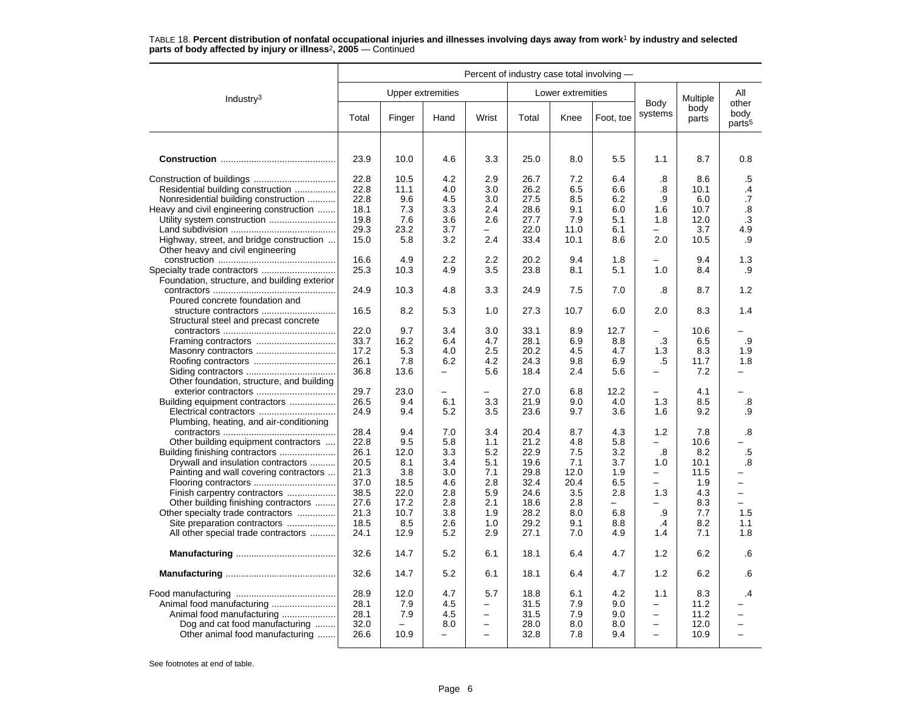TABLE 18. **Percent distribution of nonfatal occupational injuries and illnesses involving days away from work[1] by industry and selected parts of body affected by injury or illness[2], 2005** — Continued

| Industry[3] | Percent of industry case total involving — | | | | | | | | | |
|---|---|---|---|---|---|---|---|---|---|---|
| | Upper extremities | | | | Lower extremities | | | Body systems | Multiple body parts | All other body parts[5] |
| | Total | Finger | Hand | Wrist | Total | Knee | Foot, toe | | | |
| **Construction** | 23.9 | 10.0 | 4.6 | 3.3 | 25.0 | 8.0 | 5.5 | 1.1 | 8.7 | 0.8 |
| Construction of buildings | 22.8 | 10.5 | 4.2 | 2.9 | 26.7 | 7.2 | 6.4 | .8 | 8.6 | .5 |
| Residential building construction | 22.8 | 11.1 | 4.0 | 3.0 | 26.2 | 6.5 | 6.6 | .8 | 10.1 | .4 |
| Nonresidential building construction | 22.8 | 9.6 | 4.5 | 3.0 | 27.5 | 8.5 | 6.2 | .9 | 6.0 | .7 |
| Heavy and civil engineering construction | 18.1 | 7.3 | 3.3 | 2.4 | 28.6 | 9.1 | 6.0 | 1.6 | 10.7 | .8 |
| Utility system construction | 19.8 | 7.6 | 3.6 | 2.6 | 27.7 | 7.9 | 5.1 | 1.8 | 12.0 | .3 |
| Land subdivision | 29.3 | 23.2 | 3.7 | – | 22.0 | 11.0 | 6.1 | – | 3.7 | 4.9 |
| Highway, street, and bridge construction | 15.0 | 5.8 | 3.2 | 2.4 | 33.4 | 10.1 | 8.6 | 2.0 | 10.5 | .9 |
| Other heavy and civil engineering construction | 16.6 | 4.9 | 2.2 | 2.2 | 20.2 | 9.4 | 1.8 | – | 9.4 | 1.3 |
| Specialty trade contractors | 25.3 | 10.3 | 4.9 | 3.5 | 23.8 | 8.1 | 5.1 | 1.0 | 8.4 | .9 |
| Foundation, structure, and building exterior contractors | 24.9 | 10.3 | 4.8 | 3.3 | 24.9 | 7.5 | 7.0 | .8 | 8.7 | 1.2 |
| Poured concrete foundation and structure contractors | 16.5 | 8.2 | 5.3 | 1.0 | 27.3 | 10.7 | 6.0 | 2.0 | 8.3 | 1.4 |
| Structural steel and precast concrete contractors | 22.0 | 9.7 | 3.4 | 3.0 | 33.1 | 8.9 | 12.7 | – | 10.6 | – |
| Framing contractors | 33.7 | 16.2 | 6.4 | 4.7 | 28.1 | 6.9 | 8.8 | .3 | 6.5 | .9 |
| Masonry contractors | 17.2 | 5.3 | 4.0 | 2.5 | 20.2 | 4.5 | 4.7 | 1.3 | 8.3 | 1.9 |
| Roofing contractors | 26.1 | 7.8 | 6.2 | 4.2 | 24.3 | 9.8 | 6.9 | .5 | 11.7 | 1.8 |
| Siding contractors | 36.8 | 13.6 | – | 5.6 | 18.4 | 2.4 | 5.6 | – | 7.2 | – |
| Other foundation, structure, and building exterior contractors | 29.7 | 23.0 | – | – | 27.0 | 6.8 | 12.2 | – | 4.1 | – |
| Building equipment contractors | 26.5 | 9.4 | 6.1 | 3.3 | 21.9 | 9.0 | 4.0 | 1.3 | 8.5 | .8 |
| Electrical contractors | 24.9 | 9.4 | 5.2 | 3.5 | 23.6 | 9.7 | 3.6 | 1.6 | 9.2 | .9 |
| Plumbing, heating, and air-conditioning contractors | 28.4 | 9.4 | 7.0 | 3.4 | 20.4 | 8.7 | 4.3 | 1.2 | 7.8 | .8 |
| Other building equipment contractors | 22.8 | 9.5 | 5.8 | 1.1 | 21.2 | 4.8 | 5.8 | – | 10.6 | – |
| Building finishing contractors | 26.1 | 12.0 | 3.3 | 5.2 | 22.9 | 7.5 | 3.2 | .8 | 8.2 | .5 |
| Drywall and insulation contractors | 20.5 | 8.1 | 3.4 | 5.1 | 19.6 | 7.1 | 3.7 | 1.0 | 10.1 | .8 |
| Painting and wall covering contractors | 21.3 | 3.8 | 3.0 | 7.1 | 29.8 | 12.0 | 1.9 | – | 11.5 | – |
| Flooring contractors | 37.0 | 18.5 | 4.6 | 2.8 | 32.4 | 20.4 | 6.5 | – | 1.9 | – |
| Finish carpentry contractors | 38.5 | 22.0 | 2.8 | 5.9 | 24.6 | 3.5 | 2.8 | 1.3 | 4.3 | – |
| Other building finishing contractors | 27.6 | 17.2 | 2.8 | 2.1 | 18.6 | 2.8 | – | – | 8.3 | – |
| Other specialty trade contractors | 21.3 | 10.7 | 3.8 | 1.9 | 28.2 | 8.0 | 6.8 | .9 | 7.7 | 1.5 |
| Site preparation contractors | 18.5 | 8.5 | 2.6 | 1.0 | 29.2 | 9.1 | 8.8 | .4 | 8.2 | 1.1 |
| All other special trade contractors | 24.1 | 12.9 | 5.2 | 2.9 | 27.1 | 7.0 | 4.9 | 1.4 | 7.1 | 1.8 |
| **Manufacturing** | 32.6 | 14.7 | 5.2 | 6.1 | 18.1 | 6.4 | 4.7 | 1.2 | 6.2 | .6 |
| **Manufacturing** | 32.6 | 14.7 | 5.2 | 6.1 | 18.1 | 6.4 | 4.7 | 1.2 | 6.2 | .6 |
| Food manufacturing | 28.9 | 12.0 | 4.7 | 5.7 | 18.8 | 6.1 | 4.2 | 1.1 | 8.3 | .4 |
| Animal food manufacturing | 28.1 | 7.9 | 4.5 | – | 31.5 | 7.9 | 9.0 | – | 11.2 | – |
| Animal food manufacturing | 28.1 | 7.9 | 4.5 | – | 31.5 | 7.9 | 9.0 | – | 11.2 | – |
| Dog and cat food manufacturing | 32.0 | – | 8.0 | – | 28.0 | 8.0 | 8.0 | – | 12.0 | – |
| Other animal food manufacturing | 26.6 | 10.9 | – | – | 32.8 | 7.8 | 9.4 | – | 10.9 | – |

See footnotes at end of table.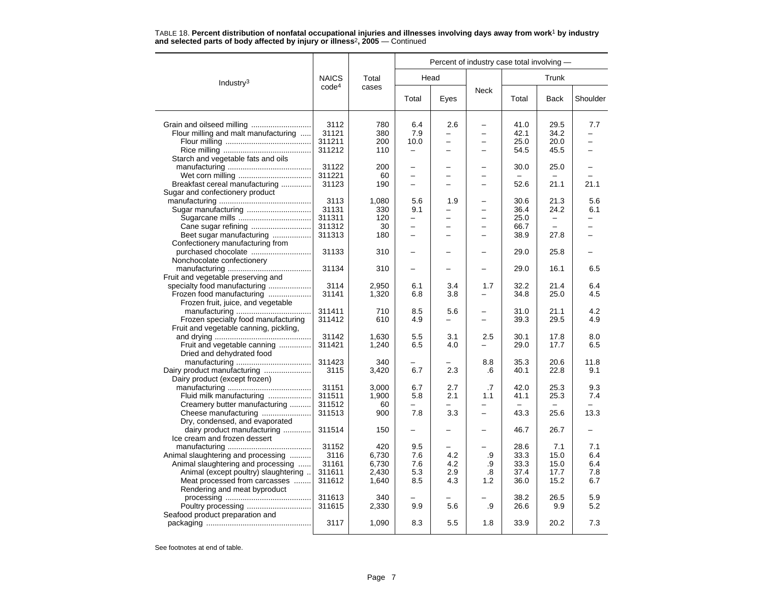TABLE 18. **Percent distribution of nonfatal occupational injuries and illnesses involving days away from work[1] by industry and selected parts of body affected by injury or illness[2], 2005** — Continued

| Industry[3] | NAICS code[4] | Total cases | Percent of industry case total involving — | | | | | |
|---|---|---|---|---|---|---|---|---|
| | | | Head | | Neck | Trunk | | |
| | | | Total | Eyes | | Total | Back | Shoulder |
| Grain and oilseed milling | 3112 | 780 | 6.4 | 2.6 | – | 41.0 | 29.5 | 7.7 |
| Flour milling and malt manufacturing | 31121 | 380 | 7.9 | – | – | 42.1 | 34.2 | – |
| Flour milling | 311211 | 200 | 10.0 | – | – | 25.0 | 20.0 | – |
| Rice milling | 311212 | 110 | – | – | – | 54.5 | 45.5 | – |
| Starch and vegetable fats and oils manufacturing | 31122 | 200 | – | – | – | 30.0 | 25.0 | – |
| Wet corn milling | 311221 | 60 | – | – | – | – | – | – |
| Breakfast cereal manufacturing | 31123 | 190 | – | – | – | 52.6 | 21.1 | 21.1 |
| Sugar and confectionery product manufacturing | 3113 | 1,080 | 5.6 | 1.9 | – | 30.6 | 21.3 | 5.6 |
| Sugar manufacturing | 31131 | 330 | 9.1 | – | – | 36.4 | 24.2 | 6.1 |
| Sugarcane mills | 311311 | 120 | – | – | – | 25.0 | – | – |
| Cane sugar refining | 311312 | 30 | – | – | – | 66.7 | – | – |
| Beet sugar manufacturing | 311313 | 180 | – | – | – | 38.9 | 27.8 | – |
| Confectionery manufacturing from purchased chocolate | 31133 | 310 | – | – | – | 29.0 | 25.8 | – |
| Nonchocolate confectionery manufacturing | 31134 | 310 | – | – | – | 29.0 | 16.1 | 6.5 |
| Fruit and vegetable preserving and specialty food manufacturing | 3114 | 2,950 | 6.1 | 3.4 | 1.7 | 32.2 | 21.4 | 6.4 |
| Frozen food manufacturing | 31141 | 1,320 | 6.8 | 3.8 | – | 34.8 | 25.0 | 4.5 |
| Frozen fruit, juice, and vegetable manufacturing | 311411 | 710 | 8.5 | 5.6 | – | 31.0 | 21.1 | 4.2 |
| Frozen specialty food manufacturing | 311412 | 610 | 4.9 | – | – | 39.3 | 29.5 | 4.9 |
| Fruit and vegetable canning, pickling, and drying | 31142 | 1,630 | 5.5 | 3.1 | 2.5 | 30.1 | 17.8 | 8.0 |
| Fruit and vegetable canning | 311421 | 1,240 | 6.5 | 4.0 | – | 29.0 | 17.7 | 6.5 |
| Dried and dehydrated food manufacturing | 311423 | 340 | – | – | 8.8 | 35.3 | 20.6 | 11.8 |
| Dairy product manufacturing | 3115 | 3,420 | 6.7 | 2.3 | .6 | 40.1 | 22.8 | 9.1 |
| Dairy product (except frozen) manufacturing | 31151 | 3,000 | 6.7 | 2.7 | .7 | 42.0 | 25.3 | 9.3 |
| Fluid milk manufacturing | 311511 | 1,900 | 5.8 | 2.1 | 1.1 | 41.1 | 25.3 | 7.4 |
| Creamery butter manufacturing | 311512 | 60 | – | – | – | – | – | – |
| Cheese manufacturing | 311513 | 900 | 7.8 | 3.3 | – | 43.3 | 25.6 | 13.3 |
| Dry, condensed, and evaporated dairy product manufacturing | 311514 | 150 | – | – | – | 46.7 | 26.7 | – |
| Ice cream and frozen dessert manufacturing | 31152 | 420 | 9.5 | – | – | 28.6 | 7.1 | 7.1 |
| Animal slaughtering and processing | 3116 | 6,730 | 7.6 | 4.2 | .9 | 33.3 | 15.0 | 6.4 |
| Animal slaughtering and processing | 31161 | 6,730 | 7.6 | 4.2 | .9 | 33.3 | 15.0 | 6.4 |
| Animal (except poultry) slaughtering | 311611 | 2,430 | 5.3 | 2.9 | .8 | 37.4 | 17.7 | 7.8 |
| Meat processed from carcasses | 311612 | 1,640 | 8.5 | 4.3 | 1.2 | 36.0 | 15.2 | 6.7 |
| Rendering and meat byproduct processing | 311613 | 340 | – | – | – | 38.2 | 26.5 | 5.9 |
| Poultry processing | 311615 | 2,330 | 9.9 | 5.6 | .9 | 26.6 | 9.9 | 5.2 |
| Seafood product preparation and packaging | 3117 | 1,090 | 8.3 | 5.5 | 1.8 | 33.9 | 20.2 | 7.3 |

See footnotes at end of table.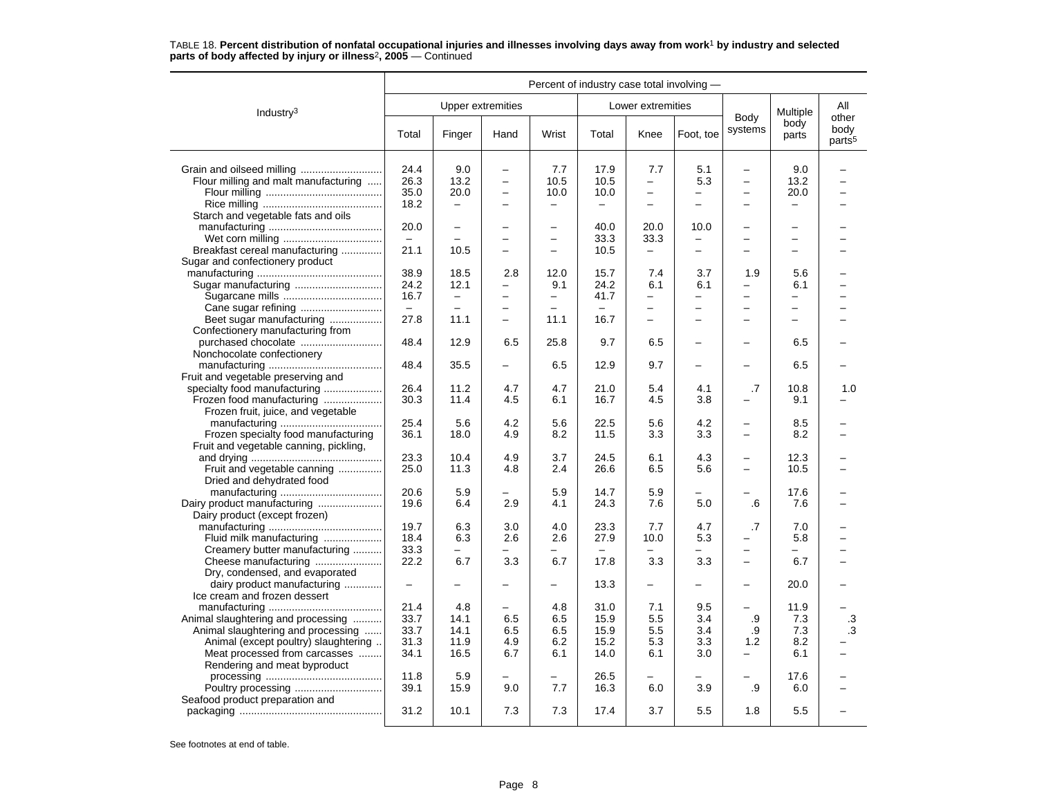TABLE 18. **Percent distribution of nonfatal occupational injuries and illnesses involving days away from work**[1] **by industry and selected parts of body affected by injury or illness**[2]**, 2005** — Continued

| Industry[3] | Percent of industry case total involving — | | | | | | | | | |
|---|---|---|---|---|---|---|---|---|---|---|
| | Upper extremities | | | | Lower extremities | | | Body systems | Multiple body parts | All other body parts[5] |
| | Total | Finger | Hand | Wrist | Total | Knee | Foot, toe | | | |
| Grain and oilseed milling | 24.4 | 9.0 | – | 7.7 | 17.9 | 7.7 | 5.1 | – | 9.0 | – |
| Flour milling and malt manufacturing | 26.3 | 13.2 | – | 10.5 | 10.5 | – | 5.3 | – | 13.2 | – |
| Flour milling | 35.0 | 20.0 | – | 10.0 | 10.0 | – | – | – | 20.0 | – |
| Rice milling | 18.2 | – | – | – | – | – | – | – | – | – |
| Starch and vegetable fats and oils manufacturing | 20.0 | – | – | – | 40.0 | 20.0 | 10.0 | – | – | – |
| Wet corn milling | – | – | – | – | 33.3 | 33.3 | – | – | – | – |
| Breakfast cereal manufacturing | 21.1 | 10.5 | – | – | 10.5 | – | – | – | – | – |
| Sugar and confectionery product manufacturing | 38.9 | 18.5 | 2.8 | 12.0 | 15.7 | 7.4 | 3.7 | 1.9 | 5.6 | – |
| Sugar manufacturing | 24.2 | 12.1 | – | 9.1 | 24.2 | 6.1 | 6.1 | – | 6.1 | – |
| Sugarcane mills | 16.7 | – | – | – | 41.7 | – | – | – | – | – |
| Cane sugar refining | – | – | – | – | – | – | – | – | – | – |
| Beet sugar manufacturing | 27.8 | 11.1 | – | 11.1 | 16.7 | – | – | – | – | – |
| Confectionery manufacturing from purchased chocolate | 48.4 | 12.9 | 6.5 | 25.8 | 9.7 | 6.5 | – | – | 6.5 | – |
| Nonchocolate confectionery manufacturing | 48.4 | 35.5 | – | 6.5 | 12.9 | 9.7 | – | – | 6.5 | – |
| Fruit and vegetable preserving and specialty food manufacturing | 26.4 | 11.2 | 4.7 | 4.7 | 21.0 | 5.4 | 4.1 | .7 | 10.8 | 1.0 |
| Frozen food manufacturing | 30.3 | 11.4 | 4.5 | 6.1 | 16.7 | 4.5 | 3.8 | – | 9.1 | – |
| Frozen fruit, juice, and vegetable manufacturing | 25.4 | 5.6 | 4.2 | 5.6 | 22.5 | 5.6 | 4.2 | – | 8.5 | – |
| Frozen specialty food manufacturing | 36.1 | 18.0 | 4.9 | 8.2 | 11.5 | 3.3 | 3.3 | – | 8.2 | – |
| Fruit and vegetable canning, pickling, and drying | 23.3 | 10.4 | 4.9 | 3.7 | 24.5 | 6.1 | 4.3 | – | 12.3 | – |
| Fruit and vegetable canning | 25.0 | 11.3 | 4.8 | 2.4 | 26.6 | 6.5 | 5.6 | – | 10.5 | – |
| Dried and dehydrated food manufacturing | 20.6 | 5.9 | – | 5.9 | 14.7 | 5.9 | – | – | 17.6 | – |
| Dairy product manufacturing | 19.6 | 6.4 | 2.9 | 4.1 | 24.3 | 7.6 | 5.0 | .6 | 7.6 | – |
| Dairy product (except frozen) manufacturing | 19.7 | 6.3 | 3.0 | 4.0 | 23.3 | 7.7 | 4.7 | .7 | 7.0 | – |
| Fluid milk manufacturing | 18.4 | 6.3 | 2.6 | 2.6 | 27.9 | 10.0 | 5.3 | – | 5.8 | – |
| Creamery butter manufacturing | 33.3 | – | – | – | – | – | – | – | – | – |
| Cheese manufacturing | 22.2 | 6.7 | 3.3 | 6.7 | 17.8 | 3.3 | 3.3 | – | 6.7 | – |
| Dry, condensed, and evaporated dairy product manufacturing | – | – | – | – | 13.3 | – | – | – | 20.0 | – |
| Ice cream and frozen dessert manufacturing | 21.4 | 4.8 | – | 4.8 | 31.0 | 7.1 | 9.5 | – | 11.9 | – |
| Animal slaughtering and processing | 33.7 | 14.1 | 6.5 | 6.5 | 15.9 | 5.5 | 3.4 | .9 | 7.3 | .3 |
| Animal slaughtering and processing | 33.7 | 14.1 | 6.5 | 6.5 | 15.9 | 5.5 | 3.4 | .9 | 7.3 | .3 |
| Animal (except poultry) slaughtering | 31.3 | 11.9 | 4.9 | 6.2 | 15.2 | 5.3 | 3.3 | 1.2 | 8.2 | – |
| Meat processed from carcasses | 34.1 | 16.5 | 6.7 | 6.1 | 14.0 | 6.1 | 3.0 | – | 6.1 | – |
| Rendering and meat byproduct processing | 11.8 | 5.9 | – | – | 26.5 | – | – | – | 17.6 | – |
| Poultry processing | 39.1 | 15.9 | 9.0 | 7.7 | 16.3 | 6.0 | 3.9 | .9 | 6.0 | – |
| Seafood product preparation and packaging | 31.2 | 10.1 | 7.3 | 7.3 | 17.4 | 3.7 | 5.5 | 1.8 | 5.5 | – |

See footnotes at end of table.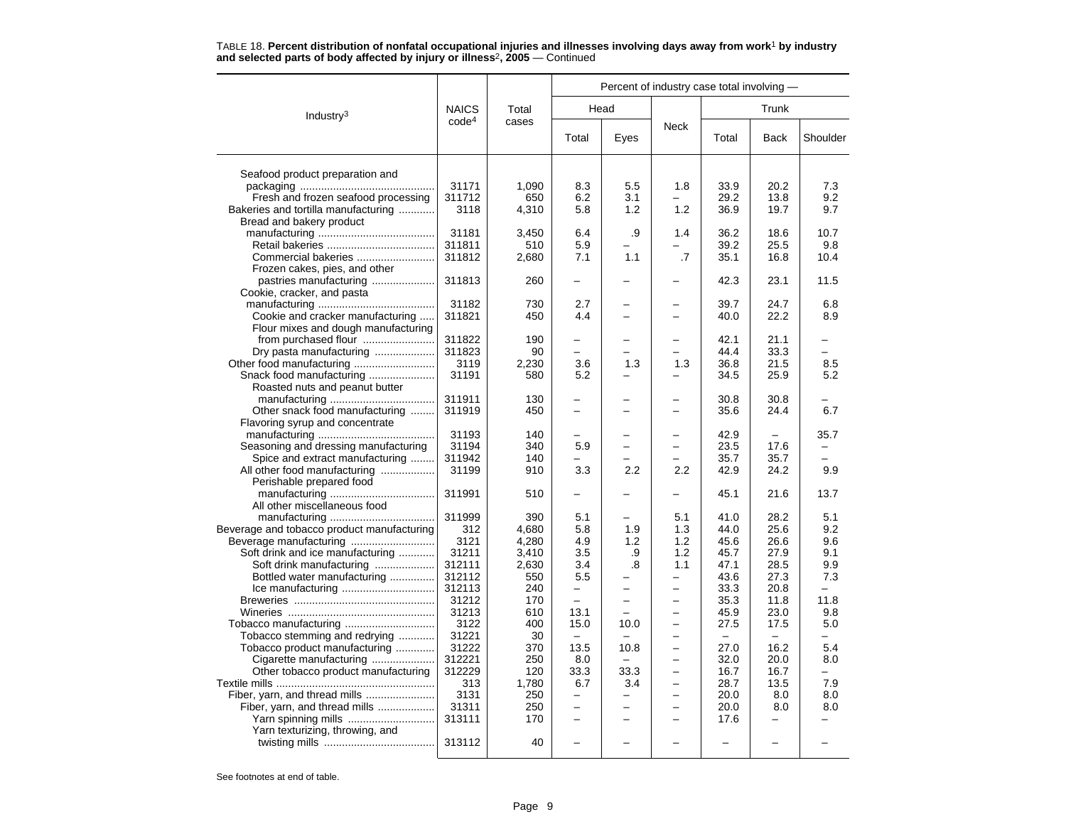TABLE 18. **Percent distribution of nonfatal occupational injuries and illnesses involving days away from work[1] by industry and selected parts of body affected by injury or illness[2], 2005** — Continued

| Industry[3] | NAICS code[4] | Total cases | Percent of industry case total involving — | | | | | |
|---|---|---|---|---|---|---|---|---|
| | | | Head | | Neck | Trunk | | |
| | | | Total | Eyes | | Total | Back | Shoulder |
| Seafood product preparation and packaging | 31171 | 1,090 | 8.3 | 5.5 | 1.8 | 33.9 | 20.2 | 7.3 |
| Fresh and frozen seafood processing | 311712 | 650 | 6.2 | 3.1 | – | 29.2 | 13.8 | 9.2 |
| Bakeries and tortilla manufacturing | 3118 | 4,310 | 5.8 | 1.2 | 1.2 | 36.9 | 19.7 | 9.7 |
| Bread and bakery product manufacturing | 31181 | 3,450 | 6.4 | .9 | 1.4 | 36.2 | 18.6 | 10.7 |
| Retail bakeries | 311811 | 510 | 5.9 | – | – | 39.2 | 25.5 | 9.8 |
| Commercial bakeries | 311812 | 2,680 | 7.1 | 1.1 | .7 | 35.1 | 16.8 | 10.4 |
| Frozen cakes, pies, and other pastries manufacturing | 311813 | 260 | – | – | – | 42.3 | 23.1 | 11.5 |
| Cookie, cracker, and pasta manufacturing | 31182 | 730 | 2.7 | – | – | 39.7 | 24.7 | 6.8 |
| Cookie and cracker manufacturing | 311821 | 450 | 4.4 | – | – | 40.0 | 22.2 | 8.9 |
| Flour mixes and dough manufacturing from purchased flour | 311822 | 190 | – | – | – | 42.1 | 21.1 | – |
| Dry pasta manufacturing | 311823 | 90 | – | – | – | 44.4 | 33.3 | – |
| Other food manufacturing | 3119 | 2,230 | 3.6 | 1.3 | 1.3 | 36.8 | 21.5 | 8.5 |
| Snack food manufacturing | 31191 | 580 | 5.2 | – | – | 34.5 | 25.9 | 5.2 |
| Roasted nuts and peanut butter manufacturing | 311911 | 130 | – | – | – | 30.8 | 30.8 | – |
| Other snack food manufacturing | 311919 | 450 | – | – | – | 35.6 | 24.4 | 6.7 |
| Flavoring syrup and concentrate manufacturing | 31193 | 140 | – | – | – | 42.9 | – | 35.7 |
| Seasoning and dressing manufacturing | 31194 | 340 | 5.9 | – | – | 23.5 | 17.6 | – |
| Spice and extract manufacturing | 311942 | 140 | – | – | – | 35.7 | 35.7 | – |
| All other food manufacturing | 31199 | 910 | 3.3 | 2.2 | 2.2 | 42.9 | 24.2 | 9.9 |
| Perishable prepared food manufacturing | 311991 | 510 | – | – | – | 45.1 | 21.6 | 13.7 |
| All other miscellaneous food manufacturing | 311999 | 390 | 5.1 | – | 5.1 | 41.0 | 28.2 | 5.1 |
| Beverage and tobacco product manufacturing | 312 | 4,680 | 5.8 | 1.9 | 1.3 | 44.0 | 25.6 | 9.2 |
| Beverage manufacturing | 3121 | 4,280 | 4.9 | 1.2 | 1.2 | 45.6 | 26.6 | 9.6 |
| Soft drink and ice manufacturing | 31211 | 3,410 | 3.5 | .9 | 1.2 | 45.7 | 27.9 | 9.1 |
| Soft drink manufacturing | 312111 | 2,630 | 3.4 | .8 | 1.1 | 47.1 | 28.5 | 9.9 |
| Bottled water manufacturing | 312112 | 550 | 5.5 | – | – | 43.6 | 27.3 | 7.3 |
| Ice manufacturing | 312113 | 240 | – | – | – | 33.3 | 20.8 | – |
| Breweries | 31212 | 170 | – | – | – | 35.3 | 11.8 | 11.8 |
| Wineries | 31213 | 610 | 13.1 | – | – | 45.9 | 23.0 | 9.8 |
| Tobacco manufacturing | 3122 | 400 | 15.0 | 10.0 | – | 27.5 | 17.5 | 5.0 |
| Tobacco stemming and redrying | 31221 | 30 | – | – | – | – | – | – |
| Tobacco product manufacturing | 31222 | 370 | 13.5 | 10.8 | – | 27.0 | 16.2 | 5.4 |
| Cigarette manufacturing | 312221 | 250 | 8.0 | – | – | 32.0 | 20.0 | 8.0 |
| Other tobacco product manufacturing | 312229 | 120 | 33.3 | 33.3 | – | 16.7 | 16.7 | – |
| Textile mills | 313 | 1,780 | 6.7 | 3.4 | – | 28.7 | 13.5 | 7.9 |
| Fiber, yarn, and thread mills | 3131 | 250 | – | – | – | 20.0 | 8.0 | 8.0 |
| Fiber, yarn, and thread mills | 31311 | 250 | – | – | – | 20.0 | 8.0 | 8.0 |
| Yarn spinning mills | 313111 | 170 | – | – | – | 17.6 | – | – |
| Yarn texturizing, throwing, and twisting mills | 313112 | 40 | – | – | – | – | – | – |

See footnotes at end of table.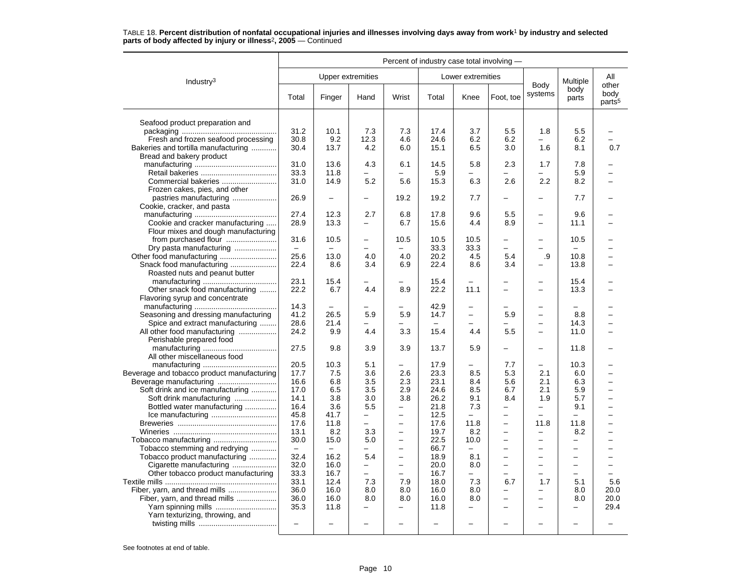TABLE 18. **Percent distribution of nonfatal occupational injuries and illnesses involving days away from work[1] by industry and selected parts of body affected by injury or illness[2], 2005** — Continued

| Industry[3] | Percent of industry case total involving — | | | | | | | | | |
|---|---|---|---|---|---|---|---|---|---|---|
| | Upper extremities | | | | Lower extremities | | | Body systems | Multiple body parts | All other body parts[5] |
| | Total | Finger | Hand | Wrist | Total | Knee | Foot, toe | | | |
| Seafood product preparation and packaging | 31.2 | 10.1 | 7.3 | 7.3 | 17.4 | 3.7 | 5.5 | 1.8 | 5.5 | – |
| Fresh and frozen seafood processing | 30.8 | 9.2 | 12.3 | 4.6 | 24.6 | 6.2 | 6.2 | – | 6.2 | – |
| Bakeries and tortilla manufacturing | 30.4 | 13.7 | 4.2 | 6.0 | 15.1 | 6.5 | 3.0 | 1.6 | 8.1 | 0.7 |
| Bread and bakery product manufacturing | 31.0 | 13.6 | 4.3 | 6.1 | 14.5 | 5.8 | 2.3 | 1.7 | 7.8 | – |
| Retail bakeries | 33.3 | 11.8 | – | – | 5.9 | – | – | – | 5.9 | – |
| Commercial bakeries | 31.0 | 14.9 | 5.2 | 5.6 | 15.3 | 6.3 | 2.6 | 2.2 | 8.2 | – |
| Frozen cakes, pies, and other pastries manufacturing | 26.9 | – | – | 19.2 | 19.2 | 7.7 | – | – | 7.7 | – |
| Cookie, cracker, and pasta manufacturing | 27.4 | 12.3 | 2.7 | 6.8 | 17.8 | 9.6 | 5.5 | – | 9.6 | – |
| Cookie and cracker manufacturing | 28.9 | 13.3 | – | 6.7 | 15.6 | 4.4 | 8.9 | – | 11.1 | – |
| Flour mixes and dough manufacturing from purchased flour | 31.6 | 10.5 | – | 10.5 | 10.5 | 10.5 | – | – | 10.5 | – |
| Dry pasta manufacturing | – | – | – | – | 33.3 | 33.3 | – | – | – | – |
| Other food manufacturing | 25.6 | 13.0 | 4.0 | 4.0 | 20.2 | 4.5 | 5.4 | .9 | 10.8 | – |
| Snack food manufacturing | 22.4 | 8.6 | 3.4 | 6.9 | 22.4 | 8.6 | 3.4 | – | 13.8 | – |
| Roasted nuts and peanut butter manufacturing | 23.1 | 15.4 | – | – | 15.4 | – | – | – | 15.4 | – |
| Other snack food manufacturing | 22.2 | 6.7 | 4.4 | 8.9 | 22.2 | 11.1 | – | – | 13.3 | – |
| Flavoring syrup and concentrate manufacturing | 14.3 | – | – | – | 42.9 | – | – | – | – | – |
| Seasoning and dressing manufacturing | 41.2 | 26.5 | 5.9 | 5.9 | 14.7 | – | 5.9 | – | 8.8 | – |
| Spice and extract manufacturing | 28.6 | 21.4 | – | – | – | – | – | – | 14.3 | – |
| All other food manufacturing | 24.2 | 9.9 | 4.4 | 3.3 | 15.4 | 4.4 | 5.5 | – | 11.0 | – |
| Perishable prepared food manufacturing | 27.5 | 9.8 | 3.9 | 3.9 | 13.7 | 5.9 | – | – | 11.8 | – |
| All other miscellaneous food manufacturing | 20.5 | 10.3 | 5.1 | – | 17.9 | – | 7.7 | – | 10.3 | – |
| Beverage and tobacco product manufacturing | 17.7 | 7.5 | 3.6 | 2.6 | 23.3 | 8.5 | 5.3 | 2.1 | 6.0 | – |
| Beverage manufacturing | 16.6 | 6.8 | 3.5 | 2.3 | 23.1 | 8.4 | 5.6 | 2.1 | 6.3 | – |
| Soft drink and ice manufacturing | 17.0 | 6.5 | 3.5 | 2.9 | 24.6 | 8.5 | 6.7 | 2.1 | 5.9 | – |
| Soft drink manufacturing | 14.1 | 3.8 | 3.0 | 3.8 | 26.2 | 9.1 | 8.4 | 1.9 | 5.7 | – |
| Bottled water manufacturing | 16.4 | 3.6 | 5.5 | – | 21.8 | 7.3 | – | – | 9.1 | – |
| Ice manufacturing | 45.8 | 41.7 | – | – | 12.5 | – | – | – | – | – |
| Breweries | 17.6 | 11.8 | – | – | 17.6 | 11.8 | – | 11.8 | 11.8 | – |
| Wineries | 13.1 | 8.2 | 3.3 | – | 19.7 | 8.2 | – | – | 8.2 | – |
| Tobacco manufacturing | 30.0 | 15.0 | 5.0 | – | 22.5 | 10.0 | – | – | – | – |
| Tobacco stemming and redrying | – | – | – | – | 66.7 | – | – | – | – | – |
| Tobacco product manufacturing | 32.4 | 16.2 | 5.4 | – | 18.9 | 8.1 | – | – | – | – |
| Cigarette manufacturing | 32.0 | 16.0 | – | – | 20.0 | 8.0 | – | – | – | – |
| Other tobacco product manufacturing | 33.3 | 16.7 | – | – | 16.7 | – | – | – | – | – |
| Textile mills | 33.1 | 12.4 | 7.3 | 7.9 | 18.0 | 7.3 | 6.7 | 1.7 | 5.1 | 5.6 |
| Fiber, yarn, and thread mills | 36.0 | 16.0 | 8.0 | 8.0 | 16.0 | 8.0 | – | – | 8.0 | 20.0 |
| Fiber, yarn, and thread mills | 36.0 | 16.0 | 8.0 | 8.0 | 16.0 | 8.0 | – | – | 8.0 | 20.0 |
| Yarn spinning mills | 35.3 | 11.8 | – | – | 11.8 | – | – | – | – | 29.4 |
| Yarn texturizing, throwing, and twisting mills | – | – | – | – | – | – | – | – | – | – |

See footnotes at end of table.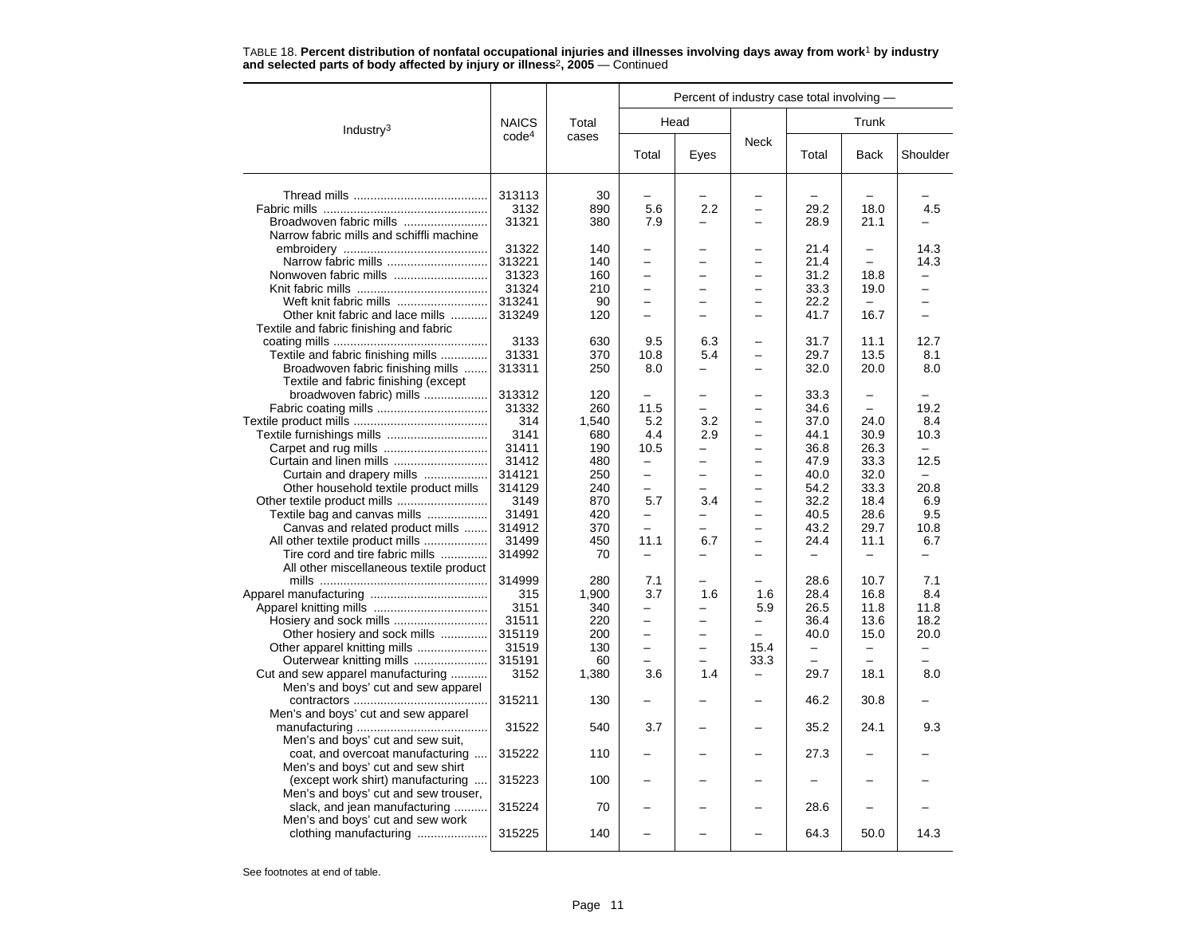TABLE 18. **Percent distribution of nonfatal occupational injuries and illnesses involving days away from work[1] by industry and selected parts of body affected by injury or illness[2], 2005** — Continued

| Industry[3] | NAICS code[4] | Total cases | Percent of industry case total involving — Head | | Neck | Trunk | | |
|---|---|---|---|---|---|---|---|---|
| | | | Total | Eyes | | Total | Back | Shoulder |
| Thread mills | 313113 | 30 | – | – | – | – | – | – |
| Fabric mills | 3132 | 890 | 5.6 | 2.2 | – | 29.2 | 18.0 | 4.5 |
| Broadwoven fabric mills | 31321 | 380 | 7.9 | – | – | 28.9 | 21.1 | – |
| Narrow fabric mills and schiffli machine embroidery | 31322 | 140 | – | – | – | 21.4 | – | 14.3 |
| Narrow fabric mills | 313221 | 140 | – | – | – | 21.4 | – | 14.3 |
| Nonwoven fabric mills | 31323 | 160 | – | – | – | 31.2 | 18.8 | – |
| Knit fabric mills | 31324 | 210 | – | – | – | 33.3 | 19.0 | – |
| Weft knit fabric mills | 313241 | 90 | – | – | – | 22.2 | – | – |
| Other knit fabric and lace mills | 313249 | 120 | – | – | – | 41.7 | 16.7 | – |
| Textile and fabric finishing and fabric coating mills | 3133 | 630 | 9.5 | 6.3 | – | 31.7 | 11.1 | 12.7 |
| Textile and fabric finishing mills | 31331 | 370 | 10.8 | 5.4 | – | 29.7 | 13.5 | 8.1 |
| Broadwoven fabric finishing mills | 313311 | 250 | 8.0 | – | – | 32.0 | 20.0 | 8.0 |
| Textile and fabric finishing (except broadwoven fabric) mills | 313312 | 120 | – | – | – | 33.3 | – | – |
| Fabric coating mills | 31332 | 260 | 11.5 | – | – | 34.6 | – | 19.2 |
| Textile product mills | 314 | 1,540 | 5.2 | 3.2 | – | 37.0 | 24.0 | 8.4 |
| Textile furnishings mills | 3141 | 680 | 4.4 | 2.9 | – | 44.1 | 30.9 | 10.3 |
| Carpet and rug mills | 31411 | 190 | 10.5 | – | – | 36.8 | 26.3 | – |
| Curtain and linen mills | 31412 | 480 | – | – | – | 47.9 | 33.3 | 12.5 |
| Curtain and drapery mills | 314121 | 250 | – | – | – | 40.0 | 32.0 | – |
| Other household textile product mills | 314129 | 240 | – | – | – | 54.2 | 33.3 | 20.8 |
| Other textile product mills | 3149 | 870 | 5.7 | 3.4 | – | 32.2 | 18.4 | 6.9 |
| Textile bag and canvas mills | 31491 | 420 | – | – | – | 40.5 | 28.6 | 9.5 |
| Canvas and related product mills | 314912 | 370 | – | – | – | 43.2 | 29.7 | 10.8 |
| All other textile product mills | 31499 | 450 | 11.1 | 6.7 | – | 24.4 | 11.1 | 6.7 |
| Tire cord and tire fabric mills | 314992 | 70 | – | – | – | – | – | – |
| All other miscellaneous textile product mills | 314999 | 280 | 7.1 | – | – | 28.6 | 10.7 | 7.1 |
| Apparel manufacturing | 315 | 1,900 | 3.7 | 1.6 | 1.6 | 28.4 | 16.8 | 8.4 |
| Apparel knitting mills | 3151 | 340 | – | – | 5.9 | 26.5 | 11.8 | 11.8 |
| Hosiery and sock mills | 31511 | 220 | – | – | – | 36.4 | 13.6 | 18.2 |
| Other hosiery and sock mills | 315119 | 200 | – | – | – | 40.0 | 15.0 | 20.0 |
| Other apparel knitting mills | 31519 | 130 | – | – | 15.4 | – | – | – |
| Outerwear knitting mills | 315191 | 60 | – | – | 33.3 | – | – | – |
| Cut and sew apparel manufacturing | 3152 | 1,380 | 3.6 | 1.4 | – | 29.7 | 18.1 | 8.0 |
| Men's and boys' cut and sew apparel contractors | 315211 | 130 | – | – | – | 46.2 | 30.8 | – |
| Men's and boys' cut and sew apparel manufacturing | 31522 | 540 | 3.7 | – | – | 35.2 | 24.1 | 9.3 |
| Men's and boys' cut and sew suit, coat, and overcoat manufacturing | 315222 | 110 | – | – | – | 27.3 | – | – |
| Men's and boys' cut and sew shirt (except work shirt) manufacturing | 315223 | 100 | – | – | – | – | – | – |
| Men's and boys' cut and sew trouser, slack, and jean manufacturing | 315224 | 70 | – | – | – | 28.6 | – | – |
| Men's and boys' cut and sew work clothing manufacturing | 315225 | 140 | – | – | – | 64.3 | 50.0 | 14.3 |

See footnotes at end of table.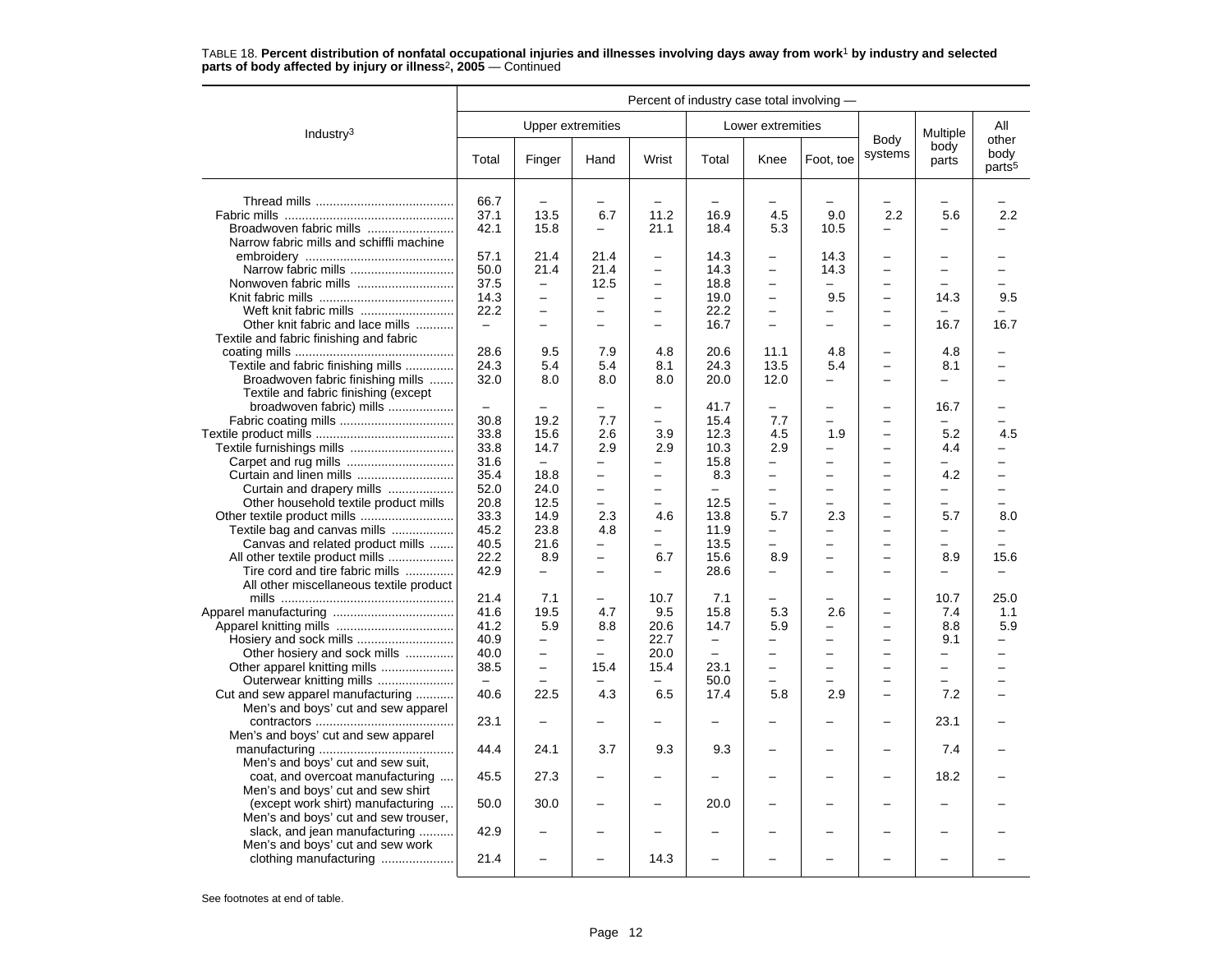TABLE 18. **Percent distribution of nonfatal occupational injuries and illnesses involving days away from work[1] by industry and selected parts of body affected by injury or illness[2], 2005** — Continued

| Industry[3] | Percent of industry case total involving — | | | | | | | | | |
|---|---|---|---|---|---|---|---|---|---|---|
| | Upper extremities | | | | Lower extremities | | | Body systems | Multiple body parts | All other body parts[5] |
| | Total | Finger | Hand | Wrist | Total | Knee | Foot, toe | | | |
| Thread mills | 66.7 | – | – | – | – | – | – | – | – | – |
| Fabric mills | 37.1 | 13.5 | 6.7 | 11.2 | 16.9 | 4.5 | 9.0 | 2.2 | 5.6 | 2.2 |
| Broadwoven fabric mills | 42.1 | 15.8 | – | 21.1 | 18.4 | 5.3 | 10.5 | – | – | – |
| Narrow fabric mills and schiffli machine embroidery | 57.1 | 21.4 | 21.4 | – | 14.3 | – | 14.3 | – | – | – |
| Narrow fabric mills | 50.0 | 21.4 | 21.4 | – | 14.3 | – | 14.3 | – | – | – |
| Nonwoven fabric mills | 37.5 | – | 12.5 | – | 18.8 | – | – | – | – | – |
| Knit fabric mills | 14.3 | – | – | – | 19.0 | – | 9.5 | – | 14.3 | 9.5 |
| Weft knit fabric mills | 22.2 | – | – | – | 22.2 | – | – | – | – | – |
| Other knit fabric and lace mills | – | – | – | – | 16.7 | – | – | – | 16.7 | 16.7 |
| Textile and fabric finishing and fabric coating mills | 28.6 | 9.5 | 7.9 | 4.8 | 20.6 | 11.1 | 4.8 | – | 4.8 | – |
| Textile and fabric finishing mills | 24.3 | 5.4 | 5.4 | 8.1 | 24.3 | 13.5 | 5.4 | – | 8.1 | – |
| Broadwoven fabric finishing mills | 32.0 | 8.0 | 8.0 | 8.0 | 20.0 | 12.0 | – | – | – | – |
| Textile and fabric finishing (except broadwoven fabric) mills | – | – | – | – | 41.7 | – | – | – | 16.7 | – |
| Fabric coating mills | 30.8 | 19.2 | 7.7 | – | 15.4 | 7.7 | – | – | – | – |
| Textile product mills | 33.8 | 15.6 | 2.6 | 3.9 | 12.3 | 4.5 | 1.9 | – | 5.2 | 4.5 |
| Textile furnishings mills | 33.8 | 14.7 | 2.9 | 2.9 | 10.3 | 2.9 | – | – | 4.4 | – |
| Carpet and rug mills | 31.6 | – | – | – | 15.8 | – | – | – | – | – |
| Curtain and linen mills | 35.4 | 18.8 | – | – | 8.3 | – | – | – | 4.2 | – |
| Curtain and drapery mills | 52.0 | 24.0 | – | – | – | – | – | – | – | – |
| Other household textile product mills | 20.8 | 12.5 | – | – | 12.5 | – | – | – | – | – |
| Other textile product mills | 33.3 | 14.9 | 2.3 | 4.6 | 13.8 | 5.7 | 2.3 | – | 5.7 | 8.0 |
| Textile bag and canvas mills | 45.2 | 23.8 | 4.8 | – | 11.9 | – | – | – | – | – |
| Canvas and related product mills | 40.5 | 21.6 | – | – | 13.5 | – | – | – | – | – |
| All other textile product mills | 22.2 | 8.9 | – | 6.7 | 15.6 | 8.9 | – | – | 8.9 | 15.6 |
| Tire cord and tire fabric mills | 42.9 | – | – | – | 28.6 | – | – | – | – | – |
| All other miscellaneous textile product mills | 21.4 | 7.1 | – | 10.7 | 7.1 | – | – | – | 10.7 | 25.0 |
| Apparel manufacturing | 41.6 | 19.5 | 4.7 | 9.5 | 15.8 | 5.3 | 2.6 | – | 7.4 | 1.1 |
| Apparel knitting mills | 41.2 | 5.9 | 8.8 | 20.6 | 14.7 | 5.9 | – | – | 8.8 | 5.9 |
| Hosiery and sock mills | 40.9 | – | – | 22.7 | – | – | – | – | 9.1 | – |
| Other hosiery and sock mills | 40.0 | – | – | 20.0 | – | – | – | – | – | – |
| Other apparel knitting mills | 38.5 | – | 15.4 | 15.4 | 23.1 | – | – | – | – | – |
| Outerwear knitting mills | – | – | – | – | 50.0 | – | – | – | – | – |
| Cut and sew apparel manufacturing | 40.6 | 22.5 | 4.3 | 6.5 | 17.4 | 5.8 | 2.9 | – | 7.2 | – |
| Men's and boys' cut and sew apparel contractors | 23.1 | – | – | – | – | – | – | – | 23.1 | – |
| Men's and boys' cut and sew apparel manufacturing | 44.4 | 24.1 | 3.7 | 9.3 | 9.3 | – | – | – | 7.4 | – |
| Men's and boys' cut and sew suit, coat, and overcoat manufacturing | 45.5 | 27.3 | – | – | – | – | – | – | 18.2 | – |
| Men's and boys' cut and sew shirt (except work shirt) manufacturing | 50.0 | 30.0 | – | – | 20.0 | – | – | – | – | – |
| Men's and boys' cut and sew trouser, slack, and jean manufacturing | 42.9 | – | – | – | – | – | – | – | – | – |
| Men's and boys' cut and sew work clothing manufacturing | 21.4 | – | – | 14.3 | – | – | – | – | – | – |

See footnotes at end of table.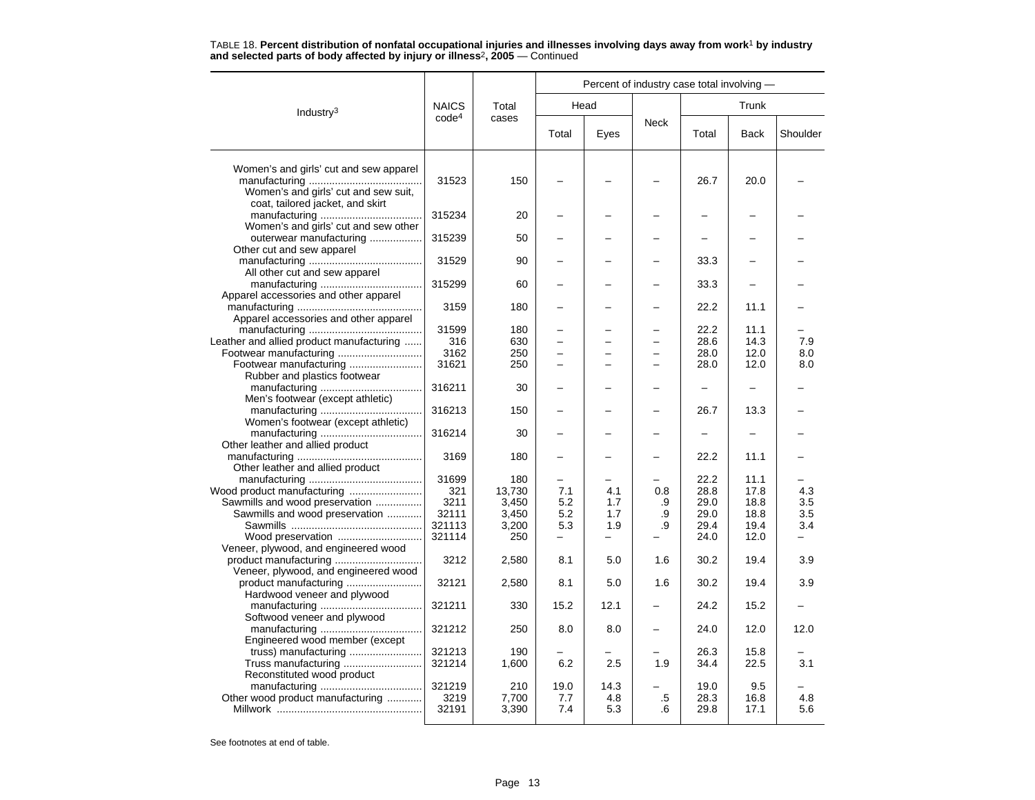TABLE 18. **Percent distribution of nonfatal occupational injuries and illnesses involving days away from work[1] by industry and selected parts of body affected by injury or illness[2], 2005** — Continued

| Industry[3] | NAICS code[4] | Total cases | Percent of industry case total involving — | | | | | |
|---|---|---|---|---|---|---|---|---|
| | | | Head | | Neck | Trunk | | |
| | | | Total | Eyes | | Total | Back | Shoulder |
| Women's and girls' cut and sew apparel manufacturing | 31523 | 150 | – | – | – | 26.7 | 20.0 | – |
| Women's and girls' cut and sew suit, coat, tailored jacket, and skirt manufacturing | 315234 | 20 | – | – | – | – | – | – |
| Women's and girls' cut and sew other outerwear manufacturing | 315239 | 50 | – | – | – | – | – | – |
| Other cut and sew apparel manufacturing | 31529 | 90 | – | – | – | 33.3 | – | – |
| All other cut and sew apparel manufacturing | 315299 | 60 | – | – | – | 33.3 | – | – |
| Apparel accessories and other apparel manufacturing | 3159 | 180 | – | – | – | 22.2 | 11.1 | – |
| Apparel accessories and other apparel manufacturing | 31599 | 180 | – | – | – | 22.2 | 11.1 | – |
| Leather and allied product manufacturing | 316 | 630 | – | – | – | 28.6 | 14.3 | 7.9 |
| Footwear manufacturing | 3162 | 250 | – | – | – | 28.0 | 12.0 | 8.0 |
| Footwear manufacturing | 31621 | 250 | – | – | – | 28.0 | 12.0 | 8.0 |
| Rubber and plastics footwear manufacturing | 316211 | 30 | – | – | – | – | – | – |
| Men's footwear (except athletic) manufacturing | 316213 | 150 | – | – | – | 26.7 | 13.3 | – |
| Women's footwear (except athletic) manufacturing | 316214 | 30 | – | – | – | – | – | – |
| Other leather and allied product manufacturing | 3169 | 180 | – | – | – | 22.2 | 11.1 | – |
| Other leather and allied product manufacturing | 31699 | 180 | – | – | – | 22.2 | 11.1 | – |
| Wood product manufacturing | 321 | 13,730 | 7.1 | 4.1 | 0.8 | 28.8 | 17.8 | 4.3 |
| Sawmills and wood preservation | 3211 | 3,450 | 5.2 | 1.7 | .9 | 29.0 | 18.8 | 3.5 |
| Sawmills and wood preservation | 32111 | 3,450 | 5.2 | 1.7 | .9 | 29.0 | 18.8 | 3.5 |
| Sawmills | 321113 | 3,200 | 5.3 | 1.9 | .9 | 29.4 | 19.4 | 3.4 |
| Wood preservation | 321114 | 250 | – | – | – | 24.0 | 12.0 | – |
| Veneer, plywood, and engineered wood product manufacturing | 3212 | 2,580 | 8.1 | 5.0 | 1.6 | 30.2 | 19.4 | 3.9 |
| Veneer, plywood, and engineered wood product manufacturing | 32121 | 2,580 | 8.1 | 5.0 | 1.6 | 30.2 | 19.4 | 3.9 |
| Hardwood veneer and plywood manufacturing | 321211 | 330 | 15.2 | 12.1 | – | 24.2 | 15.2 | – |
| Softwood veneer and plywood manufacturing | 321212 | 250 | 8.0 | 8.0 | – | 24.0 | 12.0 | 12.0 |
| Engineered wood member (except truss) manufacturing | 321213 | 190 | – | – | – | 26.3 | 15.8 | – |
| Truss manufacturing | 321214 | 1,600 | 6.2 | 2.5 | 1.9 | 34.4 | 22.5 | 3.1 |
| Reconstituted wood product manufacturing | 321219 | 210 | 19.0 | 14.3 | – | 19.0 | 9.5 | – |
| Other wood product manufacturing | 3219 | 7,700 | 7.7 | 4.8 | .5 | 28.3 | 16.8 | 4.8 |
| Millwork | 32191 | 3,390 | 7.4 | 5.3 | .6 | 29.8 | 17.1 | 5.6 |

See footnotes at end of table.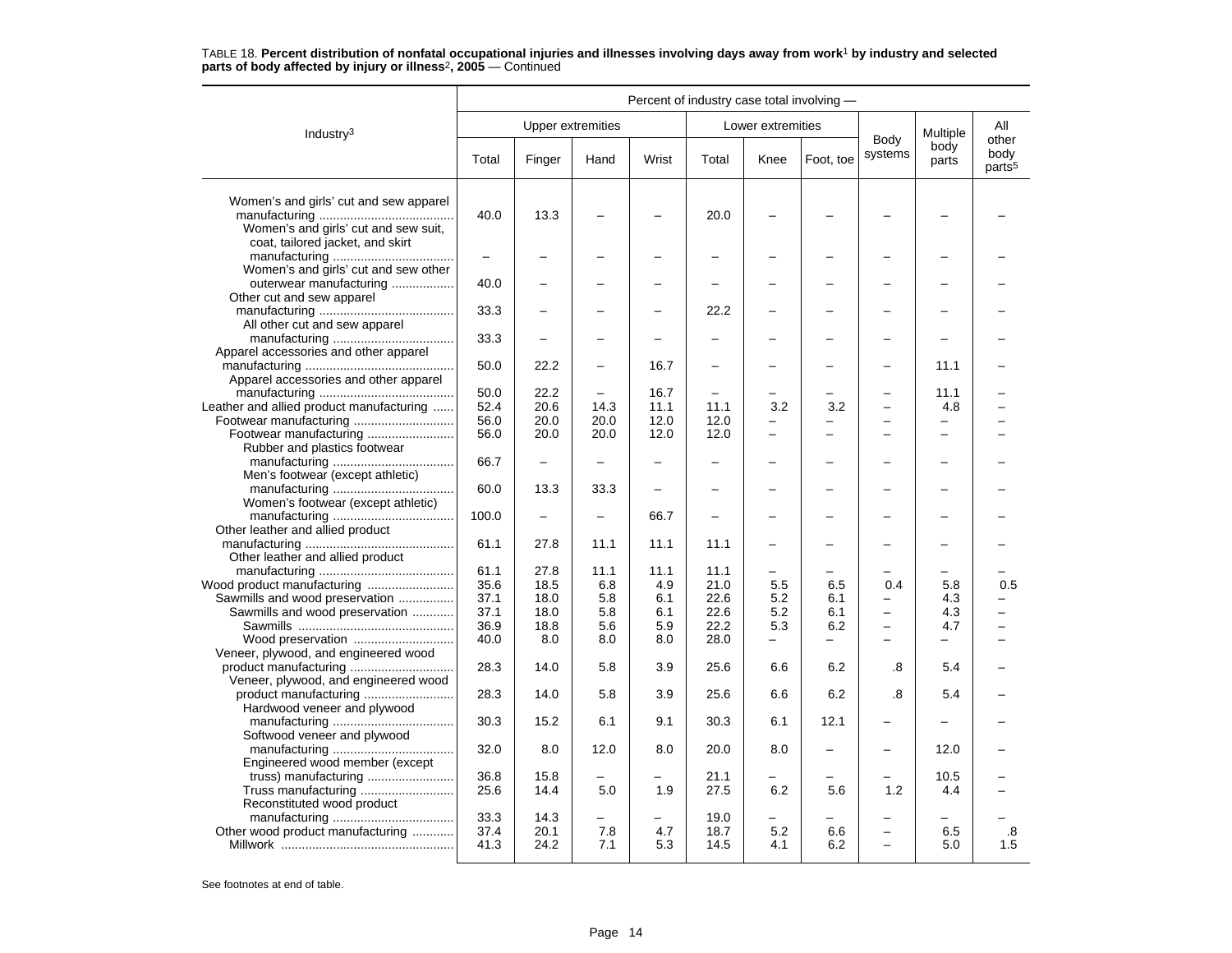TABLE 18. **Percent distribution of nonfatal occupational injuries and illnesses involving days away from work[1] by industry and selected parts of body affected by injury or illness[2], 2005** — Continued

| Industry[3] | Percent of industry case total involving — | | | | | | | | | |
|---|---|---|---|---|---|---|---|---|---|---|
| | Upper extremities | | | | Lower extremities | | | Body systems | Multiple body parts | All other body parts[5] |
| | Total | Finger | Hand | Wrist | Total | Knee | Foot, toe | | | |
| Women's and girls' cut and sew apparel manufacturing | 40.0 | 13.3 | – | – | 20.0 | – | – | – | – | – |
| Women's and girls' cut and sew suit, coat, tailored jacket, and skirt manufacturing | – | – | – | – | – | – | – | – | – | – |
| Women's and girls' cut and sew other outerwear manufacturing | 40.0 | – | – | – | – | – | – | – | – | – |
| Other cut and sew apparel manufacturing | 33.3 | – | – | – | 22.2 | – | – | – | – | – |
| All other cut and sew apparel manufacturing | 33.3 | – | – | – | – | – | – | – | – | – |
| Apparel accessories and other apparel manufacturing | 50.0 | 22.2 | – | 16.7 | – | – | – | – | 11.1 | – |
| Apparel accessories and other apparel manufacturing | 50.0 | 22.2 | – | 16.7 | – | – | – | – | 11.1 | – |
| Leather and allied product manufacturing | 52.4 | 20.6 | 14.3 | 11.1 | 11.1 | 3.2 | 3.2 | – | 4.8 | – |
| Footwear manufacturing | 56.0 | 20.0 | 20.0 | 12.0 | 12.0 | – | – | – | – | – |
| Footwear manufacturing | 56.0 | 20.0 | 20.0 | 12.0 | 12.0 | – | – | – | – | – |
| Rubber and plastics footwear manufacturing | 66.7 | – | – | – | – | – | – | – | – | – |
| Men's footwear (except athletic) manufacturing | 60.0 | 13.3 | 33.3 | – | – | – | – | – | – | – |
| Women's footwear (except athletic) manufacturing | 100.0 | – | – | 66.7 | – | – | – | – | – | – |
| Other leather and allied product manufacturing | 61.1 | 27.8 | 11.1 | 11.1 | 11.1 | – | – | – | – | – |
| Other leather and allied product manufacturing | 61.1 | 27.8 | 11.1 | 11.1 | 11.1 | – | – | – | – | – |
| Wood product manufacturing | 35.6 | 18.5 | 6.8 | 4.9 | 21.0 | 5.5 | 6.5 | 0.4 | 5.8 | 0.5 |
| Sawmills and wood preservation | 37.1 | 18.0 | 5.8 | 6.1 | 22.6 | 5.2 | 6.1 | – | 4.3 | – |
| Sawmills and wood preservation | 37.1 | 18.0 | 5.8 | 6.1 | 22.6 | 5.2 | 6.1 | – | 4.3 | – |
| Sawmills | 36.9 | 18.8 | 5.6 | 5.9 | 22.2 | 5.3 | 6.2 | – | 4.7 | – |
| Wood preservation | 40.0 | 8.0 | 8.0 | 8.0 | 28.0 | – | – | – | – | – |
| Veneer, plywood, and engineered wood product manufacturing | 28.3 | 14.0 | 5.8 | 3.9 | 25.6 | 6.6 | 6.2 | .8 | 5.4 | – |
| Veneer, plywood, and engineered wood product manufacturing | 28.3 | 14.0 | 5.8 | 3.9 | 25.6 | 6.6 | 6.2 | .8 | 5.4 | – |
| Hardwood veneer and plywood manufacturing | 30.3 | 15.2 | 6.1 | 9.1 | 30.3 | 6.1 | 12.1 | – | – | – |
| Softwood veneer and plywood manufacturing | 32.0 | 8.0 | 12.0 | 8.0 | 20.0 | 8.0 | – | – | 12.0 | – |
| Engineered wood member (except truss) manufacturing | 36.8 | 15.8 | – | – | 21.1 | – | – | – | 10.5 | – |
| Truss manufacturing | 25.6 | 14.4 | 5.0 | 1.9 | 27.5 | 6.2 | 5.6 | 1.2 | 4.4 | – |
| Reconstituted wood product manufacturing | 33.3 | 14.3 | – | – | 19.0 | – | – | – | – | – |
| Other wood product manufacturing | 37.4 | 20.1 | 7.8 | 4.7 | 18.7 | 5.2 | 6.6 | – | 6.5 | .8 |
| Millwork | 41.3 | 24.2 | 7.1 | 5.3 | 14.5 | 4.1 | 6.2 | – | 5.0 | 1.5 |

See footnotes at end of table.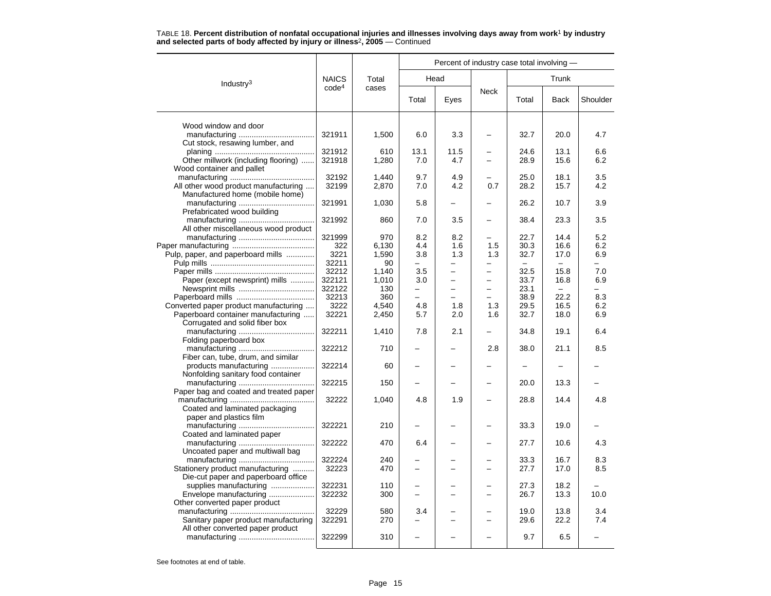TABLE 18. **Percent distribution of nonfatal occupational injuries and illnesses involving days away from work[1] by industry and selected parts of body affected by injury or illness[2], 2005** — Continued

| Industry[3] | NAICS code[4] | Total cases | Percent of industry case total involving — | | | | | |
|---|---|---|---|---|---|---|---|---|
| | | | Head | | Neck | Trunk | | |
| | | | Total | Eyes | | Total | Back | Shoulder |
| Wood window and door manufacturing | 321911 | 1,500 | 6.0 | 3.3 | – | 32.7 | 20.0 | 4.7 |
| Cut stock, resawing lumber, and planing | 321912 | 610 | 13.1 | 11.5 | – | 24.6 | 13.1 | 6.6 |
| Other millwork (including flooring) | 321918 | 1,280 | 7.0 | 4.7 | – | 28.9 | 15.6 | 6.2 |
| Wood container and pallet manufacturing | 32192 | 1,440 | 9.7 | 4.9 | – | 25.0 | 18.1 | 3.5 |
| All other wood product manufacturing | 32199 | 2,870 | 7.0 | 4.2 | 0.7 | 28.2 | 15.7 | 4.2 |
| Manufactured home (mobile home) manufacturing | 321991 | 1,030 | 5.8 | – | – | 26.2 | 10.7 | 3.9 |
| Prefabricated wood building manufacturing | 321992 | 860 | 7.0 | 3.5 | – | 38.4 | 23.3 | 3.5 |
| All other miscellaneous wood product manufacturing | 321999 | 970 | 8.2 | 8.2 | – | 22.7 | 14.4 | 5.2 |
| Paper manufacturing | 322 | 6,130 | 4.4 | 1.6 | 1.5 | 30.3 | 16.6 | 6.2 |
| Pulp, paper, and paperboard mills | 3221 | 1,590 | 3.8 | 1.3 | 1.3 | 32.7 | 17.0 | 6.9 |
| Pulp mills | 32211 | 90 | – | – | – | – | – | – |
| Paper mills | 32212 | 1,140 | 3.5 | – | – | 32.5 | 15.8 | 7.0 |
| Paper (except newsprint) mills | 322121 | 1,010 | 3.0 | – | – | 33.7 | 16.8 | 6.9 |
| Newsprint mills | 322122 | 130 | – | – | – | 23.1 | – | – |
| Paperboard mills | 32213 | 360 | – | – | – | 38.9 | 22.2 | 8.3 |
| Converted paper product manufacturing | 3222 | 4,540 | 4.8 | 1.8 | 1.3 | 29.5 | 16.5 | 6.2 |
| Paperboard container manufacturing | 32221 | 2,450 | 5.7 | 2.0 | 1.6 | 32.7 | 18.0 | 6.9 |
| Corrugated and solid fiber box manufacturing | 322211 | 1,410 | 7.8 | 2.1 | – | 34.8 | 19.1 | 6.4 |
| Folding paperboard box manufacturing | 322212 | 710 | – | – | 2.8 | 38.0 | 21.1 | 8.5 |
| Fiber can, tube, drum, and similar products manufacturing | 322214 | 60 | – | – | – | – | – | – |
| Nonfolding sanitary food container manufacturing | 322215 | 150 | – | – | – | 20.0 | 13.3 | – |
| Paper bag and coated and treated paper manufacturing | 32222 | 1,040 | 4.8 | 1.9 | – | 28.8 | 14.4 | 4.8 |
| Coated and laminated packaging paper and plastics film manufacturing | 322221 | 210 | – | – | – | 33.3 | 19.0 | – |
| Coated and laminated paper manufacturing | 322222 | 470 | 6.4 | – | – | 27.7 | 10.6 | 4.3 |
| Uncoated paper and multiwall bag manufacturing | 322224 | 240 | – | – | – | 33.3 | 16.7 | 8.3 |
| Stationery product manufacturing | 32223 | 470 | – | – | – | 27.7 | 17.0 | 8.5 |
| Die-cut paper and paperboard office supplies manufacturing | 322231 | 110 | – | – | – | 27.3 | 18.2 | – |
| Envelope manufacturing | 322232 | 300 | – | – | – | 26.7 | 13.3 | 10.0 |
| Other converted paper product manufacturing | 32229 | 580 | 3.4 | – | – | 19.0 | 13.8 | 3.4 |
| Sanitary paper product manufacturing | 322291 | 270 | – | – | – | 29.6 | 22.2 | 7.4 |
| All other converted paper product manufacturing | 322299 | 310 | – | – | – | 9.7 | 6.5 | – |

See footnotes at end of table.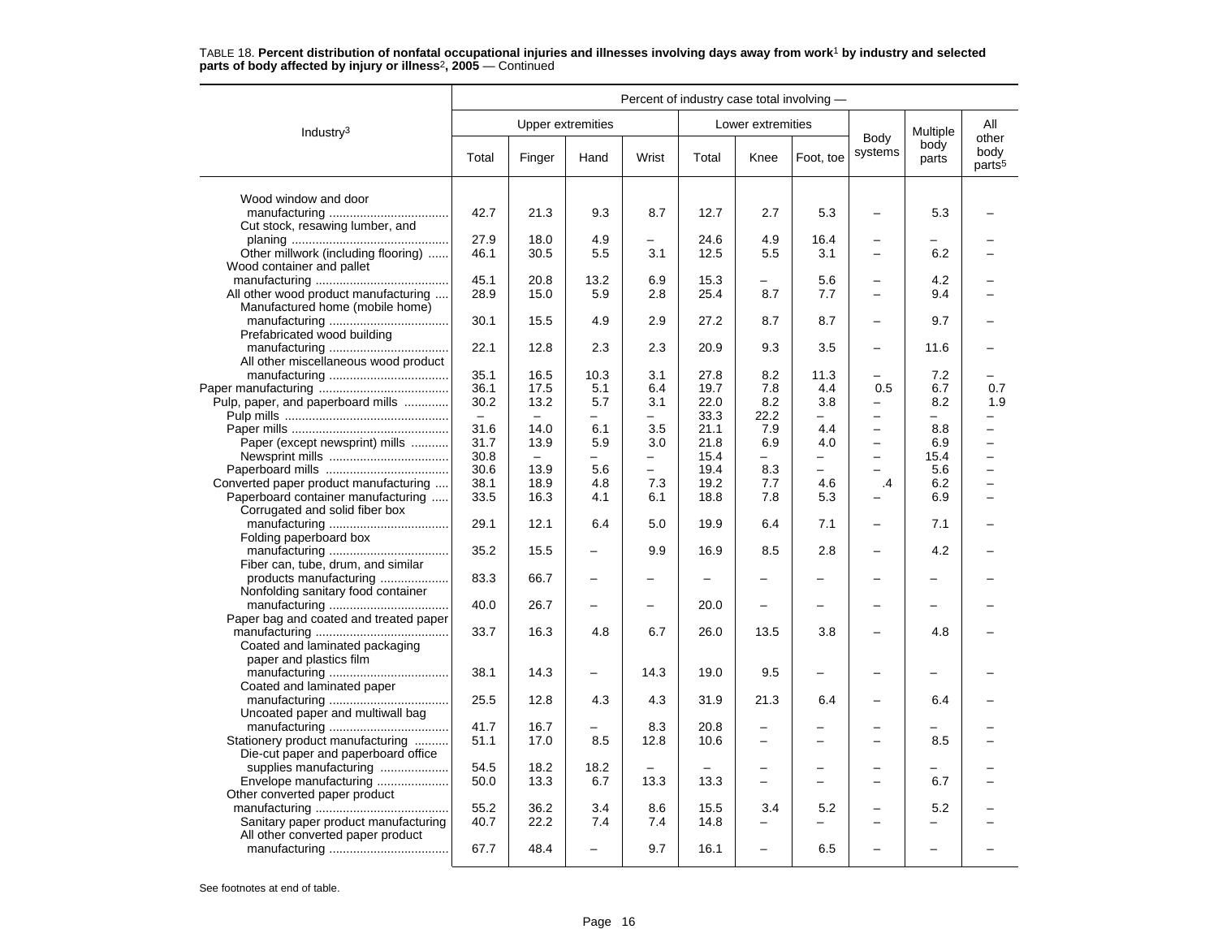TABLE 18. **Percent distribution of nonfatal occupational injuries and illnesses involving days away from work[1] by industry and selected parts of body affected by injury or illness[2], 2005** — Continued

| Industry[3] | Percent of industry case total involving — | | | | | | | | | |
|---|---|---|---|---|---|---|---|---|---|---|
| | Upper extremities | | | | Lower extremities | | | Body systems | Multiple body parts | All other body parts[5] |
| | Total | Finger | Hand | Wrist | Total | Knee | Foot, toe | | | |
| Wood window and door manufacturing | 42.7 | 21.3 | 9.3 | 8.7 | 12.7 | 2.7 | 5.3 | – | 5.3 | – |
| Cut stock, resawing lumber, and planing | 27.9 | 18.0 | 4.9 | – | 24.6 | 4.9 | 16.4 | – | – | – |
| Other millwork (including flooring) | 46.1 | 30.5 | 5.5 | 3.1 | 12.5 | 5.5 | 3.1 | – | 6.2 | – |
| Wood container and pallet manufacturing | 45.1 | 20.8 | 13.2 | 6.9 | 15.3 | – | 5.6 | – | 4.2 | – |
| All other wood product manufacturing | 28.9 | 15.0 | 5.9 | 2.8 | 25.4 | 8.7 | 7.7 | – | 9.4 | – |
| Manufactured home (mobile home) manufacturing | 30.1 | 15.5 | 4.9 | 2.9 | 27.2 | 8.7 | 8.7 | – | 9.7 | – |
| Prefabricated wood building manufacturing | 22.1 | 12.8 | 2.3 | 2.3 | 20.9 | 9.3 | 3.5 | – | 11.6 | – |
| All other miscellaneous wood product manufacturing | 35.1 | 16.5 | 10.3 | 3.1 | 27.8 | 8.2 | 11.3 | – | 7.2 | – |
| Paper manufacturing | 36.1 | 17.5 | 5.1 | 6.4 | 19.7 | 7.8 | 4.4 | 0.5 | 6.7 | 0.7 |
| Pulp, paper, and paperboard mills | 30.2 | 13.2 | 5.7 | 3.1 | 22.0 | 8.2 | 3.8 | – | 8.2 | 1.9 |
| Pulp mills | – | – | – | – | 33.3 | 22.2 | – | – | – | – |
| Paper mills | 31.6 | 14.0 | 6.1 | 3.5 | 21.1 | 7.9 | 4.4 | – | 8.8 | – |
| Paper (except newsprint) mills | 31.7 | 13.9 | 5.9 | 3.0 | 21.8 | 6.9 | 4.0 | – | 6.9 | – |
| Newsprint mills | 30.8 | – | – | – | 15.4 | – | – | – | 15.4 | – |
| Paperboard mills | 30.6 | 13.9 | 5.6 | – | 19.4 | 8.3 | – | – | 5.6 | – |
| Converted paper product manufacturing | 38.1 | 18.9 | 4.8 | 7.3 | 19.2 | 7.7 | 4.6 | .4 | 6.2 | – |
| Paperboard container manufacturing | 33.5 | 16.3 | 4.1 | 6.1 | 18.8 | 7.8 | 5.3 | – | 6.9 | – |
| Corrugated and solid fiber box manufacturing | 29.1 | 12.1 | 6.4 | 5.0 | 19.9 | 6.4 | 7.1 | – | 7.1 | – |
| Folding paperboard box manufacturing | 35.2 | 15.5 | – | 9.9 | 16.9 | 8.5 | 2.8 | – | 4.2 | – |
| Fiber can, tube, drum, and similar products manufacturing | 83.3 | 66.7 | – | – | – | – | – | – | – | – |
| Nonfolding sanitary food container manufacturing | 40.0 | 26.7 | – | – | 20.0 | – | – | – | – | – |
| Paper bag and coated and treated paper manufacturing | 33.7 | 16.3 | 4.8 | 6.7 | 26.0 | 13.5 | 3.8 | – | 4.8 | – |
| Coated and laminated packaging paper and plastics film manufacturing | 38.1 | 14.3 | – | 14.3 | 19.0 | 9.5 | – | – | – | – |
| Coated and laminated paper manufacturing | 25.5 | 12.8 | 4.3 | 4.3 | 31.9 | 21.3 | 6.4 | – | 6.4 | – |
| Uncoated paper and multiwall bag manufacturing | 41.7 | 16.7 | – | 8.3 | 20.8 | – | – | – | – | – |
| Stationery product manufacturing | 51.1 | 17.0 | 8.5 | 12.8 | 10.6 | – | – | – | 8.5 | – |
| Die-cut paper and paperboard office supplies manufacturing | 54.5 | 18.2 | 18.2 | – | – | – | – | – | – | – |
| Envelope manufacturing | 50.0 | 13.3 | 6.7 | 13.3 | 13.3 | – | – | – | 6.7 | – |
| Other converted paper product manufacturing | 55.2 | 36.2 | 3.4 | 8.6 | 15.5 | 3.4 | 5.2 | – | 5.2 | – |
| Sanitary paper product manufacturing | 40.7 | 22.2 | 7.4 | 7.4 | 14.8 | – | – | – | – | – |
| All other converted paper product manufacturing | 67.7 | 48.4 | – | 9.7 | 16.1 | – | 6.5 | – | – | – |

See footnotes at end of table.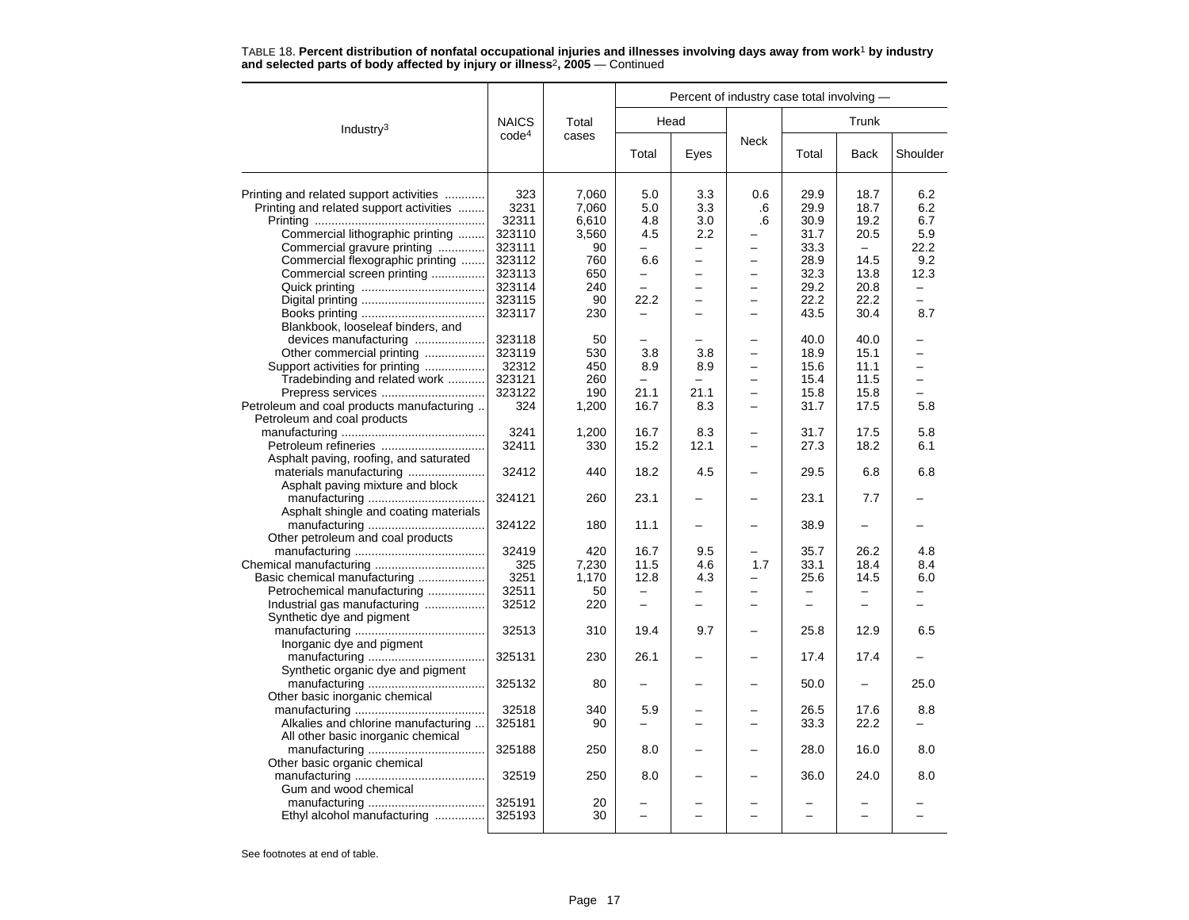TABLE 18. **Percent distribution of nonfatal occupational injuries and illnesses involving days away from work[1] by industry and selected parts of body affected by injury or illness[2], 2005** — Continued

| Industry[3] | NAICS code[4] | Total cases | Percent of industry case total involving — | | | | | |
|---|---|---|---|---|---|---|---|---|
| | | | Head | | Neck | Trunk | | |
| | | | Total | Eyes | | Total | Back | Shoulder |
| Printing and related support activities | 323 | 7,060 | 5.0 | 3.3 | 0.6 | 29.9 | 18.7 | 6.2 |
| Printing and related support activities | 3231 | 7,060 | 5.0 | 3.3 | .6 | 29.9 | 18.7 | 6.2 |
| Printing | 32311 | 6,610 | 4.8 | 3.0 | .6 | 30.9 | 19.2 | 6.7 |
| Commercial lithographic printing | 323110 | 3,560 | 4.5 | 2.2 | – | 31.7 | 20.5 | 5.9 |
| Commercial gravure printing | 323111 | 90 | – | – | – | 33.3 | – | 22.2 |
| Commercial flexographic printing | 323112 | 760 | 6.6 | – | – | 28.9 | 14.5 | 9.2 |
| Commercial screen printing | 323113 | 650 | – | – | – | 32.3 | 13.8 | 12.3 |
| Quick printing | 323114 | 240 | – | – | – | 29.2 | 20.8 | – |
| Digital printing | 323115 | 90 | 22.2 | – | – | 22.2 | 22.2 | – |
| Books printing | 323117 | 230 | – | – | – | 43.5 | 30.4 | 8.7 |
| Blankbook, looseleaf binders, and devices manufacturing | 323118 | 50 | – | – | – | 40.0 | 40.0 | – |
| Other commercial printing | 323119 | 530 | 3.8 | 3.8 | – | 18.9 | 15.1 | – |
| Support activities for printing | 32312 | 450 | 8.9 | 8.9 | – | 15.6 | 11.1 | – |
| Tradebinding and related work | 323121 | 260 | – | – | – | 15.4 | 11.5 | – |
| Prepress services | 323122 | 190 | 21.1 | 21.1 | – | 15.8 | 15.8 | – |
| Petroleum and coal products manufacturing | 324 | 1,200 | 16.7 | 8.3 | – | 31.7 | 17.5 | 5.8 |
| Petroleum and coal products manufacturing | 3241 | 1,200 | 16.7 | 8.3 | – | 31.7 | 17.5 | 5.8 |
| Petroleum refineries | 32411 | 330 | 15.2 | 12.1 | – | 27.3 | 18.2 | 6.1 |
| Asphalt paving, roofing, and saturated materials manufacturing | 32412 | 440 | 18.2 | 4.5 | – | 29.5 | 6.8 | 6.8 |
| Asphalt paving mixture and block manufacturing | 324121 | 260 | 23.1 | – | – | 23.1 | 7.7 | – |
| Asphalt shingle and coating materials manufacturing | 324122 | 180 | 11.1 | – | – | 38.9 | – | – |
| Other petroleum and coal products manufacturing | 32419 | 420 | 16.7 | 9.5 | – | 35.7 | 26.2 | 4.8 |
| Chemical manufacturing | 325 | 7,230 | 11.5 | 4.6 | 1.7 | 33.1 | 18.4 | 8.4 |
| Basic chemical manufacturing | 3251 | 1,170 | 12.8 | 4.3 | – | 25.6 | 14.5 | 6.0 |
| Petrochemical manufacturing | 32511 | 50 | – | – | – | – | – | – |
| Industrial gas manufacturing | 32512 | 220 | – | – | – | – | – | – |
| Synthetic dye and pigment manufacturing | 32513 | 310 | 19.4 | 9.7 | – | 25.8 | 12.9 | 6.5 |
| Inorganic dye and pigment manufacturing | 325131 | 230 | 26.1 | – | – | 17.4 | 17.4 | – |
| Synthetic organic dye and pigment manufacturing | 325132 | 80 | – | – | – | 50.0 | – | 25.0 |
| Other basic inorganic chemical manufacturing | 32518 | 340 | 5.9 | – | – | 26.5 | 17.6 | 8.8 |
| Alkalies and chlorine manufacturing | 325181 | 90 | – | – | – | 33.3 | 22.2 | – |
| All other basic inorganic chemical manufacturing | 325188 | 250 | 8.0 | – | – | 28.0 | 16.0 | 8.0 |
| Other basic organic chemical manufacturing | 32519 | 250 | 8.0 | – | – | 36.0 | 24.0 | 8.0 |
| Gum and wood chemical manufacturing | 325191 | 20 | – | – | – | – | – | – |
| Ethyl alcohol manufacturing | 325193 | 30 | – | – | – | – | – | – |

See footnotes at end of table.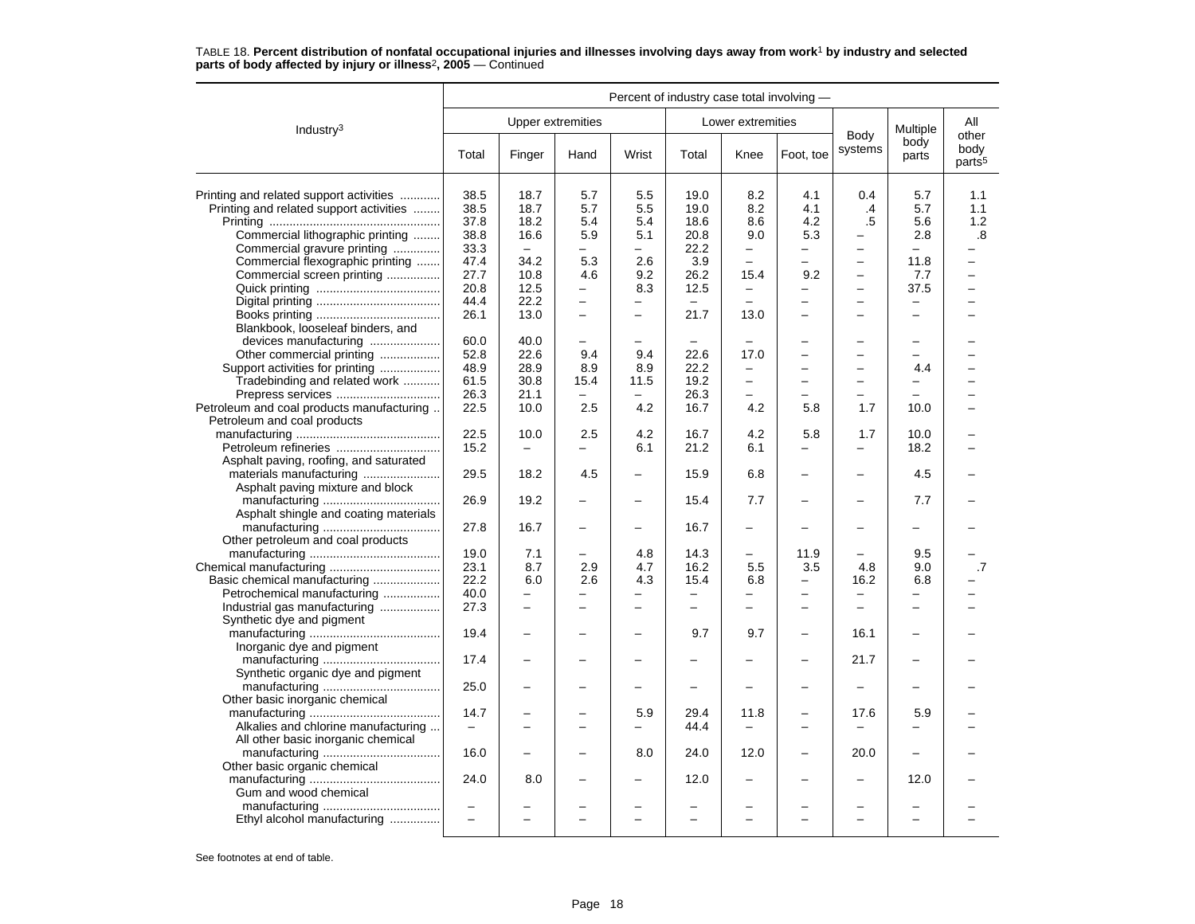TABLE 18. **Percent distribution of nonfatal occupational injuries and illnesses involving days away from work[1] by industry and selected parts of body affected by injury or illness[2], 2005** — Continued

| Industry[3] | Percent of industry case total involving — | | | | | | | | | |
|---|---|---|---|---|---|---|---|---|---|---|
| | Upper extremities | | | | Lower extremities | | | Body systems | Multiple body parts | All other body parts[5] |
| | Total | Finger | Hand | Wrist | Total | Knee | Foot, toe | | | |
| Printing and related support activities | 38.5 | 18.7 | 5.7 | 5.5 | 19.0 | 8.2 | 4.1 | 0.4 | 5.7 | 1.1 |
| Printing and related support activities | 38.5 | 18.7 | 5.7 | 5.5 | 19.0 | 8.2 | 4.1 | .4 | 5.7 | 1.1 |
| Printing | 37.8 | 18.2 | 5.4 | 5.4 | 18.6 | 8.6 | 4.2 | .5 | 5.6 | 1.2 |
| Commercial lithographic printing | 38.8 | 16.6 | 5.9 | 5.1 | 20.8 | 9.0 | 5.3 | – | 2.8 | .8 |
| Commercial gravure printing | 33.3 | – | – | – | 22.2 | – | – | – | – | – |
| Commercial flexographic printing | 47.4 | 34.2 | 5.3 | 2.6 | 3.9 | – | – | – | 11.8 | – |
| Commercial screen printing | 27.7 | 10.8 | 4.6 | 9.2 | 26.2 | 15.4 | 9.2 | – | 7.7 | – |
| Quick printing | 20.8 | 12.5 | – | 8.3 | 12.5 | – | – | – | 37.5 | – |
| Digital printing | 44.4 | 22.2 | – | – | – | – | – | – | – | – |
| Books printing | 26.1 | 13.0 | – | – | 21.7 | 13.0 | – | – | – | – |
| Blankbook, looseleaf binders, and devices manufacturing | 60.0 | 40.0 | – | – | – | – | – | – | – | – |
| Other commercial printing | 52.8 | 22.6 | 9.4 | 9.4 | 22.6 | 17.0 | – | – | – | – |
| Support activities for printing | 48.9 | 28.9 | 8.9 | 8.9 | 22.2 | – | – | – | 4.4 | – |
| Tradebinding and related work | 61.5 | 30.8 | 15.4 | 11.5 | 19.2 | – | – | – | – | – |
| Prepress services | 26.3 | 21.1 | – | – | 26.3 | – | – | – | – | – |
| Petroleum and coal products manufacturing | 22.5 | 10.0 | 2.5 | 4.2 | 16.7 | 4.2 | 5.8 | 1.7 | 10.0 | – |
| Petroleum and coal products manufacturing | 22.5 | 10.0 | 2.5 | 4.2 | 16.7 | 4.2 | 5.8 | 1.7 | 10.0 | – |
| Petroleum refineries | 15.2 | – | – | 6.1 | 21.2 | 6.1 | – | – | 18.2 | – |
| Asphalt paving, roofing, and saturated materials manufacturing | 29.5 | 18.2 | 4.5 | – | 15.9 | 6.8 | – | – | 4.5 | – |
| Asphalt paving mixture and block manufacturing | 26.9 | 19.2 | – | – | 15.4 | 7.7 | – | – | 7.7 | – |
| Asphalt shingle and coating materials manufacturing | 27.8 | 16.7 | – | – | 16.7 | – | – | – | – | – |
| Other petroleum and coal products manufacturing | 19.0 | 7.1 | – | 4.8 | 14.3 | – | 11.9 | – | 9.5 | – |
| Chemical manufacturing | 23.1 | 8.7 | 2.9 | 4.7 | 16.2 | 5.5 | 3.5 | 4.8 | 9.0 | .7 |
| Basic chemical manufacturing | 22.2 | 6.0 | 2.6 | 4.3 | 15.4 | 6.8 | – | 16.2 | 6.8 | – |
| Petrochemical manufacturing | 40.0 | – | – | – | – | – | – | – | – | – |
| Industrial gas manufacturing | 27.3 | – | – | – | – | – | – | – | – | – |
| Synthetic dye and pigment manufacturing | 19.4 | – | – | – | 9.7 | 9.7 | – | 16.1 | – | – |
| Inorganic dye and pigment manufacturing | 17.4 | – | – | – | – | – | – | 21.7 | – | – |
| Synthetic organic dye and pigment manufacturing | 25.0 | – | – | – | – | – | – | – | – | – |
| Other basic inorganic chemical manufacturing | 14.7 | – | – | 5.9 | 29.4 | 11.8 | – | 17.6 | 5.9 | – |
| Alkalies and chlorine manufacturing | – | – | – | – | 44.4 | – | – | – | – | – |
| All other basic inorganic chemical manufacturing | 16.0 | – | – | 8.0 | 24.0 | 12.0 | – | 20.0 | – | – |
| Other basic organic chemical manufacturing | 24.0 | 8.0 | – | – | 12.0 | – | – | – | 12.0 | – |
| Gum and wood chemical manufacturing | – | – | – | – | – | – | – | – | – | – |
| Ethyl alcohol manufacturing | – | – | – | – | – | – | – | – | – | – |

See footnotes at end of table.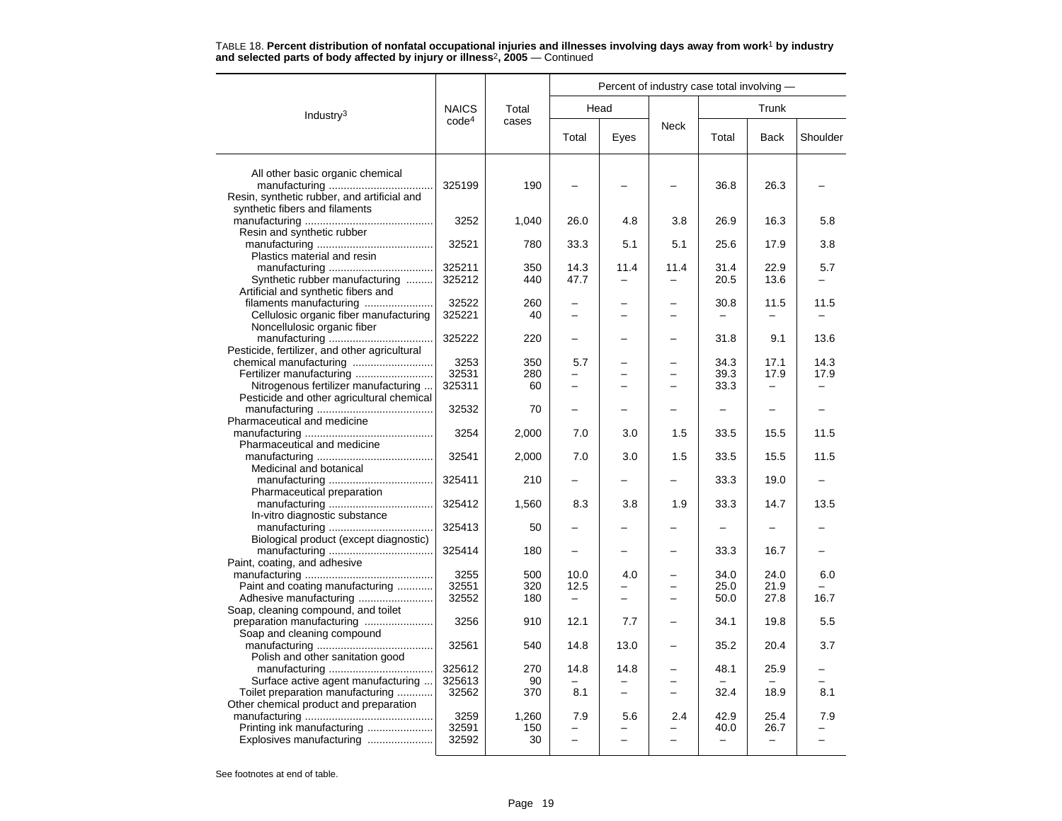TABLE 18. **Percent distribution of nonfatal occupational injuries and illnesses involving days away from work[1] by industry and selected parts of body affected by injury or illness[2], 2005** — Continued

| Industry[3] | NAICS code[4] | Total cases | Percent of industry case total involving — | | | | | |
|---|---|---|---|---|---|---|---|---|
| | | | Head | | Neck | Trunk | | |
| | | | Total | Eyes | | Total | Back | Shoulder |
| All other basic organic chemical manufacturing | 325199 | 190 | – | – | – | 36.8 | 26.3 | – |
| Resin, synthetic rubber, and artificial and synthetic fibers and filaments manufacturing | 3252 | 1,040 | 26.0 | 4.8 | 3.8 | 26.9 | 16.3 | 5.8 |
| Resin and synthetic rubber manufacturing | 32521 | 780 | 33.3 | 5.1 | 5.1 | 25.6 | 17.9 | 3.8 |
| Plastics material and resin manufacturing | 325211 | 350 | 14.3 | 11.4 | 11.4 | 31.4 | 22.9 | 5.7 |
| Synthetic rubber manufacturing | 325212 | 440 | 47.7 | – | – | 20.5 | 13.6 | – |
| Artificial and synthetic fibers and filaments manufacturing | 32522 | 260 | – | – | – | 30.8 | 11.5 | 11.5 |
| Cellulosic organic fiber manufacturing | 325221 | 40 | – | – | – | – | – | – |
| Noncellulosic organic fiber manufacturing | 325222 | 220 | – | – | – | 31.8 | 9.1 | 13.6 |
| Pesticide, fertilizer, and other agricultural chemical manufacturing | 3253 | 350 | 5.7 | – | – | 34.3 | 17.1 | 14.3 |
| Fertilizer manufacturing | 32531 | 280 | – | – | – | 39.3 | 17.9 | 17.9 |
| Nitrogenous fertilizer manufacturing | 325311 | 60 | – | – | – | 33.3 | – | – |
| Pesticide and other agricultural chemical manufacturing | 32532 | 70 | – | – | – | – | – | – |
| Pharmaceutical and medicine manufacturing | 3254 | 2,000 | 7.0 | 3.0 | 1.5 | 33.5 | 15.5 | 11.5 |
| Pharmaceutical and medicine manufacturing | 32541 | 2,000 | 7.0 | 3.0 | 1.5 | 33.5 | 15.5 | 11.5 |
| Medicinal and botanical manufacturing | 325411 | 210 | – | – | – | 33.3 | 19.0 | – |
| Pharmaceutical preparation manufacturing | 325412 | 1,560 | 8.3 | 3.8 | 1.9 | 33.3 | 14.7 | 13.5 |
| In-vitro diagnostic substance manufacturing | 325413 | 50 | – | – | – | – | – | – |
| Biological product (except diagnostic) manufacturing | 325414 | 180 | – | – | – | 33.3 | 16.7 | – |
| Paint, coating, and adhesive manufacturing | 3255 | 500 | 10.0 | 4.0 | – | 34.0 | 24.0 | 6.0 |
| Paint and coating manufacturing | 32551 | 320 | 12.5 | – | – | 25.0 | 21.9 | – |
| Adhesive manufacturing | 32552 | 180 | – | – | – | 50.0 | 27.8 | 16.7 |
| Soap, cleaning compound, and toilet preparation manufacturing | 3256 | 910 | 12.1 | 7.7 | – | 34.1 | 19.8 | 5.5 |
| Soap and cleaning compound manufacturing | 32561 | 540 | 14.8 | 13.0 | – | 35.2 | 20.4 | 3.7 |
| Polish and other sanitation good manufacturing | 325612 | 270 | 14.8 | 14.8 | – | 48.1 | 25.9 | – |
| Surface active agent manufacturing | 325613 | 90 | – | – | – | – | – | – |
| Toilet preparation manufacturing | 32562 | 370 | 8.1 | – | – | 32.4 | 18.9 | 8.1 |
| Other chemical product and preparation manufacturing | 3259 | 1,260 | 7.9 | 5.6 | 2.4 | 42.9 | 25.4 | 7.9 |
| Printing ink manufacturing | 32591 | 150 | – | – | – | 40.0 | 26.7 | – |
| Explosives manufacturing | 32592 | 30 | – | – | – | – | – | – |

See footnotes at end of table.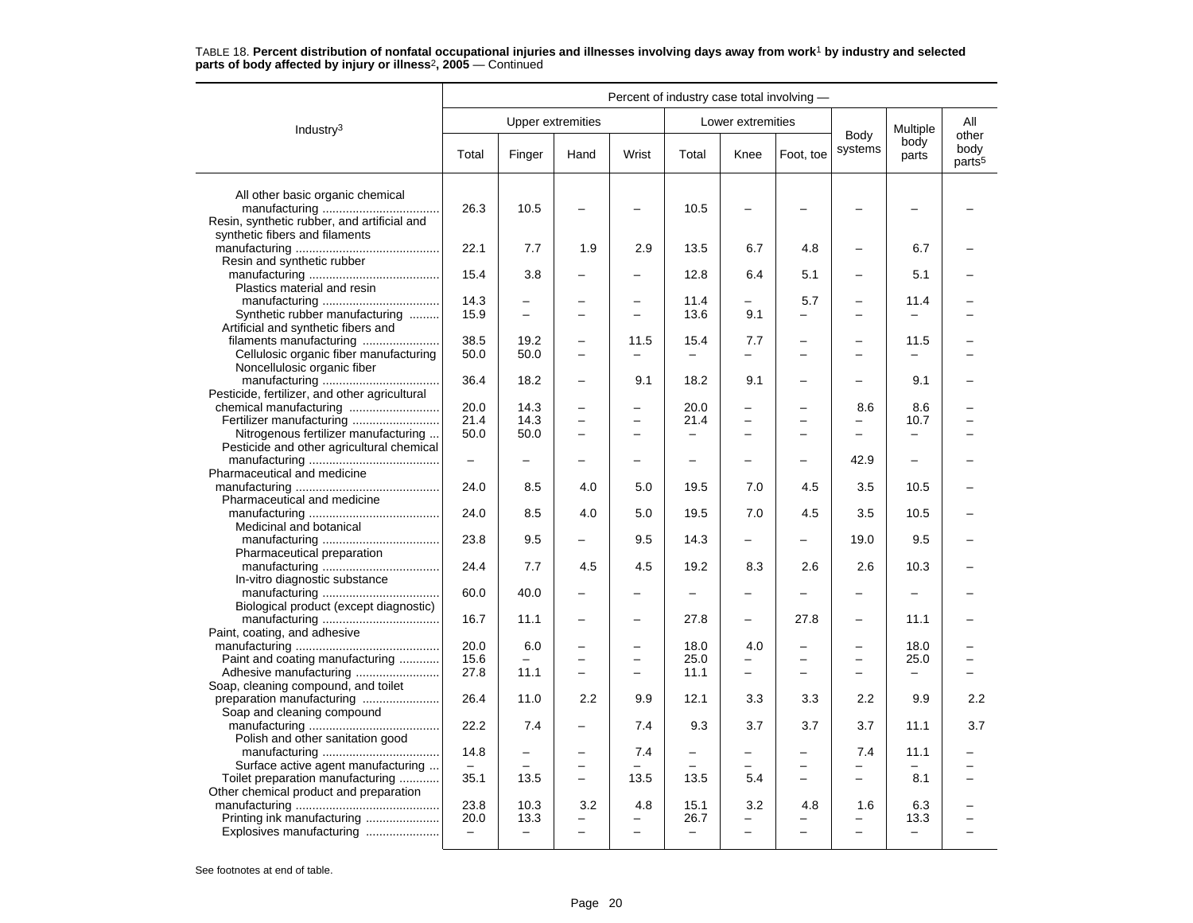TABLE 18. **Percent distribution of nonfatal occupational injuries and illnesses involving days away from work[1] by industry and selected parts of body affected by injury or illness[2], 2005** — Continued

| Industry[3] | Percent of industry case total involving — | | | | | | | | | |
|---|---|---|---|---|---|---|---|---|---|---|
| | Upper extremities | | | | Lower extremities | | | Body systems | Multiple body parts | All other body parts[5] |
| | Total | Finger | Hand | Wrist | Total | Knee | Foot, toe | | | |
| All other basic organic chemical manufacturing | 26.3 | 10.5 | – | – | 10.5 | – | – | – | – | – |
| Resin, synthetic rubber, and artificial and synthetic fibers and filaments manufacturing | 22.1 | 7.7 | 1.9 | 2.9 | 13.5 | 6.7 | 4.8 | – | 6.7 | – |
| Resin and synthetic rubber manufacturing | 15.4 | 3.8 | – | – | 12.8 | 6.4 | 5.1 | – | 5.1 | – |
| Plastics material and resin manufacturing | 14.3 | – | – | – | 11.4 | – | 5.7 | – | 11.4 | – |
| Synthetic rubber manufacturing | 15.9 | – | – | – | 13.6 | 9.1 | – | – | – | – |
| Artificial and synthetic fibers and filaments manufacturing | 38.5 | 19.2 | – | 11.5 | 15.4 | 7.7 | – | – | 11.5 | – |
| Cellulosic organic fiber manufacturing | 50.0 | 50.0 | – | – | – | – | – | – | – | – |
| Noncellulosic organic fiber manufacturing | 36.4 | 18.2 | – | 9.1 | 18.2 | 9.1 | – | – | 9.1 | – |
| Pesticide, fertilizer, and other agricultural chemical manufacturing | 20.0 | 14.3 | – | – | 20.0 | – | – | 8.6 | 8.6 | – |
| Fertilizer manufacturing | 21.4 | 14.3 | – | – | 21.4 | – | – | – | 10.7 | – |
| Nitrogenous fertilizer manufacturing | 50.0 | 50.0 | – | – | – | – | – | – | – | – |
| Pesticide and other agricultural chemical manufacturing | – | – | – | – | – | – | – | 42.9 | – | – |
| Pharmaceutical and medicine manufacturing | 24.0 | 8.5 | 4.0 | 5.0 | 19.5 | 7.0 | 4.5 | 3.5 | 10.5 | – |
| Pharmaceutical and medicine manufacturing | 24.0 | 8.5 | 4.0 | 5.0 | 19.5 | 7.0 | 4.5 | 3.5 | 10.5 | – |
| Medicinal and botanical manufacturing | 23.8 | 9.5 | – | 9.5 | 14.3 | – | – | 19.0 | 9.5 | – |
| Pharmaceutical preparation manufacturing | 24.4 | 7.7 | 4.5 | 4.5 | 19.2 | 8.3 | 2.6 | 2.6 | 10.3 | – |
| In-vitro diagnostic substance manufacturing | 60.0 | 40.0 | – | – | – | – | – | – | – | – |
| Biological product (except diagnostic) manufacturing | 16.7 | 11.1 | – | – | 27.8 | – | 27.8 | – | 11.1 | – |
| Paint, coating, and adhesive manufacturing | 20.0 | 6.0 | – | – | 18.0 | 4.0 | – | – | 18.0 | – |
| Paint and coating manufacturing | 15.6 | – | – | – | 25.0 | – | – | – | 25.0 | – |
| Adhesive manufacturing | 27.8 | 11.1 | – | – | 11.1 | – | – | – | – | – |
| Soap, cleaning compound, and toilet preparation manufacturing | 26.4 | 11.0 | 2.2 | 9.9 | 12.1 | 3.3 | 3.3 | 2.2 | 9.9 | 2.2 |
| Soap and cleaning compound manufacturing | 22.2 | 7.4 | – | 7.4 | 9.3 | 3.7 | 3.7 | 3.7 | 11.1 | 3.7 |
| Polish and other sanitation good manufacturing | 14.8 | – | – | 7.4 | – | – | – | 7.4 | 11.1 | – |
| Surface active agent manufacturing | – | – | – | – | – | – | – | – | – | – |
| Toilet preparation manufacturing | 35.1 | 13.5 | – | 13.5 | 13.5 | 5.4 | – | – | 8.1 | – |
| Other chemical product and preparation manufacturing | 23.8 | 10.3 | 3.2 | 4.8 | 15.1 | 3.2 | 4.8 | 1.6 | 6.3 | – |
| Printing ink manufacturing | 20.0 | 13.3 | – | – | 26.7 | – | – | – | 13.3 | – |
| Explosives manufacturing | – | – | – | – | – | – | – | – | – | – |

See footnotes at end of table.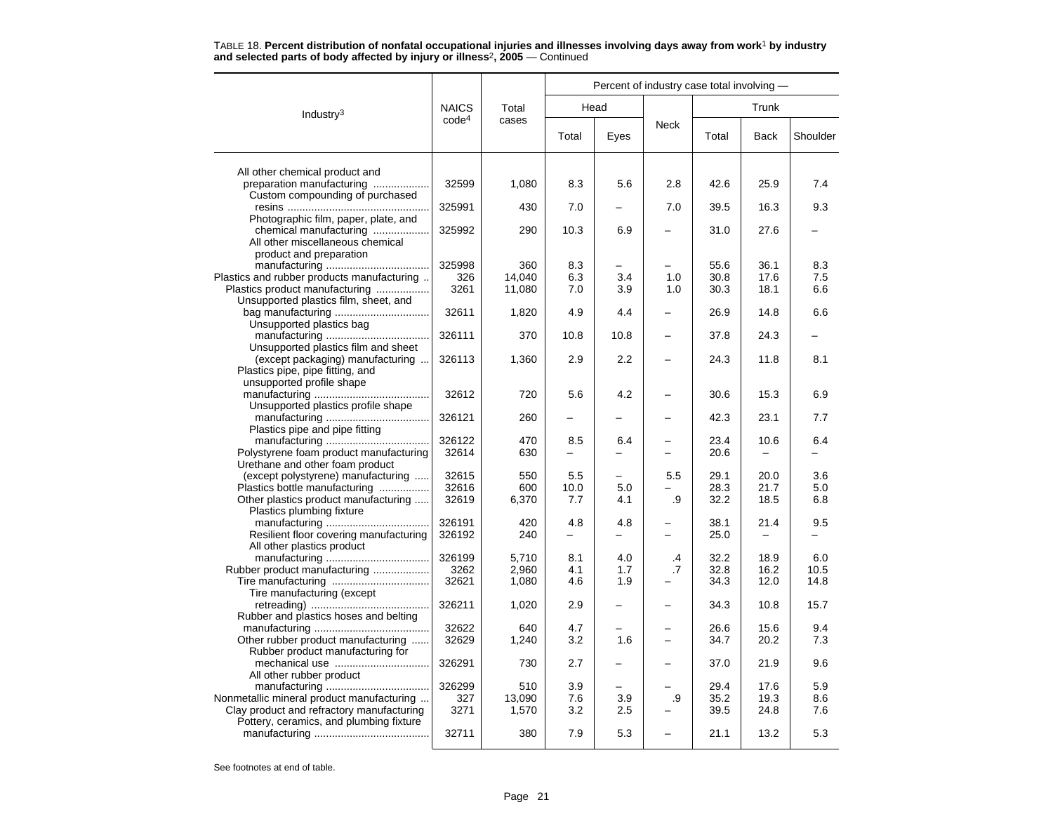TABLE 18. **Percent distribution of nonfatal occupational injuries and illnesses involving days away from work[1] by industry and selected parts of body affected by injury or illness[2], 2005** — Continued

| Industry[3] | NAICS code[4] | Total cases | Percent of industry case total involving — | | | | | |
|---|---|---|---|---|---|---|---|---|
| | | | Head | | Neck | Trunk | | |
| | | | Total | Eyes | | Total | Back | Shoulder |
| All other chemical product and preparation manufacturing | 32599 | 1,080 | 8.3 | 5.6 | 2.8 | 42.6 | 25.9 | 7.4 |
| Custom compounding of purchased resins | 325991 | 430 | 7.0 | – | 7.0 | 39.5 | 16.3 | 9.3 |
| Photographic film, paper, plate, and chemical manufacturing | 325992 | 290 | 10.3 | 6.9 | – | 31.0 | 27.6 | – |
| All other miscellaneous chemical product and preparation manufacturing | 325998 | 360 | 8.3 | – | – | 55.6 | 36.1 | 8.3 |
| Plastics and rubber products manufacturing | 326 | 14,040 | 6.3 | 3.4 | 1.0 | 30.8 | 17.6 | 7.5 |
| Plastics product manufacturing | 3261 | 11,080 | 7.0 | 3.9 | 1.0 | 30.3 | 18.1 | 6.6 |
| Unsupported plastics film, sheet, and bag manufacturing | 32611 | 1,820 | 4.9 | 4.4 | – | 26.9 | 14.8 | 6.6 |
| Unsupported plastics bag manufacturing | 326111 | 370 | 10.8 | 10.8 | – | 37.8 | 24.3 | – |
| Unsupported plastics film and sheet (except packaging) manufacturing | 326113 | 1,360 | 2.9 | 2.2 | – | 24.3 | 11.8 | 8.1 |
| Plastics pipe, pipe fitting, and unsupported profile shape manufacturing | 32612 | 720 | 5.6 | 4.2 | – | 30.6 | 15.3 | 6.9 |
| Unsupported plastics profile shape manufacturing | 326121 | 260 | – | – | – | 42.3 | 23.1 | 7.7 |
| Plastics pipe and pipe fitting manufacturing | 326122 | 470 | 8.5 | 6.4 | – | 23.4 | 10.6 | 6.4 |
| Polystyrene foam product manufacturing | 32614 | 630 | – | – | – | 20.6 | – | – |
| Urethane and other foam product (except polystyrene) manufacturing | 32615 | 550 | 5.5 | – | 5.5 | 29.1 | 20.0 | 3.6 |
| Plastics bottle manufacturing | 32616 | 600 | 10.0 | 5.0 | – | 28.3 | 21.7 | 5.0 |
| Other plastics product manufacturing | 32619 | 6,370 | 7.7 | 4.1 | .9 | 32.2 | 18.5 | 6.8 |
| Plastics plumbing fixture manufacturing | 326191 | 420 | 4.8 | 4.8 | – | 38.1 | 21.4 | 9.5 |
| Resilient floor covering manufacturing | 326192 | 240 | – | – | – | 25.0 | – | – |
| All other plastics product manufacturing | 326199 | 5,710 | 8.1 | 4.0 | .4 | 32.2 | 18.9 | 6.0 |
| Rubber product manufacturing | 3262 | 2,960 | 4.1 | 1.7 | .7 | 32.8 | 16.2 | 10.5 |
| Tire manufacturing | 32621 | 1,080 | 4.6 | 1.9 | – | 34.3 | 12.0 | 14.8 |
| Tire manufacturing (except retreading) | 326211 | 1,020 | 2.9 | – | – | 34.3 | 10.8 | 15.7 |
| Rubber and plastics hoses and belting manufacturing | 32622 | 640 | 4.7 | – | – | 26.6 | 15.6 | 9.4 |
| Other rubber product manufacturing | 32629 | 1,240 | 3.2 | 1.6 | – | 34.7 | 20.2 | 7.3 |
| Rubber product manufacturing for mechanical use | 326291 | 730 | 2.7 | – | – | 37.0 | 21.9 | 9.6 |
| All other rubber product manufacturing | 326299 | 510 | 3.9 | – | – | 29.4 | 17.6 | 5.9 |
| Nonmetallic mineral product manufacturing | 327 | 13,090 | 7.6 | 3.9 | .9 | 35.2 | 19.3 | 8.6 |
| Clay product and refractory manufacturing | 3271 | 1,570 | 3.2 | 2.5 | – | 39.5 | 24.8 | 7.6 |
| Pottery, ceramics, and plumbing fixture manufacturing | 32711 | 380 | 7.9 | 5.3 | – | 21.1 | 13.2 | 5.3 |

See footnotes at end of table.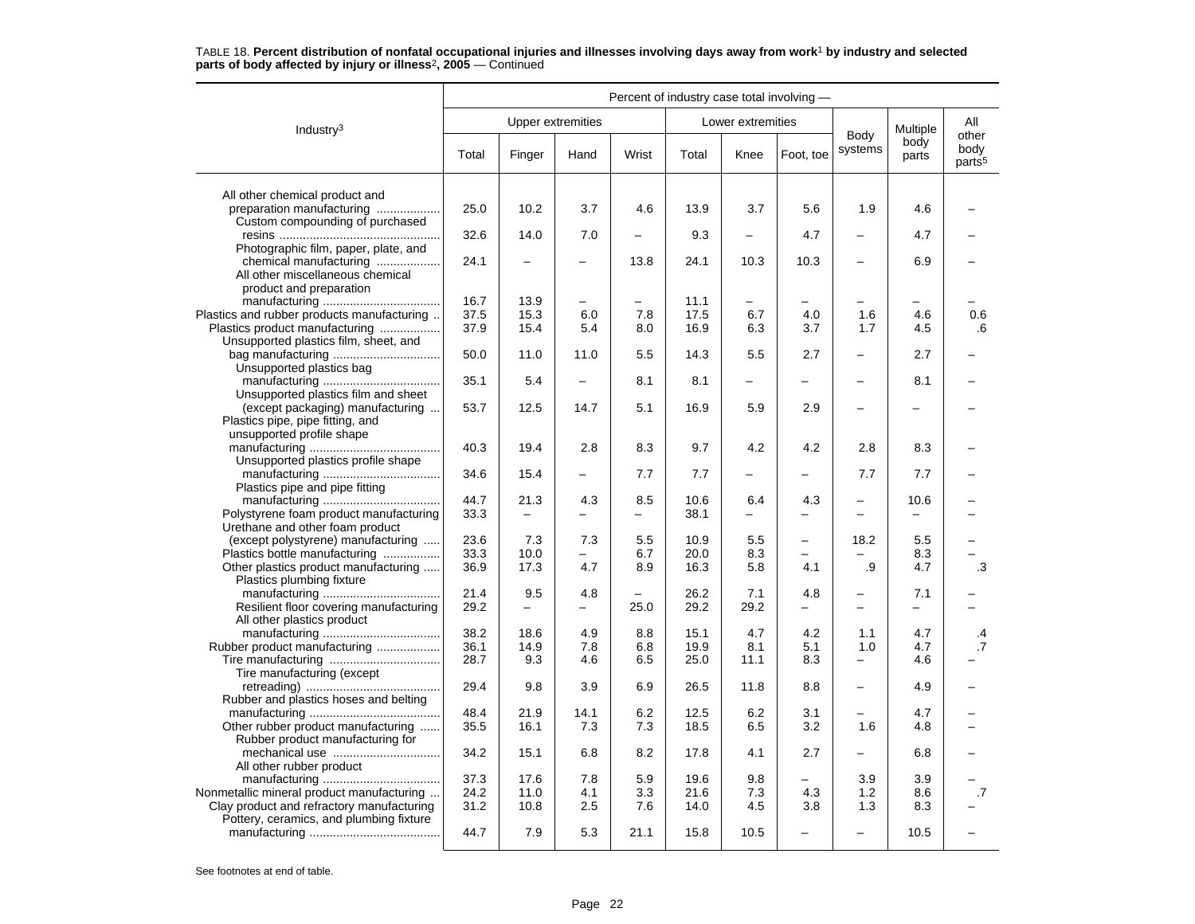TABLE 18. **Percent distribution of nonfatal occupational injuries and illnesses involving days away from work[1] by industry and selected parts of body affected by injury or illness[2], 2005** — Continued

| Industry[3] | Upper extremities | | | | Lower extremities | | | Body systems | Multiple body parts | All other body parts[5] |
|---|---|---|---|---|---|---|---|---|---|---|
| | Total | Finger | Hand | Wrist | Total | Knee | Foot, toe | | | |
| All other chemical product and preparation manufacturing | 25.0 | 10.2 | 3.7 | 4.6 | 13.9 | 3.7 | 5.6 | 1.9 | 4.6 | – |
| Custom compounding of purchased resins | 32.6 | 14.0 | 7.0 | – | 9.3 | – | 4.7 | – | 4.7 | – |
| Photographic film, paper, plate, and chemical manufacturing | 24.1 | – | – | 13.8 | 24.1 | 10.3 | 10.3 | – | 6.9 | – |
| All other miscellaneous chemical product and preparation manufacturing | 16.7 | 13.9 | – | – | 11.1 | – | – | – | – | – |
| Plastics and rubber products manufacturing | 37.5 | 15.3 | 6.0 | 7.8 | 17.5 | 6.7 | 4.0 | 1.6 | 4.6 | 0.6 |
| Plastics product manufacturing | 37.9 | 15.4 | 5.4 | 8.0 | 16.9 | 6.3 | 3.7 | 1.7 | 4.5 | .6 |
| Unsupported plastics film, sheet, and bag manufacturing | 50.0 | 11.0 | 11.0 | 5.5 | 14.3 | 5.5 | 2.7 | – | 2.7 | – |
| Unsupported plastics bag manufacturing | 35.1 | 5.4 | – | 8.1 | 8.1 | – | – | – | 8.1 | – |
| Unsupported plastics film and sheet (except packaging) manufacturing | 53.7 | 12.5 | 14.7 | 5.1 | 16.9 | 5.9 | 2.9 | – | – | – |
| Plastics pipe, pipe fitting, and unsupported profile shape manufacturing | 40.3 | 19.4 | 2.8 | 8.3 | 9.7 | 4.2 | 4.2 | 2.8 | 8.3 | – |
| Unsupported plastics profile shape manufacturing | 34.6 | 15.4 | – | 7.7 | 7.7 | – | – | 7.7 | 7.7 | – |
| Plastics pipe and pipe fitting manufacturing | 44.7 | 21.3 | 4.3 | 8.5 | 10.6 | 6.4 | 4.3 | – | 10.6 | – |
| Polystyrene foam product manufacturing | 33.3 | – | – | – | 38.1 | – | – | – | – | – |
| Urethane and other foam product (except polystyrene) manufacturing | 23.6 | 7.3 | 7.3 | 5.5 | 10.9 | 5.5 | – | 18.2 | 5.5 | – |
| Plastics bottle manufacturing | 33.3 | 10.0 | – | 6.7 | 20.0 | 8.3 | – | – | 8.3 | – |
| Other plastics product manufacturing | 36.9 | 17.3 | 4.7 | 8.9 | 16.3 | 5.8 | 4.1 | .9 | 4.7 | .3 |
| Plastics plumbing fixture manufacturing | 21.4 | 9.5 | 4.8 | – | 26.2 | 7.1 | 4.8 | – | 7.1 | – |
| Resilient floor covering manufacturing | 29.2 | – | – | 25.0 | 29.2 | 29.2 | – | – | – | – |
| All other plastics product manufacturing | 38.2 | 18.6 | 4.9 | 8.8 | 15.1 | 4.7 | 4.2 | 1.1 | 4.7 | .4 |
| Rubber product manufacturing | 36.1 | 14.9 | 7.8 | 6.8 | 19.9 | 8.1 | 5.1 | 1.0 | 4.7 | .7 |
| Tire manufacturing | 28.7 | 9.3 | 4.6 | 6.5 | 25.0 | 11.1 | 8.3 | – | 4.6 | – |
| Tire manufacturing (except retreading) | 29.4 | 9.8 | 3.9 | 6.9 | 26.5 | 11.8 | 8.8 | – | 4.9 | – |
| Rubber and plastics hoses and belting manufacturing | 48.4 | 21.9 | 14.1 | 6.2 | 12.5 | 6.2 | 3.1 | – | 4.7 | – |
| Other rubber product manufacturing | 35.5 | 16.1 | 7.3 | 7.3 | 18.5 | 6.5 | 3.2 | 1.6 | 4.8 | – |
| Rubber product manufacturing for mechanical use | 34.2 | 15.1 | 6.8 | 8.2 | 17.8 | 4.1 | 2.7 | – | 6.8 | – |
| All other rubber product manufacturing | 37.3 | 17.6 | 7.8 | 5.9 | 19.6 | 9.8 | – | 3.9 | 3.9 | – |
| Nonmetallic mineral product manufacturing | 24.2 | 11.0 | 4.1 | 3.3 | 21.6 | 7.3 | 4.3 | 1.2 | 8.6 | .7 |
| Clay product and refractory manufacturing | 31.2 | 10.8 | 2.5 | 7.6 | 14.0 | 4.5 | 3.8 | 1.3 | 8.3 | – |
| Pottery, ceramics, and plumbing fixture manufacturing | 44.7 | 7.9 | 5.3 | 21.1 | 15.8 | 10.5 | – | – | 10.5 | – |

See footnotes at end of table.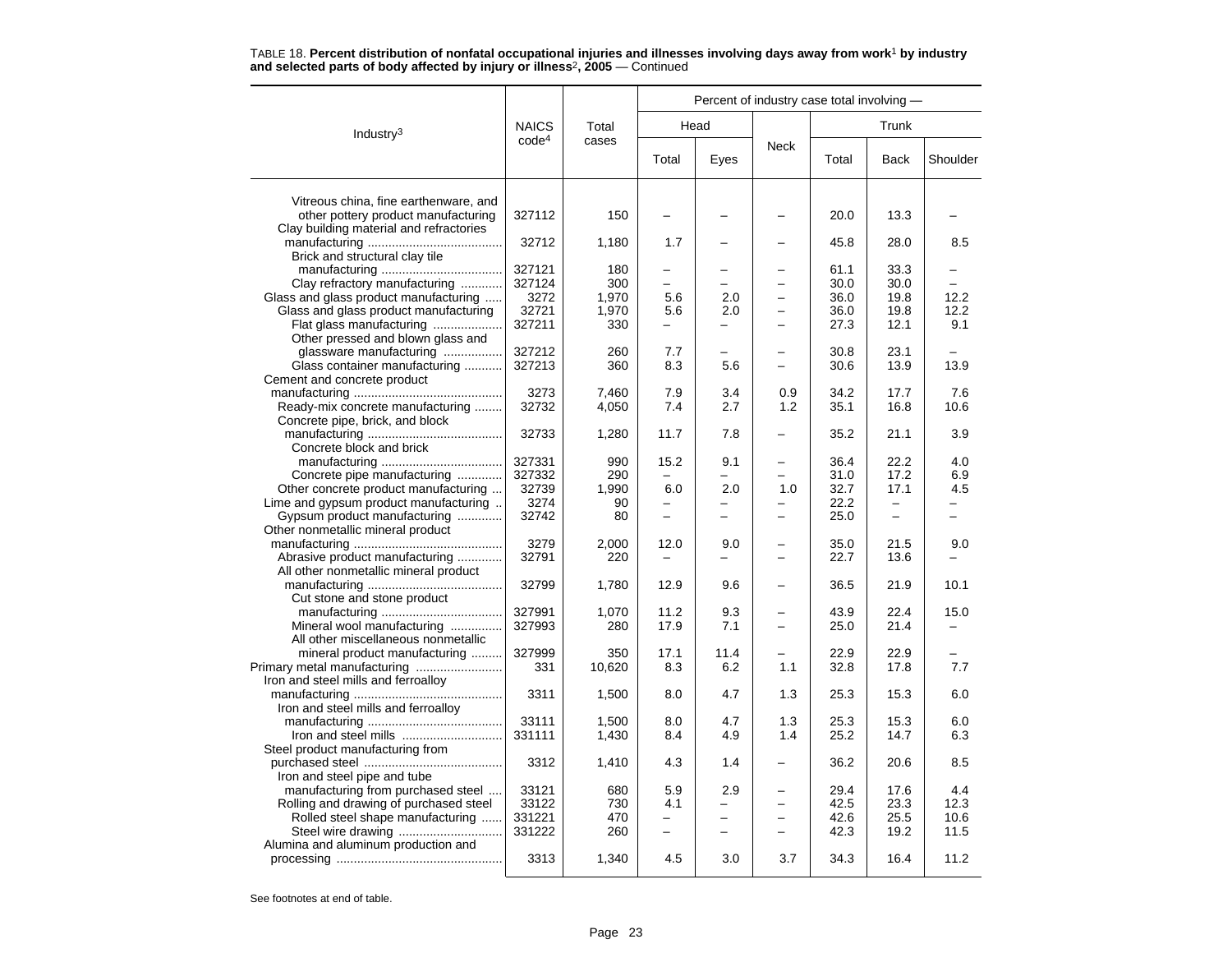TABLE 18. **Percent distribution of nonfatal occupational injuries and illnesses involving days away from work[1] by industry and selected parts of body affected by injury or illness[2], 2005** — Continued

| Industry[3] | NAICS code[4] | Total cases | Percent of industry case total involving — | | | | | |
|---|---|---|---|---|---|---|---|---|
| | | | Head | | Neck | Trunk | | |
| | | | Total | Eyes | | Total | Back | Shoulder |
| Vitreous china, fine earthenware, and other pottery product manufacturing | 327112 | 150 | – | – | – | 20.0 | 13.3 | – |
| Clay building material and refractories manufacturing | 32712 | 1,180 | 1.7 | – | – | 45.8 | 28.0 | 8.5 |
| Brick and structural clay tile manufacturing | 327121 | 180 | – | – | – | 61.1 | 33.3 | – |
| Clay refractory manufacturing | 327124 | 300 | – | – | – | 30.0 | 30.0 | – |
| Glass and glass product manufacturing | 3272 | 1,970 | 5.6 | 2.0 | – | 36.0 | 19.8 | 12.2 |
| Glass and glass product manufacturing | 32721 | 1,970 | 5.6 | 2.0 | – | 36.0 | 19.8 | 12.2 |
| Flat glass manufacturing | 327211 | 330 | – | – | – | 27.3 | 12.1 | 9.1 |
| Other pressed and blown glass and glassware manufacturing | 327212 | 260 | 7.7 | – | – | 30.8 | 23.1 | – |
| Glass container manufacturing | 327213 | 360 | 8.3 | 5.6 | – | 30.6 | 13.9 | 13.9 |
| Cement and concrete product manufacturing | 3273 | 7,460 | 7.9 | 3.4 | 0.9 | 34.2 | 17.7 | 7.6 |
| Ready-mix concrete manufacturing | 32732 | 4,050 | 7.4 | 2.7 | 1.2 | 35.1 | 16.8 | 10.6 |
| Concrete pipe, brick, and block manufacturing | 32733 | 1,280 | 11.7 | 7.8 | – | 35.2 | 21.1 | 3.9 |
| Concrete block and brick manufacturing | 327331 | 990 | 15.2 | 9.1 | – | 36.4 | 22.2 | 4.0 |
| Concrete pipe manufacturing | 327332 | 290 | – | – | – | 31.0 | 17.2 | 6.9 |
| Other concrete product manufacturing | 32739 | 1,990 | 6.0 | 2.0 | 1.0 | 32.7 | 17.1 | 4.5 |
| Lime and gypsum product manufacturing | 3274 | 90 | – | – | – | 22.2 | – | – |
| Gypsum product manufacturing | 32742 | 80 | – | – | – | 25.0 | – | – |
| Other nonmetallic mineral product manufacturing | 3279 | 2,000 | 12.0 | 9.0 | – | 35.0 | 21.5 | 9.0 |
| Abrasive product manufacturing | 32791 | 220 | – | – | – | 22.7 | 13.6 | – |
| All other nonmetallic mineral product manufacturing | 32799 | 1,780 | 12.9 | 9.6 | – | 36.5 | 21.9 | 10.1 |
| Cut stone and stone product manufacturing | 327991 | 1,070 | 11.2 | 9.3 | – | 43.9 | 22.4 | 15.0 |
| Mineral wool manufacturing | 327993 | 280 | 17.9 | 7.1 | – | 25.0 | 21.4 | – |
| All other miscellaneous nonmetallic mineral product manufacturing | 327999 | 350 | 17.1 | 11.4 | – | 22.9 | 22.9 | – |
| Primary metal manufacturing | 331 | 10,620 | 8.3 | 6.2 | 1.1 | 32.8 | 17.8 | 7.7 |
| Iron and steel mills and ferroalloy manufacturing | 3311 | 1,500 | 8.0 | 4.7 | 1.3 | 25.3 | 15.3 | 6.0 |
| Iron and steel mills and ferroalloy manufacturing | 33111 | 1,500 | 8.0 | 4.7 | 1.3 | 25.3 | 15.3 | 6.0 |
| Iron and steel mills | 331111 | 1,430 | 8.4 | 4.9 | 1.4 | 25.2 | 14.7 | 6.3 |
| Steel product manufacturing from purchased steel | 3312 | 1,410 | 4.3 | 1.4 | – | 36.2 | 20.6 | 8.5 |
| Iron and steel pipe and tube manufacturing from purchased steel | 33121 | 680 | 5.9 | 2.9 | – | 29.4 | 17.6 | 4.4 |
| Rolling and drawing of purchased steel | 33122 | 730 | 4.1 | – | – | 42.5 | 23.3 | 12.3 |
| Rolled steel shape manufacturing | 331221 | 470 | – | – | – | 42.6 | 25.5 | 10.6 |
| Steel wire drawing | 331222 | 260 | – | – | – | 42.3 | 19.2 | 11.5 |
| Alumina and aluminum production and processing | 3313 | 1,340 | 4.5 | 3.0 | 3.7 | 34.3 | 16.4 | 11.2 |

See footnotes at end of table.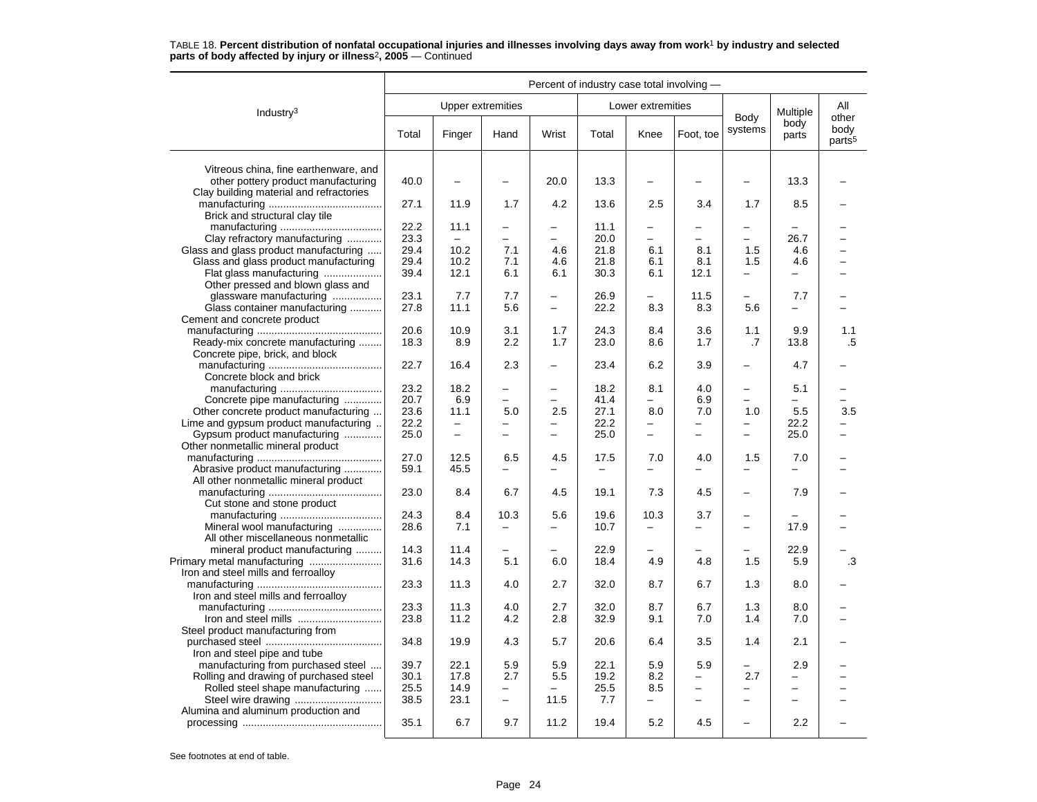TABLE 18. **Percent distribution of nonfatal occupational injuries and illnesses involving days away from work[1] by industry and selected parts of body affected by injury or illness[2], 2005** — Continued

| Industry[3] | Percent of industry case total involving — | | | | | | | | | |
|---|---|---|---|---|---|---|---|---|---|---|
| | Upper extremities | | | | Lower extremities | | | Body systems | Multiple body parts | All other body parts[5] |
| | Total | Finger | Hand | Wrist | Total | Knee | Foot, toe | | | |
| Vitreous china, fine earthenware, and other pottery product manufacturing | 40.0 | – | – | 20.0 | 13.3 | – | – | – | 13.3 | – |
| Clay building material and refractories manufacturing | 27.1 | 11.9 | 1.7 | 4.2 | 13.6 | 2.5 | 3.4 | 1.7 | 8.5 | – |
| Brick and structural clay tile manufacturing | 22.2 | 11.1 | – | – | 11.1 | – | – | – | – | – |
| Clay refractory manufacturing | 23.3 | – | – | – | 20.0 | – | – | – | 26.7 | – |
| Glass and glass product manufacturing | 29.4 | 10.2 | 7.1 | 4.6 | 21.8 | 6.1 | 8.1 | 1.5 | 4.6 | – |
| Glass and glass product manufacturing | 29.4 | 10.2 | 7.1 | 4.6 | 21.8 | 6.1 | 8.1 | 1.5 | 4.6 | – |
| Flat glass manufacturing | 39.4 | 12.1 | 6.1 | 6.1 | 30.3 | 6.1 | 12.1 | – | – | – |
| Other pressed and blown glass and glassware manufacturing | 23.1 | 7.7 | 7.7 | – | 26.9 | – | 11.5 | – | 7.7 | – |
| Glass container manufacturing | 27.8 | 11.1 | 5.6 | – | 22.2 | 8.3 | 8.3 | 5.6 | – | – |
| Cement and concrete product manufacturing | 20.6 | 10.9 | 3.1 | 1.7 | 24.3 | 8.4 | 3.6 | 1.1 | 9.9 | 1.1 |
| Ready-mix concrete manufacturing | 18.3 | 8.9 | 2.2 | 1.7 | 23.0 | 8.6 | 1.7 | .7 | 13.8 | .5 |
| Concrete pipe, brick, and block manufacturing | 22.7 | 16.4 | 2.3 | – | 23.4 | 6.2 | 3.9 | – | 4.7 | – |
| Concrete block and brick manufacturing | 23.2 | 18.2 | – | – | 18.2 | 8.1 | 4.0 | – | 5.1 | – |
| Concrete pipe manufacturing | 20.7 | 6.9 | – | – | 41.4 | – | 6.9 | – | – | – |
| Other concrete product manufacturing | 23.6 | 11.1 | 5.0 | 2.5 | 27.1 | 8.0 | 7.0 | 1.0 | 5.5 | 3.5 |
| Lime and gypsum product manufacturing | 22.2 | – | – | – | 22.2 | – | – | – | 22.2 | – |
| Gypsum product manufacturing | 25.0 | – | – | – | 25.0 | – | – | – | 25.0 | – |
| Other nonmetallic mineral product manufacturing | 27.0 | 12.5 | 6.5 | 4.5 | 17.5 | 7.0 | 4.0 | 1.5 | 7.0 | – |
| Abrasive product manufacturing | 59.1 | 45.5 | – | – | – | – | – | – | – | – |
| All other nonmetallic mineral product manufacturing | 23.0 | 8.4 | 6.7 | 4.5 | 19.1 | 7.3 | 4.5 | – | 7.9 | – |
| Cut stone and stone product manufacturing | 24.3 | 8.4 | 10.3 | 5.6 | 19.6 | 10.3 | 3.7 | – | – | – |
| Mineral wool manufacturing | 28.6 | 7.1 | – | – | 10.7 | – | – | – | 17.9 | – |
| All other miscellaneous nonmetallic mineral product manufacturing | 14.3 | 11.4 | – | – | 22.9 | – | – | – | 22.9 | – |
| Primary metal manufacturing | 31.6 | 14.3 | 5.1 | 6.0 | 18.4 | 4.9 | 4.8 | 1.5 | 5.9 | .3 |
| Iron and steel mills and ferroalloy manufacturing | 23.3 | 11.3 | 4.0 | 2.7 | 32.0 | 8.7 | 6.7 | 1.3 | 8.0 | – |
| Iron and steel mills and ferroalloy manufacturing | 23.3 | 11.3 | 4.0 | 2.7 | 32.0 | 8.7 | 6.7 | 1.3 | 8.0 | – |
| Iron and steel mills | 23.8 | 11.2 | 4.2 | 2.8 | 32.9 | 9.1 | 7.0 | 1.4 | 7.0 | – |
| Steel product manufacturing from purchased steel | 34.8 | 19.9 | 4.3 | 5.7 | 20.6 | 6.4 | 3.5 | 1.4 | 2.1 | – |
| Iron and steel pipe and tube manufacturing from purchased steel | 39.7 | 22.1 | 5.9 | 5.9 | 22.1 | 5.9 | 5.9 | – | 2.9 | – |
| Rolling and drawing of purchased steel | 30.1 | 17.8 | 2.7 | 5.5 | 19.2 | 8.2 | – | 2.7 | – | – |
| Rolled steel shape manufacturing | 25.5 | 14.9 | – | – | 25.5 | 8.5 | – | – | – | – |
| Steel wire drawing | 38.5 | 23.1 | – | 11.5 | 7.7 | – | – | – | – | – |
| Alumina and aluminum production and processing | 35.1 | 6.7 | 9.7 | 11.2 | 19.4 | 5.2 | 4.5 | – | 2.2 | – |

See footnotes at end of table.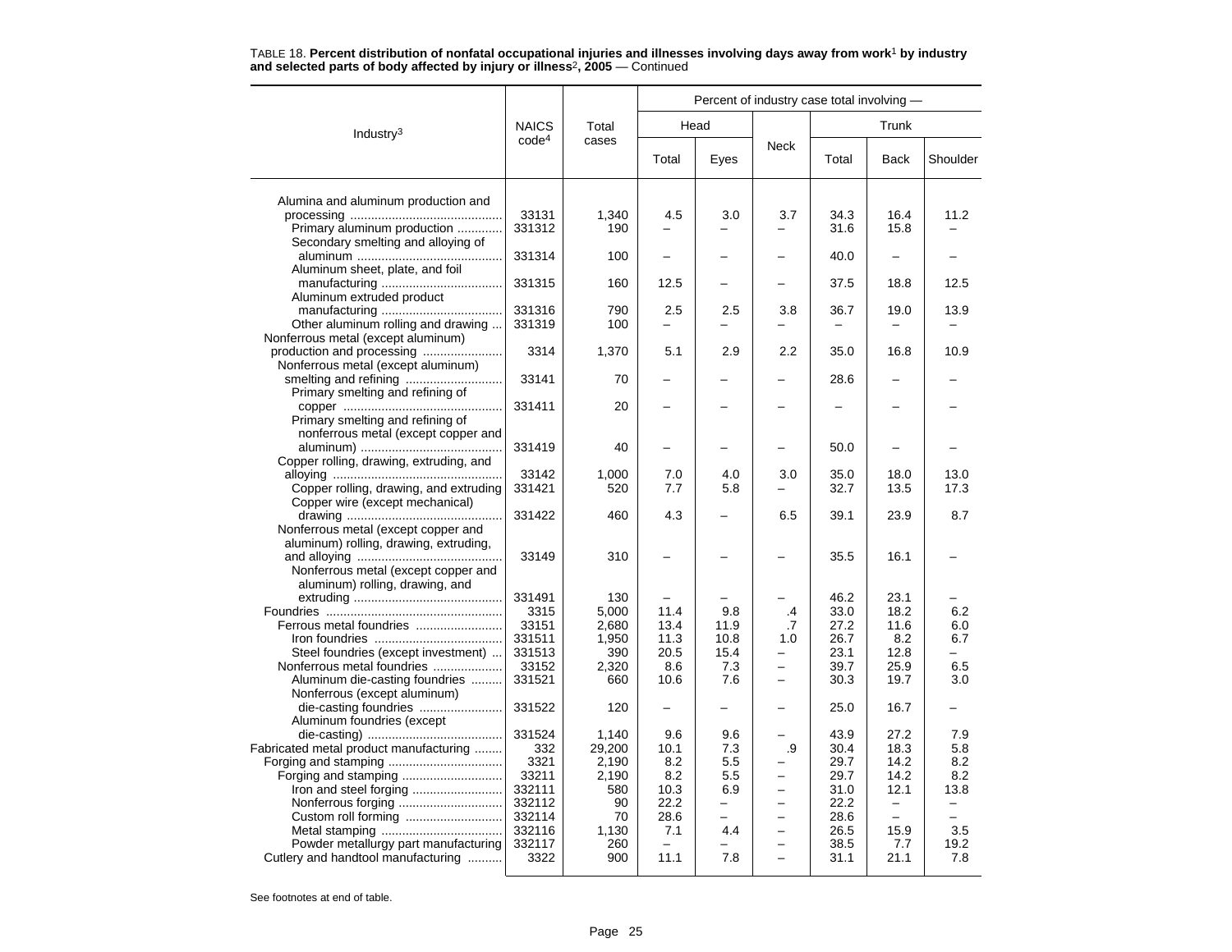TABLE 18. **Percent distribution of nonfatal occupational injuries and illnesses involving days away from work[1] by industry and selected parts of body affected by injury or illness[2], 2005** — Continued

| Industry[3] | NAICS code[4] | Total cases | Percent of industry case total involving — | | | | | |
|---|---|---|---|---|---|---|---|---|
| | | | Head | | Neck | Trunk | | |
| | | | Total | Eyes | | Total | Back | Shoulder |
| Alumina and aluminum production and processing | 33131 | 1,340 | 4.5 | 3.0 | 3.7 | 34.3 | 16.4 | 11.2 |
| Primary aluminum production | 331312 | 190 | – | – | – | 31.6 | 15.8 | – |
| Secondary smelting and alloying of aluminum | 331314 | 100 | – | – | – | 40.0 | – | – |
| Aluminum sheet, plate, and foil manufacturing | 331315 | 160 | 12.5 | – | – | 37.5 | 18.8 | 12.5 |
| Aluminum extruded product manufacturing | 331316 | 790 | 2.5 | 2.5 | 3.8 | 36.7 | 19.0 | 13.9 |
| Other aluminum rolling and drawing | 331319 | 100 | – | – | – | – | – | – |
| Nonferrous metal (except aluminum) production and processing | 3314 | 1,370 | 5.1 | 2.9 | 2.2 | 35.0 | 16.8 | 10.9 |
| Nonferrous metal (except aluminum) smelting and refining | 33141 | 70 | – | – | – | 28.6 | – | – |
| Primary smelting and refining of copper | 331411 | 20 | – | – | – | – | – | – |
| Primary smelting and refining of nonferrous metal (except copper and aluminum) | 331419 | 40 | – | – | – | 50.0 | – | – |
| Copper rolling, drawing, extruding, and alloying | 33142 | 1,000 | 7.0 | 4.0 | 3.0 | 35.0 | 18.0 | 13.0 |
| Copper rolling, drawing, and extruding | 331421 | 520 | 7.7 | 5.8 | – | 32.7 | 13.5 | 17.3 |
| Copper wire (except mechanical) drawing | 331422 | 460 | 4.3 | – | 6.5 | 39.1 | 23.9 | 8.7 |
| Nonferrous metal (except copper and aluminum) rolling, drawing, extruding, and alloying | 33149 | 310 | – | – | – | 35.5 | 16.1 | – |
| Nonferrous metal (except copper and aluminum) rolling, drawing, and extruding | 331491 | 130 | – | – | – | 46.2 | 23.1 | – |
| Foundries | 3315 | 5,000 | 11.4 | 9.8 | .4 | 33.0 | 18.2 | 6.2 |
| Ferrous metal foundries | 33151 | 2,680 | 13.4 | 11.9 | .7 | 27.2 | 11.6 | 6.0 |
| Iron foundries | 331511 | 1,950 | 11.3 | 10.8 | 1.0 | 26.7 | 8.2 | 6.7 |
| Steel foundries (except investment) | 331513 | 390 | 20.5 | 15.4 | – | 23.1 | 12.8 | – |
| Nonferrous metal foundries | 33152 | 2,320 | 8.6 | 7.3 | – | 39.7 | 25.9 | 6.5 |
| Aluminum die-casting foundries | 331521 | 660 | 10.6 | 7.6 | – | 30.3 | 19.7 | 3.0 |
| Nonferrous (except aluminum) die-casting foundries | 331522 | 120 | – | – | – | 25.0 | 16.7 | – |
| Aluminum foundries (except die-casting) | 331524 | 1,140 | 9.6 | 9.6 | – | 43.9 | 27.2 | 7.9 |
| Fabricated metal product manufacturing | 332 | 29,200 | 10.1 | 7.3 | .9 | 30.4 | 18.3 | 5.8 |
| Forging and stamping | 3321 | 2,190 | 8.2 | 5.5 | – | 29.7 | 14.2 | 8.2 |
| Forging and stamping | 33211 | 2,190 | 8.2 | 5.5 | – | 29.7 | 14.2 | 8.2 |
| Iron and steel forging | 332111 | 580 | 10.3 | 6.9 | – | 31.0 | 12.1 | 13.8 |
| Nonferrous forging | 332112 | 90 | 22.2 | – | – | 22.2 | – | – |
| Custom roll forming | 332114 | 70 | 28.6 | – | – | 28.6 | – | – |
| Metal stamping | 332116 | 1,130 | 7.1 | 4.4 | – | 26.5 | 15.9 | 3.5 |
| Powder metallurgy part manufacturing | 332117 | 260 | – | – | – | 38.5 | 7.7 | 19.2 |
| Cutlery and handtool manufacturing | 3322 | 900 | 11.1 | 7.8 | – | 31.1 | 21.1 | 7.8 |

See footnotes at end of table.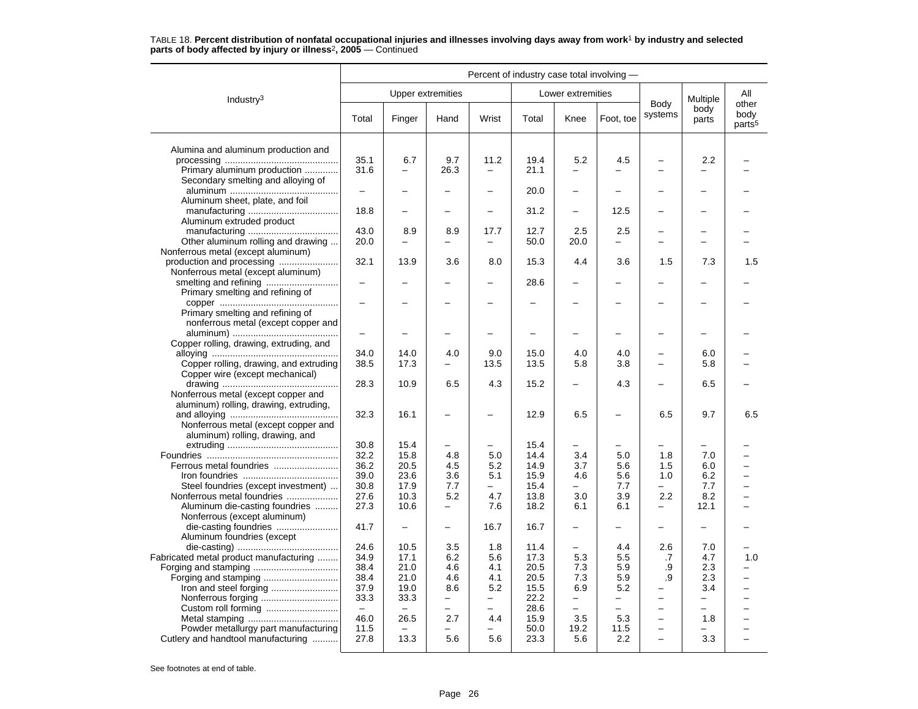TABLE 18. **Percent distribution of nonfatal occupational injuries and illnesses involving days away from work[1] by industry and selected parts of body affected by injury or illness[2], 2005** — Continued

| Industry[3] | Percent of industry case total involving — | | | | | | | | | |
|---|---|---|---|---|---|---|---|---|---|---|
| | Upper extremities | | | | Lower extremities | | | Body systems | Multiple body parts | All other body parts[5] |
| | Total | Finger | Hand | Wrist | Total | Knee | Foot, toe | | | |
| Alumina and aluminum production and processing | 35.1 | 6.7 | 9.7 | 11.2 | 19.4 | 5.2 | 4.5 | – | 2.2 | – |
| Primary aluminum production | 31.6 | – | 26.3 | – | 21.1 | – | – | – | – | – |
| Secondary smelting and alloying of aluminum | – | – | – | – | 20.0 | – | – | – | – | – |
| Aluminum sheet, plate, and foil manufacturing | 18.8 | – | – | – | 31.2 | – | 12.5 | – | – | – |
| Aluminum extruded product manufacturing | 43.0 | 8.9 | 8.9 | 17.7 | 12.7 | 2.5 | 2.5 | – | – | – |
| Other aluminum rolling and drawing | 20.0 | – | – | – | 50.0 | 20.0 | – | – | – | – |
| Nonferrous metal (except aluminum) production and processing | 32.1 | 13.9 | 3.6 | 8.0 | 15.3 | 4.4 | 3.6 | 1.5 | 7.3 | 1.5 |
| Nonferrous metal (except aluminum) smelting and refining | – | – | – | – | 28.6 | – | – | – | – | – |
| Primary smelting and refining of copper | – | – | – | – | – | – | – | – | – | – |
| Primary smelting and refining of nonferrous metal (except copper and aluminum) | – | – | – | – | – | – | – | – | – | – |
| Copper rolling, drawing, extruding, and alloying | 34.0 | 14.0 | 4.0 | 9.0 | 15.0 | 4.0 | 4.0 | – | 6.0 | – |
| Copper rolling, drawing, and extruding | 38.5 | 17.3 | – | 13.5 | 13.5 | 5.8 | 3.8 | – | 5.8 | – |
| Copper wire (except mechanical) drawing | 28.3 | 10.9 | 6.5 | 4.3 | 15.2 | – | 4.3 | – | 6.5 | – |
| Nonferrous metal (except copper and aluminum) rolling, drawing, extruding, and alloying | 32.3 | 16.1 | – | – | 12.9 | 6.5 | – | 6.5 | 9.7 | 6.5 |
| Nonferrous metal (except copper and aluminum) rolling, drawing, and extruding | 30.8 | 15.4 | – | – | 15.4 | – | – | – | – | – |
| Foundries | 32.2 | 15.8 | 4.8 | 5.0 | 14.4 | 3.4 | 5.0 | 1.8 | 7.0 | – |
| Ferrous metal foundries | 36.2 | 20.5 | 4.5 | 5.2 | 14.9 | 3.7 | 5.6 | 1.5 | 6.0 | – |
| Iron foundries | 39.0 | 23.6 | 3.6 | 5.1 | 15.9 | 4.6 | 5.6 | 1.0 | 6.2 | – |
| Steel foundries (except investment) | 30.8 | 17.9 | 7.7 | – | 15.4 | – | 7.7 | – | 7.7 | – |
| Nonferrous metal foundries | 27.6 | 10.3 | 5.2 | 4.7 | 13.8 | 3.0 | 3.9 | 2.2 | 8.2 | – |
| Aluminum die-casting foundries | 27.3 | 10.6 | – | 7.6 | 18.2 | 6.1 | 6.1 | – | 12.1 | – |
| Nonferrous (except aluminum) die-casting foundries | 41.7 | – | – | 16.7 | 16.7 | – | – | – | – | – |
| Aluminum foundries (except die-casting) | 24.6 | 10.5 | 3.5 | 1.8 | 11.4 | – | 4.4 | 2.6 | 7.0 | – |
| Fabricated metal product manufacturing | 34.9 | 17.1 | 6.2 | 5.6 | 17.3 | 5.3 | 5.5 | .7 | 4.7 | 1.0 |
| Forging and stamping | 38.4 | 21.0 | 4.6 | 4.1 | 20.5 | 7.3 | 5.9 | .9 | 2.3 | – |
| Forging and stamping | 38.4 | 21.0 | 4.6 | 4.1 | 20.5 | 7.3 | 5.9 | .9 | 2.3 | – |
| Iron and steel forging | 37.9 | 19.0 | 8.6 | 5.2 | 15.5 | 6.9 | 5.2 | – | 3.4 | – |
| Nonferrous forging | 33.3 | 33.3 | – | – | 22.2 | – | – | – | – | – |
| Custom roll forming | – | – | – | – | 28.6 | – | – | – | – | – |
| Metal stamping | 46.0 | 26.5 | 2.7 | 4.4 | 15.9 | 3.5 | 5.3 | – | 1.8 | – |
| Powder metallurgy part manufacturing | 11.5 | – | – | – | 50.0 | 19.2 | 11.5 | – | – | – |
| Cutlery and handtool manufacturing | 27.8 | 13.3 | 5.6 | 5.6 | 23.3 | 5.6 | 2.2 | – | 3.3 | – |

See footnotes at end of table.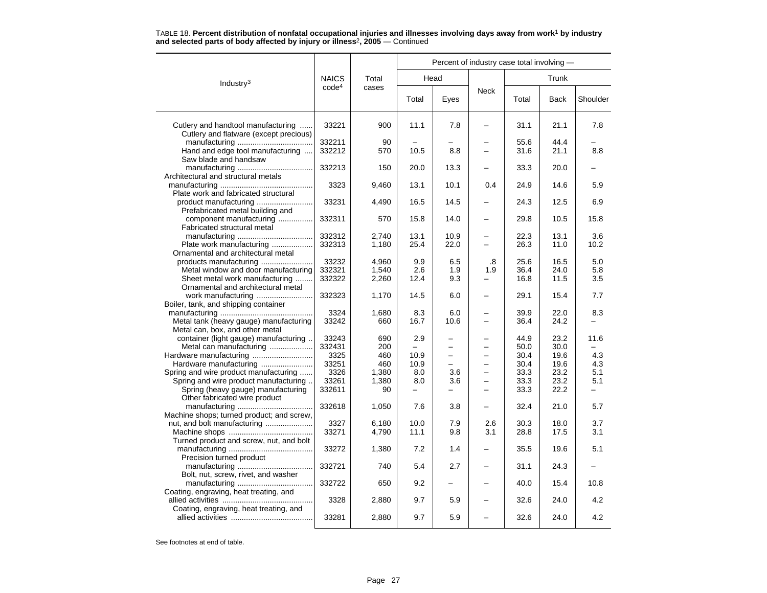TABLE 18. **Percent distribution of nonfatal occupational injuries and illnesses involving days away from work[1] by industry and selected parts of body affected by injury or illness[2], 2005** — Continued

| Industry[3] | NAICS code[4] | Total cases | Percent of industry case total involving — | | | | | |
|---|---|---|---|---|---|---|---|---|
| | | | Head | | Neck | Trunk | | |
| | | | Total | Eyes | | Total | Back | Shoulder |
| Cutlery and handtool manufacturing | 33221 | 900 | 11.1 | 7.8 | – | 31.1 | 21.1 | 7.8 |
| Cutlery and flatware (except precious) manufacturing | 332211 | 90 | – | – | – | 55.6 | 44.4 | – |
| Hand and edge tool manufacturing | 332212 | 570 | 10.5 | 8.8 | – | 31.6 | 21.1 | 8.8 |
| Saw blade and handsaw manufacturing | 332213 | 150 | 20.0 | 13.3 | – | 33.3 | 20.0 | – |
| Architectural and structural metals manufacturing | 3323 | 9,460 | 13.1 | 10.1 | 0.4 | 24.9 | 14.6 | 5.9 |
| Plate work and fabricated structural product manufacturing | 33231 | 4,490 | 16.5 | 14.5 | – | 24.3 | 12.5 | 6.9 |
| Prefabricated metal building and component manufacturing | 332311 | 570 | 15.8 | 14.0 | – | 29.8 | 10.5 | 15.8 |
| Fabricated structural metal manufacturing | 332312 | 2,740 | 13.1 | 10.9 | – | 22.3 | 13.1 | 3.6 |
| Plate work manufacturing | 332313 | 1,180 | 25.4 | 22.0 | – | 26.3 | 11.0 | 10.2 |
| Ornamental and architectural metal products manufacturing | 33232 | 4,960 | 9.9 | 6.5 | .8 | 25.6 | 16.5 | 5.0 |
| Metal window and door manufacturing | 332321 | 1,540 | 2.6 | 1.9 | 1.9 | 36.4 | 24.0 | 5.8 |
| Sheet metal work manufacturing | 332322 | 2,260 | 12.4 | 9.3 | – | 16.8 | 11.5 | 3.5 |
| Ornamental and architectural metal work manufacturing | 332323 | 1,170 | 14.5 | 6.0 | – | 29.1 | 15.4 | 7.7 |
| Boiler, tank, and shipping container manufacturing | 3324 | 1,680 | 8.3 | 6.0 | – | 39.9 | 22.0 | 8.3 |
| Metal tank (heavy gauge) manufacturing | 33242 | 660 | 16.7 | 10.6 | – | 36.4 | 24.2 | – |
| Metal can, box, and other metal container (light gauge) manufacturing | 33243 | 690 | 2.9 | – | – | 44.9 | 23.2 | 11.6 |
| Metal can manufacturing | 332431 | 200 | – | – | – | 50.0 | 30.0 | – |
| Hardware manufacturing | 3325 | 460 | 10.9 | – | – | 30.4 | 19.6 | 4.3 |
| Hardware manufacturing | 33251 | 460 | 10.9 | – | – | 30.4 | 19.6 | 4.3 |
| Spring and wire product manufacturing | 3326 | 1,380 | 8.0 | 3.6 | – | 33.3 | 23.2 | 5.1 |
| Spring and wire product manufacturing | 33261 | 1,380 | 8.0 | 3.6 | – | 33.3 | 23.2 | 5.1 |
| Spring (heavy gauge) manufacturing | 332611 | 90 | – | – | – | 33.3 | 22.2 | – |
| Other fabricated wire product manufacturing | 332618 | 1,050 | 7.6 | 3.8 | – | 32.4 | 21.0 | 5.7 |
| Machine shops; turned product; and screw, nut, and bolt manufacturing | 3327 | 6,180 | 10.0 | 7.9 | 2.6 | 30.3 | 18.0 | 3.7 |
| Machine shops | 33271 | 4,790 | 11.1 | 9.8 | 3.1 | 28.8 | 17.5 | 3.1 |
| Turned product and screw, nut, and bolt manufacturing | 33272 | 1,380 | 7.2 | 1.4 | – | 35.5 | 19.6 | 5.1 |
| Precision turned product manufacturing | 332721 | 740 | 5.4 | 2.7 | – | 31.1 | 24.3 | – |
| Bolt, nut, screw, rivet, and washer manufacturing | 332722 | 650 | 9.2 | – | – | 40.0 | 15.4 | 10.8 |
| Coating, engraving, heat treating, and allied activities | 3328 | 2,880 | 9.7 | 5.9 | – | 32.6 | 24.0 | 4.2 |
| Coating, engraving, heat treating, and allied activities | 33281 | 2,880 | 9.7 | 5.9 | – | 32.6 | 24.0 | 4.2 |

See footnotes at end of table.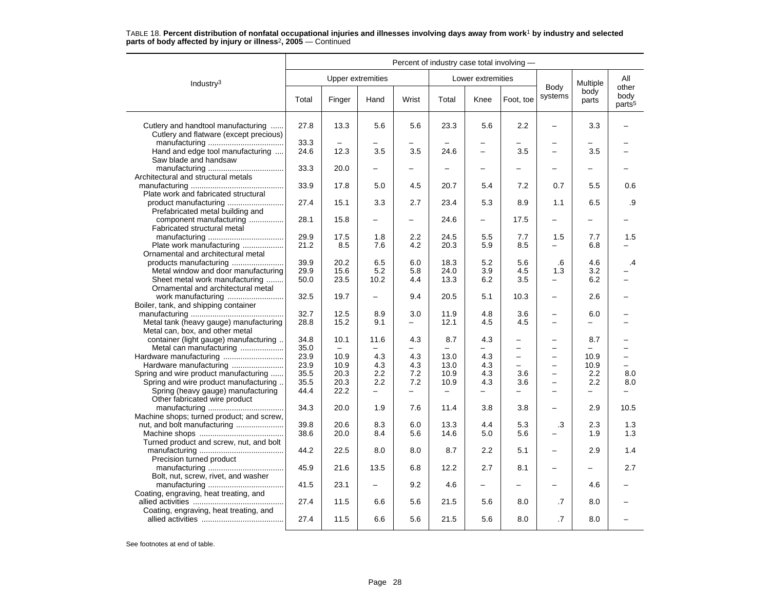TABLE 18. **Percent distribution of nonfatal occupational injuries and illnesses involving days away from work[1] by industry and selected parts of body affected by injury or illness[2], 2005** — Continued

| Industry[3] | Percent of industry case total involving — | | | | | | | | | |
|---|---|---|---|---|---|---|---|---|---|---|
| | Upper extremities | | | | Lower extremities | | | Body systems | Multiple body parts | All other body parts[5] |
| | Total | Finger | Hand | Wrist | Total | Knee | Foot, toe | | | |
| Cutlery and handtool manufacturing | 27.8 | 13.3 | 5.6 | 5.6 | 23.3 | 5.6 | 2.2 | – | 3.3 | – |
| Cutlery and flatware (except precious) manufacturing | 33.3 | – | – | – | – | – | – | – | – | – |
| Hand and edge tool manufacturing | 24.6 | 12.3 | 3.5 | 3.5 | 24.6 | – | 3.5 | – | 3.5 | – |
| Saw blade and handsaw manufacturing | 33.3 | 20.0 | – | – | – | – | – | – | – | – |
| Architectural and structural metals manufacturing | 33.9 | 17.8 | 5.0 | 4.5 | 20.7 | 5.4 | 7.2 | 0.7 | 5.5 | 0.6 |
| Plate work and fabricated structural product manufacturing | 27.4 | 15.1 | 3.3 | 2.7 | 23.4 | 5.3 | 8.9 | 1.1 | 6.5 | .9 |
| Prefabricated metal building and component manufacturing | 28.1 | 15.8 | – | – | 24.6 | – | 17.5 | – | – | – |
| Fabricated structural metal manufacturing | 29.9 | 17.5 | 1.8 | 2.2 | 24.5 | 5.5 | 7.7 | 1.5 | 7.7 | 1.5 |
| Plate work manufacturing | 21.2 | 8.5 | 7.6 | 4.2 | 20.3 | 5.9 | 8.5 | – | 6.8 | – |
| Ornamental and architectural metal products manufacturing | 39.9 | 20.2 | 6.5 | 6.0 | 18.3 | 5.2 | 5.6 | .6 | 4.6 | .4 |
| Metal window and door manufacturing | 29.9 | 15.6 | 5.2 | 5.8 | 24.0 | 3.9 | 4.5 | 1.3 | 3.2 | – |
| Sheet metal work manufacturing | 50.0 | 23.5 | 10.2 | 4.4 | 13.3 | 6.2 | 3.5 | – | 6.2 | – |
| Ornamental and architectural metal work manufacturing | 32.5 | 19.7 | – | 9.4 | 20.5 | 5.1 | 10.3 | – | 2.6 | – |
| Boiler, tank, and shipping container manufacturing | 32.7 | 12.5 | 8.9 | 3.0 | 11.9 | 4.8 | 3.6 | – | 6.0 | – |
| Metal tank (heavy gauge) manufacturing | 28.8 | 15.2 | 9.1 | – | 12.1 | 4.5 | 4.5 | – | – | – |
| Metal can, box, and other metal container (light gauge) manufacturing | 34.8 | 10.1 | 11.6 | 4.3 | 8.7 | 4.3 | – | – | 8.7 | – |
| Metal can manufacturing | 35.0 | – | – | – | – | – | – | – | – | – |
| Hardware manufacturing | 23.9 | 10.9 | 4.3 | 4.3 | 13.0 | 4.3 | – | – | 10.9 | – |
| Hardware manufacturing | 23.9 | 10.9 | 4.3 | 4.3 | 13.0 | 4.3 | – | – | 10.9 | – |
| Spring and wire product manufacturing | 35.5 | 20.3 | 2.2 | 7.2 | 10.9 | 4.3 | 3.6 | – | 2.2 | 8.0 |
| Spring and wire product manufacturing | 35.5 | 20.3 | 2.2 | 7.2 | 10.9 | 4.3 | 3.6 | – | 2.2 | 8.0 |
| Spring (heavy gauge) manufacturing | 44.4 | 22.2 | – | – | – | – | – | – | – | – |
| Other fabricated wire product manufacturing | 34.3 | 20.0 | 1.9 | 7.6 | 11.4 | 3.8 | 3.8 | – | 2.9 | 10.5 |
| Machine shops; turned product; and screw, nut, and bolt manufacturing | 39.8 | 20.6 | 8.3 | 6.0 | 13.3 | 4.4 | 5.3 | .3 | 2.3 | 1.3 |
| Machine shops | 38.6 | 20.0 | 8.4 | 5.6 | 14.6 | 5.0 | 5.6 | – | 1.9 | 1.3 |
| Turned product and screw, nut, and bolt manufacturing | 44.2 | 22.5 | 8.0 | 8.0 | 8.7 | 2.2 | 5.1 | – | 2.9 | 1.4 |
| Precision turned product manufacturing | 45.9 | 21.6 | 13.5 | 6.8 | 12.2 | 2.7 | 8.1 | – | – | 2.7 |
| Bolt, nut, screw, rivet, and washer manufacturing | 41.5 | 23.1 | – | 9.2 | 4.6 | – | – | – | 4.6 | – |
| Coating, engraving, heat treating, and allied activities | 27.4 | 11.5 | 6.6 | 5.6 | 21.5 | 5.6 | 8.0 | .7 | 8.0 | – |
| Coating, engraving, heat treating, and allied activities | 27.4 | 11.5 | 6.6 | 5.6 | 21.5 | 5.6 | 8.0 | .7 | 8.0 | – |

See footnotes at end of table.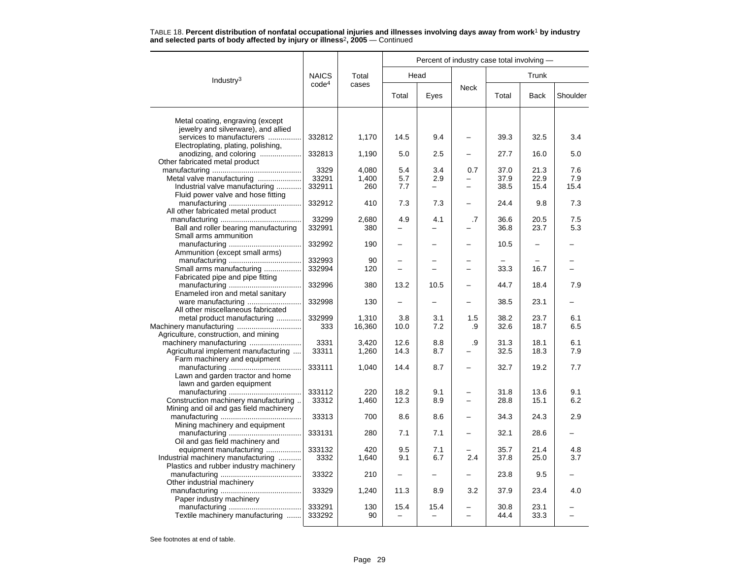TABLE 18. **Percent distribution of nonfatal occupational injuries and illnesses involving days away from work[1] by industry and selected parts of body affected by injury or illness[2], 2005** — Continued

| Industry[3] | NAICS code[4] | Total cases | Percent of industry case total involving — | | | | | |
|---|---|---|---|---|---|---|---|---|
| | | | Head | | Neck | Trunk | | |
| | | | Total | Eyes | | Total | Back | Shoulder |
| Metal coating, engraving (except jewelry and silverware), and allied services to manufacturers | 332812 | 1,170 | 14.5 | 9.4 | – | 39.3 | 32.5 | 3.4 |
| Electroplating, plating, polishing, anodizing, and coloring | 332813 | 1,190 | 5.0 | 2.5 | – | 27.7 | 16.0 | 5.0 |
| Other fabricated metal product manufacturing | 3329 | 4,080 | 5.4 | 3.4 | 0.7 | 37.0 | 21.3 | 7.6 |
| Metal valve manufacturing | 33291 | 1,400 | 5.7 | 2.9 | – | 37.9 | 22.9 | 7.9 |
| Industrial valve manufacturing | 332911 | 260 | 7.7 | – | – | 38.5 | 15.4 | 15.4 |
| Fluid power valve and hose fitting manufacturing | 332912 | 410 | 7.3 | 7.3 | – | 24.4 | 9.8 | 7.3 |
| All other fabricated metal product manufacturing | 33299 | 2,680 | 4.9 | 4.1 | .7 | 36.6 | 20.5 | 7.5 |
| Ball and roller bearing manufacturing | 332991 | 380 | – | – | – | 36.8 | 23.7 | 5.3 |
| Small arms ammunition manufacturing | 332992 | 190 | – | – | – | 10.5 | – | – |
| Ammunition (except small arms) manufacturing | 332993 | 90 | – | – | – | – | – | – |
| Small arms manufacturing | 332994 | 120 | – | – | – | 33.3 | 16.7 | – |
| Fabricated pipe and pipe fitting manufacturing | 332996 | 380 | 13.2 | 10.5 | – | 44.7 | 18.4 | 7.9 |
| Enameled iron and metal sanitary ware manufacturing | 332998 | 130 | – | – | – | 38.5 | 23.1 | – |
| All other miscellaneous fabricated metal product manufacturing | 332999 | 1,310 | 3.8 | 3.1 | 1.5 | 38.2 | 23.7 | 6.1 |
| Machinery manufacturing | 333 | 16,360 | 10.0 | 7.2 | .9 | 32.6 | 18.7 | 6.5 |
| Agriculture, construction, and mining machinery manufacturing | 3331 | 3,420 | 12.6 | 8.8 | .9 | 31.3 | 18.1 | 6.1 |
| Agricultural implement manufacturing | 33311 | 1,260 | 14.3 | 8.7 | – | 32.5 | 18.3 | 7.9 |
| Farm machinery and equipment manufacturing | 333111 | 1,040 | 14.4 | 8.7 | – | 32.7 | 19.2 | 7.7 |
| Lawn and garden tractor and home lawn and garden equipment manufacturing | 333112 | 220 | 18.2 | 9.1 | – | 31.8 | 13.6 | 9.1 |
| Construction machinery manufacturing | 33312 | 1,460 | 12.3 | 8.9 | – | 28.8 | 15.1 | 6.2 |
| Mining and oil and gas field machinery manufacturing | 33313 | 700 | 8.6 | 8.6 | – | 34.3 | 24.3 | 2.9 |
| Mining machinery and equipment manufacturing | 333131 | 280 | 7.1 | 7.1 | – | 32.1 | 28.6 | – |
| Oil and gas field machinery and equipment manufacturing | 333132 | 420 | 9.5 | 7.1 | – | 35.7 | 21.4 | 4.8 |
| Industrial machinery manufacturing | 3332 | 1,640 | 9.1 | 6.7 | 2.4 | 37.8 | 25.0 | 3.7 |
| Plastics and rubber industry machinery manufacturing | 33322 | 210 | – | – | – | 23.8 | 9.5 | – |
| Other industrial machinery manufacturing | 33329 | 1,240 | 11.3 | 8.9 | 3.2 | 37.9 | 23.4 | 4.0 |
| Paper industry machinery manufacturing | 333291 | 130 | 15.4 | 15.4 | – | 30.8 | 23.1 | – |
| Textile machinery manufacturing | 333292 | 90 | – | – | – | 44.4 | 33.3 | – |

See footnotes at end of table.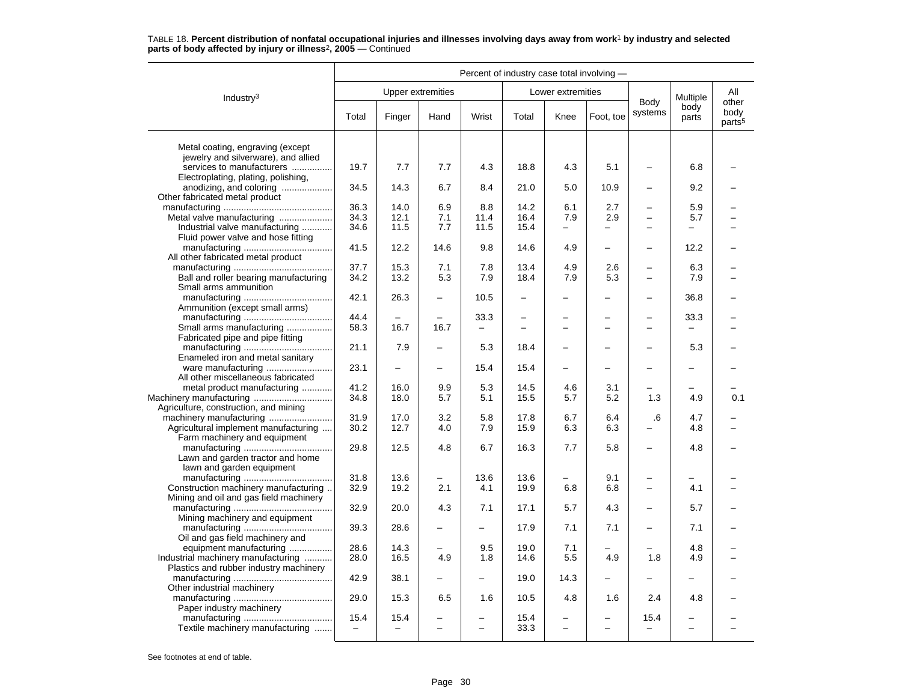TABLE 18. **Percent distribution of nonfatal occupational injuries and illnesses involving days away from work[1] by industry and selected parts of body affected by injury or illness[2], 2005** — Continued

| Industry[3] | Percent of industry case total involving — | | | | | | | | | |
|---|---|---|---|---|---|---|---|---|---|---|
| | Upper extremities | | | | Lower extremities | | | Body systems | Multiple body parts | All other body parts[5] |
| | Total | Finger | Hand | Wrist | Total | Knee | Foot, toe | | | |
| Metal coating, engraving (except jewelry and silverware), and allied services to manufacturers | 19.7 | 7.7 | 7.7 | 4.3 | 18.8 | 4.3 | 5.1 | – | 6.8 | – |
| Electroplating, plating, polishing, anodizing, and coloring | 34.5 | 14.3 | 6.7 | 8.4 | 21.0 | 5.0 | 10.9 | – | 9.2 | – |
| Other fabricated metal product manufacturing | 36.3 | 14.0 | 6.9 | 8.8 | 14.2 | 6.1 | 2.7 | – | 5.9 | – |
| Metal valve manufacturing | 34.3 | 12.1 | 7.1 | 11.4 | 16.4 | 7.9 | 2.9 | – | 5.7 | – |
| Industrial valve manufacturing | 34.6 | 11.5 | 7.7 | 11.5 | 15.4 | – | – | – | – | – |
| Fluid power valve and hose fitting manufacturing | 41.5 | 12.2 | 14.6 | 9.8 | 14.6 | 4.9 | – | – | 12.2 | – |
| All other fabricated metal product manufacturing | 37.7 | 15.3 | 7.1 | 7.8 | 13.4 | 4.9 | 2.6 | – | 6.3 | – |
| Ball and roller bearing manufacturing | 34.2 | 13.2 | 5.3 | 7.9 | 18.4 | 7.9 | 5.3 | – | 7.9 | – |
| Small arms ammunition manufacturing | 42.1 | 26.3 | – | 10.5 | – | – | – | – | 36.8 | – |
| Ammunition (except small arms) manufacturing | 44.4 | – | – | 33.3 | – | – | – | – | 33.3 | – |
| Small arms manufacturing | 58.3 | 16.7 | 16.7 | – | – | – | – | – | – | – |
| Fabricated pipe and pipe fitting manufacturing | 21.1 | 7.9 | – | 5.3 | 18.4 | – | – | – | 5.3 | – |
| Enameled iron and metal sanitary ware manufacturing | 23.1 | – | – | 15.4 | 15.4 | – | – | – | – | – |
| All other miscellaneous fabricated metal product manufacturing | 41.2 | 16.0 | 9.9 | 5.3 | 14.5 | 4.6 | 3.1 | – | – | – |
| Machinery manufacturing | 34.8 | 18.0 | 5.7 | 5.1 | 15.5 | 5.7 | 5.2 | 1.3 | 4.9 | 0.1 |
| Agriculture, construction, and mining machinery manufacturing | 31.9 | 17.0 | 3.2 | 5.8 | 17.8 | 6.7 | 6.4 | .6 | 4.7 | – |
| Agricultural implement manufacturing | 30.2 | 12.7 | 4.0 | 7.9 | 15.9 | 6.3 | 6.3 | – | 4.8 | – |
| Farm machinery and equipment manufacturing | 29.8 | 12.5 | 4.8 | 6.7 | 16.3 | 7.7 | 5.8 | – | 4.8 | – |
| Lawn and garden tractor and home lawn and garden equipment manufacturing | 31.8 | 13.6 | – | 13.6 | 13.6 | – | 9.1 | – | – | – |
| Construction machinery manufacturing | 32.9 | 19.2 | 2.1 | 4.1 | 19.9 | 6.8 | 6.8 | – | 4.1 | – |
| Mining and oil and gas field machinery manufacturing | 32.9 | 20.0 | 4.3 | 7.1 | 17.1 | 5.7 | 4.3 | – | 5.7 | – |
| Mining machinery and equipment manufacturing | 39.3 | 28.6 | – | – | 17.9 | 7.1 | 7.1 | – | 7.1 | – |
| Oil and gas field machinery and equipment manufacturing | 28.6 | 14.3 | – | 9.5 | 19.0 | 7.1 | – | – | 4.8 | – |
| Industrial machinery manufacturing | 28.0 | 16.5 | 4.9 | 1.8 | 14.6 | 5.5 | 4.9 | 1.8 | 4.9 | – |
| Plastics and rubber industry machinery manufacturing | 42.9 | 38.1 | – | – | 19.0 | 14.3 | – | – | – | – |
| Other industrial machinery manufacturing | 29.0 | 15.3 | 6.5 | 1.6 | 10.5 | 4.8 | 1.6 | 2.4 | 4.8 | – |
| Paper industry machinery manufacturing | 15.4 | 15.4 | – | – | 15.4 | – | – | 15.4 | – | – |
| Textile machinery manufacturing | – | – | – | – | 33.3 | – | – | – | – | – |

See footnotes at end of table.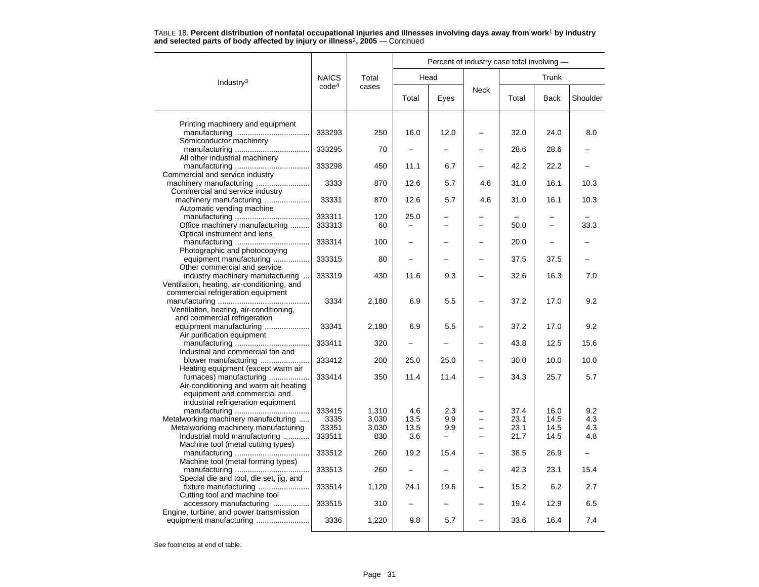TABLE 18. **Percent distribution of nonfatal occupational injuries and illnesses involving days away from work[1] by industry and selected parts of body affected by injury or illness[2], 2005** — Continued

| Industry[3] | NAICS code[4] | Total cases | Percent of industry case total involving — | | | | | |
|---|---|---|---|---|---|---|---|---|
| | | | Head | | Neck | Trunk | | |
| | | | Total | Eyes | | Total | Back | Shoulder |
| Printing machinery and equipment manufacturing | 333293 | 250 | 16.0 | 12.0 | – | 32.0 | 24.0 | 8.0 |
| Semiconductor machinery manufacturing | 333295 | 70 | – | – | – | 28.6 | 28.6 | – |
| All other industrial machinery manufacturing | 333298 | 450 | 11.1 | 6.7 | – | 42.2 | 22.2 | – |
| Commercial and service industry machinery manufacturing | 3333 | 870 | 12.6 | 5.7 | 4.6 | 31.0 | 16.1 | 10.3 |
| Commercial and service industry machinery manufacturing | 33331 | 870 | 12.6 | 5.7 | 4.6 | 31.0 | 16.1 | 10.3 |
| Automatic vending machine manufacturing | 333311 | 120 | 25.0 | – | – | – | – | – |
| Office machinery manufacturing | 333313 | 60 | – | – | – | 50.0 | – | 33.3 |
| Optical instrument and lens manufacturing | 333314 | 100 | – | – | – | 20.0 | – | – |
| Photographic and photocopying equipment manufacturing | 333315 | 80 | – | – | – | 37.5 | 37.5 | – |
| Other commercial and service industry machinery manufacturing | 333319 | 430 | 11.6 | 9.3 | – | 32.6 | 16.3 | 7.0 |
| Ventilation, heating, air-conditioning, and commercial refrigeration equipment manufacturing | 3334 | 2,180 | 6.9 | 5.5 | – | 37.2 | 17.0 | 9.2 |
| Ventilation, heating, air-conditioning, and commercial refrigeration equipment manufacturing | 33341 | 2,180 | 6.9 | 5.5 | – | 37.2 | 17.0 | 9.2 |
| Air purification equipment manufacturing | 333411 | 320 | – | – | – | 43.8 | 12.5 | 15.6 |
| Industrial and commercial fan and blower manufacturing | 333412 | 200 | 25.0 | 25.0 | – | 30.0 | 10.0 | 10.0 |
| Heating equipment (except warm air furnaces) manufacturing | 333414 | 350 | 11.4 | 11.4 | – | 34.3 | 25.7 | 5.7 |
| Air-conditioning and warm air heating equipment and commercial and industrial refrigeration equipment manufacturing | 333415 | 1,310 | 4.6 | 2.3 | – | 37.4 | 16.0 | 9.2 |
| Metalworking machinery manufacturing | 3335 | 3,030 | 13.5 | 9.9 | – | 23.1 | 14.5 | 4.3 |
| Metalworking machinery manufacturing | 33351 | 3,030 | 13.5 | 9.9 | – | 23.1 | 14.5 | 4.3 |
| Industrial mold manufacturing | 333511 | 830 | 3.6 | – | – | 21.7 | 14.5 | 4.8 |
| Machine tool (metal cutting types) manufacturing | 333512 | 260 | 19.2 | 15.4 | – | 38.5 | 26.9 | – |
| Machine tool (metal forming types) manufacturing | 333513 | 260 | – | – | – | 42.3 | 23.1 | 15.4 |
| Special die and tool, die set, jig, and fixture manufacturing | 333514 | 1,120 | 24.1 | 19.6 | – | 15.2 | 6.2 | 2.7 |
| Cutting tool and machine tool accessory manufacturing | 333515 | 310 | – | – | – | 19.4 | 12.9 | 6.5 |
| Engine, turbine, and power transmission equipment manufacturing | 3336 | 1,220 | 9.8 | 5.7 | – | 33.6 | 16.4 | 7.4 |

See footnotes at end of table.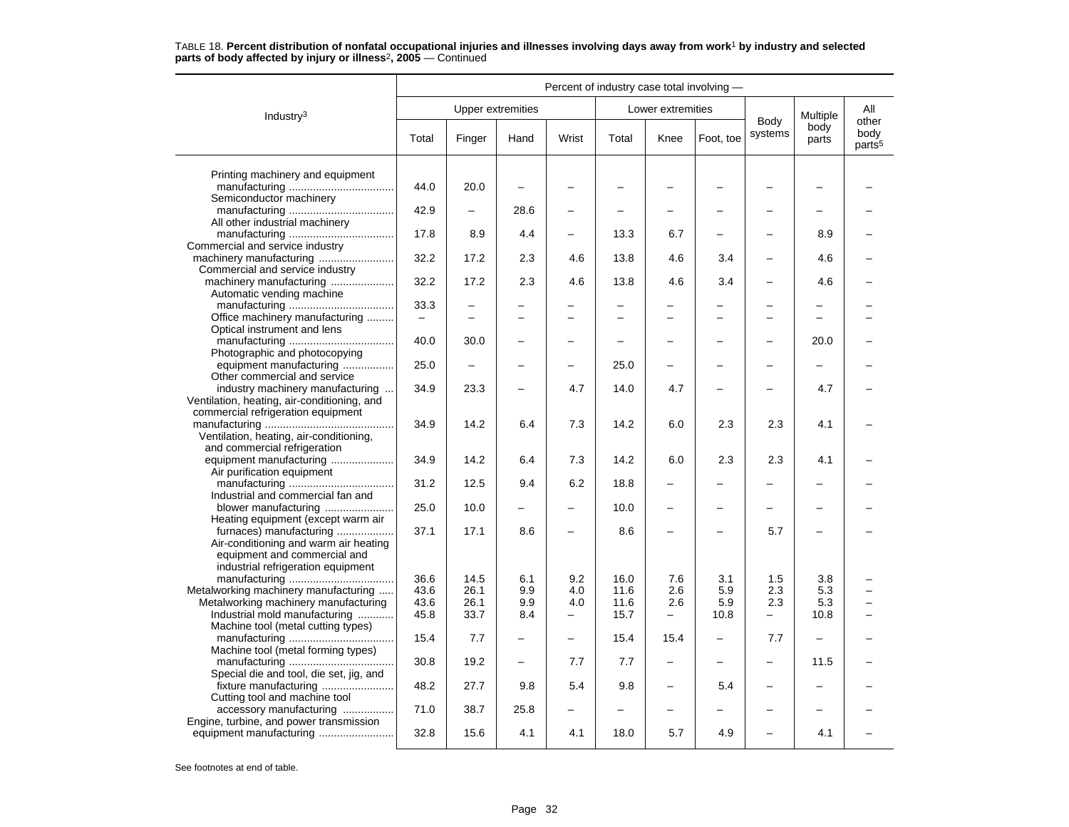TABLE 18. **Percent distribution of nonfatal occupational injuries and illnesses involving days away from work[1] by industry and selected parts of body affected by injury or illness[2], 2005** — Continued

| Industry[3] | Percent of industry case total involving — | | | | | | | | | |
|---|---|---|---|---|---|---|---|---|---|---|
| | Upper extremities | | | | Lower extremities | | | Body systems | Multiple body parts | All other body parts[5] |
| | Total | Finger | Hand | Wrist | Total | Knee | Foot, toe | | | |
| Printing machinery and equipment manufacturing | 44.0 | 20.0 | – | – | – | – | – | – | – | – |
| Semiconductor machinery manufacturing | 42.9 | – | 28.6 | – | – | – | – | – | – | – |
| All other industrial machinery manufacturing | 17.8 | 8.9 | 4.4 | – | 13.3 | 6.7 | – | – | 8.9 | – |
| Commercial and service industry machinery manufacturing | 32.2 | 17.2 | 2.3 | 4.6 | 13.8 | 4.6 | 3.4 | – | 4.6 | – |
| Commercial and service industry machinery manufacturing | 32.2 | 17.2 | 2.3 | 4.6 | 13.8 | 4.6 | 3.4 | – | 4.6 | – |
| Automatic vending machine manufacturing | 33.3 | – | – | – | – | – | – | – | – | – |
| Office machinery manufacturing | – | – | – | – | – | – | – | – | – | – |
| Optical instrument and lens manufacturing | 40.0 | 30.0 | – | – | – | – | – | – | 20.0 | – |
| Photographic and photocopying equipment manufacturing | 25.0 | – | – | – | 25.0 | – | – | – | – | – |
| Other commercial and service industry machinery manufacturing | 34.9 | 23.3 | – | 4.7 | 14.0 | 4.7 | – | – | 4.7 | – |
| Ventilation, heating, air-conditioning, and commercial refrigeration equipment manufacturing | 34.9 | 14.2 | 6.4 | 7.3 | 14.2 | 6.0 | 2.3 | 2.3 | 4.1 | – |
| Ventilation, heating, air-conditioning, and commercial refrigeration equipment manufacturing | 34.9 | 14.2 | 6.4 | 7.3 | 14.2 | 6.0 | 2.3 | 2.3 | 4.1 | – |
| Air purification equipment manufacturing | 31.2 | 12.5 | 9.4 | 6.2 | 18.8 | – | – | – | – | – |
| Industrial and commercial fan and blower manufacturing | 25.0 | 10.0 | – | – | 10.0 | – | – | – | – | – |
| Heating equipment (except warm air furnaces) manufacturing | 37.1 | 17.1 | 8.6 | – | 8.6 | – | – | 5.7 | – | – |
| Air-conditioning and warm air heating equipment and commercial and industrial refrigeration equipment manufacturing | 36.6 | 14.5 | 6.1 | 9.2 | 16.0 | 7.6 | 3.1 | 1.5 | 3.8 | – |
| Metalworking machinery manufacturing | 43.6 | 26.1 | 9.9 | 4.0 | 11.6 | 2.6 | 5.9 | 2.3 | 5.3 | – |
| Metalworking machinery manufacturing | 43.6 | 26.1 | 9.9 | 4.0 | 11.6 | 2.6 | 5.9 | 2.3 | 5.3 | – |
| Industrial mold manufacturing | 45.8 | 33.7 | 8.4 | – | 15.7 | – | 10.8 | – | 10.8 | – |
| Machine tool (metal cutting types) manufacturing | 15.4 | 7.7 | – | – | 15.4 | 15.4 | – | 7.7 | – | – |
| Machine tool (metal forming types) manufacturing | 30.8 | 19.2 | – | 7.7 | 7.7 | – | – | – | 11.5 | – |
| Special die and tool, die set, jig, and fixture manufacturing | 48.2 | 27.7 | 9.8 | 5.4 | 9.8 | – | 5.4 | – | – | – |
| Cutting tool and machine tool accessory manufacturing | 71.0 | 38.7 | 25.8 | – | – | – | – | – | – | – |
| Engine, turbine, and power transmission equipment manufacturing | 32.8 | 15.6 | 4.1 | 4.1 | 18.0 | 5.7 | 4.9 | – | 4.1 | – |

See footnotes at end of table.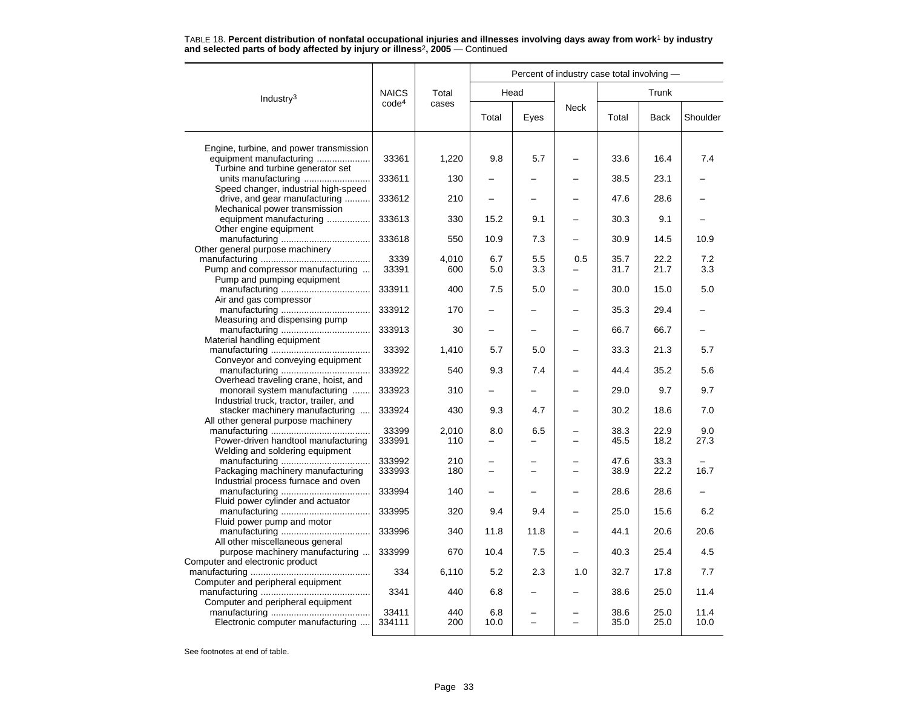TABLE 18. **Percent distribution of nonfatal occupational injuries and illnesses involving days away from work[1] by industry and selected parts of body affected by injury or illness[2], 2005** — Continued

| Industry[3] | NAICS code[4] | Total cases | Percent of industry case total involving — | | | | | |
|---|---|---|---|---|---|---|---|---|
| | | | Head | | Neck | Trunk | | |
| | | | Total | Eyes | | Total | Back | Shoulder |
| Engine, turbine, and power transmission equipment manufacturing | 33361 | 1,220 | 9.8 | 5.7 | – | 33.6 | 16.4 | 7.4 |
| Turbine and turbine generator set units manufacturing | 333611 | 130 | – | – | – | 38.5 | 23.1 | – |
| Speed changer, industrial high-speed drive, and gear manufacturing | 333612 | 210 | – | – | – | 47.6 | 28.6 | – |
| Mechanical power transmission equipment manufacturing | 333613 | 330 | 15.2 | 9.1 | – | 30.3 | 9.1 | – |
| Other engine equipment manufacturing | 333618 | 550 | 10.9 | 7.3 | – | 30.9 | 14.5 | 10.9 |
| Other general purpose machinery manufacturing | 3339 | 4,010 | 6.7 | 5.5 | 0.5 | 35.7 | 22.2 | 7.2 |
| Pump and compressor manufacturing | 33391 | 600 | 5.0 | 3.3 | – | 31.7 | 21.7 | 3.3 |
| Pump and pumping equipment manufacturing | 333911 | 400 | 7.5 | 5.0 | – | 30.0 | 15.0 | 5.0 |
| Air and gas compressor manufacturing | 333912 | 170 | – | – | – | 35.3 | 29.4 | – |
| Measuring and dispensing pump manufacturing | 333913 | 30 | – | – | – | 66.7 | 66.7 | – |
| Material handling equipment manufacturing | 33392 | 1,410 | 5.7 | 5.0 | – | 33.3 | 21.3 | 5.7 |
| Conveyor and conveying equipment manufacturing | 333922 | 540 | 9.3 | 7.4 | – | 44.4 | 35.2 | 5.6 |
| Overhead traveling crane, hoist, and monorail system manufacturing | 333923 | 310 | – | – | – | 29.0 | 9.7 | 9.7 |
| Industrial truck, tractor, trailer, and stacker machinery manufacturing | 333924 | 430 | 9.3 | 4.7 | – | 30.2 | 18.6 | 7.0 |
| All other general purpose machinery manufacturing | 33399 | 2,010 | 8.0 | 6.5 | – | 38.3 | 22.9 | 9.0 |
| Power-driven handtool manufacturing | 333991 | 110 | – | – | – | 45.5 | 18.2 | 27.3 |
| Welding and soldering equipment manufacturing | 333992 | 210 | – | – | – | 47.6 | 33.3 | – |
| Packaging machinery manufacturing | 333993 | 180 | – | – | – | 38.9 | 22.2 | 16.7 |
| Industrial process furnace and oven manufacturing | 333994 | 140 | – | – | – | 28.6 | 28.6 | – |
| Fluid power cylinder and actuator manufacturing | 333995 | 320 | 9.4 | 9.4 | – | 25.0 | 15.6 | 6.2 |
| Fluid power pump and motor manufacturing | 333996 | 340 | 11.8 | 11.8 | – | 44.1 | 20.6 | 20.6 |
| All other miscellaneous general purpose machinery manufacturing | 333999 | 670 | 10.4 | 7.5 | – | 40.3 | 25.4 | 4.5 |
| Computer and electronic product manufacturing | 334 | 6,110 | 5.2 | 2.3 | 1.0 | 32.7 | 17.8 | 7.7 |
| Computer and peripheral equipment manufacturing | 3341 | 440 | 6.8 | – | – | 38.6 | 25.0 | 11.4 |
| Computer and peripheral equipment manufacturing | 33411 | 440 | 6.8 | – | – | 38.6 | 25.0 | 11.4 |
| Electronic computer manufacturing | 334111 | 200 | 10.0 | – | – | 35.0 | 25.0 | 10.0 |

See footnotes at end of table.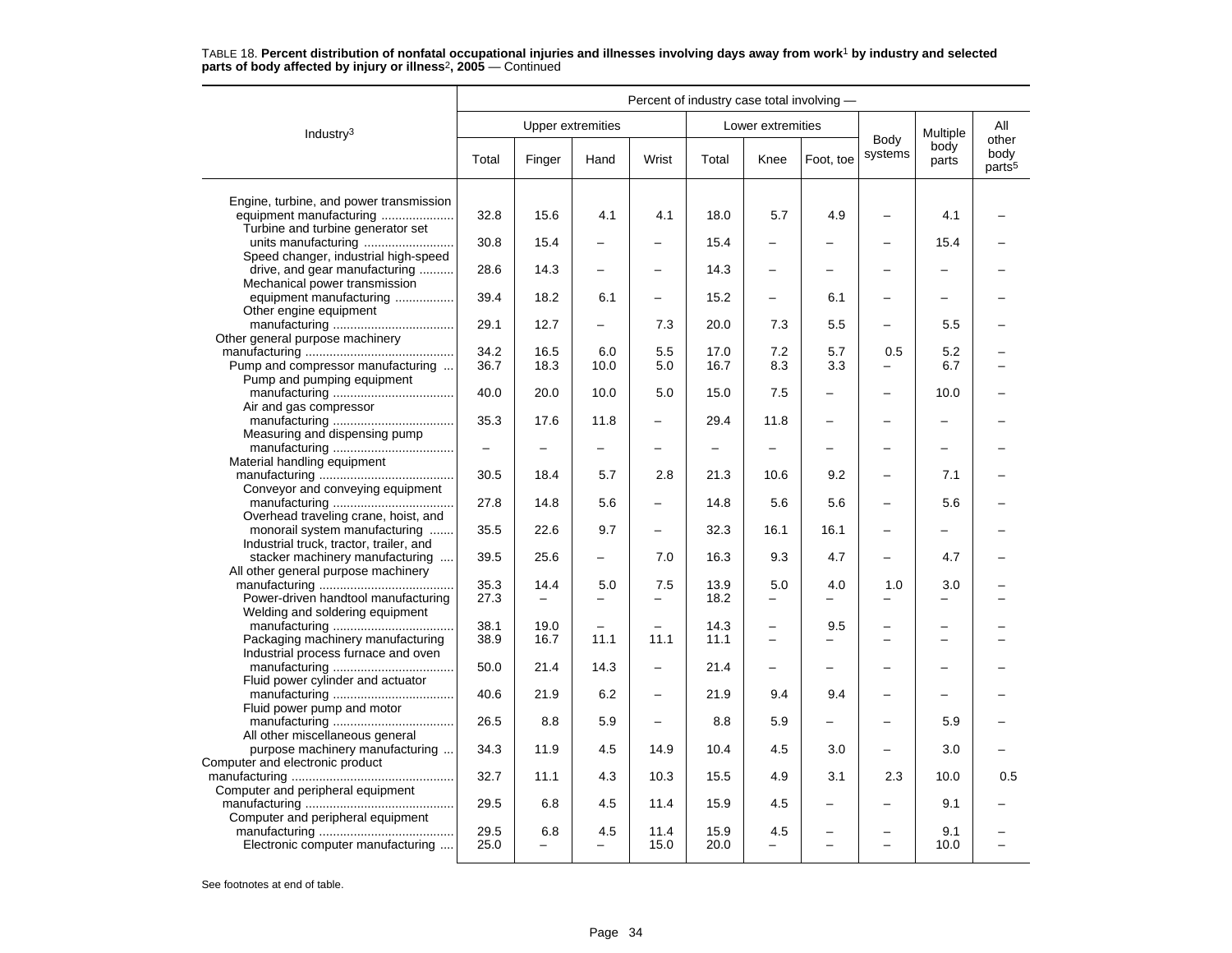TABLE 18. **Percent distribution of nonfatal occupational injuries and illnesses involving days away from work[1] by industry and selected parts of body affected by injury or illness[2], 2005** — Continued

| Industry[3] | Percent of industry case total involving — | | | | | | | | | |
|---|---|---|---|---|---|---|---|---|---|---|
| | Upper extremities | | | | Lower extremities | | | Body systems | Multiple body parts | All other body parts[5] |
| | Total | Finger | Hand | Wrist | Total | Knee | Foot, toe | | | |
| Engine, turbine, and power transmission equipment manufacturing | 32.8 | 15.6 | 4.1 | 4.1 | 18.0 | 5.7 | 4.9 | – | 4.1 | – |
| Turbine and turbine generator set units manufacturing | 30.8 | 15.4 | – | – | 15.4 | – | – | – | 15.4 | – |
| Speed changer, industrial high-speed drive, and gear manufacturing | 28.6 | 14.3 | – | – | 14.3 | – | – | – | – | – |
| Mechanical power transmission equipment manufacturing | 39.4 | 18.2 | 6.1 | – | 15.2 | – | 6.1 | – | – | – |
| Other engine equipment manufacturing | 29.1 | 12.7 | – | 7.3 | 20.0 | 7.3 | 5.5 | – | 5.5 | – |
| Other general purpose machinery manufacturing | 34.2 | 16.5 | 6.0 | 5.5 | 17.0 | 7.2 | 5.7 | 0.5 | 5.2 | – |
| Pump and compressor manufacturing | 36.7 | 18.3 | 10.0 | 5.0 | 16.7 | 8.3 | 3.3 | – | 6.7 | – |
| Pump and pumping equipment manufacturing | 40.0 | 20.0 | 10.0 | 5.0 | 15.0 | 7.5 | – | – | 10.0 | – |
| Air and gas compressor manufacturing | 35.3 | 17.6 | 11.8 | – | 29.4 | 11.8 | – | – | – | – |
| Measuring and dispensing pump manufacturing | – | – | – | – | – | – | – | – | – | – |
| Material handling equipment manufacturing | 30.5 | 18.4 | 5.7 | 2.8 | 21.3 | 10.6 | 9.2 | – | 7.1 | – |
| Conveyor and conveying equipment manufacturing | 27.8 | 14.8 | 5.6 | – | 14.8 | 5.6 | 5.6 | – | 5.6 | – |
| Overhead traveling crane, hoist, and monorail system manufacturing | 35.5 | 22.6 | 9.7 | – | 32.3 | 16.1 | 16.1 | – | – | – |
| Industrial truck, tractor, trailer, and stacker machinery manufacturing | 39.5 | 25.6 | – | 7.0 | 16.3 | 9.3 | 4.7 | – | 4.7 | – |
| All other general purpose machinery manufacturing | 35.3 | 14.4 | 5.0 | 7.5 | 13.9 | 5.0 | 4.0 | 1.0 | 3.0 | – |
| Power-driven handtool manufacturing | 27.3 | – | – | – | 18.2 | – | – | – | – | – |
| Welding and soldering equipment manufacturing | 38.1 | 19.0 | – | – | 14.3 | – | 9.5 | – | – | – |
| Packaging machinery manufacturing | 38.9 | 16.7 | 11.1 | 11.1 | 11.1 | – | – | – | – | – |
| Industrial process furnace and oven manufacturing | 50.0 | 21.4 | 14.3 | – | 21.4 | – | – | – | – | – |
| Fluid power cylinder and actuator manufacturing | 40.6 | 21.9 | 6.2 | – | 21.9 | 9.4 | 9.4 | – | – | – |
| Fluid power pump and motor manufacturing | 26.5 | 8.8 | 5.9 | – | 8.8 | 5.9 | – | – | 5.9 | – |
| All other miscellaneous general purpose machinery manufacturing | 34.3 | 11.9 | 4.5 | 14.9 | 10.4 | 4.5 | 3.0 | – | 3.0 | – |
| Computer and electronic product manufacturing | 32.7 | 11.1 | 4.3 | 10.3 | 15.5 | 4.9 | 3.1 | 2.3 | 10.0 | 0.5 |
| Computer and peripheral equipment manufacturing | 29.5 | 6.8 | 4.5 | 11.4 | 15.9 | 4.5 | – | – | 9.1 | – |
| Computer and peripheral equipment manufacturing | 29.5 | 6.8 | 4.5 | 11.4 | 15.9 | 4.5 | – | – | 9.1 | – |
| Electronic computer manufacturing | 25.0 | – | – | 15.0 | 20.0 | – | – | – | 10.0 | – |

See footnotes at end of table.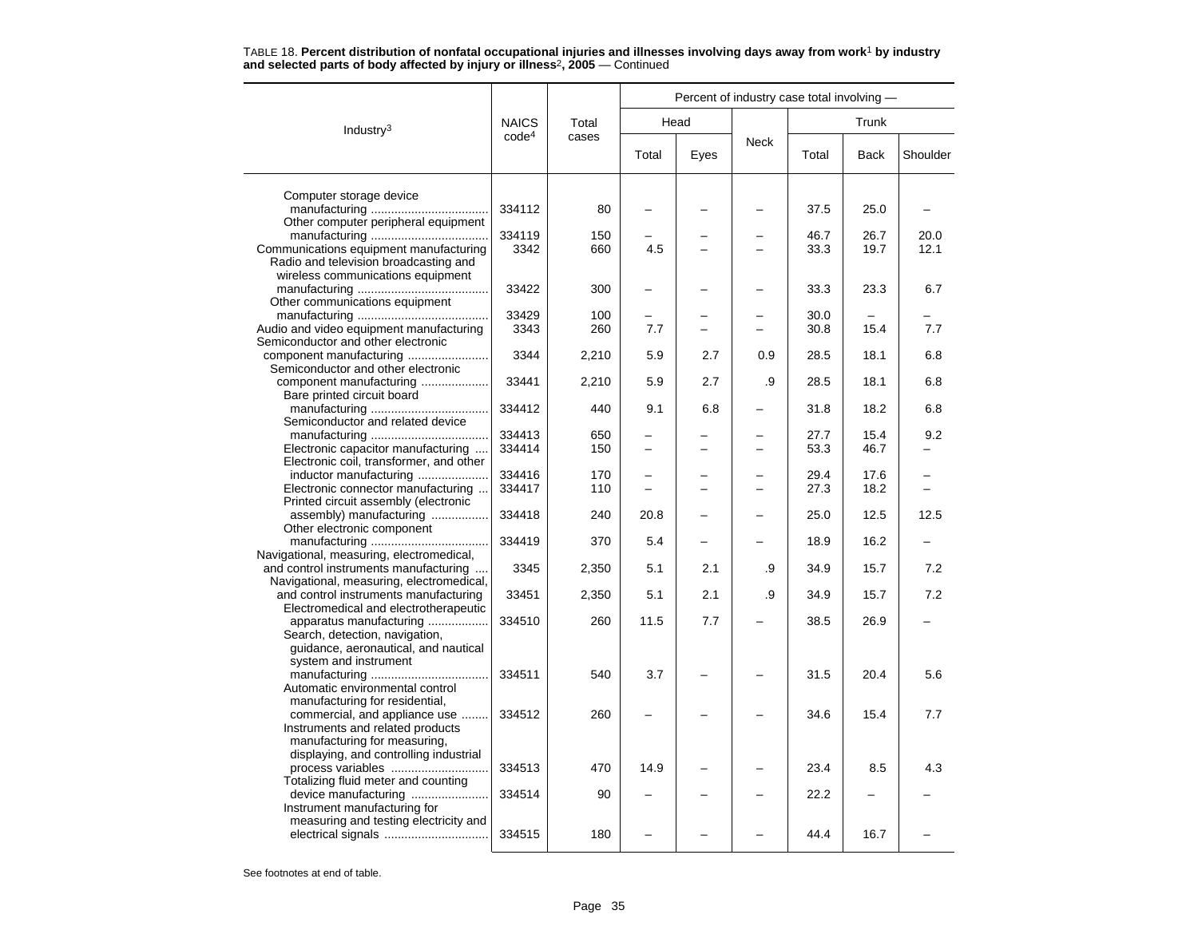TABLE 18. **Percent distribution of nonfatal occupational injuries and illnesses involving days away from work[1] by industry and selected parts of body affected by injury or illness[2], 2005** — Continued

| Industry[3] | NAICS code[4] | Total cases | Percent of industry case total involving — | | | | | |
|---|---|---|---|---|---|---|---|---|
| | | | Head | | Neck | Trunk | | |
| | | | Total | Eyes | | Total | Back | Shoulder |
| Computer storage device manufacturing | 334112 | 80 | – | – | – | 37.5 | 25.0 | – |
| Other computer peripheral equipment manufacturing | 334119 | 150 | – | – | – | 46.7 | 26.7 | 20.0 |
| Communications equipment manufacturing | 3342 | 660 | 4.5 | – | – | 33.3 | 19.7 | 12.1 |
| Radio and television broadcasting and wireless communications equipment manufacturing | 33422 | 300 | – | – | – | 33.3 | 23.3 | 6.7 |
| Other communications equipment manufacturing | 33429 | 100 | – | – | – | 30.0 | – | – |
| Audio and video equipment manufacturing | 3343 | 260 | 7.7 | – | – | 30.8 | 15.4 | 7.7 |
| Semiconductor and other electronic component manufacturing | 3344 | 2,210 | 5.9 | 2.7 | 0.9 | 28.5 | 18.1 | 6.8 |
| Semiconductor and other electronic component manufacturing | 33441 | 2,210 | 5.9 | 2.7 | .9 | 28.5 | 18.1 | 6.8 |
| Bare printed circuit board manufacturing | 334412 | 440 | 9.1 | 6.8 | – | 31.8 | 18.2 | 6.8 |
| Semiconductor and related device manufacturing | 334413 | 650 | – | – | – | 27.7 | 15.4 | 9.2 |
| Electronic capacitor manufacturing | 334414 | 150 | – | – | – | 53.3 | 46.7 | – |
| Electronic coil, transformer, and other inductor manufacturing | 334416 | 170 | – | – | – | 29.4 | 17.6 | – |
| Electronic connector manufacturing | 334417 | 110 | – | – | – | 27.3 | 18.2 | – |
| Printed circuit assembly (electronic assembly) manufacturing | 334418 | 240 | 20.8 | – | – | 25.0 | 12.5 | 12.5 |
| Other electronic component manufacturing | 334419 | 370 | 5.4 | – | – | 18.9 | 16.2 | – |
| Navigational, measuring, electromedical, and control instruments manufacturing | 3345 | 2,350 | 5.1 | 2.1 | .9 | 34.9 | 15.7 | 7.2 |
| Navigational, measuring, electromedical, and control instruments manufacturing | 33451 | 2,350 | 5.1 | 2.1 | .9 | 34.9 | 15.7 | 7.2 |
| Electromedical and electrotherapeutic apparatus manufacturing | 334510 | 260 | 11.5 | 7.7 | – | 38.5 | 26.9 | – |
| Search, detection, navigation, guidance, aeronautical, and nautical system and instrument manufacturing | 334511 | 540 | 3.7 | – | – | 31.5 | 20.4 | 5.6 |
| Automatic environmental control manufacturing for residential, commercial, and appliance use | 334512 | 260 | – | – | – | 34.6 | 15.4 | 7.7 |
| Instruments and related products manufacturing for measuring, displaying, and controlling industrial process variables | 334513 | 470 | 14.9 | – | – | 23.4 | 8.5 | 4.3 |
| Totalizing fluid meter and counting device manufacturing | 334514 | 90 | – | – | – | 22.2 | – | – |
| Instrument manufacturing for measuring and testing electricity and electrical signals | 334515 | 180 | – | – | – | 44.4 | 16.7 | – |

See footnotes at end of table.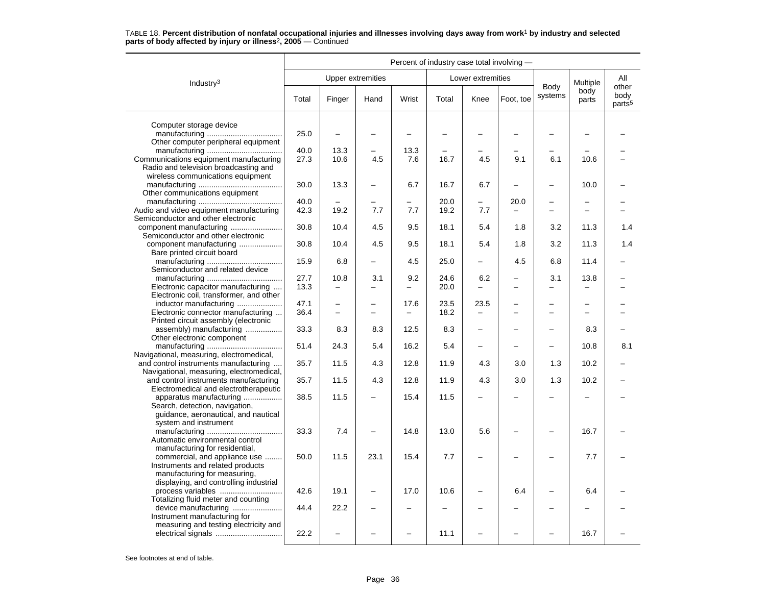TABLE 18. **Percent distribution of nonfatal occupational injuries and illnesses involving days away from work[1] by industry and selected parts of body affected by injury or illness[2], 2005** — Continued

| Industry[3] | Percent of industry case total involving — | | | | | | | | | |
|---|---|---|---|---|---|---|---|---|---|---|
| | Upper extremities | | | | Lower extremities | | | Body systems | Multiple body parts | All other body parts[5] |
| | Total | Finger | Hand | Wrist | Total | Knee | Foot, toe | | | |
| Computer storage device manufacturing | 25.0 | – | – | – | – | – | – | – | – | – |
| Other computer peripheral equipment manufacturing | 40.0 | 13.3 | – | 13.3 | – | – | – | – | – | – |
| Communications equipment manufacturing | 27.3 | 10.6 | 4.5 | 7.6 | 16.7 | 4.5 | 9.1 | 6.1 | 10.6 | – |
| Radio and television broadcasting and wireless communications equipment manufacturing | 30.0 | 13.3 | – | 6.7 | 16.7 | 6.7 | – | – | 10.0 | – |
| Other communications equipment manufacturing | 40.0 | – | – | – | 20.0 | – | 20.0 | – | – | – |
| Audio and video equipment manufacturing | 42.3 | 19.2 | 7.7 | 7.7 | 19.2 | 7.7 | – | – | – | – |
| Semiconductor and other electronic component manufacturing | 30.8 | 10.4 | 4.5 | 9.5 | 18.1 | 5.4 | 1.8 | 3.2 | 11.3 | 1.4 |
| Semiconductor and other electronic component manufacturing | 30.8 | 10.4 | 4.5 | 9.5 | 18.1 | 5.4 | 1.8 | 3.2 | 11.3 | 1.4 |
| Bare printed circuit board manufacturing | 15.9 | 6.8 | – | 4.5 | 25.0 | – | 4.5 | 6.8 | 11.4 | – |
| Semiconductor and related device manufacturing | 27.7 | 10.8 | 3.1 | 9.2 | 24.6 | 6.2 | – | 3.1 | 13.8 | – |
| Electronic capacitor manufacturing | 13.3 | – | – | – | 20.0 | – | – | – | – | – |
| Electronic coil, transformer, and other inductor manufacturing | 47.1 | – | – | 17.6 | 23.5 | 23.5 | – | – | – | – |
| Electronic connector manufacturing | 36.4 | – | – | – | 18.2 | – | – | – | – | – |
| Printed circuit assembly (electronic assembly) manufacturing | 33.3 | 8.3 | 8.3 | 12.5 | 8.3 | – | – | – | 8.3 | – |
| Other electronic component manufacturing | 51.4 | 24.3 | 5.4 | 16.2 | 5.4 | – | – | – | 10.8 | 8.1 |
| Navigational, measuring, electromedical, and control instruments manufacturing | 35.7 | 11.5 | 4.3 | 12.8 | 11.9 | 4.3 | 3.0 | 1.3 | 10.2 | – |
| Navigational, measuring, electromedical, and control instruments manufacturing | 35.7 | 11.5 | 4.3 | 12.8 | 11.9 | 4.3 | 3.0 | 1.3 | 10.2 | – |
| Electromedical and electrotherapeutic apparatus manufacturing | 38.5 | 11.5 | – | 15.4 | 11.5 | – | – | – | – | – |
| Search, detection, navigation, guidance, aeronautical, and nautical system and instrument manufacturing | 33.3 | 7.4 | – | 14.8 | 13.0 | 5.6 | – | – | 16.7 | – |
| Automatic environmental control manufacturing for residential, commercial, and appliance use | 50.0 | 11.5 | 23.1 | 15.4 | 7.7 | – | – | – | 7.7 | – |
| Instruments and related products manufacturing for measuring, displaying, and controlling industrial process variables | 42.6 | 19.1 | – | 17.0 | 10.6 | – | 6.4 | – | 6.4 | – |
| Totalizing fluid meter and counting device manufacturing | 44.4 | 22.2 | – | – | – | – | – | – | – | – |
| Instrument manufacturing for measuring and testing electricity and electrical signals | 22.2 | – | – | – | 11.1 | – | – | – | 16.7 | – |

See footnotes at end of table.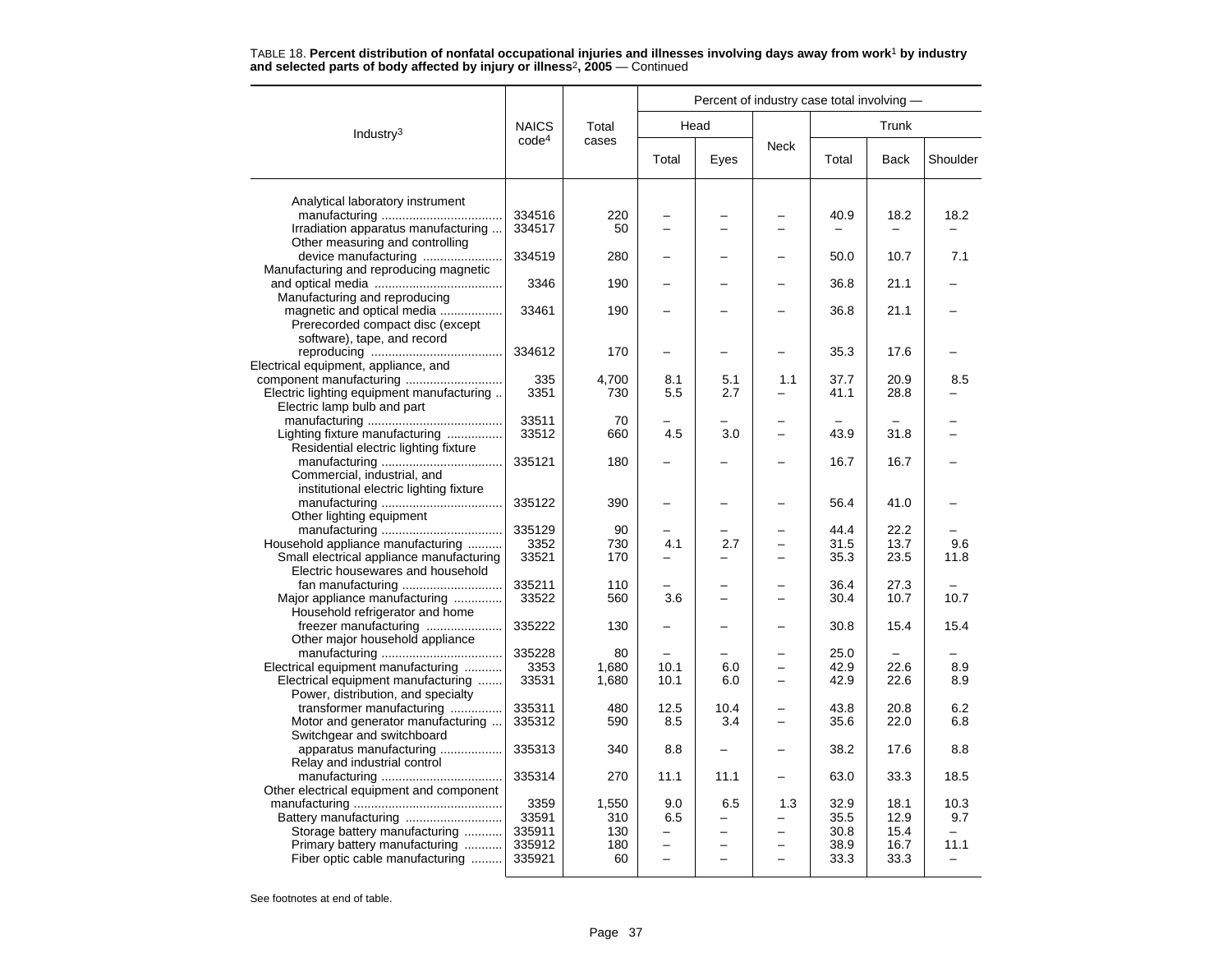TABLE 18. **Percent distribution of nonfatal occupational injuries and illnesses involving days away from work[1] by industry and selected parts of body affected by injury or illness[2], 2005** — Continued

| Industry[3] | NAICS code[4] | Total cases | Percent of industry case total involving — | | | | | |
|---|---|---|---|---|---|---|---|---|
| | | | Head | | Neck | Trunk | | |
| | | | Total | Eyes | | Total | Back | Shoulder |
| Analytical laboratory instrument manufacturing | 334516 | 220 | – | – | – | 40.9 | 18.2 | 18.2 |
| Irradiation apparatus manufacturing | 334517 | 50 | – | – | – | – | – | – |
| Other measuring and controlling device manufacturing | 334519 | 280 | – | – | – | 50.0 | 10.7 | 7.1 |
| Manufacturing and reproducing magnetic and optical media | 3346 | 190 | – | – | – | 36.8 | 21.1 | – |
| Manufacturing and reproducing magnetic and optical media | 33461 | 190 | – | – | – | 36.8 | 21.1 | – |
| Prerecorded compact disc (except software), tape, and record reproducing | 334612 | 170 | – | – | – | 35.3 | 17.6 | – |
| Electrical equipment, appliance, and component manufacturing | 335 | 4,700 | 8.1 | 5.1 | 1.1 | 37.7 | 20.9 | 8.5 |
| Electric lighting equipment manufacturing | 3351 | 730 | 5.5 | 2.7 | – | 41.1 | 28.8 | – |
| Electric lamp bulb and part manufacturing | 33511 | 70 | – | – | – | – | – | – |
| Lighting fixture manufacturing | 33512 | 660 | 4.5 | 3.0 | – | 43.9 | 31.8 | – |
| Residential electric lighting fixture manufacturing | 335121 | 180 | – | – | – | 16.7 | 16.7 | – |
| Commercial, industrial, and institutional electric lighting fixture manufacturing | 335122 | 390 | – | – | – | 56.4 | 41.0 | – |
| Other lighting equipment manufacturing | 335129 | 90 | – | – | – | 44.4 | 22.2 | – |
| Household appliance manufacturing | 3352 | 730 | 4.1 | 2.7 | – | 31.5 | 13.7 | 9.6 |
| Small electrical appliance manufacturing | 33521 | 170 | – | – | – | 35.3 | 23.5 | 11.8 |
| Electric housewares and household fan manufacturing | 335211 | 110 | – | – | – | 36.4 | 27.3 | – |
| Major appliance manufacturing | 33522 | 560 | 3.6 | – | – | 30.4 | 10.7 | 10.7 |
| Household refrigerator and home freezer manufacturing | 335222 | 130 | – | – | – | 30.8 | 15.4 | 15.4 |
| Other major household appliance manufacturing | 335228 | 80 | – | – | – | 25.0 | – | – |
| Electrical equipment manufacturing | 3353 | 1,680 | 10.1 | 6.0 | – | 42.9 | 22.6 | 8.9 |
| Electrical equipment manufacturing | 33531 | 1,680 | 10.1 | 6.0 | – | 42.9 | 22.6 | 8.9 |
| Power, distribution, and specialty transformer manufacturing | 335311 | 480 | 12.5 | 10.4 | – | 43.8 | 20.8 | 6.2 |
| Motor and generator manufacturing | 335312 | 590 | 8.5 | 3.4 | – | 35.6 | 22.0 | 6.8 |
| Switchgear and switchboard apparatus manufacturing | 335313 | 340 | 8.8 | – | – | 38.2 | 17.6 | 8.8 |
| Relay and industrial control manufacturing | 335314 | 270 | 11.1 | 11.1 | – | 63.0 | 33.3 | 18.5 |
| Other electrical equipment and component manufacturing | 3359 | 1,550 | 9.0 | 6.5 | 1.3 | 32.9 | 18.1 | 10.3 |
| Battery manufacturing | 33591 | 310 | 6.5 | – | – | 35.5 | 12.9 | 9.7 |
| Storage battery manufacturing | 335911 | 130 | – | – | – | 30.8 | 15.4 | – |
| Primary battery manufacturing | 335912 | 180 | – | – | – | 38.9 | 16.7 | 11.1 |
| Fiber optic cable manufacturing | 335921 | 60 | – | – | – | 33.3 | 33.3 | – |

See footnotes at end of table.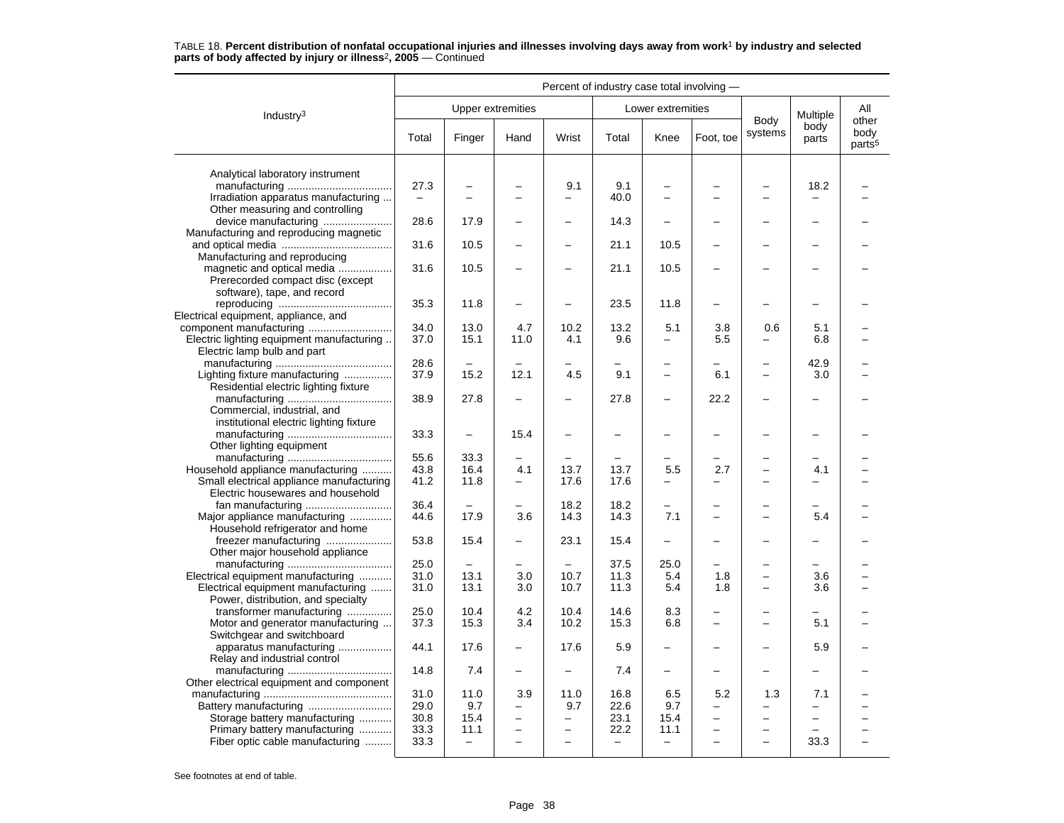TABLE 18. **Percent distribution of nonfatal occupational injuries and illnesses involving days away from work[1] by industry and selected parts of body affected by injury or illness[2], 2005** — Continued

| Industry[3] | Percent of industry case total involving — | | | | | | | | | |
|---|---|---|---|---|---|---|---|---|---|---|
| | Upper extremities | | | | Lower extremities | | | Body systems | Multiple body parts | All other body parts[5] |
| | Total | Finger | Hand | Wrist | Total | Knee | Foot, toe | | | |
| Analytical laboratory instrument manufacturing | 27.3 | – | – | 9.1 | 9.1 | – | – | – | 18.2 | – |
| Irradiation apparatus manufacturing | – | – | – | – | 40.0 | – | – | – | – | – |
| Other measuring and controlling device manufacturing | 28.6 | 17.9 | – | – | 14.3 | – | – | – | – | – |
| Manufacturing and reproducing magnetic and optical media | 31.6 | 10.5 | – | – | 21.1 | 10.5 | – | – | – | – |
| Manufacturing and reproducing magnetic and optical media | 31.6 | 10.5 | – | – | 21.1 | 10.5 | – | – | – | – |
| Prerecorded compact disc (except software), tape, and record reproducing | 35.3 | 11.8 | – | – | 23.5 | 11.8 | – | – | – | – |
| Electrical equipment, appliance, and component manufacturing | 34.0 | 13.0 | 4.7 | 10.2 | 13.2 | 5.1 | 3.8 | 0.6 | 5.1 | – |
| Electric lighting equipment manufacturing | 37.0 | 15.1 | 11.0 | 4.1 | 9.6 | – | 5.5 | – | 6.8 | – |
| Electric lamp bulb and part manufacturing | 28.6 | – | – | – | – | – | – | – | 42.9 | – |
| Lighting fixture manufacturing | 37.9 | 15.2 | 12.1 | 4.5 | 9.1 | – | 6.1 | – | 3.0 | – |
| Residential electric lighting fixture manufacturing | 38.9 | 27.8 | – | – | 27.8 | – | 22.2 | – | – | – |
| Commercial, industrial, and institutional electric lighting fixture manufacturing | 33.3 | – | 15.4 | – | – | – | – | – | – | – |
| Other lighting equipment manufacturing | 55.6 | 33.3 | – | – | – | – | – | – | – | – |
| Household appliance manufacturing | 43.8 | 16.4 | 4.1 | 13.7 | 13.7 | 5.5 | 2.7 | – | 4.1 | – |
| Small electrical appliance manufacturing | 41.2 | 11.8 | – | 17.6 | 17.6 | – | – | – | – | – |
| Electric housewares and household fan manufacturing | 36.4 | – | – | 18.2 | 18.2 | – | – | – | – | – |
| Major appliance manufacturing | 44.6 | 17.9 | 3.6 | 14.3 | 14.3 | 7.1 | – | – | 5.4 | – |
| Household refrigerator and home freezer manufacturing | 53.8 | 15.4 | – | 23.1 | 15.4 | – | – | – | – | – |
| Other major household appliance manufacturing | 25.0 | – | – | – | 37.5 | 25.0 | – | – | – | – |
| Electrical equipment manufacturing | 31.0 | 13.1 | 3.0 | 10.7 | 11.3 | 5.4 | 1.8 | – | 3.6 | – |
| Electrical equipment manufacturing | 31.0 | 13.1 | 3.0 | 10.7 | 11.3 | 5.4 | 1.8 | – | 3.6 | – |
| Power, distribution, and specialty transformer manufacturing | 25.0 | 10.4 | 4.2 | 10.4 | 14.6 | 8.3 | – | – | – | – |
| Motor and generator manufacturing | 37.3 | 15.3 | 3.4 | 10.2 | 15.3 | 6.8 | – | – | 5.1 | – |
| Switchgear and switchboard apparatus manufacturing | 44.1 | 17.6 | – | 17.6 | 5.9 | – | – | – | 5.9 | – |
| Relay and industrial control manufacturing | 14.8 | 7.4 | – | – | 7.4 | – | – | – | – | – |
| Other electrical equipment and component manufacturing | 31.0 | 11.0 | 3.9 | 11.0 | 16.8 | 6.5 | 5.2 | 1.3 | 7.1 | – |
| Battery manufacturing | 29.0 | 9.7 | – | 9.7 | 22.6 | 9.7 | – | – | – | – |
| Storage battery manufacturing | 30.8 | 15.4 | – | – | 23.1 | 15.4 | – | – | – | – |
| Primary battery manufacturing | 33.3 | 11.1 | – | – | 22.2 | 11.1 | – | – | – | – |
| Fiber optic cable manufacturing | 33.3 | – | – | – | – | – | – | – | 33.3 | – |

See footnotes at end of table.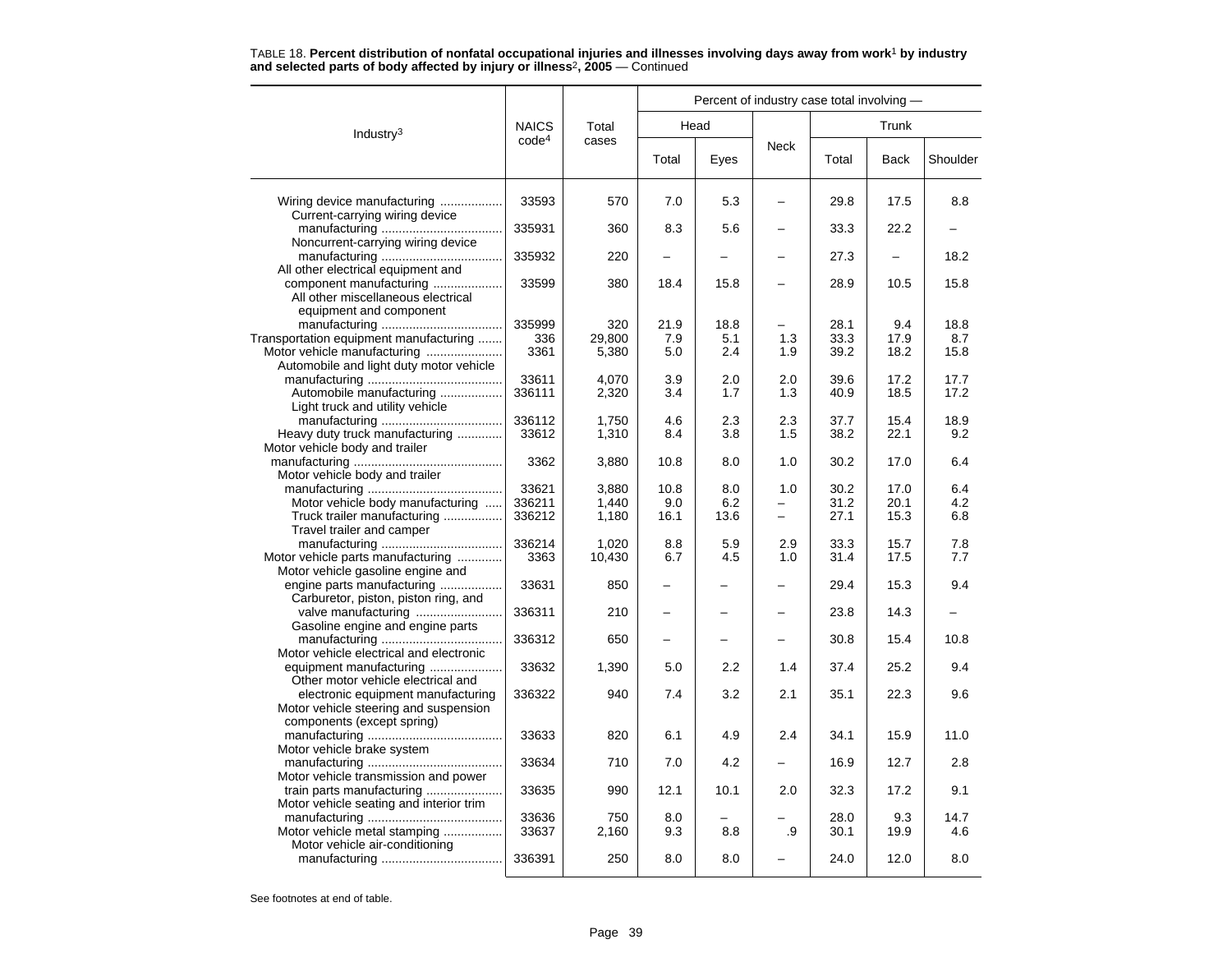TABLE 18. **Percent distribution of nonfatal occupational injuries and illnesses involving days away from work[1] by industry and selected parts of body affected by injury or illness[2], 2005** — Continued

| Industry[3] | NAICS code[4] | Total cases | Percent of industry case total involving — | | | | | |
|---|---|---|---|---|---|---|---|---|
| | | | Head | | Neck | Trunk | | |
| | | | Total | Eyes | | Total | Back | Shoulder |
| Wiring device manufacturing | 33593 | 570 | 7.0 | 5.3 | – | 29.8 | 17.5 | 8.8 |
| Current-carrying wiring device manufacturing | 335931 | 360 | 8.3 | 5.6 | – | 33.3 | 22.2 | – |
| Noncurrent-carrying wiring device manufacturing | 335932 | 220 | – | – | – | 27.3 | – | 18.2 |
| All other electrical equipment and component manufacturing | 33599 | 380 | 18.4 | 15.8 | – | 28.9 | 10.5 | 15.8 |
| All other miscellaneous electrical equipment and component manufacturing | 335999 | 320 | 21.9 | 18.8 | – | 28.1 | 9.4 | 18.8 |
| Transportation equipment manufacturing | 336 | 29,800 | 7.9 | 5.1 | 1.3 | 33.3 | 17.9 | 8.7 |
| Motor vehicle manufacturing | 3361 | 5,380 | 5.0 | 2.4 | 1.9 | 39.2 | 18.2 | 15.8 |
| Automobile and light duty motor vehicle manufacturing | 33611 | 4,070 | 3.9 | 2.0 | 2.0 | 39.6 | 17.2 | 17.7 |
| Automobile manufacturing | 336111 | 2,320 | 3.4 | 1.7 | 1.3 | 40.9 | 18.5 | 17.2 |
| Light truck and utility vehicle manufacturing | 336112 | 1,750 | 4.6 | 2.3 | 2.3 | 37.7 | 15.4 | 18.9 |
| Heavy duty truck manufacturing | 33612 | 1,310 | 8.4 | 3.8 | 1.5 | 38.2 | 22.1 | 9.2 |
| Motor vehicle body and trailer manufacturing | 3362 | 3,880 | 10.8 | 8.0 | 1.0 | 30.2 | 17.0 | 6.4 |
| Motor vehicle body and trailer manufacturing | 33621 | 3,880 | 10.8 | 8.0 | 1.0 | 30.2 | 17.0 | 6.4 |
| Motor vehicle body manufacturing | 336211 | 1,440 | 9.0 | 6.2 | – | 31.2 | 20.1 | 4.2 |
| Truck trailer manufacturing | 336212 | 1,180 | 16.1 | 13.6 | – | 27.1 | 15.3 | 6.8 |
| Travel trailer and camper manufacturing | 336214 | 1,020 | 8.8 | 5.9 | 2.9 | 33.3 | 15.7 | 7.8 |
| Motor vehicle parts manufacturing | 3363 | 10,430 | 6.7 | 4.5 | 1.0 | 31.4 | 17.5 | 7.7 |
| Motor vehicle gasoline engine and engine parts manufacturing | 33631 | 850 | – | – | – | 29.4 | 15.3 | 9.4 |
| Carburetor, piston, piston ring, and valve manufacturing | 336311 | 210 | – | – | – | 23.8 | 14.3 | – |
| Gasoline engine and engine parts manufacturing | 336312 | 650 | – | – | – | 30.8 | 15.4 | 10.8 |
| Motor vehicle electrical and electronic equipment manufacturing | 33632 | 1,390 | 5.0 | 2.2 | 1.4 | 37.4 | 25.2 | 9.4 |
| Other motor vehicle electrical and electronic equipment manufacturing | 336322 | 940 | 7.4 | 3.2 | 2.1 | 35.1 | 22.3 | 9.6 |
| Motor vehicle steering and suspension components (except spring) manufacturing | 33633 | 820 | 6.1 | 4.9 | 2.4 | 34.1 | 15.9 | 11.0 |
| Motor vehicle brake system manufacturing | 33634 | 710 | 7.0 | 4.2 | – | 16.9 | 12.7 | 2.8 |
| Motor vehicle transmission and power train parts manufacturing | 33635 | 990 | 12.1 | 10.1 | 2.0 | 32.3 | 17.2 | 9.1 |
| Motor vehicle seating and interior trim manufacturing | 33636 | 750 | 8.0 | – | – | 28.0 | 9.3 | 14.7 |
| Motor vehicle metal stamping | 33637 | 2,160 | 9.3 | 8.8 | .9 | 30.1 | 19.9 | 4.6 |
| Motor vehicle air-conditioning manufacturing | 336391 | 250 | 8.0 | 8.0 | – | 24.0 | 12.0 | 8.0 |

See footnotes at end of table.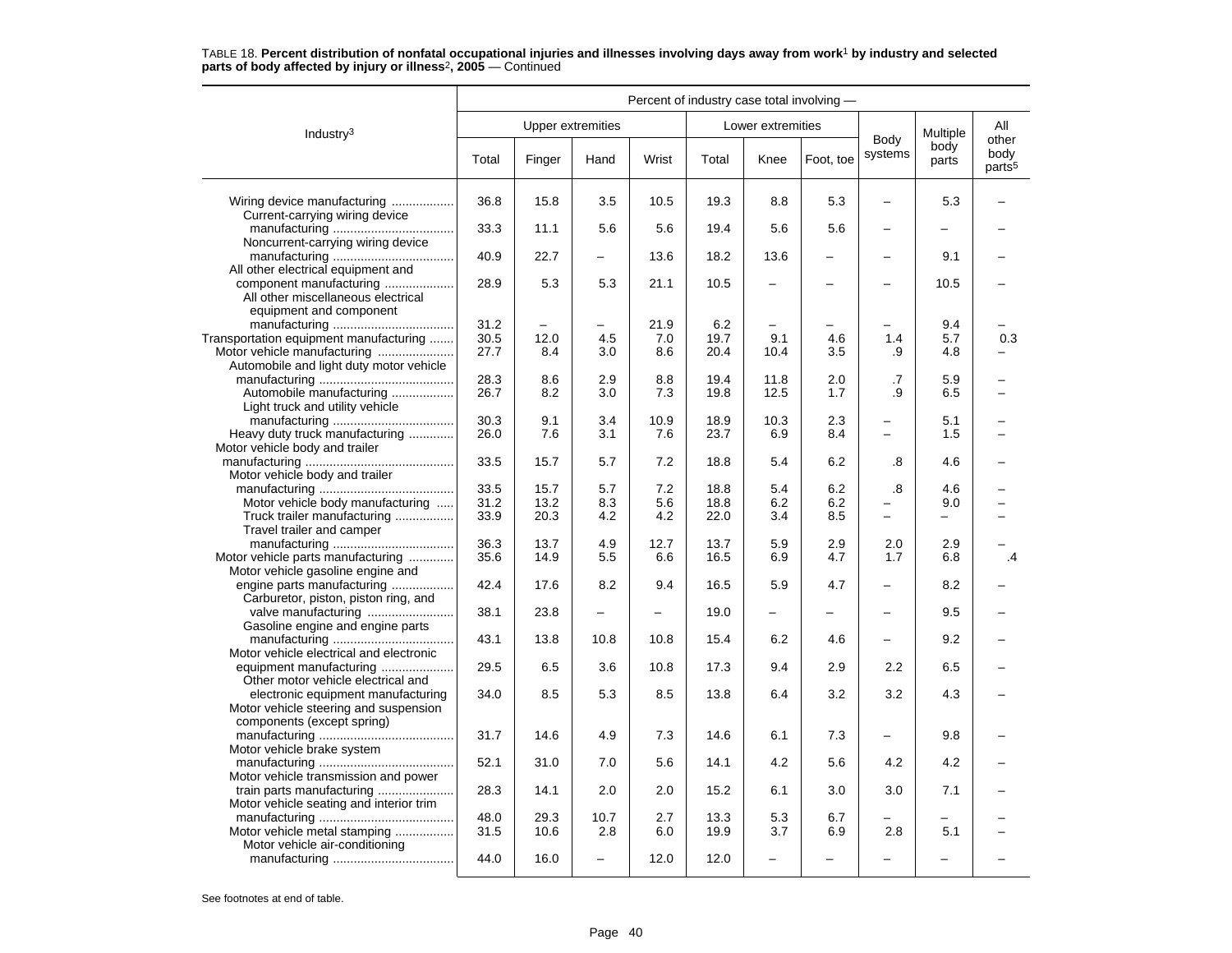TABLE 18. **Percent distribution of nonfatal occupational injuries and illnesses involving days away from work[1] by industry and selected parts of body affected by injury or illness[2], 2005** — Continued

| Industry[3] | Percent of industry case total involving — | | | | | | | | | |
|---|---|---|---|---|---|---|---|---|---|---|
| | Upper extremities | | | | Lower extremities | | | Body systems | Multiple body parts | All other body parts[5] |
| | Total | Finger | Hand | Wrist | Total | Knee | Foot, toe | | | |
| Wiring device manufacturing | 36.8 | 15.8 | 3.5 | 10.5 | 19.3 | 8.8 | 5.3 | – | 5.3 | – |
| Current-carrying wiring device manufacturing | 33.3 | 11.1 | 5.6 | 5.6 | 19.4 | 5.6 | 5.6 | – | – | – |
| Noncurrent-carrying wiring device manufacturing | 40.9 | 22.7 | – | 13.6 | 18.2 | 13.6 | – | – | 9.1 | – |
| All other electrical equipment and component manufacturing | 28.9 | 5.3 | 5.3 | 21.1 | 10.5 | – | – | – | 10.5 | – |
| All other miscellaneous electrical equipment and component manufacturing | 31.2 | – | – | 21.9 | 6.2 | – | – | – | 9.4 | – |
| Transportation equipment manufacturing | 30.5 | 12.0 | 4.5 | 7.0 | 19.7 | 9.1 | 4.6 | 1.4 | 5.7 | 0.3 |
| Motor vehicle manufacturing | 27.7 | 8.4 | 3.0 | 8.6 | 20.4 | 10.4 | 3.5 | .9 | 4.8 | – |
| Automobile and light duty motor vehicle manufacturing | 28.3 | 8.6 | 2.9 | 8.8 | 19.4 | 11.8 | 2.0 | .7 | 5.9 | – |
| Automobile manufacturing | 26.7 | 8.2 | 3.0 | 7.3 | 19.8 | 12.5 | 1.7 | .9 | 6.5 | – |
| Light truck and utility vehicle manufacturing | 30.3 | 9.1 | 3.4 | 10.9 | 18.9 | 10.3 | 2.3 | – | 5.1 | – |
| Heavy duty truck manufacturing | 26.0 | 7.6 | 3.1 | 7.6 | 23.7 | 6.9 | 8.4 | – | 1.5 | – |
| Motor vehicle body and trailer manufacturing | 33.5 | 15.7 | 5.7 | 7.2 | 18.8 | 5.4 | 6.2 | .8 | 4.6 | – |
| Motor vehicle body and trailer manufacturing | 33.5 | 15.7 | 5.7 | 7.2 | 18.8 | 5.4 | 6.2 | .8 | 4.6 | – |
| Motor vehicle body manufacturing | 31.2 | 13.2 | 8.3 | 5.6 | 18.8 | 6.2 | 6.2 | – | 9.0 | – |
| Truck trailer manufacturing | 33.9 | 20.3 | 4.2 | 4.2 | 22.0 | 3.4 | 8.5 | – | – | – |
| Travel trailer and camper manufacturing | 36.3 | 13.7 | 4.9 | 12.7 | 13.7 | 5.9 | 2.9 | 2.0 | 2.9 | – |
| Motor vehicle parts manufacturing | 35.6 | 14.9 | 5.5 | 6.6 | 16.5 | 6.9 | 4.7 | 1.7 | 6.8 | .4 |
| Motor vehicle gasoline engine and engine parts manufacturing | 42.4 | 17.6 | 8.2 | 9.4 | 16.5 | 5.9 | 4.7 | – | 8.2 | – |
| Carburetor, piston, piston ring, and valve manufacturing | 38.1 | 23.8 | – | – | 19.0 | – | – | – | 9.5 | – |
| Gasoline engine and engine parts manufacturing | 43.1 | 13.8 | 10.8 | 10.8 | 15.4 | 6.2 | 4.6 | – | 9.2 | – |
| Motor vehicle electrical and electronic equipment manufacturing | 29.5 | 6.5 | 3.6 | 10.8 | 17.3 | 9.4 | 2.9 | 2.2 | 6.5 | – |
| Other motor vehicle electrical and electronic equipment manufacturing | 34.0 | 8.5 | 5.3 | 8.5 | 13.8 | 6.4 | 3.2 | 3.2 | 4.3 | – |
| Motor vehicle steering and suspension components (except spring) manufacturing | 31.7 | 14.6 | 4.9 | 7.3 | 14.6 | 6.1 | 7.3 | – | 9.8 | – |
| Motor vehicle brake system manufacturing | 52.1 | 31.0 | 7.0 | 5.6 | 14.1 | 4.2 | 5.6 | 4.2 | 4.2 | – |
| Motor vehicle transmission and power train parts manufacturing | 28.3 | 14.1 | 2.0 | 2.0 | 15.2 | 6.1 | 3.0 | 3.0 | 7.1 | – |
| Motor vehicle seating and interior trim manufacturing | 48.0 | 29.3 | 10.7 | 2.7 | 13.3 | 5.3 | 6.7 | – | – | – |
| Motor vehicle metal stamping | 31.5 | 10.6 | 2.8 | 6.0 | 19.9 | 3.7 | 6.9 | 2.8 | 5.1 | – |
| Motor vehicle air-conditioning manufacturing | 44.0 | 16.0 | – | 12.0 | 12.0 | – | – | – | – | – |

See footnotes at end of table.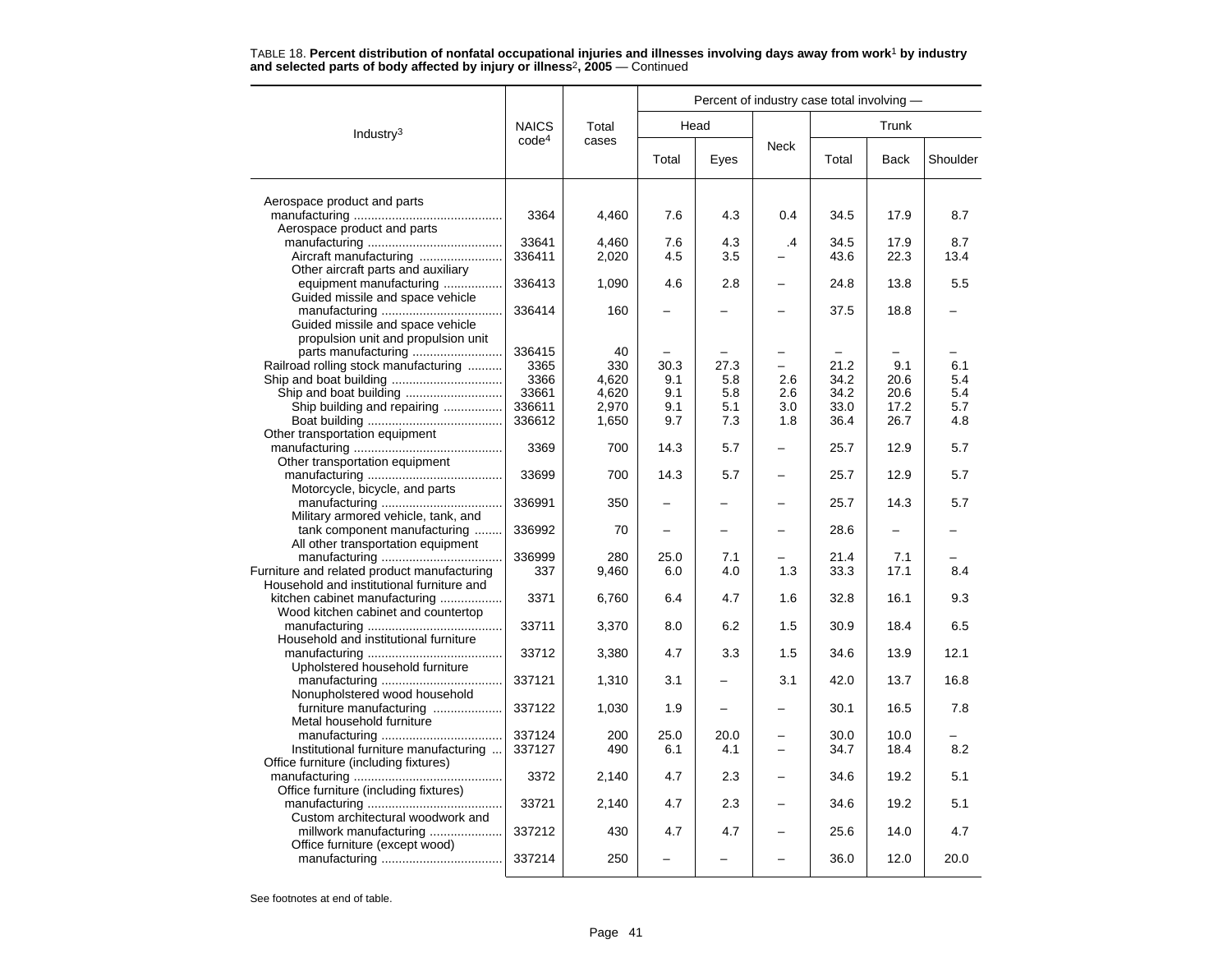TABLE 18. **Percent distribution of nonfatal occupational injuries and illnesses involving days away from work[1] by industry and selected parts of body affected by injury or illness[2], 2005** — Continued

| Industry[3] | NAICS code[4] | Total cases | Percent of industry case total involving — | | | | | |
|---|---|---|---|---|---|---|---|---|
| | | | Head | | Neck | Trunk | | |
| | | | Total | Eyes | | Total | Back | Shoulder |
| Aerospace product and parts manufacturing | 3364 | 4,460 | 7.6 | 4.3 | 0.4 | 34.5 | 17.9 | 8.7 |
| Aerospace product and parts manufacturing | 33641 | 4,460 | 7.6 | 4.3 | .4 | 34.5 | 17.9 | 8.7 |
| Aircraft manufacturing | 336411 | 2,020 | 4.5 | 3.5 | – | 43.6 | 22.3 | 13.4 |
| Other aircraft parts and auxiliary equipment manufacturing | 336413 | 1,090 | 4.6 | 2.8 | – | 24.8 | 13.8 | 5.5 |
| Guided missile and space vehicle manufacturing | 336414 | 160 | – | – | – | 37.5 | 18.8 | – |
| Guided missile and space vehicle propulsion unit and propulsion unit parts manufacturing | 336415 | 40 | – | – | – | – | – | – |
| Railroad rolling stock manufacturing | 3365 | 330 | 30.3 | 27.3 | – | 21.2 | 9.1 | 6.1 |
| Ship and boat building | 3366 | 4,620 | 9.1 | 5.8 | 2.6 | 34.2 | 20.6 | 5.4 |
| Ship and boat building | 33661 | 4,620 | 9.1 | 5.8 | 2.6 | 34.2 | 20.6 | 5.4 |
| Ship building and repairing | 336611 | 2,970 | 9.1 | 5.1 | 3.0 | 33.0 | 17.2 | 5.7 |
| Boat building | 336612 | 1,650 | 9.7 | 7.3 | 1.8 | 36.4 | 26.7 | 4.8 |
| Other transportation equipment manufacturing | 3369 | 700 | 14.3 | 5.7 | – | 25.7 | 12.9 | 5.7 |
| Other transportation equipment manufacturing | 33699 | 700 | 14.3 | 5.7 | – | 25.7 | 12.9 | 5.7 |
| Motorcycle, bicycle, and parts manufacturing | 336991 | 350 | – | – | – | 25.7 | 14.3 | 5.7 |
| Military armored vehicle, tank, and tank component manufacturing | 336992 | 70 | – | – | – | 28.6 | – | – |
| All other transportation equipment manufacturing | 336999 | 280 | 25.0 | 7.1 | – | 21.4 | 7.1 | – |
| Furniture and related product manufacturing | 337 | 9,460 | 6.0 | 4.0 | 1.3 | 33.3 | 17.1 | 8.4 |
| Household and institutional furniture and kitchen cabinet manufacturing | 3371 | 6,760 | 6.4 | 4.7 | 1.6 | 32.8 | 16.1 | 9.3 |
| Wood kitchen cabinet and countertop manufacturing | 33711 | 3,370 | 8.0 | 6.2 | 1.5 | 30.9 | 18.4 | 6.5 |
| Household and institutional furniture manufacturing | 33712 | 3,380 | 4.7 | 3.3 | 1.5 | 34.6 | 13.9 | 12.1 |
| Upholstered household furniture manufacturing | 337121 | 1,310 | 3.1 | – | 3.1 | 42.0 | 13.7 | 16.8 |
| Nonupholstered wood household furniture manufacturing | 337122 | 1,030 | 1.9 | – | – | 30.1 | 16.5 | 7.8 |
| Metal household furniture manufacturing | 337124 | 200 | 25.0 | 20.0 | – | 30.0 | 10.0 | – |
| Institutional furniture manufacturing | 337127 | 490 | 6.1 | 4.1 | – | 34.7 | 18.4 | 8.2 |
| Office furniture (including fixtures) manufacturing | 3372 | 2,140 | 4.7 | 2.3 | – | 34.6 | 19.2 | 5.1 |
| Office furniture (including fixtures) manufacturing | 33721 | 2,140 | 4.7 | 2.3 | – | 34.6 | 19.2 | 5.1 |
| Custom architectural woodwork and millwork manufacturing | 337212 | 430 | 4.7 | 4.7 | – | 25.6 | 14.0 | 4.7 |
| Office furniture (except wood) manufacturing | 337214 | 250 | – | – | – | 36.0 | 12.0 | 20.0 |

See footnotes at end of table.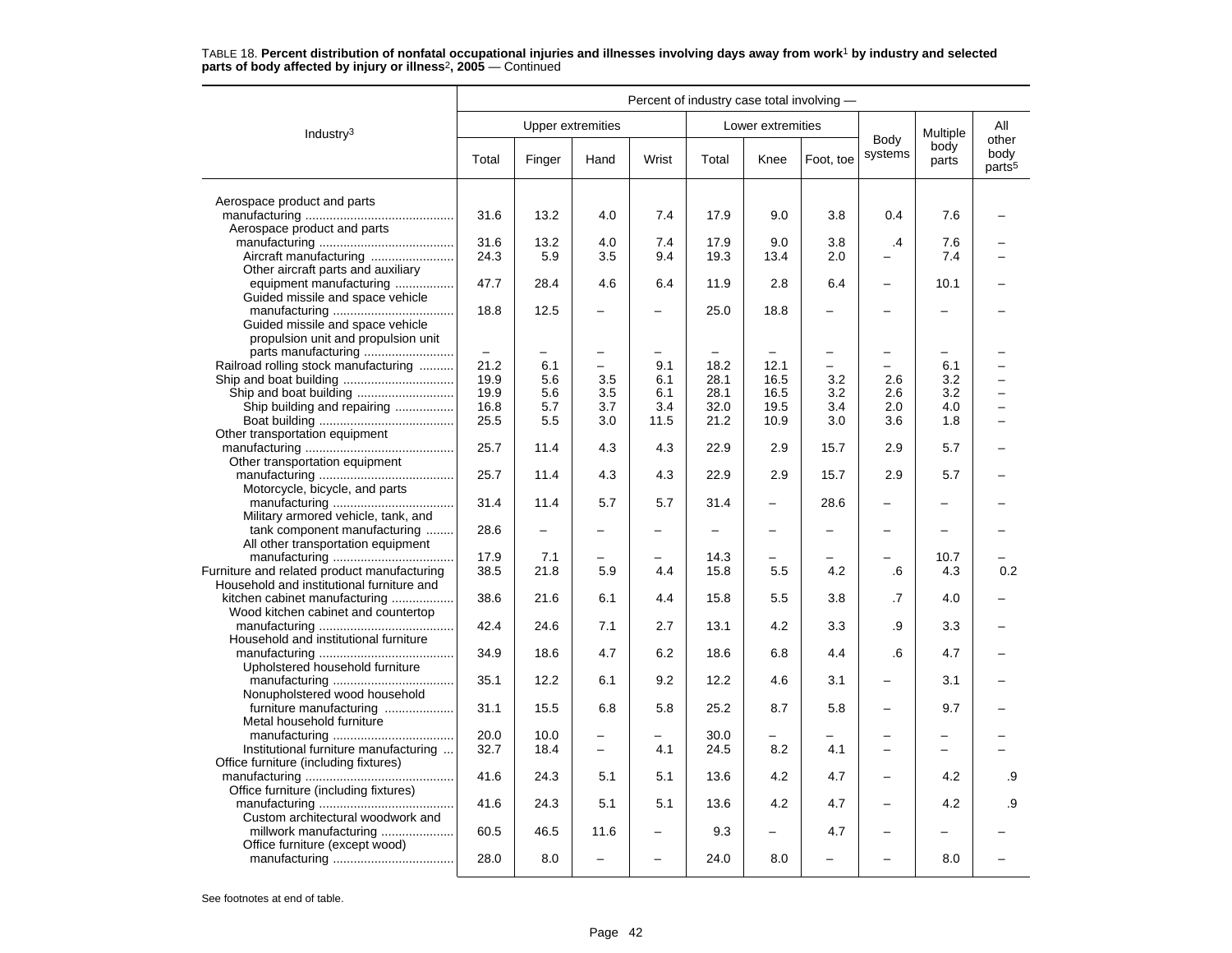TABLE 18. **Percent distribution of nonfatal occupational injuries and illnesses involving days away from work[1] by industry and selected parts of body affected by injury or illness[2], 2005** — Continued

| Industry[3] | Percent of industry case total involving — | | | | | | | | | |
|---|---|---|---|---|---|---|---|---|---|---|
| | Upper extremities | | | | Lower extremities | | | Body systems | Multiple body parts | All other body parts[5] |
| | Total | Finger | Hand | Wrist | Total | Knee | Foot, toe | | | |
| Aerospace product and parts manufacturing | 31.6 | 13.2 | 4.0 | 7.4 | 17.9 | 9.0 | 3.8 | 0.4 | 7.6 | – |
| Aerospace product and parts manufacturing | 31.6 | 13.2 | 4.0 | 7.4 | 17.9 | 9.0 | 3.8 | .4 | 7.6 | – |
| Aircraft manufacturing | 24.3 | 5.9 | 3.5 | 9.4 | 19.3 | 13.4 | 2.0 | – | 7.4 | – |
| Other aircraft parts and auxiliary equipment manufacturing | 47.7 | 28.4 | 4.6 | 6.4 | 11.9 | 2.8 | 6.4 | – | 10.1 | – |
| Guided missile and space vehicle manufacturing | 18.8 | 12.5 | – | – | 25.0 | 18.8 | – | – | – | – |
| Guided missile and space vehicle propulsion unit and propulsion unit parts manufacturing | – | – | – | – | – | – | – | – | – | – |
| Railroad rolling stock manufacturing | 21.2 | 6.1 | – | 9.1 | 18.2 | 12.1 | – | – | 6.1 | – |
| Ship and boat building | 19.9 | 5.6 | 3.5 | 6.1 | 28.1 | 16.5 | 3.2 | 2.6 | 3.2 | – |
| Ship and boat building | 19.9 | 5.6 | 3.5 | 6.1 | 28.1 | 16.5 | 3.2 | 2.6 | 3.2 | – |
| Ship building and repairing | 16.8 | 5.7 | 3.7 | 3.4 | 32.0 | 19.5 | 3.4 | 2.0 | 4.0 | – |
| Boat building | 25.5 | 5.5 | 3.0 | 11.5 | 21.2 | 10.9 | 3.0 | 3.6 | 1.8 | – |
| Other transportation equipment manufacturing | 25.7 | 11.4 | 4.3 | 4.3 | 22.9 | 2.9 | 15.7 | 2.9 | 5.7 | – |
| Other transportation equipment manufacturing | 25.7 | 11.4 | 4.3 | 4.3 | 22.9 | 2.9 | 15.7 | 2.9 | 5.7 | – |
| Motorcycle, bicycle, and parts manufacturing | 31.4 | 11.4 | 5.7 | 5.7 | 31.4 | – | 28.6 | – | – | – |
| Military armored vehicle, tank, and tank component manufacturing | 28.6 | – | – | – | – | – | – | – | – | – |
| All other transportation equipment manufacturing | 17.9 | 7.1 | – | – | 14.3 | – | – | – | 10.7 | – |
| Furniture and related product manufacturing | 38.5 | 21.8 | 5.9 | 4.4 | 15.8 | 5.5 | 4.2 | .6 | 4.3 | 0.2 |
| Household and institutional furniture and kitchen cabinet manufacturing | 38.6 | 21.6 | 6.1 | 4.4 | 15.8 | 5.5 | 3.8 | .7 | 4.0 | – |
| Wood kitchen cabinet and countertop manufacturing | 42.4 | 24.6 | 7.1 | 2.7 | 13.1 | 4.2 | 3.3 | .9 | 3.3 | – |
| Household and institutional furniture manufacturing | 34.9 | 18.6 | 4.7 | 6.2 | 18.6 | 6.8 | 4.4 | .6 | 4.7 | – |
| Upholstered household furniture manufacturing | 35.1 | 12.2 | 6.1 | 9.2 | 12.2 | 4.6 | 3.1 | – | 3.1 | – |
| Nonupholstered wood household furniture manufacturing | 31.1 | 15.5 | 6.8 | 5.8 | 25.2 | 8.7 | 5.8 | – | 9.7 | – |
| Metal household furniture manufacturing | 20.0 | 10.0 | – | – | 30.0 | – | – | – | – | – |
| Institutional furniture manufacturing | 32.7 | 18.4 | – | 4.1 | 24.5 | 8.2 | 4.1 | – | – | – |
| Office furniture (including fixtures) manufacturing | 41.6 | 24.3 | 5.1 | 5.1 | 13.6 | 4.2 | 4.7 | – | 4.2 | .9 |
| Office furniture (including fixtures) manufacturing | 41.6 | 24.3 | 5.1 | 5.1 | 13.6 | 4.2 | 4.7 | – | 4.2 | .9 |
| Custom architectural woodwork and millwork manufacturing | 60.5 | 46.5 | 11.6 | – | 9.3 | – | 4.7 | – | – | – |
| Office furniture (except wood) manufacturing | 28.0 | 8.0 | – | – | 24.0 | 8.0 | – | – | 8.0 | – |

See footnotes at end of table.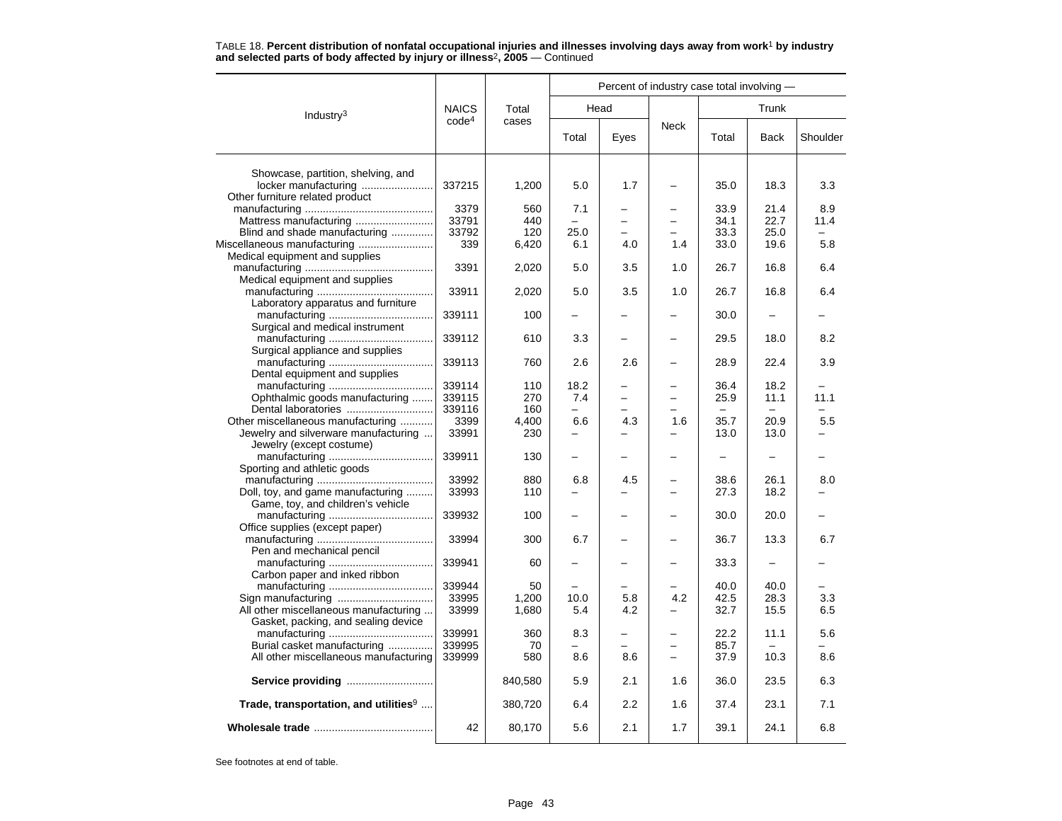TABLE 18. **Percent distribution of nonfatal occupational injuries and illnesses involving days away from work[1] by industry and selected parts of body affected by injury or illness[2], 2005** — Continued

| Industry[3] | NAICS code[4] | Total cases | Percent of industry case total involving — | | | | | |
|---|---|---|---|---|---|---|---|---|
| | | | Head | | Neck | Trunk | | |
| | | | Total | Eyes | | Total | Back | Shoulder |
| Showcase, partition, shelving, and locker manufacturing | 337215 | 1,200 | 5.0 | 1.7 | – | 35.0 | 18.3 | 3.3 |
| Other furniture related product manufacturing | 3379 | 560 | 7.1 | – | – | 33.9 | 21.4 | 8.9 |
| Mattress manufacturing | 33791 | 440 | – | – | – | 34.1 | 22.7 | 11.4 |
| Blind and shade manufacturing | 33792 | 120 | 25.0 | – | – | 33.3 | 25.0 | – |
| Miscellaneous manufacturing | 339 | 6,420 | 6.1 | 4.0 | 1.4 | 33.0 | 19.6 | 5.8 |
| Medical equipment and supplies manufacturing | 3391 | 2,020 | 5.0 | 3.5 | 1.0 | 26.7 | 16.8 | 6.4 |
| Medical equipment and supplies manufacturing | 33911 | 2,020 | 5.0 | 3.5 | 1.0 | 26.7 | 16.8 | 6.4 |
| Laboratory apparatus and furniture manufacturing | 339111 | 100 | – | – | – | 30.0 | – | – |
| Surgical and medical instrument manufacturing | 339112 | 610 | 3.3 | – | – | 29.5 | 18.0 | 8.2 |
| Surgical appliance and supplies manufacturing | 339113 | 760 | 2.6 | 2.6 | – | 28.9 | 22.4 | 3.9 |
| Dental equipment and supplies manufacturing | 339114 | 110 | 18.2 | – | – | 36.4 | 18.2 | – |
| Ophthalmic goods manufacturing | 339115 | 270 | 7.4 | – | – | 25.9 | 11.1 | 11.1 |
| Dental laboratories | 339116 | 160 | – | – | – | – | – | – |
| Other miscellaneous manufacturing | 3399 | 4,400 | 6.6 | 4.3 | 1.6 | 35.7 | 20.9 | 5.5 |
| Jewelry and silverware manufacturing | 33991 | 230 | – | – | – | 13.0 | 13.0 | – |
| Jewelry (except costume) manufacturing | 339911 | 130 | – | – | – | – | – | – |
| Sporting and athletic goods manufacturing | 33992 | 880 | 6.8 | 4.5 | – | 38.6 | 26.1 | 8.0 |
| Doll, toy, and game manufacturing | 33993 | 110 | – | – | – | 27.3 | 18.2 | – |
| Game, toy, and children's vehicle manufacturing | 339932 | 100 | – | – | – | 30.0 | 20.0 | – |
| Office supplies (except paper) manufacturing | 33994 | 300 | 6.7 | – | – | 36.7 | 13.3 | 6.7 |
| Pen and mechanical pencil manufacturing | 339941 | 60 | – | – | – | 33.3 | – | – |
| Carbon paper and inked ribbon manufacturing | 339944 | 50 | – | – | – | 40.0 | 40.0 | – |
| Sign manufacturing | 33995 | 1,200 | 10.0 | 5.8 | 4.2 | 42.5 | 28.3 | 3.3 |
| All other miscellaneous manufacturing | 33999 | 1,680 | 5.4 | 4.2 | – | 32.7 | 15.5 | 6.5 |
| Gasket, packing, and sealing device manufacturing | 339991 | 360 | 8.3 | – | – | 22.2 | 11.1 | 5.6 |
| Burial casket manufacturing | 339995 | 70 | – | – | – | 85.7 | – | – |
| All other miscellaneous manufacturing | 339999 | 580 | 8.6 | 8.6 | – | 37.9 | 10.3 | 8.6 |
| **Service providing** | | 840,580 | 5.9 | 2.1 | 1.6 | 36.0 | 23.5 | 6.3 |
| **Trade, transportation, and utilities[9]** | | 380,720 | 6.4 | 2.2 | 1.6 | 37.4 | 23.1 | 7.1 |
| **Wholesale trade** | 42 | 80,170 | 5.6 | 2.1 | 1.7 | 39.1 | 24.1 | 6.8 |

See footnotes at end of table.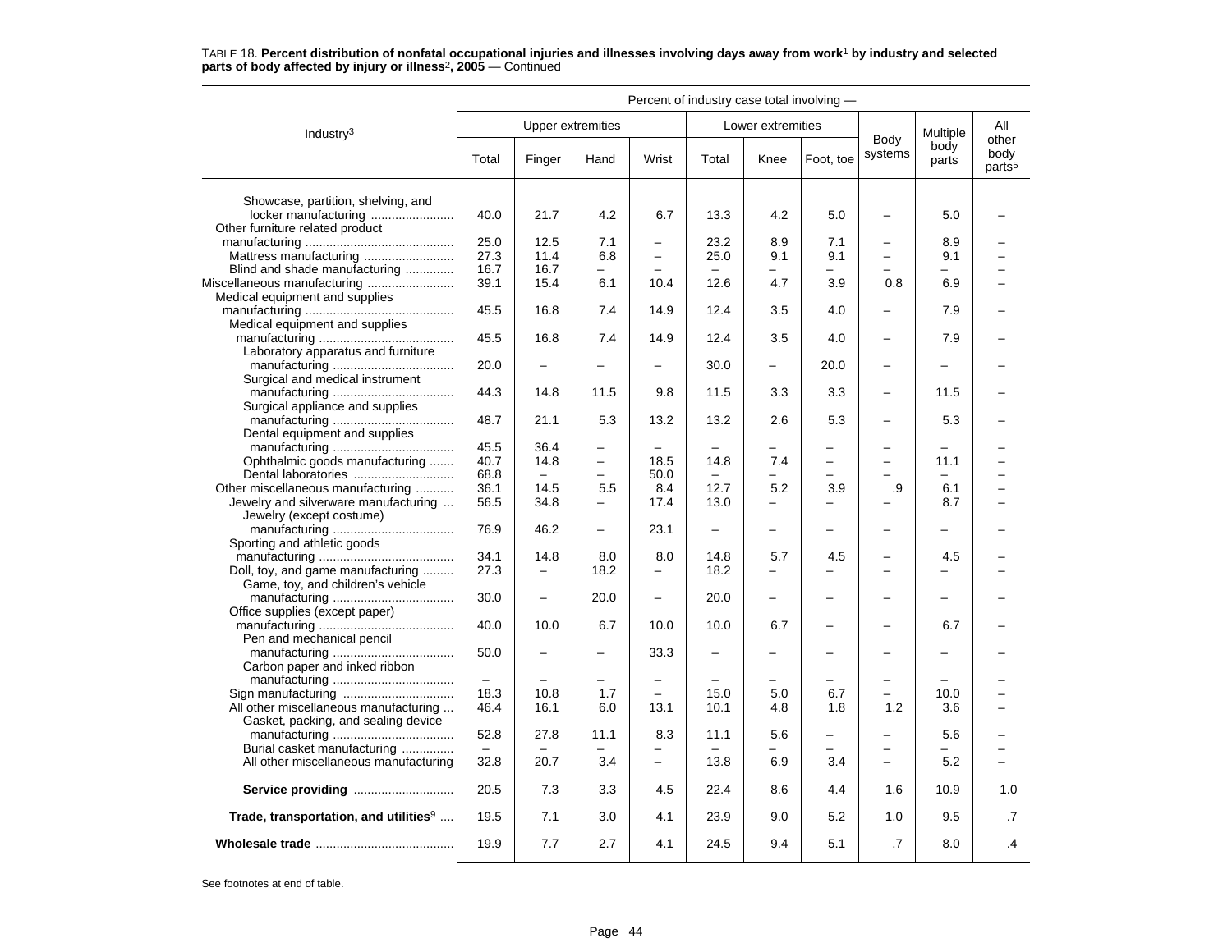TABLE 18. **Percent distribution of nonfatal occupational injuries and illnesses involving days away from work[1] by industry and selected parts of body affected by injury or illness[2], 2005** — Continued

| Industry[3] | Percent of industry case total involving — | | | | | | | | | |
|---|---|---|---|---|---|---|---|---|---|---|
| | Upper extremities | | | | Lower extremities | | | Body systems | Multiple body parts | All other body parts[5] |
| | Total | Finger | Hand | Wrist | Total | Knee | Foot, toe | | | |
| Showcase, partition, shelving, and locker manufacturing | 40.0 | 21.7 | 4.2 | 6.7 | 13.3 | 4.2 | 5.0 | – | 5.0 | – |
| Other furniture related product manufacturing | 25.0 | 12.5 | 7.1 | – | 23.2 | 8.9 | 7.1 | – | 8.9 | – |
| Mattress manufacturing | 27.3 | 11.4 | 6.8 | – | 25.0 | 9.1 | 9.1 | – | 9.1 | – |
| Blind and shade manufacturing | 16.7 | 16.7 | – | – | – | – | – | – | – | – |
| Miscellaneous manufacturing | 39.1 | 15.4 | 6.1 | 10.4 | 12.6 | 4.7 | 3.9 | 0.8 | 6.9 | – |
| Medical equipment and supplies manufacturing | 45.5 | 16.8 | 7.4 | 14.9 | 12.4 | 3.5 | 4.0 | – | 7.9 | – |
| Medical equipment and supplies manufacturing | 45.5 | 16.8 | 7.4 | 14.9 | 12.4 | 3.5 | 4.0 | – | 7.9 | – |
| Laboratory apparatus and furniture manufacturing | 20.0 | – | – | – | 30.0 | – | 20.0 | – | – | – |
| Surgical and medical instrument manufacturing | 44.3 | 14.8 | 11.5 | 9.8 | 11.5 | 3.3 | 3.3 | – | 11.5 | – |
| Surgical appliance and supplies manufacturing | 48.7 | 21.1 | 5.3 | 13.2 | 13.2 | 2.6 | 5.3 | – | 5.3 | – |
| Dental equipment and supplies manufacturing | 45.5 | 36.4 | – | – | – | – | – | – | – | – |
| Ophthalmic goods manufacturing | 40.7 | 14.8 | – | 18.5 | 14.8 | 7.4 | – | – | 11.1 | – |
| Dental laboratories | 68.8 | – | – | 50.0 | – | – | – | – | – | – |
| Other miscellaneous manufacturing | 36.1 | 14.5 | 5.5 | 8.4 | 12.7 | 5.2 | 3.9 | .9 | 6.1 | – |
| Jewelry and silverware manufacturing | 56.5 | 34.8 | – | 17.4 | 13.0 | – | – | – | 8.7 | – |
| Jewelry (except costume) manufacturing | 76.9 | 46.2 | – | 23.1 | – | – | – | – | – | – |
| Sporting and athletic goods manufacturing | 34.1 | 14.8 | 8.0 | 8.0 | 14.8 | 5.7 | 4.5 | – | 4.5 | – |
| Doll, toy, and game manufacturing | 27.3 | – | 18.2 | – | 18.2 | – | – | – | – | – |
| Game, toy, and children's vehicle manufacturing | 30.0 | – | 20.0 | – | 20.0 | – | – | – | – | – |
| Office supplies (except paper) manufacturing | 40.0 | 10.0 | 6.7 | 10.0 | 10.0 | 6.7 | – | – | 6.7 | – |
| Pen and mechanical pencil manufacturing | 50.0 | – | – | 33.3 | – | – | – | – | – | – |
| Carbon paper and inked ribbon manufacturing | – | – | – | – | – | – | – | – | – | – |
| Sign manufacturing | 18.3 | 10.8 | 1.7 | – | 15.0 | 5.0 | 6.7 | – | 10.0 | – |
| All other miscellaneous manufacturing | 46.4 | 16.1 | 6.0 | 13.1 | 10.1 | 4.8 | 1.8 | 1.2 | 3.6 | – |
| Gasket, packing, and sealing device manufacturing | 52.8 | 27.8 | 11.1 | 8.3 | 11.1 | 5.6 | – | – | 5.6 | – |
| Burial casket manufacturing | – | – | – | – | – | – | – | – | – | – |
| All other miscellaneous manufacturing | 32.8 | 20.7 | 3.4 | – | 13.8 | 6.9 | 3.4 | – | 5.2 | – |
| **Service providing** | 20.5 | 7.3 | 3.3 | 4.5 | 22.4 | 8.6 | 4.4 | 1.6 | 10.9 | 1.0 |
| **Trade, transportation, and utilities[9]** | 19.5 | 7.1 | 3.0 | 4.1 | 23.9 | 9.0 | 5.2 | 1.0 | 9.5 | .7 |
| **Wholesale trade** | 19.9 | 7.7 | 2.7 | 4.1 | 24.5 | 9.4 | 5.1 | .7 | 8.0 | .4 |

See footnotes at end of table.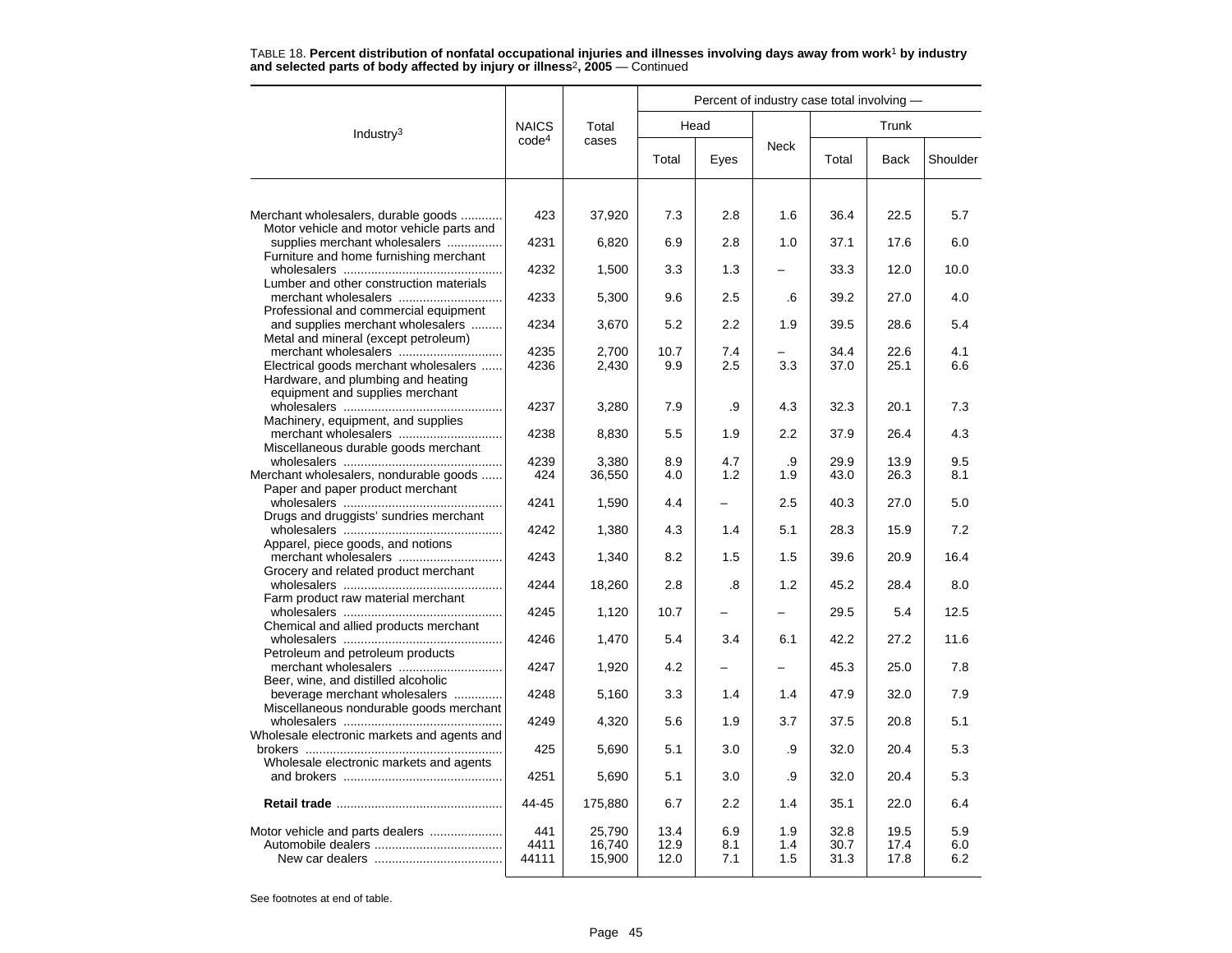TABLE 18. **Percent distribution of nonfatal occupational injuries and illnesses involving days away from work[1] by industry and selected parts of body affected by injury or illness[2], 2005** — Continued

| Industry[3] | NAICS code[4] | Total cases | Percent of industry case total involving — | | | | | |
|---|---|---|---|---|---|---|---|---|
| | | | Head | | Neck | Trunk | | |
| | | | Total | Eyes | | Total | Back | Shoulder |
| Merchant wholesalers, durable goods | 423 | 37,920 | 7.3 | 2.8 | 1.6 | 36.4 | 22.5 | 5.7 |
| Motor vehicle and motor vehicle parts and supplies merchant wholesalers | 4231 | 6,820 | 6.9 | 2.8 | 1.0 | 37.1 | 17.6 | 6.0 |
| Furniture and home furnishing merchant wholesalers | 4232 | 1,500 | 3.3 | 1.3 | – | 33.3 | 12.0 | 10.0 |
| Lumber and other construction materials merchant wholesalers | 4233 | 5,300 | 9.6 | 2.5 | .6 | 39.2 | 27.0 | 4.0 |
| Professional and commercial equipment and supplies merchant wholesalers | 4234 | 3,670 | 5.2 | 2.2 | 1.9 | 39.5 | 28.6 | 5.4 |
| Metal and mineral (except petroleum) merchant wholesalers | 4235 | 2,700 | 10.7 | 7.4 | – | 34.4 | 22.6 | 4.1 |
| Electrical goods merchant wholesalers | 4236 | 2,430 | 9.9 | 2.5 | 3.3 | 37.0 | 25.1 | 6.6 |
| Hardware, and plumbing and heating equipment and supplies merchant wholesalers | 4237 | 3,280 | 7.9 | .9 | 4.3 | 32.3 | 20.1 | 7.3 |
| Machinery, equipment, and supplies merchant wholesalers | 4238 | 8,830 | 5.5 | 1.9 | 2.2 | 37.9 | 26.4 | 4.3 |
| Miscellaneous durable goods merchant wholesalers | 4239 | 3,380 | 8.9 | 4.7 | .9 | 29.9 | 13.9 | 9.5 |
| Merchant wholesalers, nondurable goods | 424 | 36,550 | 4.0 | 1.2 | 1.9 | 43.0 | 26.3 | 8.1 |
| Paper and paper product merchant wholesalers | 4241 | 1,590 | 4.4 | – | 2.5 | 40.3 | 27.0 | 5.0 |
| Drugs and druggists' sundries merchant wholesalers | 4242 | 1,380 | 4.3 | 1.4 | 5.1 | 28.3 | 15.9 | 7.2 |
| Apparel, piece goods, and notions merchant wholesalers | 4243 | 1,340 | 8.2 | 1.5 | 1.5 | 39.6 | 20.9 | 16.4 |
| Grocery and related product merchant wholesalers | 4244 | 18,260 | 2.8 | .8 | 1.2 | 45.2 | 28.4 | 8.0 |
| Farm product raw material merchant wholesalers | 4245 | 1,120 | 10.7 | – | – | 29.5 | 5.4 | 12.5 |
| Chemical and allied products merchant wholesalers | 4246 | 1,470 | 5.4 | 3.4 | 6.1 | 42.2 | 27.2 | 11.6 |
| Petroleum and petroleum products merchant wholesalers | 4247 | 1,920 | 4.2 | – | – | 45.3 | 25.0 | 7.8 |
| Beer, wine, and distilled alcoholic beverage merchant wholesalers | 4248 | 5,160 | 3.3 | 1.4 | 1.4 | 47.9 | 32.0 | 7.9 |
| Miscellaneous nondurable goods merchant wholesalers | 4249 | 4,320 | 5.6 | 1.9 | 3.7 | 37.5 | 20.8 | 5.1 |
| Wholesale electronic markets and agents and brokers | 425 | 5,690 | 5.1 | 3.0 | .9 | 32.0 | 20.4 | 5.3 |
| Wholesale electronic markets and agents and brokers | 4251 | 5,690 | 5.1 | 3.0 | .9 | 32.0 | 20.4 | 5.3 |
| **Retail trade** | 44-45 | 175,880 | 6.7 | 2.2 | 1.4 | 35.1 | 22.0 | 6.4 |
| Motor vehicle and parts dealers | 441 | 25,790 | 13.4 | 6.9 | 1.9 | 32.8 | 19.5 | 5.9 |
| Automobile dealers | 4411 | 16,740 | 12.9 | 8.1 | 1.4 | 30.7 | 17.4 | 6.0 |
| New car dealers | 44111 | 15,900 | 12.0 | 7.1 | 1.5 | 31.3 | 17.8 | 6.2 |

See footnotes at end of table.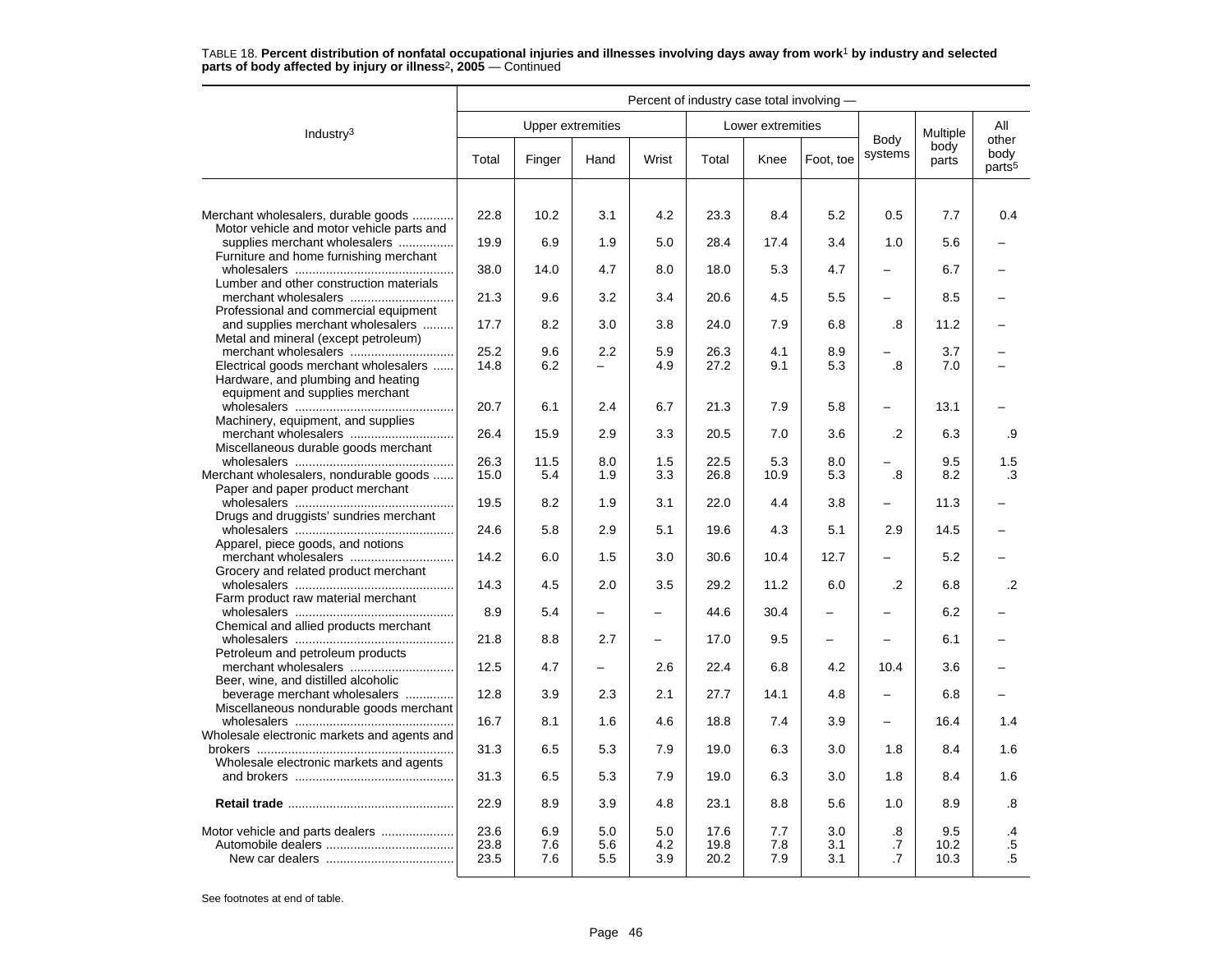TABLE 18. **Percent distribution of nonfatal occupational injuries and illnesses involving days away from work[1] by industry and selected parts of body affected by injury or illness[2], 2005** — Continued

| Industry[3] | Percent of industry case total involving — | | | | | | | | | |
|---|---|---|---|---|---|---|---|---|---|---|
| | Upper extremities | | | | Lower extremities | | | Body systems | Multiple body parts | All other body parts[5] |
| | Total | Finger | Hand | Wrist | Total | Knee | Foot, toe | | | |
| Merchant wholesalers, durable goods | 22.8 | 10.2 | 3.1 | 4.2 | 23.3 | 8.4 | 5.2 | 0.5 | 7.7 | 0.4 |
| Motor vehicle and motor vehicle parts and supplies merchant wholesalers | 19.9 | 6.9 | 1.9 | 5.0 | 28.4 | 17.4 | 3.4 | 1.0 | 5.6 | – |
| Furniture and home furnishing merchant wholesalers | 38.0 | 14.0 | 4.7 | 8.0 | 18.0 | 5.3 | 4.7 | – | 6.7 | – |
| Lumber and other construction materials merchant wholesalers | 21.3 | 9.6 | 3.2 | 3.4 | 20.6 | 4.5 | 5.5 | – | 8.5 | – |
| Professional and commercial equipment and supplies merchant wholesalers | 17.7 | 8.2 | 3.0 | 3.8 | 24.0 | 7.9 | 6.8 | .8 | 11.2 | – |
| Metal and mineral (except petroleum) merchant wholesalers | 25.2 | 9.6 | 2.2 | 5.9 | 26.3 | 4.1 | 8.9 | – | 3.7 | – |
| Electrical goods merchant wholesalers | 14.8 | 6.2 | – | 4.9 | 27.2 | 9.1 | 5.3 | .8 | 7.0 | – |
| Hardware, and plumbing and heating equipment and supplies merchant wholesalers | 20.7 | 6.1 | 2.4 | 6.7 | 21.3 | 7.9 | 5.8 | – | 13.1 | – |
| Machinery, equipment, and supplies merchant wholesalers | 26.4 | 15.9 | 2.9 | 3.3 | 20.5 | 7.0 | 3.6 | .2 | 6.3 | .9 |
| Miscellaneous durable goods merchant wholesalers | 26.3 | 11.5 | 8.0 | 1.5 | 22.5 | 5.3 | 8.0 | – | 9.5 | 1.5 |
| Merchant wholesalers, nondurable goods | 15.0 | 5.4 | 1.9 | 3.3 | 26.8 | 10.9 | 5.3 | .8 | 8.2 | .3 |
| Paper and paper product merchant wholesalers | 19.5 | 8.2 | 1.9 | 3.1 | 22.0 | 4.4 | 3.8 | – | 11.3 | – |
| Drugs and druggists' sundries merchant wholesalers | 24.6 | 5.8 | 2.9 | 5.1 | 19.6 | 4.3 | 5.1 | 2.9 | 14.5 | – |
| Apparel, piece goods, and notions merchant wholesalers | 14.2 | 6.0 | 1.5 | 3.0 | 30.6 | 10.4 | 12.7 | – | 5.2 | – |
| Grocery and related product merchant wholesalers | 14.3 | 4.5 | 2.0 | 3.5 | 29.2 | 11.2 | 6.0 | .2 | 6.8 | .2 |
| Farm product raw material merchant wholesalers | 8.9 | 5.4 | – | – | 44.6 | 30.4 | – | – | 6.2 | – |
| Chemical and allied products merchant wholesalers | 21.8 | 8.8 | 2.7 | – | 17.0 | 9.5 | – | – | 6.1 | – |
| Petroleum and petroleum products merchant wholesalers | 12.5 | 4.7 | – | 2.6 | 22.4 | 6.8 | 4.2 | 10.4 | 3.6 | – |
| Beer, wine, and distilled alcoholic beverage merchant wholesalers | 12.8 | 3.9 | 2.3 | 2.1 | 27.7 | 14.1 | 4.8 | – | 6.8 | – |
| Miscellaneous nondurable goods merchant wholesalers | 16.7 | 8.1 | 1.6 | 4.6 | 18.8 | 7.4 | 3.9 | – | 16.4 | 1.4 |
| Wholesale electronic markets and agents and brokers | 31.3 | 6.5 | 5.3 | 7.9 | 19.0 | 6.3 | 3.0 | 1.8 | 8.4 | 1.6 |
| Wholesale electronic markets and agents and brokers | 31.3 | 6.5 | 5.3 | 7.9 | 19.0 | 6.3 | 3.0 | 1.8 | 8.4 | 1.6 |
| **Retail trade** | 22.9 | 8.9 | 3.9 | 4.8 | 23.1 | 8.8 | 5.6 | 1.0 | 8.9 | .8 |
| Motor vehicle and parts dealers | 23.6 | 6.9 | 5.0 | 5.0 | 17.6 | 7.7 | 3.0 | .8 | 9.5 | .4 |
| Automobile dealers | 23.8 | 7.6 | 5.6 | 4.2 | 19.8 | 7.8 | 3.1 | .7 | 10.2 | .5 |
| New car dealers | 23.5 | 7.6 | 5.5 | 3.9 | 20.2 | 7.9 | 3.1 | .7 | 10.3 | .5 |

See footnotes at end of table.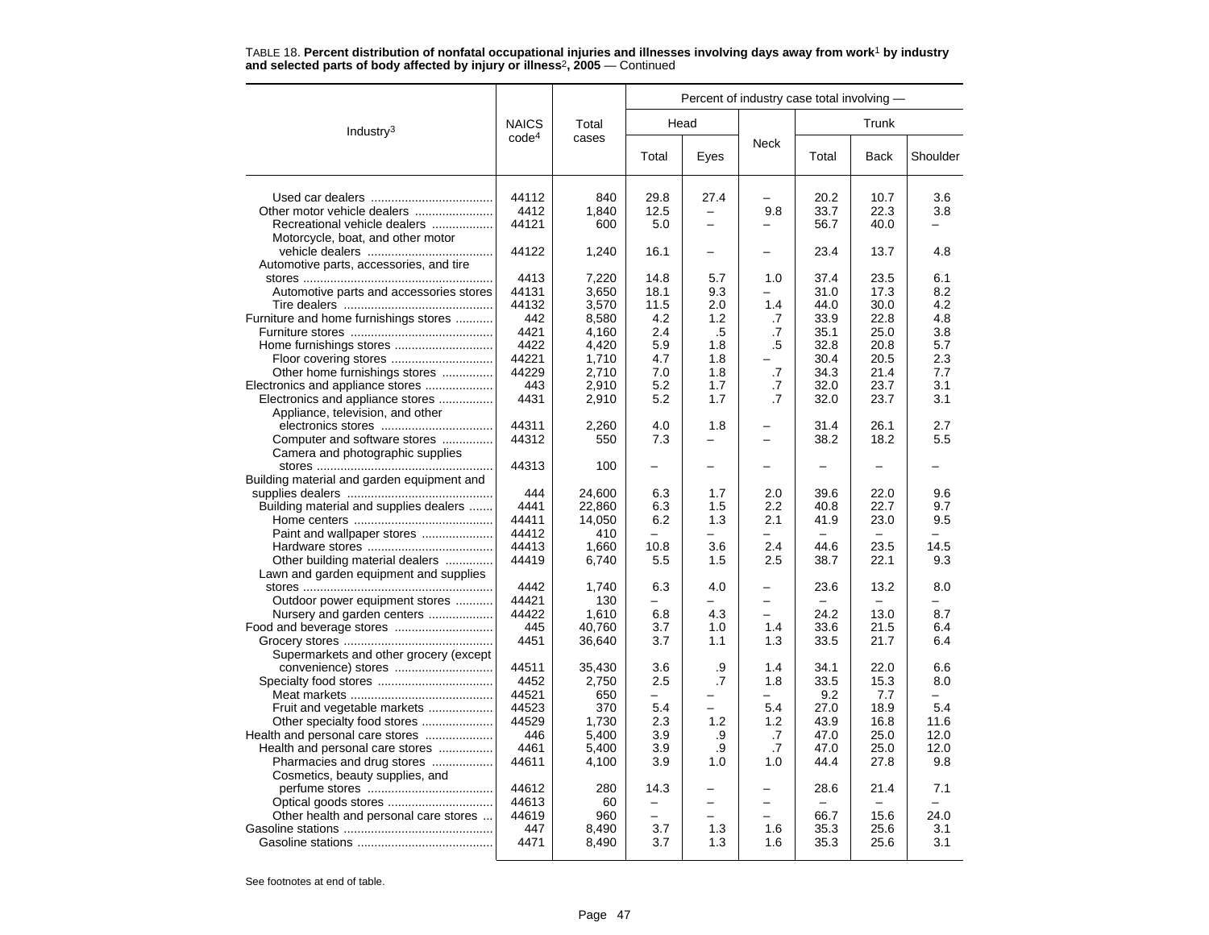TABLE 18. **Percent distribution of nonfatal occupational injuries and illnesses involving days away from work[1] by industry and selected parts of body affected by injury or illness[2], 2005** — Continued

| Industry[3] | NAICS code[4] | Total cases | Percent of industry case total involving — Head | | Neck | Trunk | | |
|---|---|---|---|---|---|---|---|---|
| | | | Total | Eyes | | Total | Back | Shoulder |
| Used car dealers | 44112 | 840 | 29.8 | 27.4 | – | 20.2 | 10.7 | 3.6 |
| Other motor vehicle dealers | 4412 | 1,840 | 12.5 | – | 9.8 | 33.7 | 22.3 | 3.8 |
| Recreational vehicle dealers | 44121 | 600 | 5.0 | – | – | 56.7 | 40.0 | – |
| Motorcycle, boat, and other motor vehicle dealers | 44122 | 1,240 | 16.1 | – | – | 23.4 | 13.7 | 4.8 |
| Automotive parts, accessories, and tire stores | 4413 | 7,220 | 14.8 | 5.7 | 1.0 | 37.4 | 23.5 | 6.1 |
| Automotive parts and accessories stores | 44131 | 3,650 | 18.1 | 9.3 | – | 31.0 | 17.3 | 8.2 |
| Tire dealers | 44132 | 3,570 | 11.5 | 2.0 | 1.4 | 44.0 | 30.0 | 4.2 |
| Furniture and home furnishings stores | 442 | 8,580 | 4.2 | 1.2 | .7 | 33.9 | 22.8 | 4.8 |
| Furniture stores | 4421 | 4,160 | 2.4 | .5 | .7 | 35.1 | 25.0 | 3.8 |
| Home furnishings stores | 4422 | 4,420 | 5.9 | 1.8 | .5 | 32.8 | 20.8 | 5.7 |
| Floor covering stores | 44221 | 1,710 | 4.7 | 1.8 | – | 30.4 | 20.5 | 2.3 |
| Other home furnishings stores | 44229 | 2,710 | 7.0 | 1.8 | .7 | 34.3 | 21.4 | 7.7 |
| Electronics and appliance stores | 443 | 2,910 | 5.2 | 1.7 | .7 | 32.0 | 23.7 | 3.1 |
| Electronics and appliance stores | 4431 | 2,910 | 5.2 | 1.7 | .7 | 32.0 | 23.7 | 3.1 |
| Appliance, television, and other electronics stores | 44311 | 2,260 | 4.0 | 1.8 | – | 31.4 | 26.1 | 2.7 |
| Computer and software stores | 44312 | 550 | 7.3 | – | – | 38.2 | 18.2 | 5.5 |
| Camera and photographic supplies stores | 44313 | 100 | – | – | – | – | – | – |
| Building material and garden equipment and supplies dealers | 444 | 24,600 | 6.3 | 1.7 | 2.0 | 39.6 | 22.0 | 9.6 |
| Building material and supplies dealers | 4441 | 22,860 | 6.3 | 1.5 | 2.2 | 40.8 | 22.7 | 9.7 |
| Home centers | 44411 | 14,050 | 6.2 | 1.3 | 2.1 | 41.9 | 23.0 | 9.5 |
| Paint and wallpaper stores | 44412 | 410 | – | – | – | – | – | – |
| Hardware stores | 44413 | 1,660 | 10.8 | 3.6 | 2.4 | 44.6 | 23.5 | 14.5 |
| Other building material dealers | 44419 | 6,740 | 5.5 | 1.5 | 2.5 | 38.7 | 22.1 | 9.3 |
| Lawn and garden equipment and supplies stores | 4442 | 1,740 | 6.3 | 4.0 | – | 23.6 | 13.2 | 8.0 |
| Outdoor power equipment stores | 44421 | 130 | – | – | – | – | – | – |
| Nursery and garden centers | 44422 | 1,610 | 6.8 | 4.3 | – | 24.2 | 13.0 | 8.7 |
| Food and beverage stores | 445 | 40,760 | 3.7 | 1.0 | 1.4 | 33.6 | 21.5 | 6.4 |
| Grocery stores | 4451 | 36,640 | 3.7 | 1.1 | 1.3 | 33.5 | 21.7 | 6.4 |
| Supermarkets and other grocery (except convenience) stores | 44511 | 35,430 | 3.6 | .9 | 1.4 | 34.1 | 22.0 | 6.6 |
| Specialty food stores | 4452 | 2,750 | 2.5 | .7 | 1.8 | 33.5 | 15.3 | 8.0 |
| Meat markets | 44521 | 650 | – | – | – | 9.2 | 7.7 | – |
| Fruit and vegetable markets | 44523 | 370 | 5.4 | – | 5.4 | 27.0 | 18.9 | 5.4 |
| Other specialty food stores | 44529 | 1,730 | 2.3 | 1.2 | 1.2 | 43.9 | 16.8 | 11.6 |
| Health and personal care stores | 446 | 5,400 | 3.9 | .9 | .7 | 47.0 | 25.0 | 12.0 |
| Health and personal care stores | 4461 | 5,400 | 3.9 | .9 | .7 | 47.0 | 25.0 | 12.0 |
| Pharmacies and drug stores | 44611 | 4,100 | 3.9 | 1.0 | 1.0 | 44.4 | 27.8 | 9.8 |
| Cosmetics, beauty supplies, and perfume stores | 44612 | 280 | 14.3 | – | – | 28.6 | 21.4 | 7.1 |
| Optical goods stores | 44613 | 60 | – | – | – | – | – | – |
| Other health and personal care stores | 44619 | 960 | – | – | – | 66.7 | 15.6 | 24.0 |
| Gasoline stations | 447 | 8,490 | 3.7 | 1.3 | 1.6 | 35.3 | 25.6 | 3.1 |
| Gasoline stations | 4471 | 8,490 | 3.7 | 1.3 | 1.6 | 35.3 | 25.6 | 3.1 |

See footnotes at end of table.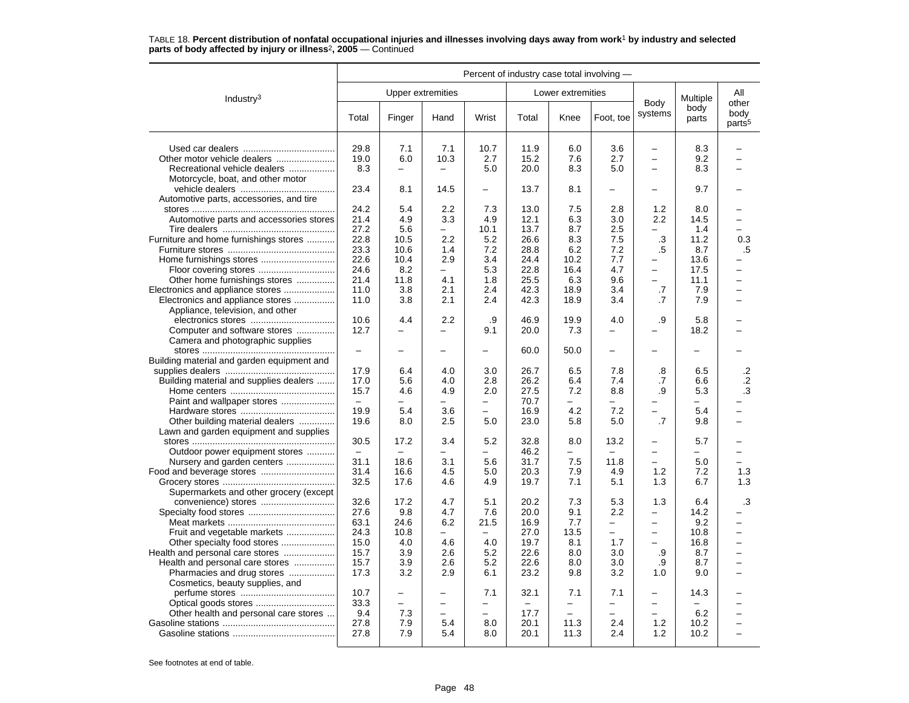TABLE 18. **Percent distribution of nonfatal occupational injuries and illnesses involving days away from work[1] by industry and selected parts of body affected by injury or illness[2], 2005** — Continued

| Industry[3] | Percent of industry case total involving — | | | | | | | | | |
|---|---|---|---|---|---|---|---|---|---|---|
| | Upper extremities | | | | Lower extremities | | | Body systems | Multiple body parts | All other body parts[5] |
| | Total | Finger | Hand | Wrist | Total | Knee | Foot, toe | | | |
| Used car dealers | 29.8 | 7.1 | 7.1 | 10.7 | 11.9 | 6.0 | 3.6 | – | 8.3 | – |
| Other motor vehicle dealers | 19.0 | 6.0 | 10.3 | 2.7 | 15.2 | 7.6 | 2.7 | – | 9.2 | – |
| Recreational vehicle dealers | 8.3 | – | – | 5.0 | 20.0 | 8.3 | 5.0 | – | 8.3 | – |
| Motorcycle, boat, and other motor vehicle dealers | 23.4 | 8.1 | 14.5 | – | 13.7 | 8.1 | – | – | 9.7 | – |
| Automotive parts, accessories, and tire stores | 24.2 | 5.4 | 2.2 | 7.3 | 13.0 | 7.5 | 2.8 | 1.2 | 8.0 | – |
| Automotive parts and accessories stores | 21.4 | 4.9 | 3.3 | 4.9 | 12.1 | 6.3 | 3.0 | 2.2 | 14.5 | – |
| Tire dealers | 27.2 | 5.6 | – | 10.1 | 13.7 | 8.7 | 2.5 | – | 1.4 | – |
| Furniture and home furnishings stores | 22.8 | 10.5 | 2.2 | 5.2 | 26.6 | 8.3 | 7.5 | .3 | 11.2 | 0.3 |
| Furniture stores | 23.3 | 10.6 | 1.4 | 7.2 | 28.8 | 6.2 | 7.2 | .5 | 8.7 | .5 |
| Home furnishings stores | 22.6 | 10.4 | 2.9 | 3.4 | 24.4 | 10.2 | 7.7 | – | 13.6 | – |
| Floor covering stores | 24.6 | 8.2 | – | 5.3 | 22.8 | 16.4 | 4.7 | – | 17.5 | – |
| Other home furnishings stores | 21.4 | 11.8 | 4.1 | 1.8 | 25.5 | 6.3 | 9.6 | – | 11.1 | – |
| Electronics and appliance stores | 11.0 | 3.8 | 2.1 | 2.4 | 42.3 | 18.9 | 3.4 | .7 | 7.9 | – |
| Electronics and appliance stores | 11.0 | 3.8 | 2.1 | 2.4 | 42.3 | 18.9 | 3.4 | .7 | 7.9 | – |
| Appliance, television, and other electronics stores | 10.6 | 4.4 | 2.2 | .9 | 46.9 | 19.9 | 4.0 | .9 | 5.8 | – |
| Computer and software stores | 12.7 | – | – | 9.1 | 20.0 | 7.3 | – | – | 18.2 | – |
| Camera and photographic supplies stores | – | – | – | – | 60.0 | 50.0 | – | – | – | – |
| Building material and garden equipment and supplies dealers | 17.9 | 6.4 | 4.0 | 3.0 | 26.7 | 6.5 | 7.8 | .8 | 6.5 | .2 |
| Building material and supplies dealers | 17.0 | 5.6 | 4.0 | 2.8 | 26.2 | 6.4 | 7.4 | .7 | 6.6 | .2 |
| Home centers | 15.7 | 4.6 | 4.9 | 2.0 | 27.5 | 7.2 | 8.8 | .9 | 5.3 | .3 |
| Paint and wallpaper stores | – | – | – | – | 70.7 | – | – | – | – | – |
| Hardware stores | 19.9 | 5.4 | 3.6 | – | 16.9 | 4.2 | 7.2 | – | 5.4 | – |
| Other building material dealers | 19.6 | 8.0 | 2.5 | 5.0 | 23.0 | 5.8 | 5.0 | .7 | 9.8 | – |
| Lawn and garden equipment and supplies stores | 30.5 | 17.2 | 3.4 | 5.2 | 32.8 | 8.0 | 13.2 | – | 5.7 | – |
| Outdoor power equipment stores | – | – | – | – | 46.2 | – | – | – | – | – |
| Nursery and garden centers | 31.1 | 18.6 | 3.1 | 5.6 | 31.7 | 7.5 | 11.8 | – | 5.0 | – |
| Food and beverage stores | 31.4 | 16.6 | 4.5 | 5.0 | 20.3 | 7.9 | 4.9 | 1.2 | 7.2 | 1.3 |
| Grocery stores | 32.5 | 17.6 | 4.6 | 4.9 | 19.7 | 7.1 | 5.1 | 1.3 | 6.7 | 1.3 |
| Supermarkets and other grocery (except convenience) stores | 32.6 | 17.2 | 4.7 | 5.1 | 20.2 | 7.3 | 5.3 | 1.3 | 6.4 | .3 |
| Specialty food stores | 27.6 | 9.8 | 4.7 | 7.6 | 20.0 | 9.1 | 2.2 | – | 14.2 | – |
| Meat markets | 63.1 | 24.6 | 6.2 | 21.5 | 16.9 | 7.7 | – | – | 9.2 | – |
| Fruit and vegetable markets | 24.3 | 10.8 | – | – | 27.0 | 13.5 | – | – | 10.8 | – |
| Other specialty food stores | 15.0 | 4.0 | 4.6 | 4.0 | 19.7 | 8.1 | 1.7 | – | 16.8 | – |
| Health and personal care stores | 15.7 | 3.9 | 2.6 | 5.2 | 22.6 | 8.0 | 3.0 | .9 | 8.7 | – |
| Health and personal care stores | 15.7 | 3.9 | 2.6 | 5.2 | 22.6 | 8.0 | 3.0 | .9 | 8.7 | – |
| Pharmacies and drug stores | 17.3 | 3.2 | 2.9 | 6.1 | 23.2 | 9.8 | 3.2 | 1.0 | 9.0 | – |
| Cosmetics, beauty supplies, and perfume stores | 10.7 | – | – | 7.1 | 32.1 | 7.1 | 7.1 | – | 14.3 | – |
| Optical goods stores | 33.3 | – | – | – | – | – | – | – | – | – |
| Other health and personal care stores | 9.4 | 7.3 | – | – | 17.7 | – | – | – | 6.2 | – |
| Gasoline stations | 27.8 | 7.9 | 5.4 | 8.0 | 20.1 | 11.3 | 2.4 | 1.2 | 10.2 | – |
| Gasoline stations | 27.8 | 7.9 | 5.4 | 8.0 | 20.1 | 11.3 | 2.4 | 1.2 | 10.2 | – |

See footnotes at end of table.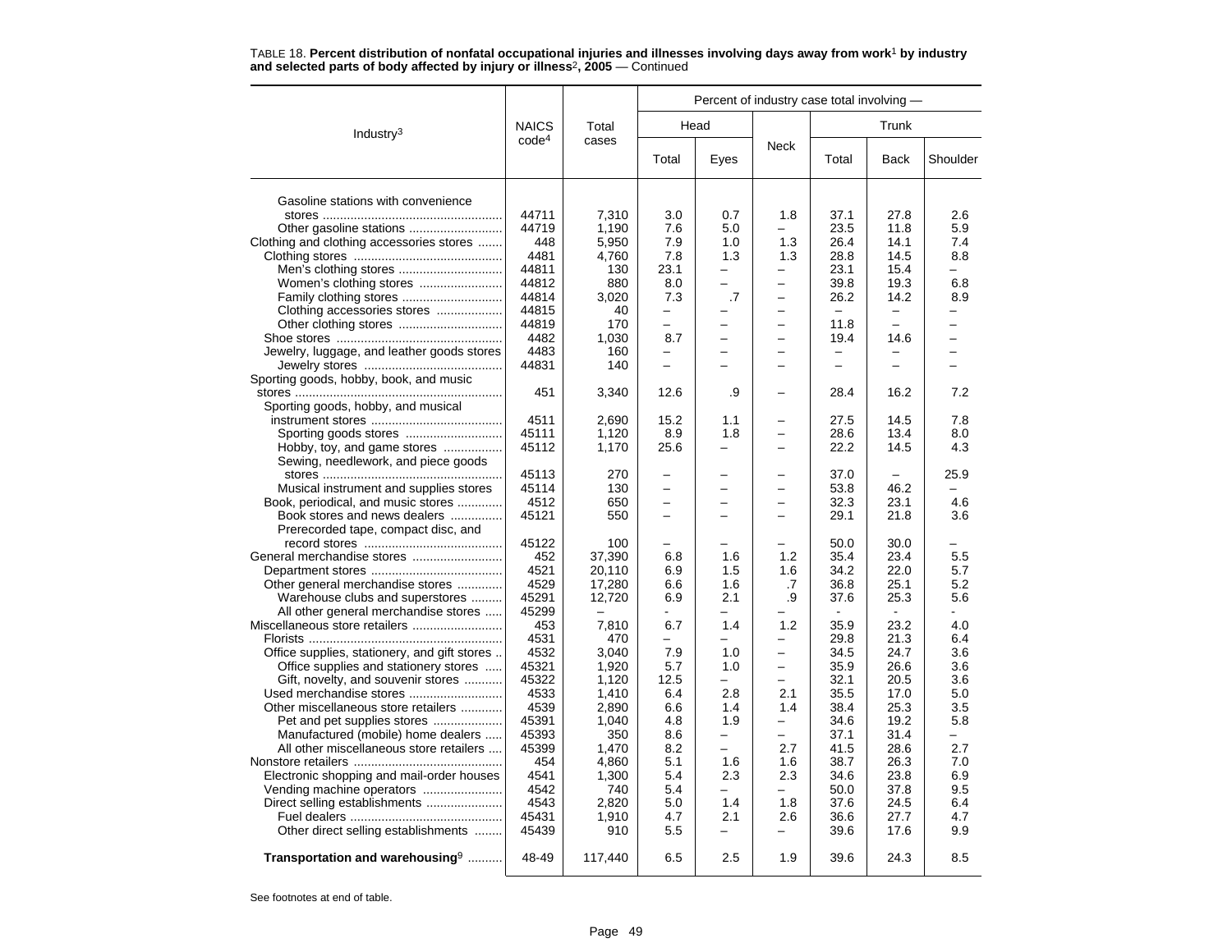TABLE 18. **Percent distribution of nonfatal occupational injuries and illnesses involving days away from work[1] by industry and selected parts of body affected by injury or illness[2], 2005** — Continued

| Industry[3] | NAICS code[4] | Total cases | Percent of industry case total involving — Head: Total | Head: Eyes | Neck | Trunk: Total | Trunk: Back | Trunk: Shoulder |
|---|---|---|---|---|---|---|---|---|
| Gasoline stations with convenience stores | 44711 | 7,310 | 3.0 | 0.7 | 1.8 | 37.1 | 27.8 | 2.6 |
| Other gasoline stations | 44719 | 1,190 | 7.6 | 5.0 | – | 23.5 | 11.8 | 5.9 |
| Clothing and clothing accessories stores | 448 | 5,950 | 7.9 | 1.0 | 1.3 | 26.4 | 14.1 | 7.4 |
| Clothing stores | 4481 | 4,760 | 7.8 | 1.3 | 1.3 | 28.8 | 14.5 | 8.8 |
| Men's clothing stores | 44811 | 130 | 23.1 | – | – | 23.1 | 15.4 | – |
| Women's clothing stores | 44812 | 880 | 8.0 | – | – | 39.8 | 19.3 | 6.8 |
| Family clothing stores | 44814 | 3,020 | 7.3 | .7 | – | 26.2 | 14.2 | 8.9 |
| Clothing accessories stores | 44815 | 40 | – | – | – | – | – | – |
| Other clothing stores | 44819 | 170 | – | – | – | 11.8 | – | – |
| Shoe stores | 4482 | 1,030 | 8.7 | – | – | 19.4 | 14.6 | – |
| Jewelry, luggage, and leather goods stores | 4483 | 160 | – | – | – | – | – | – |
| Jewelry stores | 44831 | 140 | – | – | – | – | – | – |
| Sporting goods, hobby, book, and music stores | 451 | 3,340 | 12.6 | .9 | – | 28.4 | 16.2 | 7.2 |
| Sporting goods, hobby, and musical instrument stores | 4511 | 2,690 | 15.2 | 1.1 | – | 27.5 | 14.5 | 7.8 |
| Sporting goods stores | 45111 | 1,120 | 8.9 | 1.8 | – | 28.6 | 13.4 | 8.0 |
| Hobby, toy, and game stores | 45112 | 1,170 | 25.6 | – | – | 22.2 | 14.5 | 4.3 |
| Sewing, needlework, and piece goods stores | 45113 | 270 | – | – | – | 37.0 | – | 25.9 |
| Musical instrument and supplies stores | 45114 | 130 | – | – | – | 53.8 | 46.2 | – |
| Book, periodical, and music stores | 4512 | 650 | – | – | – | 32.3 | 23.1 | 4.6 |
| Book stores and news dealers | 45121 | 550 | – | – | – | 29.1 | 21.8 | 3.6 |
| Prerecorded tape, compact disc, and record stores | 45122 | 100 | – | – | – | 50.0 | 30.0 | – |
| General merchandise stores | 452 | 37,390 | 6.8 | 1.6 | 1.2 | 35.4 | 23.4 | 5.5 |
| Department stores | 4521 | 20,110 | 6.9 | 1.5 | 1.6 | 34.2 | 22.0 | 5.7 |
| Other general merchandise stores | 4529 | 17,280 | 6.6 | 1.6 | .7 | 36.8 | 25.1 | 5.2 |
| Warehouse clubs and superstores | 45291 | 12,720 | 6.9 | 2.1 | .9 | 37.6 | 25.3 | 5.6 |
| All other general merchandise stores | 45299 | – | - | – | – | - | - | - |
| Miscellaneous store retailers | 453 | 7,810 | 6.7 | 1.4 | 1.2 | 35.9 | 23.2 | 4.0 |
| Florists | 4531 | 470 | – | – | – | 29.8 | 21.3 | 6.4 |
| Office supplies, stationery, and gift stores | 4532 | 3,040 | 7.9 | 1.0 | – | 34.5 | 24.7 | 3.6 |
| Office supplies and stationery stores | 45321 | 1,920 | 5.7 | 1.0 | – | 35.9 | 26.6 | 3.6 |
| Gift, novelty, and souvenir stores | 45322 | 1,120 | 12.5 | – | – | 32.1 | 20.5 | 3.6 |
| Used merchandise stores | 4533 | 1,410 | 6.4 | 2.8 | 2.1 | 35.5 | 17.0 | 5.0 |
| Other miscellaneous store retailers | 4539 | 2,890 | 6.6 | 1.4 | 1.4 | 38.4 | 25.3 | 3.5 |
| Pet and pet supplies stores | 45391 | 1,040 | 4.8 | 1.9 | – | 34.6 | 19.2 | 5.8 |
| Manufactured (mobile) home dealers | 45393 | 350 | 8.6 | – | – | 37.1 | 31.4 | – |
| All other miscellaneous store retailers | 45399 | 1,470 | 8.2 | – | 2.7 | 41.5 | 28.6 | 2.7 |
| Nonstore retailers | 454 | 4,860 | 5.1 | 1.6 | 1.6 | 38.7 | 26.3 | 7.0 |
| Electronic shopping and mail-order houses | 4541 | 1,300 | 5.4 | 2.3 | 2.3 | 34.6 | 23.8 | 6.9 |
| Vending machine operators | 4542 | 740 | 5.4 | – | – | 50.0 | 37.8 | 9.5 |
| Direct selling establishments | 4543 | 2,820 | 5.0 | 1.4 | 1.8 | 37.6 | 24.5 | 6.4 |
| Fuel dealers | 45431 | 1,910 | 4.7 | 2.1 | 2.6 | 36.6 | 27.7 | 4.7 |
| Other direct selling establishments | 45439 | 910 | 5.5 | – | – | 39.6 | 17.6 | 9.9 |
| **Transportation and warehousing**[9] | 48-49 | 117,440 | 6.5 | 2.5 | 1.9 | 39.6 | 24.3 | 8.5 |

See footnotes at end of table.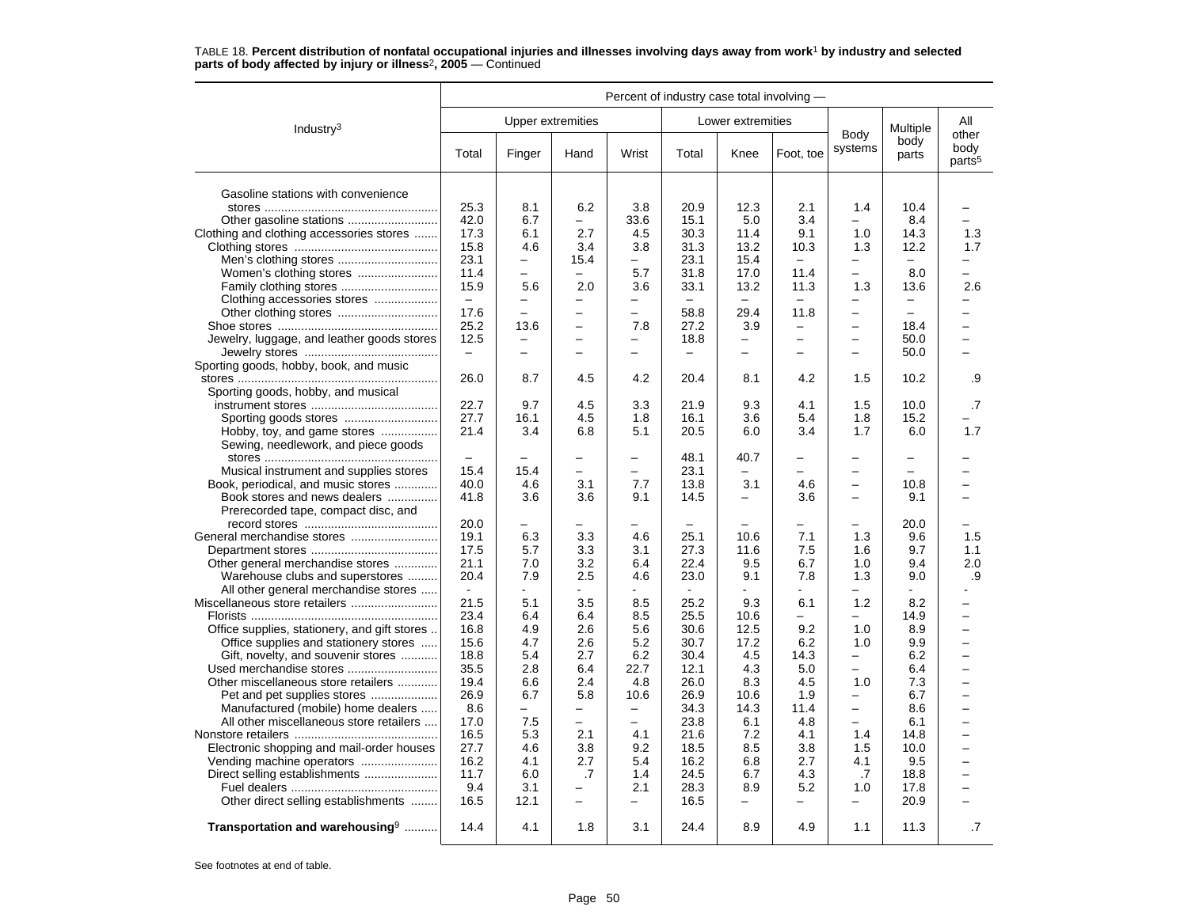TABLE 18. **Percent distribution of nonfatal occupational injuries and illnesses involving days away from work[1] by industry and selected parts of body affected by injury or illness[2], 2005** — Continued

| Industry[3] | Percent of industry case total involving — | | | | | | | | | |
|---|---|---|---|---|---|---|---|---|---|---|
| | Upper extremities | | | | Lower extremities | | | Body systems | Multiple body parts | All other body parts[5] |
| | Total | Finger | Hand | Wrist | Total | Knee | Foot, toe | | | |
| Gasoline stations with convenience stores | 25.3 | 8.1 | 6.2 | 3.8 | 20.9 | 12.3 | 2.1 | 1.4 | 10.4 | – |
| Other gasoline stations | 42.0 | 6.7 | – | 33.6 | 15.1 | 5.0 | 3.4 | – | 8.4 | – |
| Clothing and clothing accessories stores | 17.3 | 6.1 | 2.7 | 4.5 | 30.3 | 11.4 | 9.1 | 1.0 | 14.3 | 1.3 |
| Clothing stores | 15.8 | 4.6 | 3.4 | 3.8 | 31.3 | 13.2 | 10.3 | 1.3 | 12.2 | 1.7 |
| Men's clothing stores | 23.1 | – | 15.4 | – | 23.1 | 15.4 | – | – | – | – |
| Women's clothing stores | 11.4 | – | – | 5.7 | 31.8 | 17.0 | 11.4 | – | 8.0 | – |
| Family clothing stores | 15.9 | 5.6 | 2.0 | 3.6 | 33.1 | 13.2 | 11.3 | 1.3 | 13.6 | 2.6 |
| Clothing accessories stores | – | – | – | – | – | – | – | – | – | – |
| Other clothing stores | 17.6 | – | – | – | 58.8 | 29.4 | 11.8 | – | – | – |
| Shoe stores | 25.2 | 13.6 | – | 7.8 | 27.2 | 3.9 | – | – | 18.4 | – |
| Jewelry, luggage, and leather goods stores | 12.5 | – | – | – | 18.8 | – | – | – | 50.0 | – |
| Jewelry stores | – | – | – | – | – | – | – | – | 50.0 | – |
| Sporting goods, hobby, book, and music stores | 26.0 | 8.7 | 4.5 | 4.2 | 20.4 | 8.1 | 4.2 | 1.5 | 10.2 | .9 |
| Sporting goods, hobby, and musical instrument stores | 22.7 | 9.7 | 4.5 | 3.3 | 21.9 | 9.3 | 4.1 | 1.5 | 10.0 | .7 |
| Sporting goods stores | 27.7 | 16.1 | 4.5 | 1.8 | 16.1 | 3.6 | 5.4 | 1.8 | 15.2 | – |
| Hobby, toy, and game stores | 21.4 | 3.4 | 6.8 | 5.1 | 20.5 | 6.0 | 3.4 | 1.7 | 6.0 | 1.7 |
| Sewing, needlework, and piece goods stores | – | – | – | – | 48.1 | 40.7 | – | – | – | – |
| Musical instrument and supplies stores | 15.4 | 15.4 | – | – | 23.1 | – | – | – | – | – |
| Book, periodical, and music stores | 40.0 | 4.6 | 3.1 | 7.7 | 13.8 | 3.1 | 4.6 | – | 10.8 | – |
| Book stores and news dealers | 41.8 | 3.6 | 3.6 | 9.1 | 14.5 | – | 3.6 | – | 9.1 | – |
| Prerecorded tape, compact disc, and record stores | 20.0 | – | – | – | – | – | – | – | 20.0 | – |
| General merchandise stores | 19.1 | 6.3 | 3.3 | 4.6 | 25.1 | 10.6 | 7.1 | 1.3 | 9.6 | 1.5 |
| Department stores | 17.5 | 5.7 | 3.3 | 3.1 | 27.3 | 11.6 | 7.5 | 1.6 | 9.7 | 1.1 |
| Other general merchandise stores | 21.1 | 7.0 | 3.2 | 6.4 | 22.4 | 9.5 | 6.7 | 1.0 | 9.4 | 2.0 |
| Warehouse clubs and superstores | 20.4 | 7.9 | 2.5 | 4.6 | 23.0 | 9.1 | 7.8 | 1.3 | 9.0 | .9 |
| All other general merchandise stores | - | - | - | - | - | - | - | – | - | - |
| Miscellaneous store retailers | 21.5 | 5.1 | 3.5 | 8.5 | 25.2 | 9.3 | 6.1 | 1.2 | 8.2 | – |
| Florists | 23.4 | 6.4 | 6.4 | 8.5 | 25.5 | 10.6 | – | – | 14.9 | – |
| Office supplies, stationery, and gift stores | 16.8 | 4.9 | 2.6 | 5.6 | 30.6 | 12.5 | 9.2 | 1.0 | 8.9 | – |
| Office supplies and stationery stores | 15.6 | 4.7 | 2.6 | 5.2 | 30.7 | 17.2 | 6.2 | 1.0 | 9.9 | – |
| Gift, novelty, and souvenir stores | 18.8 | 5.4 | 2.7 | 6.2 | 30.4 | 4.5 | 14.3 | – | 6.2 | – |
| Used merchandise stores | 35.5 | 2.8 | 6.4 | 22.7 | 12.1 | 4.3 | 5.0 | – | 6.4 | – |
| Other miscellaneous store retailers | 19.4 | 6.6 | 2.4 | 4.8 | 26.0 | 8.3 | 4.5 | 1.0 | 7.3 | – |
| Pet and pet supplies stores | 26.9 | 6.7 | 5.8 | 10.6 | 26.9 | 10.6 | 1.9 | – | 6.7 | – |
| Manufactured (mobile) home dealers | 8.6 | – | – | – | 34.3 | 14.3 | 11.4 | – | 8.6 | – |
| All other miscellaneous store retailers | 17.0 | 7.5 | – | – | 23.8 | 6.1 | 4.8 | – | 6.1 | – |
| Nonstore retailers | 16.5 | 5.3 | 2.1 | 4.1 | 21.6 | 7.2 | 4.1 | 1.4 | 14.8 | – |
| Electronic shopping and mail-order houses | 27.7 | 4.6 | 3.8 | 9.2 | 18.5 | 8.5 | 3.8 | 1.5 | 10.0 | – |
| Vending machine operators | 16.2 | 4.1 | 2.7 | 5.4 | 16.2 | 6.8 | 2.7 | 4.1 | 9.5 | – |
| Direct selling establishments | 11.7 | 6.0 | .7 | 1.4 | 24.5 | 6.7 | 4.3 | .7 | 18.8 | – |
| Fuel dealers | 9.4 | 3.1 | – | 2.1 | 28.3 | 8.9 | 5.2 | 1.0 | 17.8 | – |
| Other direct selling establishments | 16.5 | 12.1 | – | – | 16.5 | – | – | – | 20.9 | – |
| **Transportation and warehousing**[9] | 14.4 | 4.1 | 1.8 | 3.1 | 24.4 | 8.9 | 4.9 | 1.1 | 11.3 | .7 |

See footnotes at end of table.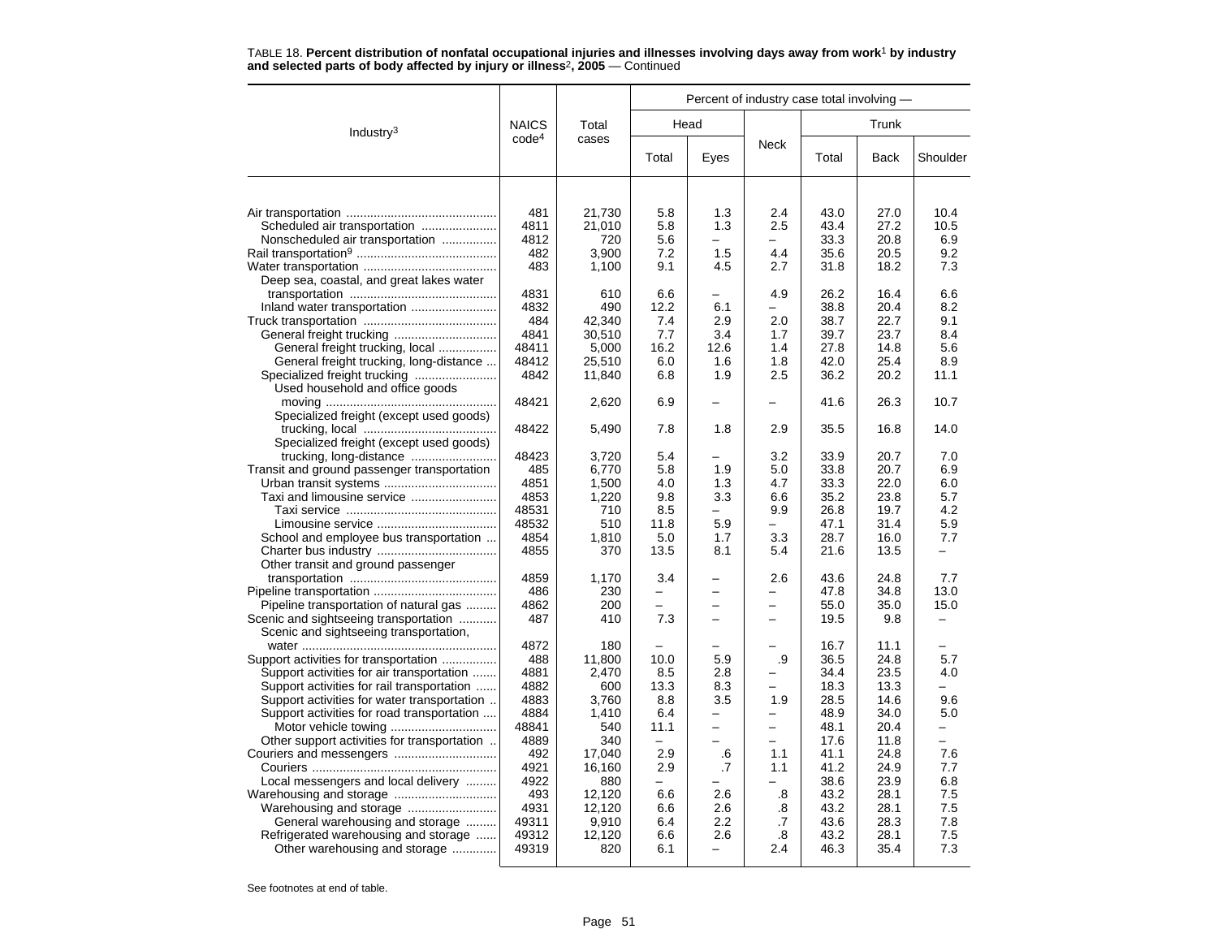TABLE 18. **Percent distribution of nonfatal occupational injuries and illnesses involving days away from work[1] by industry and selected parts of body affected by injury or illness[2], 2005** — Continued

| Industry[3] | NAICS code[4] | Total cases | Percent of industry case total involving — | | | | | |
|---|---|---|---|---|---|---|---|---|
| | | | Head | | Neck | Trunk | | |
| | | | Total | Eyes | | Total | Back | Shoulder |
| Air transportation | 481 | 21,730 | 5.8 | 1.3 | 2.4 | 43.0 | 27.0 | 10.4 |
| Scheduled air transportation | 4811 | 21,010 | 5.8 | 1.3 | 2.5 | 43.4 | 27.2 | 10.5 |
| Nonscheduled air transportation | 4812 | 720 | 5.6 | – | – | 33.3 | 20.8 | 6.9 |
| Rail transportation[9] | 482 | 3,900 | 7.2 | 1.5 | 4.4 | 35.6 | 20.5 | 9.2 |
| Water transportation | 483 | 1,100 | 9.1 | 4.5 | 2.7 | 31.8 | 18.2 | 7.3 |
| Deep sea, coastal, and great lakes water transportation | 4831 | 610 | 6.6 | – | 4.9 | 26.2 | 16.4 | 6.6 |
| Inland water transportation | 4832 | 490 | 12.2 | 6.1 | – | 38.8 | 20.4 | 8.2 |
| Truck transportation | 484 | 42,340 | 7.4 | 2.9 | 2.0 | 38.7 | 22.7 | 9.1 |
| General freight trucking | 4841 | 30,510 | 7.7 | 3.4 | 1.7 | 39.7 | 23.7 | 8.4 |
| General freight trucking, local | 48411 | 5,000 | 16.2 | 12.6 | 1.4 | 27.8 | 14.8 | 5.6 |
| General freight trucking, long-distance | 48412 | 25,510 | 6.0 | 1.6 | 1.8 | 42.0 | 25.4 | 8.9 |
| Specialized freight trucking | 4842 | 11,840 | 6.8 | 1.9 | 2.5 | 36.2 | 20.2 | 11.1 |
| Used household and office goods moving | 48421 | 2,620 | 6.9 | – | – | 41.6 | 26.3 | 10.7 |
| Specialized freight (except used goods) trucking, local | 48422 | 5,490 | 7.8 | 1.8 | 2.9 | 35.5 | 16.8 | 14.0 |
| Specialized freight (except used goods) trucking, long-distance | 48423 | 3,720 | 5.4 | – | 3.2 | 33.9 | 20.7 | 7.0 |
| Transit and ground passenger transportation | 485 | 6,770 | 5.8 | 1.9 | 5.0 | 33.8 | 20.7 | 6.9 |
| Urban transit systems | 4851 | 1,500 | 4.0 | 1.3 | 4.7 | 33.3 | 22.0 | 6.0 |
| Taxi and limousine service | 4853 | 1,220 | 9.8 | 3.3 | 6.6 | 35.2 | 23.8 | 5.7 |
| Taxi service | 48531 | 710 | 8.5 | – | 9.9 | 26.8 | 19.7 | 4.2 |
| Limousine service | 48532 | 510 | 11.8 | 5.9 | – | 47.1 | 31.4 | 5.9 |
| School and employee bus transportation | 4854 | 1,810 | 5.0 | 1.7 | 3.3 | 28.7 | 16.0 | 7.7 |
| Charter bus industry | 4855 | 370 | 13.5 | 8.1 | 5.4 | 21.6 | 13.5 | – |
| Other transit and ground passenger transportation | 4859 | 1,170 | 3.4 | – | 2.6 | 43.6 | 24.8 | 7.7 |
| Pipeline transportation | 486 | 230 | – | – | – | 47.8 | 34.8 | 13.0 |
| Pipeline transportation of natural gas | 4862 | 200 | – | – | – | 55.0 | 35.0 | 15.0 |
| Scenic and sightseeing transportation | 487 | 410 | 7.3 | – | – | 19.5 | 9.8 | – |
| Scenic and sightseeing transportation, water | 4872 | 180 | – | – | – | 16.7 | 11.1 | – |
| Support activities for transportation | 488 | 11,800 | 10.0 | 5.9 | .9 | 36.5 | 24.8 | 5.7 |
| Support activities for air transportation | 4881 | 2,470 | 8.5 | 2.8 | – | 34.4 | 23.5 | 4.0 |
| Support activities for rail transportation | 4882 | 600 | 13.3 | 8.3 | – | 18.3 | 13.3 | – |
| Support activities for water transportation | 4883 | 3,760 | 8.8 | 3.5 | 1.9 | 28.5 | 14.6 | 9.6 |
| Support activities for road transportation | 4884 | 1,410 | 6.4 | – | – | 48.9 | 34.0 | 5.0 |
| Motor vehicle towing | 48841 | 540 | 11.1 | – | – | 48.1 | 20.4 | – |
| Other support activities for transportation | 4889 | 340 | – | – | – | 17.6 | 11.8 | – |
| Couriers and messengers | 492 | 17,040 | 2.9 | .6 | 1.1 | 41.1 | 24.8 | 7.6 |
| Couriers | 4921 | 16,160 | 2.9 | .7 | 1.1 | 41.2 | 24.9 | 7.7 |
| Local messengers and local delivery | 4922 | 880 | – | – | – | 38.6 | 23.9 | 6.8 |
| Warehousing and storage | 493 | 12,120 | 6.6 | 2.6 | .8 | 43.2 | 28.1 | 7.5 |
| Warehousing and storage | 4931 | 12,120 | 6.6 | 2.6 | .8 | 43.2 | 28.1 | 7.5 |
| General warehousing and storage | 49311 | 9,910 | 6.4 | 2.2 | .7 | 43.6 | 28.3 | 7.8 |
| Refrigerated warehousing and storage | 49312 | 12,120 | 6.6 | 2.6 | .8 | 43.2 | 28.1 | 7.5 |
| Other warehousing and storage | 49319 | 820 | 6.1 | – | 2.4 | 46.3 | 35.4 | 7.3 |

See footnotes at end of table.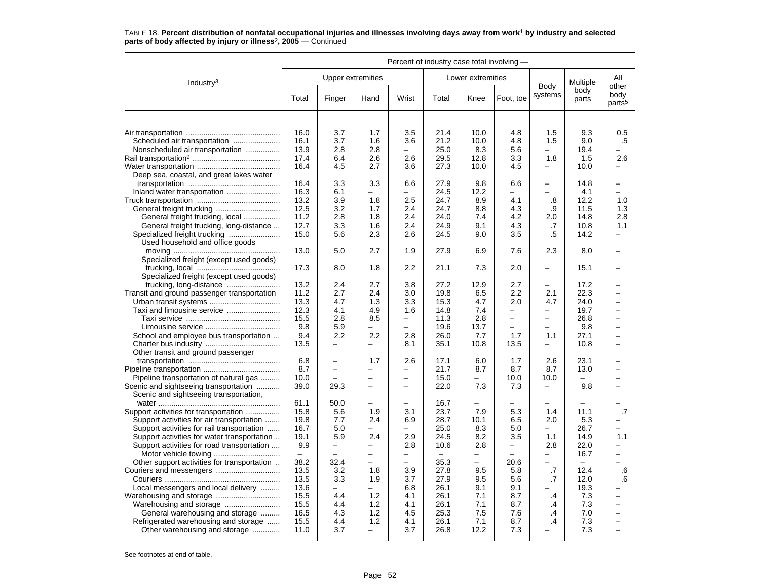TABLE 18. **Percent distribution of nonfatal occupational injuries and illnesses involving days away from work[1] by industry and selected parts of body affected by injury or illness[2], 2005** — Continued

| Industry[3] | Percent of industry case total involving — | | | | | | | | | |
|---|---|---|---|---|---|---|---|---|---|---|
| | Upper extremities | | | | Lower extremities | | | Body systems | Multiple body parts | All other body parts[5] |
| | Total | Finger | Hand | Wrist | Total | Knee | Foot, toe | | | |
| Air transportation | 16.0 | 3.7 | 1.7 | 3.5 | 21.4 | 10.0 | 4.8 | 1.5 | 9.3 | 0.5 |
| Scheduled air transportation | 16.1 | 3.7 | 1.6 | 3.6 | 21.2 | 10.0 | 4.8 | 1.5 | 9.0 | .5 |
| Nonscheduled air transportation | 13.9 | 2.8 | 2.8 | – | 25.0 | 8.3 | 5.6 | – | 19.4 | – |
| Rail transportation[9] | 17.4 | 6.4 | 2.6 | 2.6 | 29.5 | 12.8 | 3.3 | 1.8 | 1.5 | 2.6 |
| Water transportation | 16.4 | 4.5 | 2.7 | 3.6 | 27.3 | 10.0 | 4.5 | – | 10.0 | – |
| Deep sea, coastal, and great lakes water transportation | 16.4 | 3.3 | 3.3 | 6.6 | 27.9 | 9.8 | 6.6 | – | 14.8 | – |
| Inland water transportation | 16.3 | 6.1 | – | – | 24.5 | 12.2 | – | – | 4.1 | – |
| Truck transportation | 13.2 | 3.9 | 1.8 | 2.5 | 24.7 | 8.9 | 4.1 | .8 | 12.2 | 1.0 |
| General freight trucking | 12.5 | 3.2 | 1.7 | 2.4 | 24.7 | 8.8 | 4.3 | .9 | 11.5 | 1.3 |
| General freight trucking, local | 11.2 | 2.8 | 1.8 | 2.4 | 24.0 | 7.4 | 4.2 | 2.0 | 14.8 | 2.8 |
| General freight trucking, long-distance | 12.7 | 3.3 | 1.6 | 2.4 | 24.9 | 9.1 | 4.3 | .7 | 10.8 | 1.1 |
| Specialized freight trucking | 15.0 | 5.6 | 2.3 | 2.6 | 24.5 | 9.0 | 3.5 | .5 | 14.2 | – |
| Used household and office goods moving | 13.0 | 5.0 | 2.7 | 1.9 | 27.9 | 6.9 | 7.6 | 2.3 | 8.0 | – |
| Specialized freight (except used goods) trucking, local | 17.3 | 8.0 | 1.8 | 2.2 | 21.1 | 7.3 | 2.0 | – | 15.1 | – |
| Specialized freight (except used goods) trucking, long-distance | 13.2 | 2.4 | 2.7 | 3.8 | 27.2 | 12.9 | 2.7 | – | 17.2 | – |
| Transit and ground passenger transportation | 11.2 | 2.7 | 2.4 | 3.0 | 19.8 | 6.5 | 2.2 | 2.1 | 22.3 | – |
| Urban transit systems | 13.3 | 4.7 | 1.3 | 3.3 | 15.3 | 4.7 | 2.0 | 4.7 | 24.0 | – |
| Taxi and limousine service | 12.3 | 4.1 | 4.9 | 1.6 | 14.8 | 7.4 | – | – | 19.7 | – |
| Taxi service | 15.5 | 2.8 | 8.5 | – | 11.3 | 2.8 | – | – | 26.8 | – |
| Limousine service | 9.8 | 5.9 | – | – | 19.6 | 13.7 | – | – | 9.8 | – |
| School and employee bus transportation | 9.4 | 2.2 | 2.2 | 2.8 | 26.0 | 7.7 | 1.7 | 1.1 | 27.1 | – |
| Charter bus industry | 13.5 | – | – | 8.1 | 35.1 | 10.8 | 13.5 | – | 10.8 | – |
| Other transit and ground passenger transportation | 6.8 | – | 1.7 | 2.6 | 17.1 | 6.0 | 1.7 | 2.6 | 23.1 | – |
| Pipeline transportation | 8.7 | – | – | – | 21.7 | 8.7 | 8.7 | 8.7 | 13.0 | – |
| Pipeline transportation of natural gas | 10.0 | – | – | – | 15.0 | – | 10.0 | 10.0 | – | – |
| Scenic and sightseeing transportation | 39.0 | 29.3 | – | – | 22.0 | 7.3 | 7.3 | – | 9.8 | – |
| Scenic and sightseeing transportation, water | 61.1 | 50.0 | – | – | 16.7 | – | – | – | – | – |
| Support activities for transportation | 15.8 | 5.6 | 1.9 | 3.1 | 23.7 | 7.9 | 5.3 | 1.4 | 11.1 | .7 |
| Support activities for air transportation | 19.8 | 7.7 | 2.4 | 6.9 | 28.7 | 10.1 | 6.5 | 2.0 | 5.3 | – |
| Support activities for rail transportation | 16.7 | 5.0 | – | – | 25.0 | 8.3 | 5.0 | – | 26.7 | – |
| Support activities for water transportation | 19.1 | 5.9 | 2.4 | 2.9 | 24.5 | 8.2 | 3.5 | 1.1 | 14.9 | 1.1 |
| Support activities for road transportation | 9.9 | – | – | 2.8 | 10.6 | 2.8 | – | 2.8 | 22.0 | – |
| Motor vehicle towing | – | – | – | – | – | – | – | – | 16.7 | – |
| Other support activities for transportation | 38.2 | 32.4 | – | – | 35.3 | – | 20.6 | – | – | – |
| Couriers and messengers | 13.5 | 3.2 | 1.8 | 3.9 | 27.8 | 9.5 | 5.8 | .7 | 12.4 | .6 |
| Couriers | 13.5 | 3.3 | 1.9 | 3.7 | 27.9 | 9.5 | 5.6 | .7 | 12.0 | .6 |
| Local messengers and local delivery | 13.6 | – | – | 6.8 | 26.1 | 9.1 | 9.1 | – | 19.3 | – |
| Warehousing and storage | 15.5 | 4.4 | 1.2 | 4.1 | 26.1 | 7.1 | 8.7 | .4 | 7.3 | – |
| Warehousing and storage | 15.5 | 4.4 | 1.2 | 4.1 | 26.1 | 7.1 | 8.7 | .4 | 7.3 | – |
| General warehousing and storage | 16.5 | 4.3 | 1.2 | 4.5 | 25.3 | 7.5 | 7.6 | .4 | 7.0 | – |
| Refrigerated warehousing and storage | 15.5 | 4.4 | 1.2 | 4.1 | 26.1 | 7.1 | 8.7 | .4 | 7.3 | – |
| Other warehousing and storage | 11.0 | 3.7 | – | 3.7 | 26.8 | 12.2 | 7.3 | – | 7.3 | – |

See footnotes at end of table.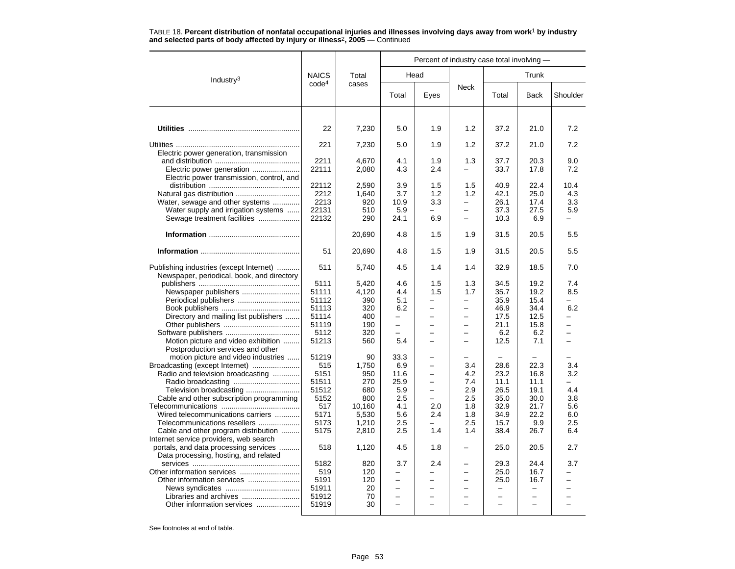TABLE 18. **Percent distribution of nonfatal occupational injuries and illnesses involving days away from work[1] by industry and selected parts of body affected by injury or illness[2], 2005** — Continued

| Industry[3] | NAICS code[4] | Total cases | Percent of industry case total involving — | | | | | |
|---|---|---|---|---|---|---|---|---|
| | | | Head | | Neck | Trunk | | |
| | | | Total | Eyes | | Total | Back | Shoulder |
| **Utilities** | 22 | 7,230 | 5.0 | 1.9 | 1.2 | 37.2 | 21.0 | 7.2 |
| Utilities | 221 | 7,230 | 5.0 | 1.9 | 1.2 | 37.2 | 21.0 | 7.2 |
| Electric power generation, transmission and distribution | 2211 | 4,670 | 4.1 | 1.9 | 1.3 | 37.7 | 20.3 | 9.0 |
| Electric power generation | 22111 | 2,080 | 4.3 | 2.4 | – | 33.7 | 17.8 | 7.2 |
| Electric power transmission, control, and distribution | 22112 | 2,590 | 3.9 | 1.5 | 1.5 | 40.9 | 22.4 | 10.4 |
| Natural gas distribution | 2212 | 1,640 | 3.7 | 1.2 | 1.2 | 42.1 | 25.0 | 4.3 |
| Water, sewage and other systems | 2213 | 920 | 10.9 | 3.3 | – | 26.1 | 17.4 | 3.3 |
| Water supply and irrigation systems | 22131 | 510 | 5.9 | – | – | 37.3 | 27.5 | 5.9 |
| Sewage treatment facilities | 22132 | 290 | 24.1 | 6.9 | – | 10.3 | 6.9 | – |
| **Information** | | 20,690 | 4.8 | 1.5 | 1.9 | 31.5 | 20.5 | 5.5 |
| **Information** | 51 | 20,690 | 4.8 | 1.5 | 1.9 | 31.5 | 20.5 | 5.5 |
| Publishing industries (except Internet) | 511 | 5,740 | 4.5 | 1.4 | 1.4 | 32.9 | 18.5 | 7.0 |
| Newspaper, periodical, book, and directory publishers | 5111 | 5,420 | 4.6 | 1.5 | 1.3 | 34.5 | 19.2 | 7.4 |
| Newspaper publishers | 51111 | 4,120 | 4.4 | 1.5 | 1.7 | 35.7 | 19.2 | 8.5 |
| Periodical publishers | 51112 | 390 | 5.1 | – | – | 35.9 | 15.4 | – |
| Book publishers | 51113 | 320 | 6.2 | – | – | 46.9 | 34.4 | 6.2 |
| Directory and mailing list publishers | 51114 | 400 | – | – | – | 17.5 | 12.5 | – |
| Other publishers | 51119 | 190 | – | – | – | 21.1 | 15.8 | – |
| Software publishers | 5112 | 320 | – | – | – | 6.2 | 6.2 | – |
| Motion picture and video exhibition | 51213 | 560 | 5.4 | – | – | 12.5 | 7.1 | – |
| Postproduction services and other motion picture and video industries | 51219 | 90 | 33.3 | – | – | – | – | – |
| Broadcasting (except Internet) | 515 | 1,750 | 6.9 | – | 3.4 | 28.6 | 22.3 | 3.4 |
| Radio and television broadcasting | 5151 | 950 | 11.6 | – | 4.2 | 23.2 | 16.8 | 3.2 |
| Radio broadcasting | 51511 | 270 | 25.9 | – | 7.4 | 11.1 | 11.1 | – |
| Television broadcasting | 51512 | 680 | 5.9 | – | 2.9 | 26.5 | 19.1 | 4.4 |
| Cable and other subscription programming | 5152 | 800 | 2.5 | – | 2.5 | 35.0 | 30.0 | 3.8 |
| Telecommunications | 517 | 10,160 | 4.1 | 2.0 | 1.8 | 32.9 | 21.7 | 5.6 |
| Wired telecommunications carriers | 5171 | 5,530 | 5.6 | 2.4 | 1.8 | 34.9 | 22.2 | 6.0 |
| Telecommunications resellers | 5173 | 1,210 | 2.5 | – | 2.5 | 15.7 | 9.9 | 2.5 |
| Cable and other program distribution | 5175 | 2,810 | 2.5 | 1.4 | 1.4 | 38.4 | 26.7 | 6.4 |
| Internet service providers, web search portals, and data processing services | 518 | 1,120 | 4.5 | 1.8 | – | 25.0 | 20.5 | 2.7 |
| Data processing, hosting, and related services | 5182 | 820 | 3.7 | 2.4 | – | 29.3 | 24.4 | 3.7 |
| Other information services | 519 | 120 | – | – | – | 25.0 | 16.7 | – |
| Other information services | 5191 | 120 | – | – | – | 25.0 | 16.7 | – |
| News syndicates | 51911 | 20 | – | – | – | – | – | – |
| Libraries and archives | 51912 | 70 | – | – | – | – | – | – |
| Other information services | 51919 | 30 | – | – | – | – | – | – |

See footnotes at end of table.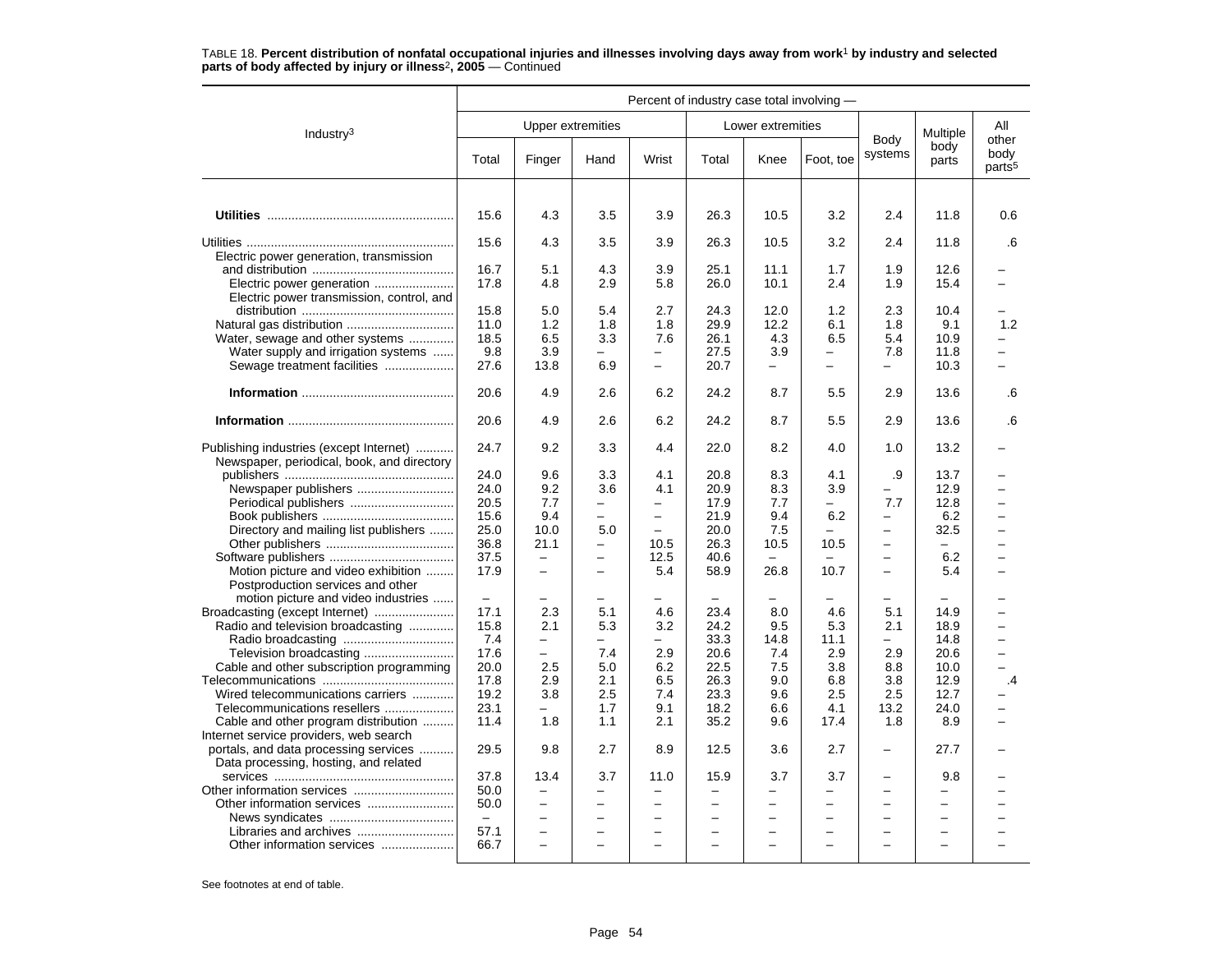TABLE 18. **Percent distribution of nonfatal occupational injuries and illnesses involving days away from work[1] by industry and selected parts of body affected by injury or illness[2], 2005** — Continued

| Industry[3] | Percent of industry case total involving — | | | | | | | | | |
|---|---|---|---|---|---|---|---|---|---|---|
| | Upper extremities | | | | Lower extremities | | | Body systems | Multiple body parts | All other body parts[5] |
| | Total | Finger | Hand | Wrist | Total | Knee | Foot, toe | | | |
| **Utilities** | 15.6 | 4.3 | 3.5 | 3.9 | 26.3 | 10.5 | 3.2 | 2.4 | 11.8 | 0.6 |
| Utilities | 15.6 | 4.3 | 3.5 | 3.9 | 26.3 | 10.5 | 3.2 | 2.4 | 11.8 | .6 |
| Electric power generation, transmission and distribution | 16.7 | 5.1 | 4.3 | 3.9 | 25.1 | 11.1 | 1.7 | 1.9 | 12.6 | – |
| Electric power generation | 17.8 | 4.8 | 2.9 | 5.8 | 26.0 | 10.1 | 2.4 | 1.9 | 15.4 | – |
| Electric power transmission, control, and distribution | 15.8 | 5.0 | 5.4 | 2.7 | 24.3 | 12.0 | 1.2 | 2.3 | 10.4 | – |
| Natural gas distribution | 11.0 | 1.2 | 1.8 | 1.8 | 29.9 | 12.2 | 6.1 | 1.8 | 9.1 | 1.2 |
| Water, sewage and other systems | 18.5 | 6.5 | 3.3 | 7.6 | 26.1 | 4.3 | 6.5 | 5.4 | 10.9 | – |
| Water supply and irrigation systems | 9.8 | 3.9 | – | – | 27.5 | 3.9 | – | 7.8 | 11.8 | – |
| Sewage treatment facilities | 27.6 | 13.8 | 6.9 | – | 20.7 | – | – | – | 10.3 | – |
| **Information** | 20.6 | 4.9 | 2.6 | 6.2 | 24.2 | 8.7 | 5.5 | 2.9 | 13.6 | .6 |
| **Information** | 20.6 | 4.9 | 2.6 | 6.2 | 24.2 | 8.7 | 5.5 | 2.9 | 13.6 | .6 |
| Publishing industries (except Internet) | 24.7 | 9.2 | 3.3 | 4.4 | 22.0 | 8.2 | 4.0 | 1.0 | 13.2 | – |
| Newspaper, periodical, book, and directory publishers | 24.0 | 9.6 | 3.3 | 4.1 | 20.8 | 8.3 | 4.1 | .9 | 13.7 | – |
| Newspaper publishers | 24.0 | 9.2 | 3.6 | 4.1 | 20.9 | 8.3 | 3.9 | – | 12.9 | – |
| Periodical publishers | 20.5 | 7.7 | – | – | 17.9 | 7.7 | – | 7.7 | 12.8 | – |
| Book publishers | 15.6 | 9.4 | – | – | 21.9 | 9.4 | 6.2 | – | 6.2 | – |
| Directory and mailing list publishers | 25.0 | 10.0 | 5.0 | – | 20.0 | 7.5 | – | – | 32.5 | – |
| Other publishers | 36.8 | 21.1 | – | 10.5 | 26.3 | 10.5 | 10.5 | – | – | – |
| Software publishers | 37.5 | – | – | 12.5 | 40.6 | – | – | – | 6.2 | – |
| Motion picture and video exhibition | 17.9 | – | – | 5.4 | 58.9 | 26.8 | 10.7 | – | 5.4 | – |
| Postproduction services and other motion picture and video industries | – | – | – | – | – | – | – | – | – | – |
| Broadcasting (except Internet) | 17.1 | 2.3 | 5.1 | 4.6 | 23.4 | 8.0 | 4.6 | 5.1 | 14.9 | – |
| Radio and television broadcasting | 15.8 | 2.1 | 5.3 | 3.2 | 24.2 | 9.5 | 5.3 | 2.1 | 18.9 | – |
| Radio broadcasting | 7.4 | – | – | – | 33.3 | 14.8 | 11.1 | – | 14.8 | – |
| Television broadcasting | 17.6 | – | 7.4 | 2.9 | 20.6 | 7.4 | 2.9 | 2.9 | 20.6 | – |
| Cable and other subscription programming | 20.0 | 2.5 | 5.0 | 6.2 | 22.5 | 7.5 | 3.8 | 8.8 | 10.0 | – |
| Telecommunications | 17.8 | 2.9 | 2.1 | 6.5 | 26.3 | 9.0 | 6.8 | 3.8 | 12.9 | .4 |
| Wired telecommunications carriers | 19.2 | 3.8 | 2.5 | 7.4 | 23.3 | 9.6 | 2.5 | 2.5 | 12.7 | – |
| Telecommunications resellers | 23.1 | – | 1.7 | 9.1 | 18.2 | 6.6 | 4.1 | 13.2 | 24.0 | – |
| Cable and other program distribution | 11.4 | 1.8 | 1.1 | 2.1 | 35.2 | 9.6 | 17.4 | 1.8 | 8.9 | – |
| Internet service providers, web search portals, and data processing services | 29.5 | 9.8 | 2.7 | 8.9 | 12.5 | 3.6 | 2.7 | – | 27.7 | – |
| Data processing, hosting, and related services | 37.8 | 13.4 | 3.7 | 11.0 | 15.9 | 3.7 | 3.7 | – | 9.8 | – |
| Other information services | 50.0 | – | – | – | – | – | – | – | – | – |
| Other information services | 50.0 | – | – | – | – | – | – | – | – | – |
| News syndicates | – | – | – | – | – | – | – | – | – | – |
| Libraries and archives | 57.1 | – | – | – | – | – | – | – | – | – |
| Other information services | 66.7 | – | – | – | – | – | – | – | – | – |

See footnotes at end of table.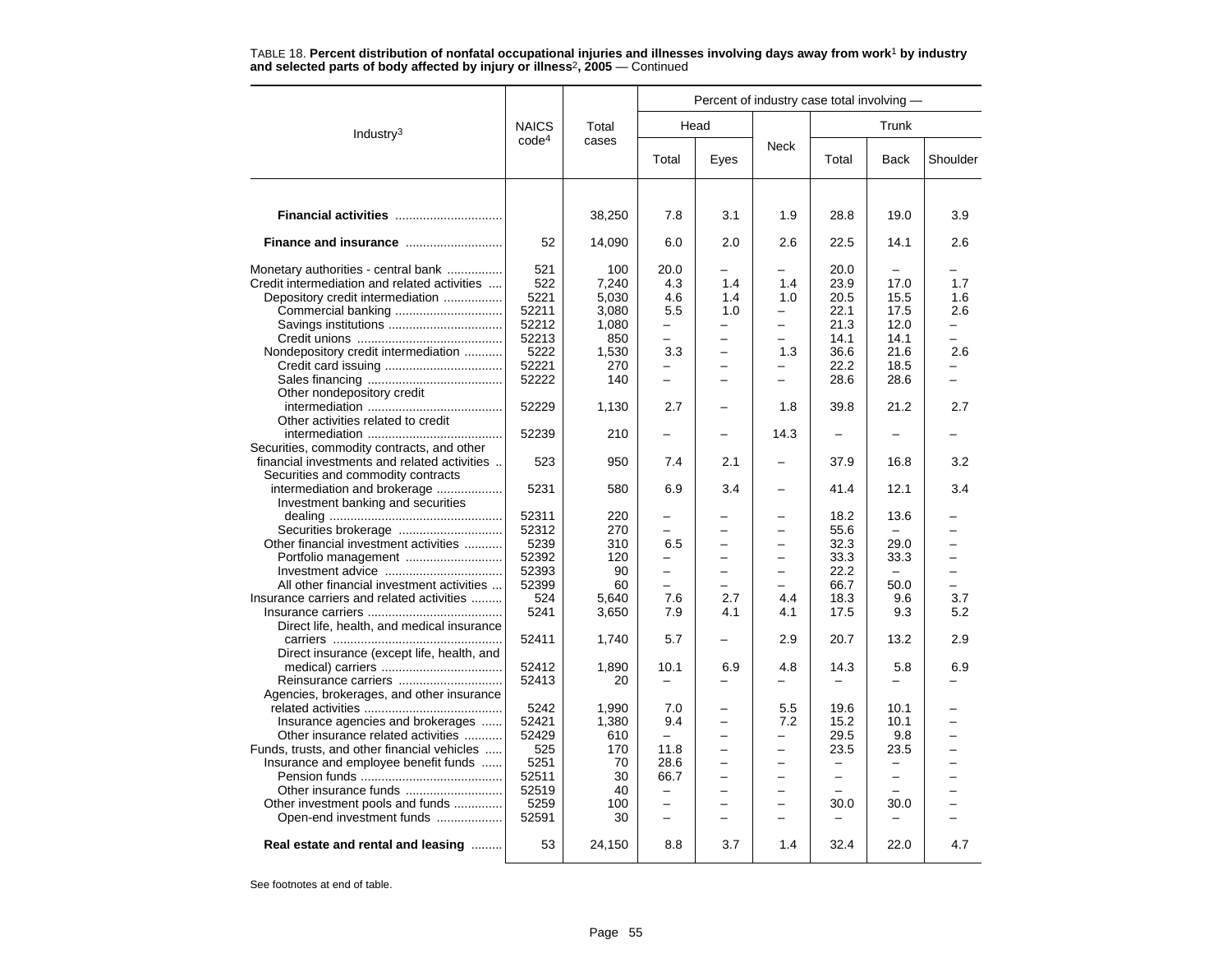TABLE 18. **Percent distribution of nonfatal occupational injuries and illnesses involving days away from work[1] by industry and selected parts of body affected by injury or illness[2], 2005** — Continued

| Industry[3] | NAICS code[4] | Total cases | Percent of industry case total involving — | | | | | |
|---|---|---|---|---|---|---|---|---|
| | | | Head | | Neck | Trunk | | |
| | | | Total | Eyes | | Total | Back | Shoulder |
| **Financial activities** | | 38,250 | 7.8 | 3.1 | 1.9 | 28.8 | 19.0 | 3.9 |
| **Finance and insurance** | 52 | 14,090 | 6.0 | 2.0 | 2.6 | 22.5 | 14.1 | 2.6 |
| Monetary authorities - central bank | 521 | 100 | 20.0 | – | – | 20.0 | – | – |
| Credit intermediation and related activities | 522 | 7,240 | 4.3 | 1.4 | 1.4 | 23.9 | 17.0 | 1.7 |
| Depository credit intermediation | 5221 | 5,030 | 4.6 | 1.4 | 1.0 | 20.5 | 15.5 | 1.6 |
| Commercial banking | 52211 | 3,080 | 5.5 | 1.0 | – | 22.1 | 17.5 | 2.6 |
| Savings institutions | 52212 | 1,080 | – | – | – | 21.3 | 12.0 | – |
| Credit unions | 52213 | 850 | – | – | – | 14.1 | 14.1 | – |
| Nondepository credit intermediation | 5222 | 1,530 | 3.3 | – | 1.3 | 36.6 | 21.6 | 2.6 |
| Credit card issuing | 52221 | 270 | – | – | – | 22.2 | 18.5 | – |
| Sales financing | 52222 | 140 | – | – | – | 28.6 | 28.6 | – |
| Other nondepository credit intermediation | 52229 | 1,130 | 2.7 | – | 1.8 | 39.8 | 21.2 | 2.7 |
| Other activities related to credit intermediation | 52239 | 210 | – | – | 14.3 | – | – | – |
| Securities, commodity contracts, and other financial investments and related activities | 523 | 950 | 7.4 | 2.1 | – | 37.9 | 16.8 | 3.2 |
| Securities and commodity contracts intermediation and brokerage | 5231 | 580 | 6.9 | 3.4 | – | 41.4 | 12.1 | 3.4 |
| Investment banking and securities dealing | 52311 | 220 | – | – | – | 18.2 | 13.6 | – |
| Securities brokerage | 52312 | 270 | – | – | – | 55.6 | – | – |
| Other financial investment activities | 5239 | 310 | 6.5 | – | – | 32.3 | 29.0 | – |
| Portfolio management | 52392 | 120 | – | – | – | 33.3 | 33.3 | – |
| Investment advice | 52393 | 90 | – | – | – | 22.2 | – | – |
| All other financial investment activities | 52399 | 60 | – | – | – | 66.7 | 50.0 | – |
| Insurance carriers and related activities | 524 | 5,640 | 7.6 | 2.7 | 4.4 | 18.3 | 9.6 | 3.7 |
| Insurance carriers | 5241 | 3,650 | 7.9 | 4.1 | 4.1 | 17.5 | 9.3 | 5.2 |
| Direct life, health, and medical insurance carriers | 52411 | 1,740 | 5.7 | – | 2.9 | 20.7 | 13.2 | 2.9 |
| Direct insurance (except life, health, and medical) carriers | 52412 | 1,890 | 10.1 | 6.9 | 4.8 | 14.3 | 5.8 | 6.9 |
| Reinsurance carriers | 52413 | 20 | – | – | – | – | – | – |
| Agencies, brokerages, and other insurance related activities | 5242 | 1,990 | 7.0 | – | 5.5 | 19.6 | 10.1 | – |
| Insurance agencies and brokerages | 52421 | 1,380 | 9.4 | – | 7.2 | 15.2 | 10.1 | – |
| Other insurance related activities | 52429 | 610 | – | – | – | 29.5 | 9.8 | – |
| Funds, trusts, and other financial vehicles | 525 | 170 | 11.8 | – | – | 23.5 | 23.5 | – |
| Insurance and employee benefit funds | 5251 | 70 | 28.6 | – | – | – | – | – |
| Pension funds | 52511 | 30 | 66.7 | – | – | – | – | – |
| Other insurance funds | 52519 | 40 | – | – | – | – | – | – |
| Other investment pools and funds | 5259 | 100 | – | – | – | 30.0 | 30.0 | – |
| Open-end investment funds | 52591 | 30 | – | – | – | – | – | – |
| **Real estate and rental and leasing** | 53 | 24,150 | 8.8 | 3.7 | 1.4 | 32.4 | 22.0 | 4.7 |

See footnotes at end of table.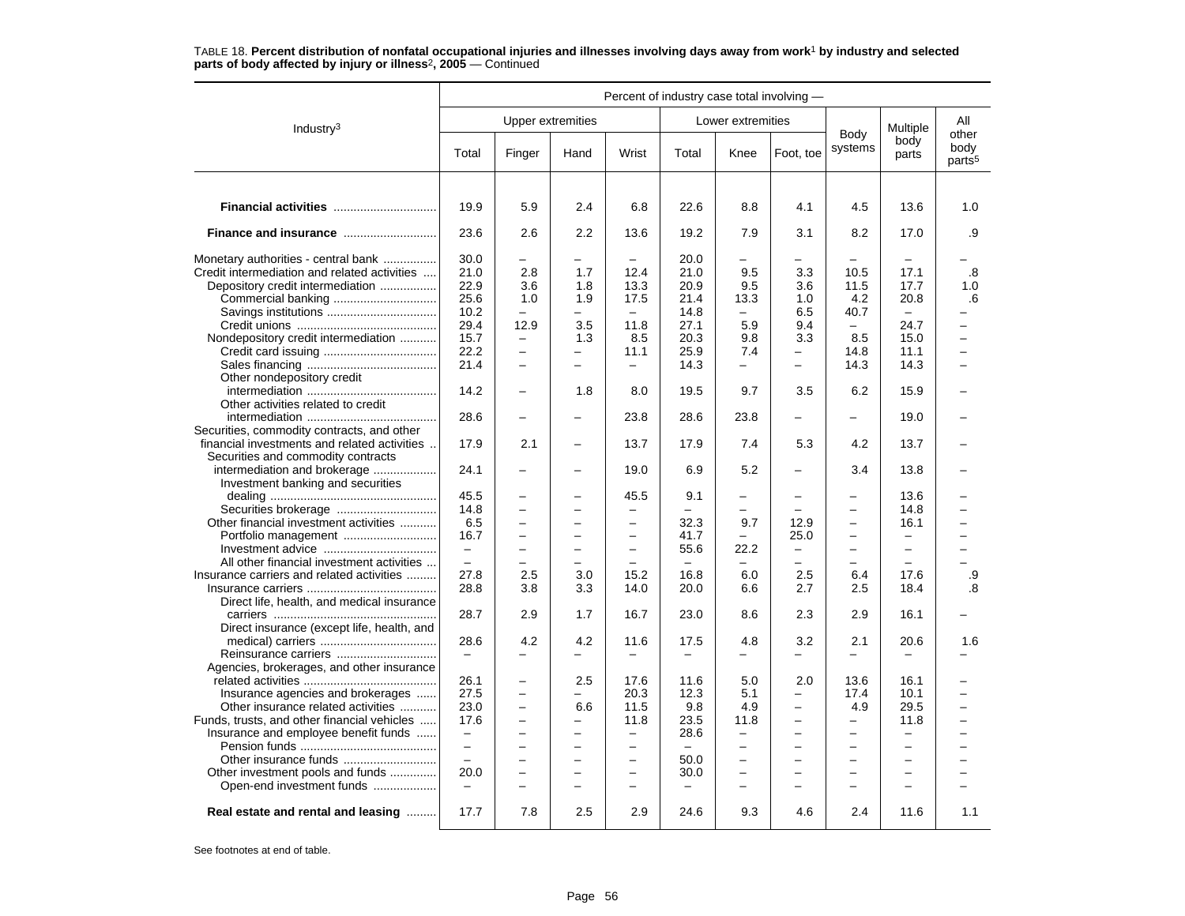TABLE 18. **Percent distribution of nonfatal occupational injuries and illnesses involving days away from work[1] by industry and selected parts of body affected by injury or illness[2], 2005** — Continued

| Industry[3] | Percent of industry case total involving — | | | | | | | | | |
|---|---|---|---|---|---|---|---|---|---|---|
| | Upper extremities | | | | Lower extremities | | | Body systems | Multiple body parts | All other body parts[5] |
| | Total | Finger | Hand | Wrist | Total | Knee | Foot, toe | | | |
| **Financial activities** | 19.9 | 5.9 | 2.4 | 6.8 | 22.6 | 8.8 | 4.1 | 4.5 | 13.6 | 1.0 |
| **Finance and insurance** | 23.6 | 2.6 | 2.2 | 13.6 | 19.2 | 7.9 | 3.1 | 8.2 | 17.0 | .9 |
| Monetary authorities - central bank | 30.0 | – | – | – | 20.0 | – | – | – | – | – |
| Credit intermediation and related activities | 21.0 | 2.8 | 1.7 | 12.4 | 21.0 | 9.5 | 3.3 | 10.5 | 17.1 | .8 |
| Depository credit intermediation | 22.9 | 3.6 | 1.8 | 13.3 | 20.9 | 9.5 | 3.6 | 11.5 | 17.7 | 1.0 |
| Commercial banking | 25.6 | 1.0 | 1.9 | 17.5 | 21.4 | 13.3 | 1.0 | 4.2 | 20.8 | .6 |
| Savings institutions | 10.2 | – | – | – | 14.8 | – | 6.5 | 40.7 | – | – |
| Credit unions | 29.4 | 12.9 | 3.5 | 11.8 | 27.1 | 5.9 | 9.4 | – | 24.7 | – |
| Nondepository credit intermediation | 15.7 | – | 1.3 | 8.5 | 20.3 | 9.8 | 3.3 | 8.5 | 15.0 | – |
| Credit card issuing | 22.2 | – | – | 11.1 | 25.9 | 7.4 | – | 14.8 | 11.1 | – |
| Sales financing | 21.4 | – | – | – | 14.3 | – | – | 14.3 | 14.3 | – |
| Other nondepository credit intermediation | 14.2 | – | 1.8 | 8.0 | 19.5 | 9.7 | 3.5 | 6.2 | 15.9 | – |
| Other activities related to credit intermediation | 28.6 | – | – | 23.8 | 28.6 | 23.8 | – | – | 19.0 | – |
| Securities, commodity contracts, and other financial investments and related activities | 17.9 | 2.1 | – | 13.7 | 17.9 | 7.4 | 5.3 | 4.2 | 13.7 | – |
| Securities and commodity contracts intermediation and brokerage | 24.1 | – | – | 19.0 | 6.9 | 5.2 | – | 3.4 | 13.8 | – |
| Investment banking and securities dealing | 45.5 | – | – | 45.5 | 9.1 | – | – | – | 13.6 | – |
| Securities brokerage | 14.8 | – | – | – | – | – | – | – | 14.8 | – |
| Other financial investment activities | 6.5 | – | – | – | 32.3 | 9.7 | 12.9 | – | 16.1 | – |
| Portfolio management | 16.7 | – | – | – | 41.7 | – | 25.0 | – | – | – |
| Investment advice | – | – | – | – | 55.6 | 22.2 | – | – | – | – |
| All other financial investment activities | – | – | – | – | – | – | – | – | – | – |
| Insurance carriers and related activities | 27.8 | 2.5 | 3.0 | 15.2 | 16.8 | 6.0 | 2.5 | 6.4 | 17.6 | .9 |
| Insurance carriers | 28.8 | 3.8 | 3.3 | 14.0 | 20.0 | 6.6 | 2.7 | 2.5 | 18.4 | .8 |
| Direct life, health, and medical insurance carriers | 28.7 | 2.9 | 1.7 | 16.7 | 23.0 | 8.6 | 2.3 | 2.9 | 16.1 | – |
| Direct insurance (except life, health, and medical) carriers | 28.6 | 4.2 | 4.2 | 11.6 | 17.5 | 4.8 | 3.2 | 2.1 | 20.6 | 1.6 |
| Reinsurance carriers | – | – | – | – | – | – | – | – | – | – |
| Agencies, brokerages, and other insurance related activities | 26.1 | – | 2.5 | 17.6 | 11.6 | 5.0 | 2.0 | 13.6 | 16.1 | – |
| Insurance agencies and brokerages | 27.5 | – | – | 20.3 | 12.3 | 5.1 | – | 17.4 | 10.1 | – |
| Other insurance related activities | 23.0 | – | 6.6 | 11.5 | 9.8 | 4.9 | – | 4.9 | 29.5 | – |
| Funds, trusts, and other financial vehicles | 17.6 | – | – | 11.8 | 23.5 | 11.8 | – | – | 11.8 | – |
| Insurance and employee benefit funds | – | – | – | – | 28.6 | – | – | – | – | – |
| Pension funds | – | – | – | – | – | – | – | – | – | – |
| Other insurance funds | – | – | – | – | 50.0 | – | – | – | – | – |
| Other investment pools and funds | 20.0 | – | – | – | 30.0 | – | – | – | – | – |
| Open-end investment funds | – | – | – | – | – | – | – | – | – | – |
| **Real estate and rental and leasing** | 17.7 | 7.8 | 2.5 | 2.9 | 24.6 | 9.3 | 4.6 | 2.4 | 11.6 | 1.1 |

See footnotes at end of table.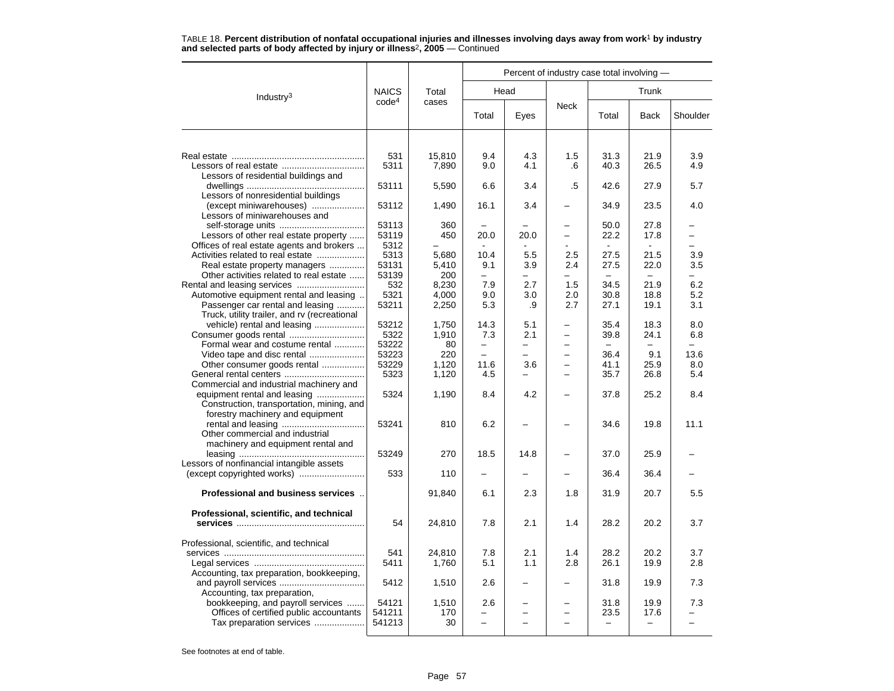TABLE 18. **Percent distribution of nonfatal occupational injuries and illnesses involving days away from work[1] by industry and selected parts of body affected by injury or illness[2], 2005** — Continued

| Industry[3] | NAICS code[4] | Total cases | Percent of industry case total involving — | | | | | |
|---|---|---|---|---|---|---|---|---|
| | | | Head | | Neck | Trunk | | |
| | | | Total | Eyes | | Total | Back | Shoulder |
| Real estate | 531 | 15,810 | 9.4 | 4.3 | 1.5 | 31.3 | 21.9 | 3.9 |
| Lessors of real estate | 5311 | 7,890 | 9.0 | 4.1 | .6 | 40.3 | 26.5 | 4.9 |
| Lessors of residential buildings and dwellings | 53111 | 5,590 | 6.6 | 3.4 | .5 | 42.6 | 27.9 | 5.7 |
| Lessors of nonresidential buildings (except miniwarehouses) | 53112 | 1,490 | 16.1 | 3.4 | – | 34.9 | 23.5 | 4.0 |
| Lessors of miniwarehouses and self-storage units | 53113 | 360 | – | – | – | 50.0 | 27.8 | – |
| Lessors of other real estate property | 53119 | 450 | 20.0 | 20.0 | – | 22.2 | 17.8 | – |
| Offices of real estate agents and brokers | 5312 | – | - | - | - | - | - | – |
| Activities related to real estate | 5313 | 5,680 | 10.4 | 5.5 | 2.5 | 27.5 | 21.5 | 3.9 |
| Real estate property managers | 53131 | 5,410 | 9.1 | 3.9 | 2.4 | 27.5 | 22.0 | 3.5 |
| Other activities related to real estate | 53139 | 200 | – | – | – | – | – | – |
| Rental and leasing services | 532 | 8,230 | 7.9 | 2.7 | 1.5 | 34.5 | 21.9 | 6.2 |
| Automotive equipment rental and leasing | 5321 | 4,000 | 9.0 | 3.0 | 2.0 | 30.8 | 18.8 | 5.2 |
| Passenger car rental and leasing | 53211 | 2,250 | 5.3 | .9 | 2.7 | 27.1 | 19.1 | 3.1 |
| Truck, utility trailer, and rv (recreational vehicle) rental and leasing | 53212 | 1,750 | 14.3 | 5.1 | – | 35.4 | 18.3 | 8.0 |
| Consumer goods rental | 5322 | 1,910 | 7.3 | 2.1 | – | 39.8 | 24.1 | 6.8 |
| Formal wear and costume rental | 53222 | 80 | – | – | – | – | – | – |
| Video tape and disc rental | 53223 | 220 | – | – | – | 36.4 | 9.1 | 13.6 |
| Other consumer goods rental | 53229 | 1,120 | 11.6 | 3.6 | – | 41.1 | 25.9 | 8.0 |
| General rental centers | 5323 | 1,120 | 4.5 | – | – | 35.7 | 26.8 | 5.4 |
| Commercial and industrial machinery and equipment rental and leasing | 5324 | 1,190 | 8.4 | 4.2 | – | 37.8 | 25.2 | 8.4 |
| Construction, transportation, mining, and forestry machinery and equipment rental and leasing | 53241 | 810 | 6.2 | – | – | 34.6 | 19.8 | 11.1 |
| Other commercial and industrial machinery and equipment rental and leasing | 53249 | 270 | 18.5 | 14.8 | – | 37.0 | 25.9 | – |
| Lessors of nonfinancial intangible assets (except copyrighted works) | 533 | 110 | – | – | – | 36.4 | 36.4 | – |
| **Professional and business services** | | 91,840 | 6.1 | 2.3 | 1.8 | 31.9 | 20.7 | 5.5 |
| **Professional, scientific, and technical services** | 54 | 24,810 | 7.8 | 2.1 | 1.4 | 28.2 | 20.2 | 3.7 |
| Professional, scientific, and technical services | 541 | 24,810 | 7.8 | 2.1 | 1.4 | 28.2 | 20.2 | 3.7 |
| Legal services | 5411 | 1,760 | 5.1 | 1.1 | 2.8 | 26.1 | 19.9 | 2.8 |
| Accounting, tax preparation, bookkeeping, and payroll services | 5412 | 1,510 | 2.6 | – | – | 31.8 | 19.9 | 7.3 |
| Accounting, tax preparation, bookkeeping, and payroll services | 54121 | 1,510 | 2.6 | – | – | 31.8 | 19.9 | 7.3 |
| Offices of certified public accountants | 541211 | 170 | – | – | – | 23.5 | 17.6 | – |
| Tax preparation services | 541213 | 30 | – | – | – | – | – | – |

See footnotes at end of table.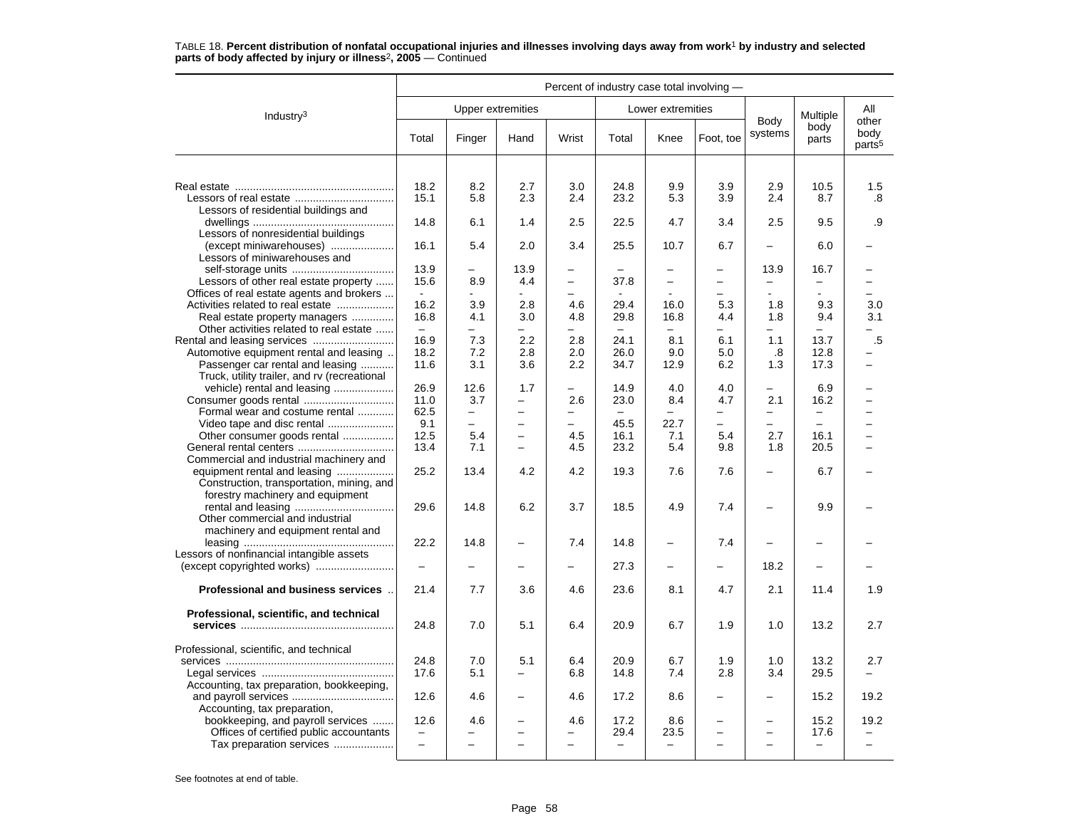TABLE 18. **Percent distribution of nonfatal occupational injuries and illnesses involving days away from work[1] by industry and selected parts of body affected by injury or illness[2], 2005** — Continued

| Industry[3] | Percent of industry case total involving — | | | | | | | | | |
|---|---|---|---|---|---|---|---|---|---|---|
| | Upper extremities | | | | Lower extremities | | | Body systems | Multiple body parts | All other body parts[5] |
| | Total | Finger | Hand | Wrist | Total | Knee | Foot, toe | | | |
| Real estate | 18.2 | 8.2 | 2.7 | 3.0 | 24.8 | 9.9 | 3.9 | 2.9 | 10.5 | 1.5 |
| Lessors of real estate | 15.1 | 5.8 | 2.3 | 2.4 | 23.2 | 5.3 | 3.9 | 2.4 | 8.7 | .8 |
| Lessors of residential buildings and dwellings | 14.8 | 6.1 | 1.4 | 2.5 | 22.5 | 4.7 | 3.4 | 2.5 | 9.5 | .9 |
| Lessors of nonresidential buildings (except miniwarehouses) | 16.1 | 5.4 | 2.0 | 3.4 | 25.5 | 10.7 | 6.7 | – | 6.0 | – |
| Lessors of miniwarehouses and self-storage units | 13.9 | – | 13.9 | – | – | – | – | 13.9 | 16.7 | – |
| Lessors of other real estate property | 15.6 | 8.9 | 4.4 | – | 37.8 | – | – | – | – | – |
| Offices of real estate agents and brokers | - | - | - | – | - | - | – | - | - | – |
| Activities related to real estate | 16.2 | 3.9 | 2.8 | 4.6 | 29.4 | 16.0 | 5.3 | 1.8 | 9.3 | 3.0 |
| Real estate property managers | 16.8 | 4.1 | 3.0 | 4.8 | 29.8 | 16.8 | 4.4 | 1.8 | 9.4 | 3.1 |
| Other activities related to real estate | – | – | – | – | – | – | – | – | – | – |
| Rental and leasing services | 16.9 | 7.3 | 2.2 | 2.8 | 24.1 | 8.1 | 6.1 | 1.1 | 13.7 | .5 |
| Automotive equipment rental and leasing | 18.2 | 7.2 | 2.8 | 2.0 | 26.0 | 9.0 | 5.0 | .8 | 12.8 | – |
| Passenger car rental and leasing | 11.6 | 3.1 | 3.6 | 2.2 | 34.7 | 12.9 | 6.2 | 1.3 | 17.3 | – |
| Truck, utility trailer, and rv (recreational vehicle) rental and leasing | 26.9 | 12.6 | 1.7 | – | 14.9 | 4.0 | 4.0 | – | 6.9 | – |
| Consumer goods rental | 11.0 | 3.7 | – | 2.6 | 23.0 | 8.4 | 4.7 | 2.1 | 16.2 | – |
| Formal wear and costume rental | 62.5 | – | – | – | – | – | – | – | – | – |
| Video tape and disc rental | 9.1 | – | – | – | 45.5 | 22.7 | – | – | – | – |
| Other consumer goods rental | 12.5 | 5.4 | – | 4.5 | 16.1 | 7.1 | 5.4 | 2.7 | 16.1 | – |
| General rental centers | 13.4 | 7.1 | – | 4.5 | 23.2 | 5.4 | 9.8 | 1.8 | 20.5 | – |
| Commercial and industrial machinery and equipment rental and leasing | 25.2 | 13.4 | 4.2 | 4.2 | 19.3 | 7.6 | 7.6 | – | 6.7 | – |
| Construction, transportation, mining, and forestry machinery and equipment rental and leasing | 29.6 | 14.8 | 6.2 | 3.7 | 18.5 | 4.9 | 7.4 | – | 9.9 | – |
| Other commercial and industrial machinery and equipment rental and leasing | 22.2 | 14.8 | – | 7.4 | 14.8 | – | 7.4 | – | – | – |
| Lessors of nonfinancial intangible assets (except copyrighted works) | – | – | – | – | 27.3 | – | – | 18.2 | – | – |
| **Professional and business services** | 21.4 | 7.7 | 3.6 | 4.6 | 23.6 | 8.1 | 4.7 | 2.1 | 11.4 | 1.9 |
| **Professional, scientific, and technical services** | 24.8 | 7.0 | 5.1 | 6.4 | 20.9 | 6.7 | 1.9 | 1.0 | 13.2 | 2.7 |
| Professional, scientific, and technical services | 24.8 | 7.0 | 5.1 | 6.4 | 20.9 | 6.7 | 1.9 | 1.0 | 13.2 | 2.7 |
| Legal services | 17.6 | 5.1 | – | 6.8 | 14.8 | 7.4 | 2.8 | 3.4 | 29.5 | – |
| Accounting, tax preparation, bookkeeping, and payroll services | 12.6 | 4.6 | – | 4.6 | 17.2 | 8.6 | – | – | 15.2 | 19.2 |
| Accounting, tax preparation, bookkeeping, and payroll services | 12.6 | 4.6 | – | 4.6 | 17.2 | 8.6 | – | – | 15.2 | 19.2 |
| Offices of certified public accountants | – | – | – | – | 29.4 | 23.5 | – | – | 17.6 | – |
| Tax preparation services | – | – | – | – | – | – | – | – | – | – |

See footnotes at end of table.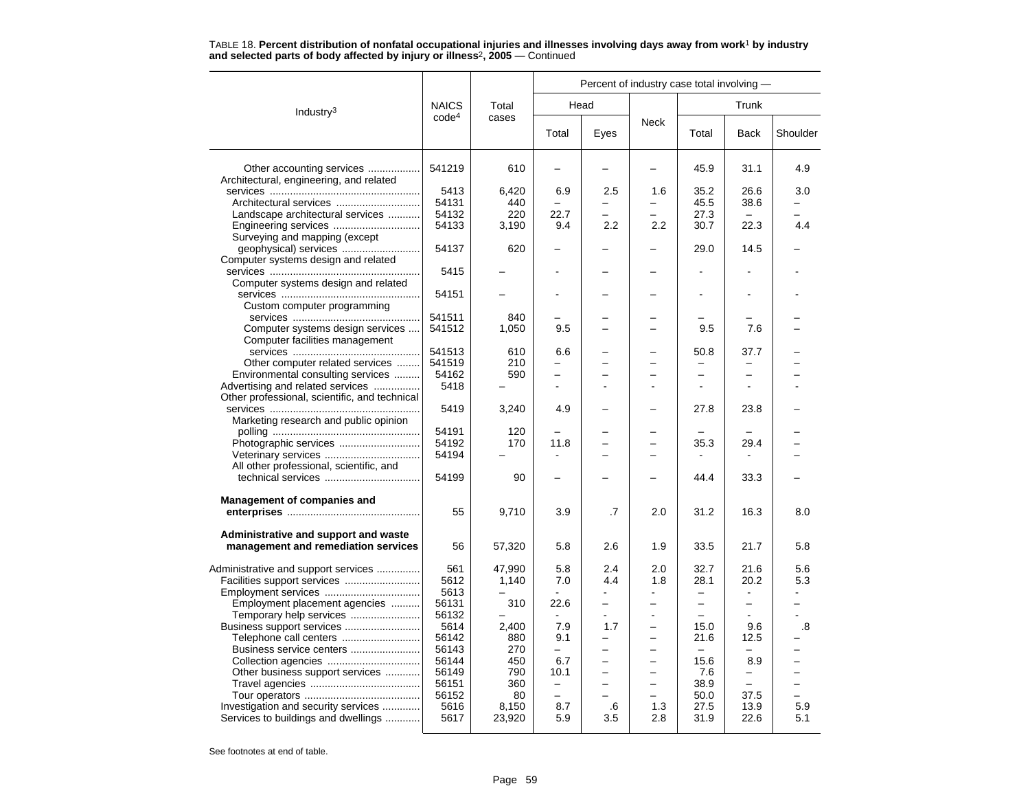TABLE 18. **Percent distribution of nonfatal occupational injuries and illnesses involving days away from work[1] by industry and selected parts of body affected by injury or illness[2], 2005** — Continued

| Industry[3] | NAICS code[4] | Total cases | Percent of industry case total involving — | | | | | |
|---|---|---|---|---|---|---|---|---|
| | | | Head | | Neck | Trunk | | |
| | | | Total | Eyes | | Total | Back | Shoulder |
| Other accounting services | 541219 | 610 | – | – | – | 45.9 | 31.1 | 4.9 |
| Architectural, engineering, and related services | 5413 | 6,420 | 6.9 | 2.5 | 1.6 | 35.2 | 26.6 | 3.0 |
| Architectural services | 54131 | 440 | – | – | – | 45.5 | 38.6 | – |
| Landscape architectural services | 54132 | 220 | 22.7 | – | – | 27.3 | – | – |
| Engineering services | 54133 | 3,190 | 9.4 | 2.2 | 2.2 | 30.7 | 22.3 | 4.4 |
| Surveying and mapping (except geophysical) services | 54137 | 620 | – | – | – | 29.0 | 14.5 | – |
| Computer systems design and related services | 5415 | – | - | – | – | - | - | - |
| Computer systems design and related services | 54151 | – | - | – | – | - | - | - |
| Custom computer programming services | 541511 | 840 | – | – | – | – | – | – |
| Computer systems design services | 541512 | 1,050 | 9.5 | – | – | 9.5 | 7.6 | – |
| Computer facilities management services | 541513 | 610 | 6.6 | – | – | 50.8 | 37.7 | – |
| Other computer related services | 541519 | 210 | – | – | – | – | – | – |
| Environmental consulting services | 54162 | 590 | – | – | – | – | – | – |
| Advertising and related services | 5418 | – | - | - | - | - | - | - |
| Other professional, scientific, and technical services | 5419 | 3,240 | 4.9 | – | – | 27.8 | 23.8 | – |
| Marketing research and public opinion polling | 54191 | 120 | – | – | – | – | – | – |
| Photographic services | 54192 | 170 | 11.8 | – | – | 35.3 | 29.4 | – |
| Veterinary services | 54194 | – | - | – | – | - | - | – |
| All other professional, scientific, and technical services | 54199 | 90 | – | – | – | 44.4 | 33.3 | – |
| **Management of companies and enterprises** | 55 | 9,710 | 3.9 | .7 | 2.0 | 31.2 | 16.3 | 8.0 |
| **Administrative and support and waste management and remediation services** | 56 | 57,320 | 5.8 | 2.6 | 1.9 | 33.5 | 21.7 | 5.8 |
| Administrative and support services | 561 | 47,990 | 5.8 | 2.4 | 2.0 | 32.7 | 21.6 | 5.6 |
| Facilities support services | 5612 | 1,140 | 7.0 | 4.4 | 1.8 | 28.1 | 20.2 | 5.3 |
| Employment services | 5613 | – | - | - | - | – | - | - |
| Employment placement agencies | 56131 | 310 | 22.6 | – | – | – | – | – |
| Temporary help services | 56132 | – | - | - | - | – | - | - |
| Business support services | 5614 | 2,400 | 7.9 | 1.7 | – | 15.0 | 9.6 | .8 |
| Telephone call centers | 56142 | 880 | 9.1 | – | – | 21.6 | 12.5 | – |
| Business service centers | 56143 | 270 | – | – | – | – | – | – |
| Collection agencies | 56144 | 450 | 6.7 | – | – | 15.6 | 8.9 | – |
| Other business support services | 56149 | 790 | 10.1 | – | – | 7.6 | – | – |
| Travel agencies | 56151 | 360 | – | – | – | 38.9 | – | – |
| Tour operators | 56152 | 80 | – | – | – | 50.0 | 37.5 | – |
| Investigation and security services | 5616 | 8,150 | 8.7 | .6 | 1.3 | 27.5 | 13.9 | 5.9 |
| Services to buildings and dwellings | 5617 | 23,920 | 5.9 | 3.5 | 2.8 | 31.9 | 22.6 | 5.1 |

See footnotes at end of table.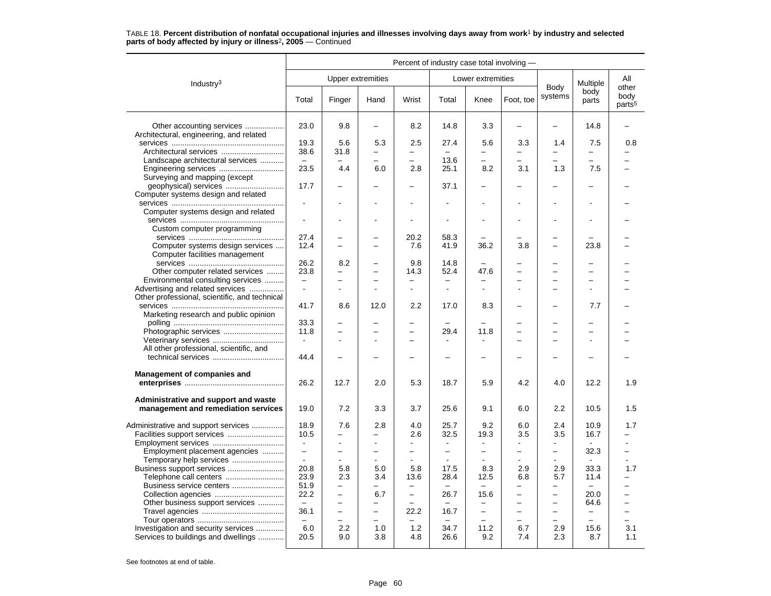TABLE 18. **Percent distribution of nonfatal occupational injuries and illnesses involving days away from work[1] by industry and selected parts of body affected by injury or illness[2], 2005** — Continued

| Industry[3] | Percent of industry case total involving — | | | | | | | | | |
|---|---|---|---|---|---|---|---|---|---|---|
| | Upper extremities | | | | Lower extremities | | | Body systems | Multiple body parts | All other body parts[5] |
| | Total | Finger | Hand | Wrist | Total | Knee | Foot, toe | | | |
| Other accounting services | 23.0 | 9.8 | – | 8.2 | 14.8 | 3.3 | – | – | 14.8 | – |
| Architectural, engineering, and related services | 19.3 | 5.6 | 5.3 | 2.5 | 27.4 | 5.6 | 3.3 | 1.4 | 7.5 | 0.8 |
| Architectural services | 38.6 | 31.8 | – | – | – | – | – | – | – | – |
| Landscape architectural services | – | – | – | – | 13.6 | – | – | – | – | – |
| Engineering services | 23.5 | 4.4 | 6.0 | 2.8 | 25.1 | 8.2 | 3.1 | 1.3 | 7.5 | – |
| Surveying and mapping (except geophysical) services | 17.7 | – | – | – | 37.1 | – | – | – | – | – |
| Computer systems design and related services | - | - | - | - | - | - | - | - | - | – |
| Computer systems design and related services | - | - | - | - | - | - | - | - | - | – |
| Custom computer programming services | 27.4 | – | – | 20.2 | 58.3 | – | – | – | – | – |
| Computer systems design services | 12.4 | – | – | 7.6 | 41.9 | 36.2 | 3.8 | – | 23.8 | – |
| Computer facilities management services | 26.2 | 8.2 | – | 9.8 | 14.8 | – | – | – | – | – |
| Other computer related services | 23.8 | – | – | 14.3 | 52.4 | 47.6 | – | – | – | – |
| Environmental consulting services | – | – | – | – | – | – | – | – | – | – |
| Advertising and related services | - | - | - | - | - | - | - | – | - | – |
| Other professional, scientific, and technical services | 41.7 | 8.6 | 12.0 | 2.2 | 17.0 | 8.3 | – | – | 7.7 | – |
| Marketing research and public opinion polling | 33.3 | – | – | – | – | – | – | – | – | – |
| Photographic services | 11.8 | – | – | – | 29.4 | 11.8 | – | – | – | – |
| Veterinary services | - | - | - | – | - | - | – | – | - | – |
| All other professional, scientific, and technical services | 44.4 | – | – | – | – | – | – | – | – | – |
| **Management of companies and enterprises** | 26.2 | 12.7 | 2.0 | 5.3 | 18.7 | 5.9 | 4.2 | 4.0 | 12.2 | 1.9 |
| **Administrative and support and waste management and remediation services** | 19.0 | 7.2 | 3.3 | 3.7 | 25.6 | 9.1 | 6.0 | 2.2 | 10.5 | 1.5 |
| Administrative and support services | 18.9 | 7.6 | 2.8 | 4.0 | 25.7 | 9.2 | 6.0 | 2.4 | 10.9 | 1.7 |
| Facilities support services | 10.5 | – | – | 2.6 | 32.5 | 19.3 | 3.5 | 3.5 | 16.7 | – |
| Employment services | - | - | - | - | - | - | - | - | - | - |
| Employment placement agencies | – | – | – | – | – | – | – | – | 32.3 | – |
| Temporary help services | - | - | - | - | - | - | - | - | - | - |
| Business support services | 20.8 | 5.8 | 5.0 | 5.8 | 17.5 | 8.3 | 2.9 | 2.9 | 33.3 | 1.7 |
| Telephone call centers | 23.9 | 2.3 | 3.4 | 13.6 | 28.4 | 12.5 | 6.8 | 5.7 | 11.4 | – |
| Business service centers | 51.9 | – | – | – | – | – | – | – | – | – |
| Collection agencies | 22.2 | – | 6.7 | – | 26.7 | 15.6 | – | – | 20.0 | – |
| Other business support services | – | – | – | – | – | – | – | – | 64.6 | – |
| Travel agencies | 36.1 | – | – | 22.2 | 16.7 | – | – | – | – | – |
| Tour operators | – | – | – | – | – | – | – | – | – | – |
| Investigation and security services | 6.0 | 2.2 | 1.0 | 1.2 | 34.7 | 11.2 | 6.7 | 2.9 | 15.6 | 3.1 |
| Services to buildings and dwellings | 20.5 | 9.0 | 3.8 | 4.8 | 26.6 | 9.2 | 7.4 | 2.3 | 8.7 | 1.1 |

See footnotes at end of table.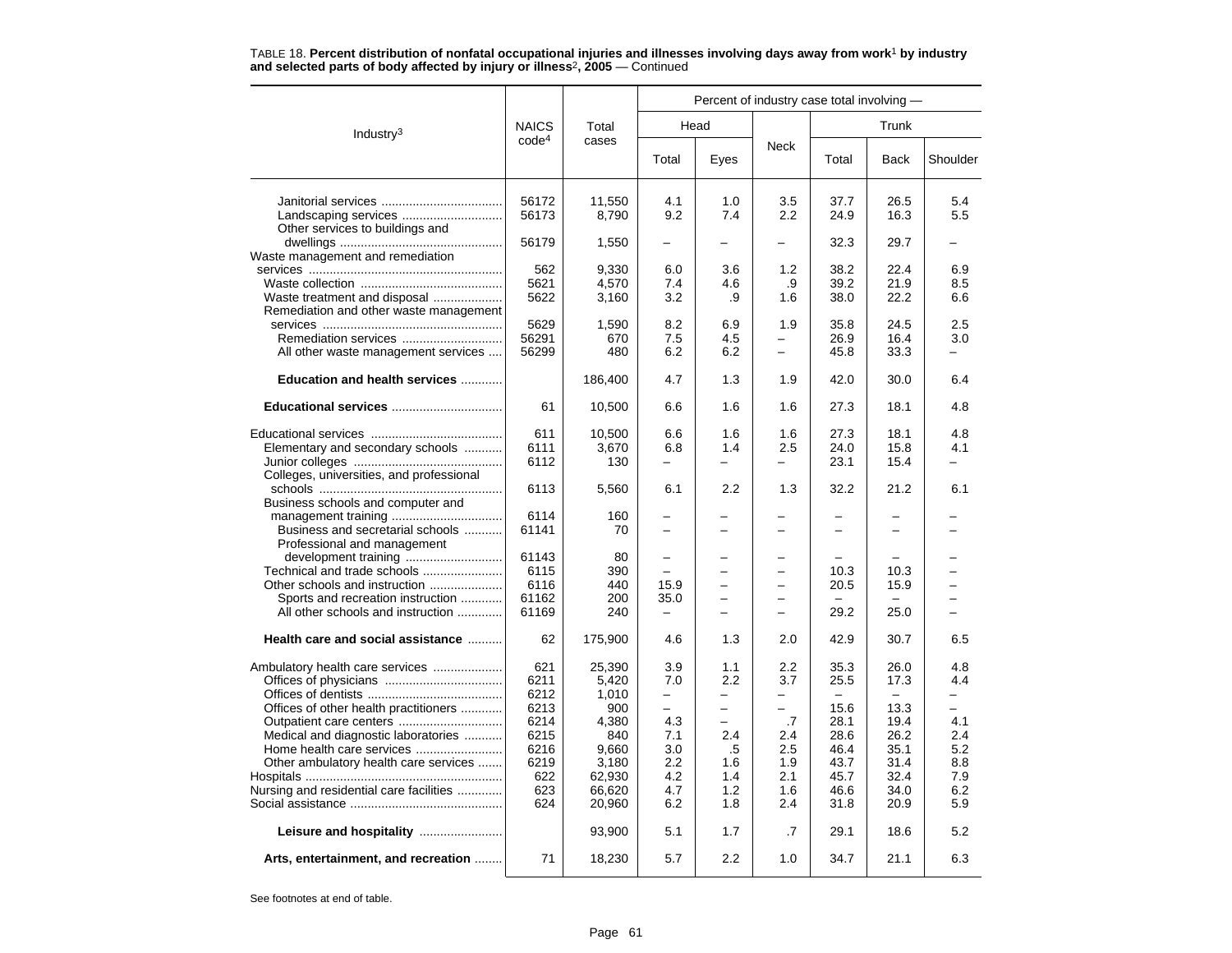TABLE 18. **Percent distribution of nonfatal occupational injuries and illnesses involving days away from work[1] by industry and selected parts of body affected by injury or illness[2], 2005** — Continued

| Industry[3] | NAICS code[4] | Total cases | Percent of industry case total involving — | | | | | |
|---|---|---|---|---|---|---|---|---|
| | | | Head | | Neck | Trunk | | |
| | | | Total | Eyes | | Total | Back | Shoulder |
| Janitorial services | 56172 | 11,550 | 4.1 | 1.0 | 3.5 | 37.7 | 26.5 | 5.4 |
| Landscaping services | 56173 | 8,790 | 9.2 | 7.4 | 2.2 | 24.9 | 16.3 | 5.5 |
| Other services to buildings and dwellings | 56179 | 1,550 | – | – | – | 32.3 | 29.7 | – |
| Waste management and remediation services | 562 | 9,330 | 6.0 | 3.6 | 1.2 | 38.2 | 22.4 | 6.9 |
| Waste collection | 5621 | 4,570 | 7.4 | 4.6 | .9 | 39.2 | 21.9 | 8.5 |
| Waste treatment and disposal | 5622 | 3,160 | 3.2 | .9 | 1.6 | 38.0 | 22.2 | 6.6 |
| Remediation and other waste management services | 5629 | 1,590 | 8.2 | 6.9 | 1.9 | 35.8 | 24.5 | 2.5 |
| Remediation services | 56291 | 670 | 7.5 | 4.5 | – | 26.9 | 16.4 | 3.0 |
| All other waste management services | 56299 | 480 | 6.2 | 6.2 | – | 45.8 | 33.3 | – |
| **Education and health services** | | 186,400 | 4.7 | 1.3 | 1.9 | 42.0 | 30.0 | 6.4 |
| **Educational services** | 61 | 10,500 | 6.6 | 1.6 | 1.6 | 27.3 | 18.1 | 4.8 |
| Educational services | 611 | 10,500 | 6.6 | 1.6 | 1.6 | 27.3 | 18.1 | 4.8 |
| Elementary and secondary schools | 6111 | 3,670 | 6.8 | 1.4 | 2.5 | 24.0 | 15.8 | 4.1 |
| Junior colleges | 6112 | 130 | – | – | – | 23.1 | 15.4 | – |
| Colleges, universities, and professional schools | 6113 | 5,560 | 6.1 | 2.2 | 1.3 | 32.2 | 21.2 | 6.1 |
| Business schools and computer and management training | 6114 | 160 | – | – | – | – | – | – |
| Business and secretarial schools | 61141 | 70 | – | – | – | – | – | – |
| Professional and management development training | 61143 | 80 | – | – | – | – | – | – |
| Technical and trade schools | 6115 | 390 | – | – | – | 10.3 | 10.3 | – |
| Other schools and instruction | 6116 | 440 | 15.9 | – | – | 20.5 | 15.9 | – |
| Sports and recreation instruction | 61162 | 200 | 35.0 | – | – | – | – | – |
| All other schools and instruction | 61169 | 240 | – | – | – | 29.2 | 25.0 | – |
| **Health care and social assistance** | 62 | 175,900 | 4.6 | 1.3 | 2.0 | 42.9 | 30.7 | 6.5 |
| Ambulatory health care services | 621 | 25,390 | 3.9 | 1.1 | 2.2 | 35.3 | 26.0 | 4.8 |
| Offices of physicians | 6211 | 5,420 | 7.0 | 2.2 | 3.7 | 25.5 | 17.3 | 4.4 |
| Offices of dentists | 6212 | 1,010 | – | – | – | – | – | – |
| Offices of other health practitioners | 6213 | 900 | – | – | – | 15.6 | 13.3 | – |
| Outpatient care centers | 6214 | 4,380 | 4.3 | – | .7 | 28.1 | 19.4 | 4.1 |
| Medical and diagnostic laboratories | 6215 | 840 | 7.1 | 2.4 | 2.4 | 28.6 | 26.2 | 2.4 |
| Home health care services | 6216 | 9,660 | 3.0 | .5 | 2.5 | 46.4 | 35.1 | 5.2 |
| Other ambulatory health care services | 6219 | 3,180 | 2.2 | 1.6 | 1.9 | 43.7 | 31.4 | 8.8 |
| Hospitals | 622 | 62,930 | 4.2 | 1.4 | 2.1 | 45.7 | 32.4 | 7.9 |
| Nursing and residential care facilities | 623 | 66,620 | 4.7 | 1.2 | 1.6 | 46.6 | 34.0 | 6.2 |
| Social assistance | 624 | 20,960 | 6.2 | 1.8 | 2.4 | 31.8 | 20.9 | 5.9 |
| **Leisure and hospitality** | | 93,900 | 5.1 | 1.7 | .7 | 29.1 | 18.6 | 5.2 |
| **Arts, entertainment, and recreation** | 71 | 18,230 | 5.7 | 2.2 | 1.0 | 34.7 | 21.1 | 6.3 |

See footnotes at end of table.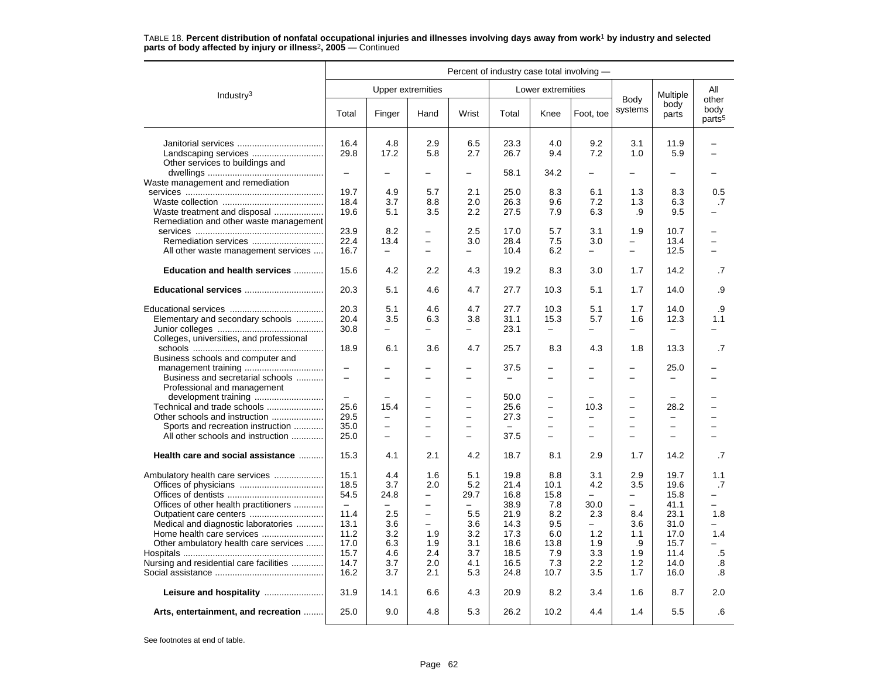TABLE 18. **Percent distribution of nonfatal occupational injuries and illnesses involving days away from work[1] by industry and selected parts of body affected by injury or illness[2], 2005** — Continued

| Industry[3] | Percent of industry case total involving — | | | | | | | | | |
|---|---|---|---|---|---|---|---|---|---|---|
| | Upper extremities | | | | Lower extremities | | | Body systems | Multiple body parts | All other body parts[5] |
| | Total | Finger | Hand | Wrist | Total | Knee | Foot, toe | | | |
| Janitorial services | 16.4 | 4.8 | 2.9 | 6.5 | 23.3 | 4.0 | 9.2 | 3.1 | 11.9 | – |
| Landscaping services | 29.8 | 17.2 | 5.8 | 2.7 | 26.7 | 9.4 | 7.2 | 1.0 | 5.9 | – |
| Other services to buildings and dwellings | – | – | – | – | 58.1 | 34.2 | – | – | – | – |
| Waste management and remediation services | 19.7 | 4.9 | 5.7 | 2.1 | 25.0 | 8.3 | 6.1 | 1.3 | 8.3 | 0.5 |
| Waste collection | 18.4 | 3.7 | 8.8 | 2.0 | 26.3 | 9.6 | 7.2 | 1.3 | 6.3 | .7 |
| Waste treatment and disposal | 19.6 | 5.1 | 3.5 | 2.2 | 27.5 | 7.9 | 6.3 | .9 | 9.5 | – |
| Remediation and other waste management services | 23.9 | 8.2 | – | 2.5 | 17.0 | 5.7 | 3.1 | 1.9 | 10.7 | – |
| Remediation services | 22.4 | 13.4 | – | 3.0 | 28.4 | 7.5 | 3.0 | – | 13.4 | – |
| All other waste management services | 16.7 | – | – | – | 10.4 | 6.2 | – | – | 12.5 | – |
| **Education and health services** | 15.6 | 4.2 | 2.2 | 4.3 | 19.2 | 8.3 | 3.0 | 1.7 | 14.2 | .7 |
| **Educational services** | 20.3 | 5.1 | 4.6 | 4.7 | 27.7 | 10.3 | 5.1 | 1.7 | 14.0 | .9 |
| Educational services | 20.3 | 5.1 | 4.6 | 4.7 | 27.7 | 10.3 | 5.1 | 1.7 | 14.0 | .9 |
| Elementary and secondary schools | 20.4 | 3.5 | 6.3 | 3.8 | 31.1 | 15.3 | 5.7 | 1.6 | 12.3 | 1.1 |
| Junior colleges | 30.8 | – | – | – | 23.1 | – | – | – | – | – |
| Colleges, universities, and professional schools | 18.9 | 6.1 | 3.6 | 4.7 | 25.7 | 8.3 | 4.3 | 1.8 | 13.3 | .7 |
| Business schools and computer and management training | – | – | – | – | 37.5 | – | – | – | 25.0 | – |
| Business and secretarial schools | – | – | – | – | – | – | – | – | – | – |
| Professional and management development training | – | – | – | – | 50.0 | – | – | – | – | – |
| Technical and trade schools | 25.6 | 15.4 | – | – | 25.6 | – | 10.3 | – | 28.2 | – |
| Other schools and instruction | 29.5 | – | – | – | 27.3 | – | – | – | – | – |
| Sports and recreation instruction | 35.0 | – | – | – | – | – | – | – | – | – |
| All other schools and instruction | 25.0 | – | – | – | 37.5 | – | – | – | – | – |
| **Health care and social assistance** | 15.3 | 4.1 | 2.1 | 4.2 | 18.7 | 8.1 | 2.9 | 1.7 | 14.2 | .7 |
| Ambulatory health care services | 15.1 | 4.4 | 1.6 | 5.1 | 19.8 | 8.8 | 3.1 | 2.9 | 19.7 | 1.1 |
| Offices of physicians | 18.5 | 3.7 | 2.0 | 5.2 | 21.4 | 10.1 | 4.2 | 3.5 | 19.6 | .7 |
| Offices of dentists | 54.5 | 24.8 | – | 29.7 | 16.8 | 15.8 | – | – | 15.8 | – |
| Offices of other health practitioners | – | – | – | – | 38.9 | 7.8 | 30.0 | – | 41.1 | – |
| Outpatient care centers | 11.4 | 2.5 | – | 5.5 | 21.9 | 8.2 | 2.3 | 8.4 | 23.1 | 1.8 |
| Medical and diagnostic laboratories | 13.1 | 3.6 | – | 3.6 | 14.3 | 9.5 | – | 3.6 | 31.0 | – |
| Home health care services | 11.2 | 3.2 | 1.9 | 3.2 | 17.3 | 6.0 | 1.2 | 1.1 | 17.0 | 1.4 |
| Other ambulatory health care services | 17.0 | 6.3 | 1.9 | 3.1 | 18.6 | 13.8 | 1.9 | .9 | 15.7 | – |
| Hospitals | 15.7 | 4.6 | 2.4 | 3.7 | 18.5 | 7.9 | 3.3 | 1.9 | 11.4 | .5 |
| Nursing and residential care facilities | 14.7 | 3.7 | 2.0 | 4.1 | 16.5 | 7.3 | 2.2 | 1.2 | 14.0 | .8 |
| Social assistance | 16.2 | 3.7 | 2.1 | 5.3 | 24.8 | 10.7 | 3.5 | 1.7 | 16.0 | .8 |
| **Leisure and hospitality** | 31.9 | 14.1 | 6.6 | 4.3 | 20.9 | 8.2 | 3.4 | 1.6 | 8.7 | 2.0 |
| **Arts, entertainment, and recreation** | 25.0 | 9.0 | 4.8 | 5.3 | 26.2 | 10.2 | 4.4 | 1.4 | 5.5 | .6 |

See footnotes at end of table.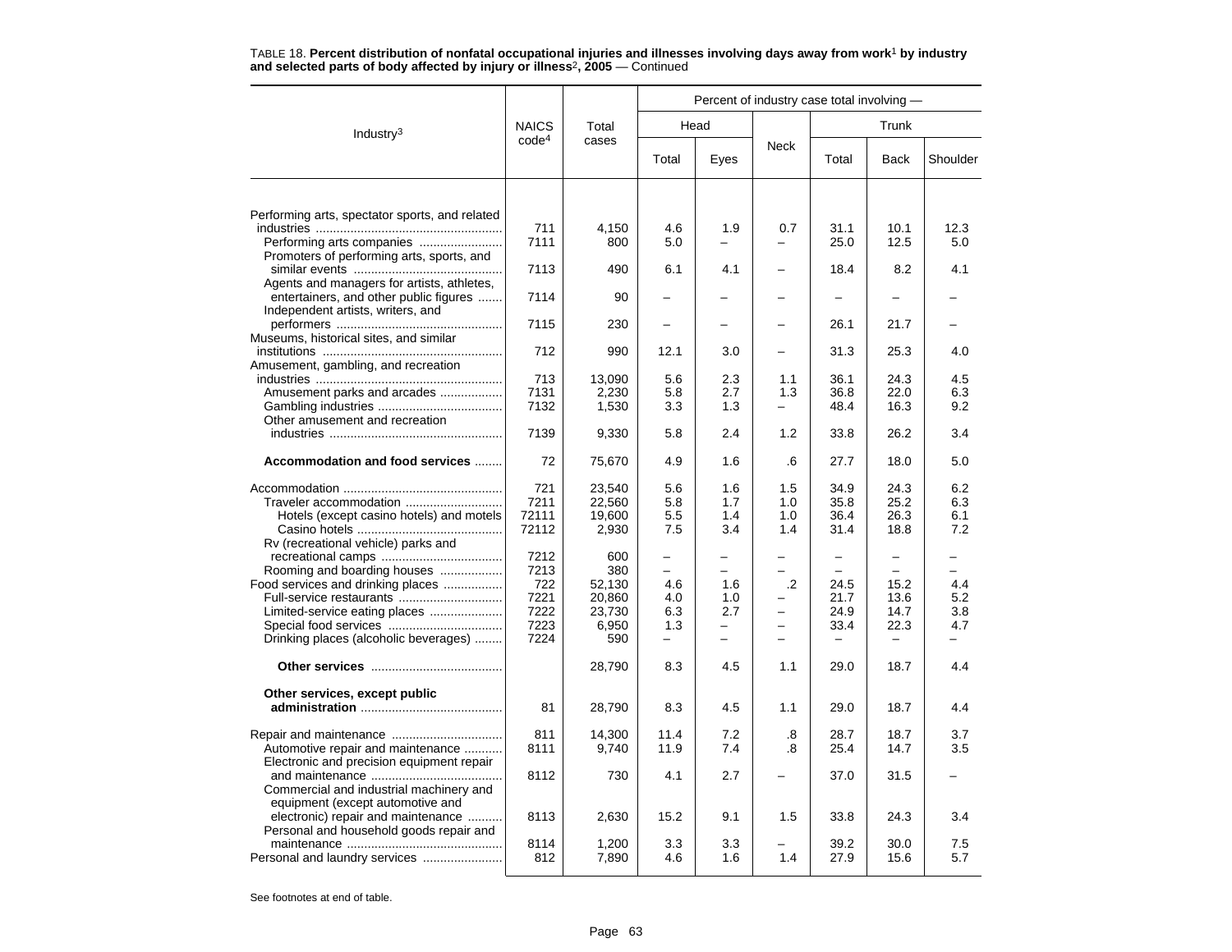TABLE 18. **Percent distribution of nonfatal occupational injuries and illnesses involving days away from work[1] by industry and selected parts of body affected by injury or illness[2], 2005** — Continued

| Industry[3] | NAICS code[4] | Total cases | Percent of industry case total involving — | | | | | |
|---|---|---|---|---|---|---|---|---|
| | | | Head | | Neck | Trunk | | |
| | | | Total | Eyes | | Total | Back | Shoulder |
| Performing arts, spectator sports, and related industries | 711 | 4,150 | 4.6 | 1.9 | 0.7 | 31.1 | 10.1 | 12.3 |
| Performing arts companies | 7111 | 800 | 5.0 | – | – | 25.0 | 12.5 | 5.0 |
| Promoters of performing arts, sports, and similar events | 7113 | 490 | 6.1 | 4.1 | – | 18.4 | 8.2 | 4.1 |
| Agents and managers for artists, athletes, entertainers, and other public figures | 7114 | 90 | – | – | – | – | – | – |
| Independent artists, writers, and performers | 7115 | 230 | – | – | – | 26.1 | 21.7 | – |
| Museums, historical sites, and similar institutions | 712 | 990 | 12.1 | 3.0 | – | 31.3 | 25.3 | 4.0 |
| Amusement, gambling, and recreation industries | 713 | 13,090 | 5.6 | 2.3 | 1.1 | 36.1 | 24.3 | 4.5 |
| Amusement parks and arcades | 7131 | 2,230 | 5.8 | 2.7 | 1.3 | 36.8 | 22.0 | 6.3 |
| Gambling industries | 7132 | 1,530 | 3.3 | 1.3 | – | 48.4 | 16.3 | 9.2 |
| Other amusement and recreation industries | 7139 | 9,330 | 5.8 | 2.4 | 1.2 | 33.8 | 26.2 | 3.4 |
| **Accommodation and food services** | 72 | 75,670 | 4.9 | 1.6 | .6 | 27.7 | 18.0 | 5.0 |
| Accommodation | 721 | 23,540 | 5.6 | 1.6 | 1.5 | 34.9 | 24.3 | 6.2 |
| Traveler accommodation | 7211 | 22,560 | 5.8 | 1.7 | 1.0 | 35.8 | 25.2 | 6.3 |
| Hotels (except casino hotels) and motels | 72111 | 19,600 | 5.5 | 1.4 | 1.0 | 36.4 | 26.3 | 6.1 |
| Casino hotels | 72112 | 2,930 | 7.5 | 3.4 | 1.4 | 31.4 | 18.8 | 7.2 |
| Rv (recreational vehicle) parks and recreational camps | 7212 | 600 | – | – | – | – | – | – |
| Rooming and boarding houses | 7213 | 380 | – | – | – | – | – | – |
| Food services and drinking places | 722 | 52,130 | 4.6 | 1.6 | .2 | 24.5 | 15.2 | 4.4 |
| Full-service restaurants | 7221 | 20,860 | 4.0 | 1.0 | – | 21.7 | 13.6 | 5.2 |
| Limited-service eating places | 7222 | 23,730 | 6.3 | 2.7 | – | 24.9 | 14.7 | 3.8 |
| Special food services | 7223 | 6,950 | 1.3 | – | – | 33.4 | 22.3 | 4.7 |
| Drinking places (alcoholic beverages) | 7224 | 590 | – | – | – | – | – | – |
| **Other services** | | 28,790 | 8.3 | 4.5 | 1.1 | 29.0 | 18.7 | 4.4 |
| **Other services, except public administration** | 81 | 28,790 | 8.3 | 4.5 | 1.1 | 29.0 | 18.7 | 4.4 |
| Repair and maintenance | 811 | 14,300 | 11.4 | 7.2 | .8 | 28.7 | 18.7 | 3.7 |
| Automotive repair and maintenance | 8111 | 9,740 | 11.9 | 7.4 | .8 | 25.4 | 14.7 | 3.5 |
| Electronic and precision equipment repair and maintenance | 8112 | 730 | 4.1 | 2.7 | – | 37.0 | 31.5 | – |
| Commercial and industrial machinery and equipment (except automotive and electronic) repair and maintenance | 8113 | 2,630 | 15.2 | 9.1 | 1.5 | 33.8 | 24.3 | 3.4 |
| Personal and household goods repair and maintenance | 8114 | 1,200 | 3.3 | 3.3 | – | 39.2 | 30.0 | 7.5 |
| Personal and laundry services | 812 | 7,890 | 4.6 | 1.6 | 1.4 | 27.9 | 15.6 | 5.7 |

See footnotes at end of table.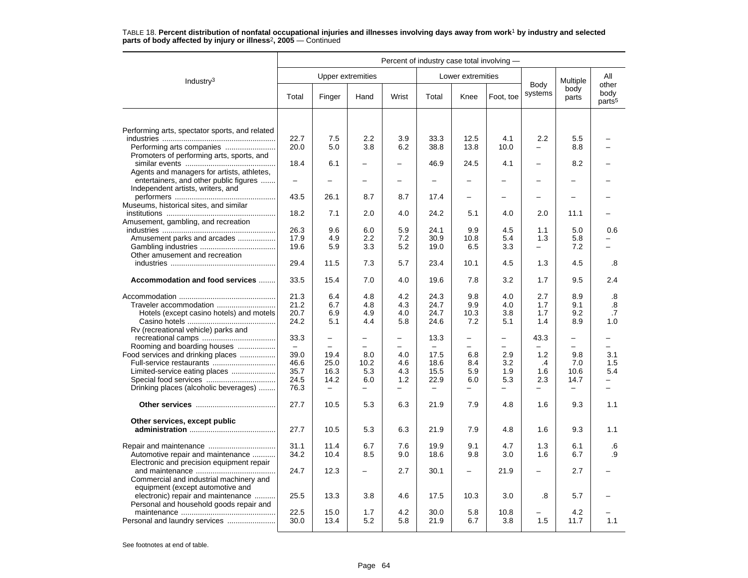TABLE 18. **Percent distribution of nonfatal occupational injuries and illnesses involving days away from work[1] by industry and selected parts of body affected by injury or illness[2], 2005** — Continued

| Industry[3] | Percent of industry case total involving — | | | | | | | | | |
|---|---|---|---|---|---|---|---|---|---|---|
| | Upper extremities | | | | Lower extremities | | | Body systems | Multiple body parts | All other body parts[5] |
| | Total | Finger | Hand | Wrist | Total | Knee | Foot, toe | | | |
| Performing arts, spectator sports, and related industries | 22.7 | 7.5 | 2.2 | 3.9 | 33.3 | 12.5 | 4.1 | 2.2 | 5.5 | – |
| Performing arts companies | 20.0 | 5.0 | 3.8 | 6.2 | 38.8 | 13.8 | 10.0 | – | 8.8 | – |
| Promoters of performing arts, sports, and similar events | 18.4 | 6.1 | – | – | 46.9 | 24.5 | 4.1 | – | 8.2 | – |
| Agents and managers for artists, athletes, entertainers, and other public figures | – | – | – | – | – | – | – | – | – | – |
| Independent artists, writers, and performers | 43.5 | 26.1 | 8.7 | 8.7 | 17.4 | – | – | – | – | – |
| Museums, historical sites, and similar institutions | 18.2 | 7.1 | 2.0 | 4.0 | 24.2 | 5.1 | 4.0 | 2.0 | 11.1 | – |
| Amusement, gambling, and recreation industries | 26.3 | 9.6 | 6.0 | 5.9 | 24.1 | 9.9 | 4.5 | 1.1 | 5.0 | 0.6 |
| Amusement parks and arcades | 17.9 | 4.9 | 2.2 | 7.2 | 30.9 | 10.8 | 5.4 | 1.3 | 5.8 | – |
| Gambling industries | 19.6 | 5.9 | 3.3 | 5.2 | 19.0 | 6.5 | 3.3 | – | 7.2 | – |
| Other amusement and recreation industries | 29.4 | 11.5 | 7.3 | 5.7 | 23.4 | 10.1 | 4.5 | 1.3 | 4.5 | .8 |
| **Accommodation and food services** | 33.5 | 15.4 | 7.0 | 4.0 | 19.6 | 7.8 | 3.2 | 1.7 | 9.5 | 2.4 |
| Accommodation | 21.3 | 6.4 | 4.8 | 4.2 | 24.3 | 9.8 | 4.0 | 2.7 | 8.9 | .8 |
| Traveler accommodation | 21.2 | 6.7 | 4.8 | 4.3 | 24.7 | 9.9 | 4.0 | 1.7 | 9.1 | .8 |
| Hotels (except casino hotels) and motels | 20.7 | 6.9 | 4.9 | 4.0 | 24.7 | 10.3 | 3.8 | 1.7 | 9.2 | .7 |
| Casino hotels | 24.2 | 5.1 | 4.4 | 5.8 | 24.6 | 7.2 | 5.1 | 1.4 | 8.9 | 1.0 |
| Rv (recreational vehicle) parks and recreational camps | 33.3 | – | – | – | 13.3 | – | – | 43.3 | – | – |
| Rooming and boarding houses | – | – | – | – | – | – | – | – | – | – |
| Food services and drinking places | 39.0 | 19.4 | 8.0 | 4.0 | 17.5 | 6.8 | 2.9 | 1.2 | 9.8 | 3.1 |
| Full-service restaurants | 46.6 | 25.0 | 10.2 | 4.6 | 18.6 | 8.4 | 3.2 | .4 | 7.0 | 1.5 |
| Limited-service eating places | 35.7 | 16.3 | 5.3 | 4.3 | 15.5 | 5.9 | 1.9 | 1.6 | 10.6 | 5.4 |
| Special food services | 24.5 | 14.2 | 6.0 | 1.2 | 22.9 | 6.0 | 5.3 | 2.3 | 14.7 | – |
| Drinking places (alcoholic beverages) | 76.3 | – | – | – | – | – | – | – | – | – |
| **Other services** | 27.7 | 10.5 | 5.3 | 6.3 | 21.9 | 7.9 | 4.8 | 1.6 | 9.3 | 1.1 |
| **Other services, except public administration** | 27.7 | 10.5 | 5.3 | 6.3 | 21.9 | 7.9 | 4.8 | 1.6 | 9.3 | 1.1 |
| Repair and maintenance | 31.1 | 11.4 | 6.7 | 7.6 | 19.9 | 9.1 | 4.7 | 1.3 | 6.1 | .6 |
| Automotive repair and maintenance | 34.2 | 10.4 | 8.5 | 9.0 | 18.6 | 9.8 | 3.0 | 1.6 | 6.7 | .9 |
| Electronic and precision equipment repair and maintenance | 24.7 | 12.3 | – | 2.7 | 30.1 | – | 21.9 | – | 2.7 | – |
| Commercial and industrial machinery and equipment (except automotive and electronic) repair and maintenance | 25.5 | 13.3 | 3.8 | 4.6 | 17.5 | 10.3 | 3.0 | .8 | 5.7 | – |
| Personal and household goods repair and maintenance | 22.5 | 15.0 | 1.7 | 4.2 | 30.0 | 5.8 | 10.8 | – | 4.2 | – |
| Personal and laundry services | 30.0 | 13.4 | 5.2 | 5.8 | 21.9 | 6.7 | 3.8 | 1.5 | 11.7 | 1.1 |

See footnotes at end of table.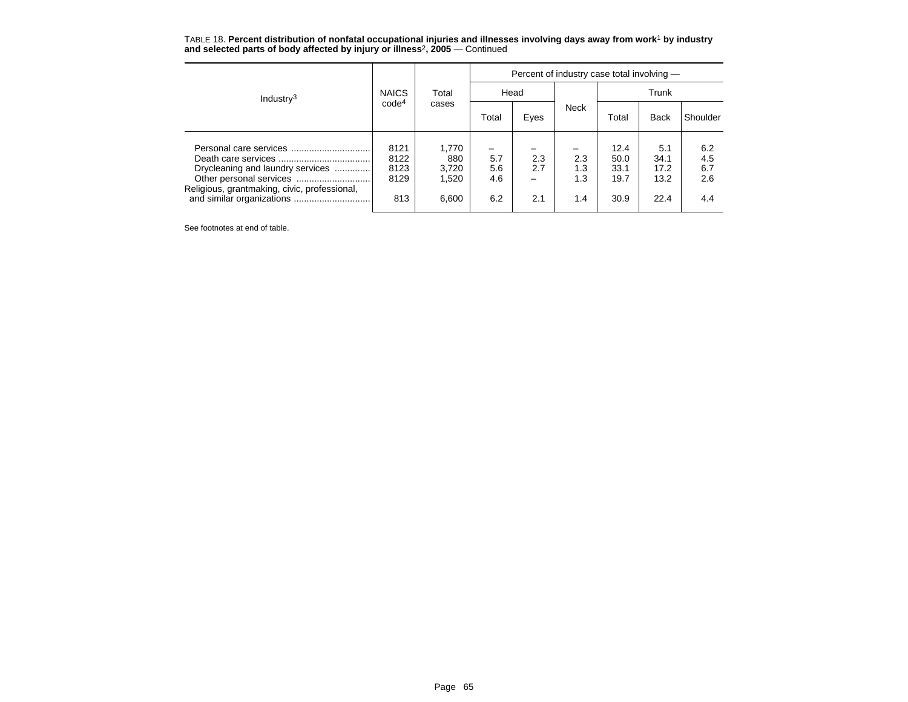TABLE 18. **Percent distribution of nonfatal occupational injuries and illnesses involving days away from work[1] by industry and selected parts of body affected by injury or illness[2], 2005** — Continued

| Industry[3] | NAICS code[4] | Total cases | Percent of industry case total involving — | | | | | |
|---|---|---|---|---|---|---|---|---|
| | | | Head | | Neck | Trunk | | |
| | | | Total | Eyes | | Total | Back | Shoulder |
| Personal care services | 8121 | 1,770 | – | – | – | 12.4 | 5.1 | 6.2 |
| Death care services | 8122 | 880 | 5.7 | 2.3 | 2.3 | 50.0 | 34.1 | 4.5 |
| Drycleaning and laundry services | 8123 | 3,720 | 5.6 | 2.7 | 1.3 | 33.1 | 17.2 | 6.7 |
| Other personal services | 8129 | 1,520 | 4.6 | – | 1.3 | 19.7 | 13.2 | 2.6 |
| Religious, grantmaking, civic, professional, and similar organizations | 813 | 6,600 | 6.2 | 2.1 | 1.4 | 30.9 | 22.4 | 4.4 |

See footnotes at end of table.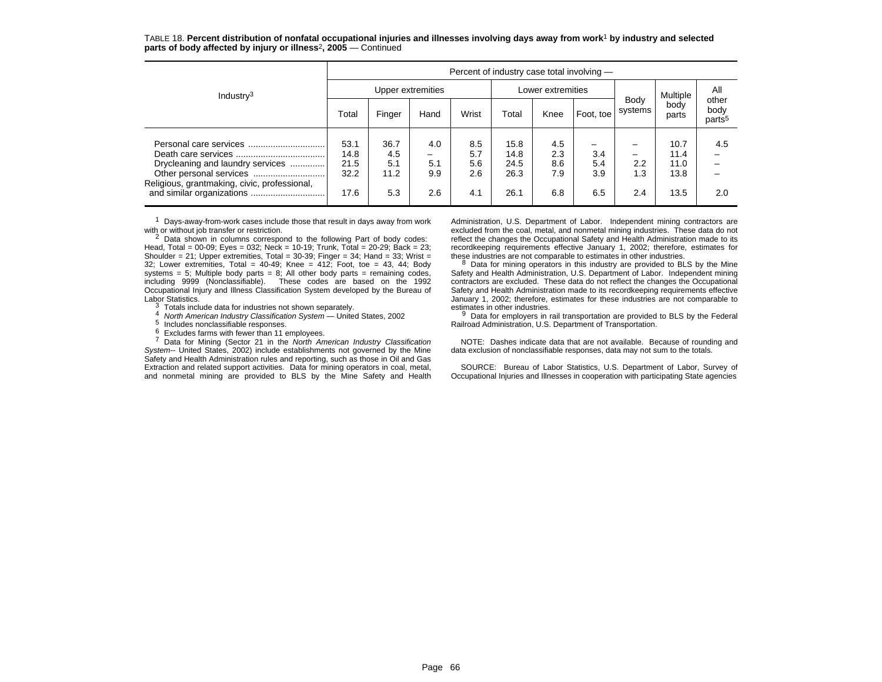TABLE 18. **Percent distribution of nonfatal occupational injuries and illnesses involving days away from work[1] by industry and selected parts of body affected by injury or illness[2], 2005** — Continued

| Industry[3] | Percent of industry case total involving — | | | | | | | | | |
|---|---|---|---|---|---|---|---|---|---|---|
| | Upper extremities | | | | Lower extremities | | | Body systems | Multiple body parts | All other body parts[5] |
| | Total | Finger | Hand | Wrist | Total | Knee | Foot, toe | | | |
| Personal care services | 53.1 | 36.7 | 4.0 | 8.5 | 15.8 | 4.5 | – | – | 10.7 | 4.5 |
| Death care services | 14.8 | 4.5 | – | 5.7 | 14.8 | 2.3 | 3.4 | – | 11.4 | – |
| Drycleaning and laundry services | 21.5 | 5.1 | 5.1 | 5.6 | 24.5 | 8.6 | 5.4 | 2.2 | 11.0 | – |
| Other personal services | 32.2 | 11.2 | 9.9 | 2.6 | 26.3 | 7.9 | 3.9 | 1.3 | 13.8 | – |
| Religious, grantmaking, civic, professional, and similar organizations | 17.6 | 5.3 | 2.6 | 4.1 | 26.1 | 6.8 | 6.5 | 2.4 | 13.5 | 2.0 |

[1] Days-away-from-work cases include those that result in days away from work with or without job transfer or restriction.

[2] Data shown in columns correspond to the following Part of body codes: Head, Total = 00-09; Eyes = 032; Neck = 10-19; Trunk, Total = 20-29; Back = 23; Shoulder = 21; Upper extremities, Total = 30-39; Finger = 34; Hand = 33; Wrist = 32; Lower extremities, Total = 40-49; Knee = 412; Foot, toe = 43, 44; Body systems = 5; Multiple body parts = 8; All other body parts = remaining codes, including 9999 (Nonclassifiable). These codes are based on the 1992 Occupational Injury and Illness Classification System developed by the Bureau of Labor Statistics.

[3] Totals include data for industries not shown separately.

[4] *North American Industry Classification System* — United States, 2002

[5] Includes nonclassifiable responses.

[6] Excludes farms with fewer than 11 employees.

[7] Data for Mining (Sector 21 in the *North American Industry Classification System*-- United States, 2002) include establishments not governed by the Mine Safety and Health Administration rules and reporting, such as those in Oil and Gas Extraction and related support activities. Data for mining operators in coal, metal, and nonmetal mining are provided to BLS by the Mine Safety and Health Administration, U.S. Department of Labor. Independent mining contractors are excluded from the coal, metal, and nonmetal mining industries. These data do not reflect the changes the Occupational Safety and Health Administration made to its recordkeeping requirements effective January 1, 2002; therefore, estimates for these industries are not comparable to estimates in other industries.

[8] Data for mining operators in this industry are provided to BLS by the Mine Safety and Health Administration, U.S. Department of Labor. Independent mining contractors are excluded. These data do not reflect the changes the Occupational Safety and Health Administration made to its recordkeeping requirements effective January 1, 2002; therefore, estimates for these industries are not comparable to estimates in other industries.

[9] Data for employers in rail transportation are provided to BLS by the Federal Railroad Administration, U.S. Department of Transportation.

NOTE: Dashes indicate data that are not available. Because of rounding and data exclusion of nonclassifiable responses, data may not sum to the totals.

SOURCE: Bureau of Labor Statistics, U.S. Department of Labor, Survey of Occupational Injuries and Illnesses in cooperation with participating State agencies